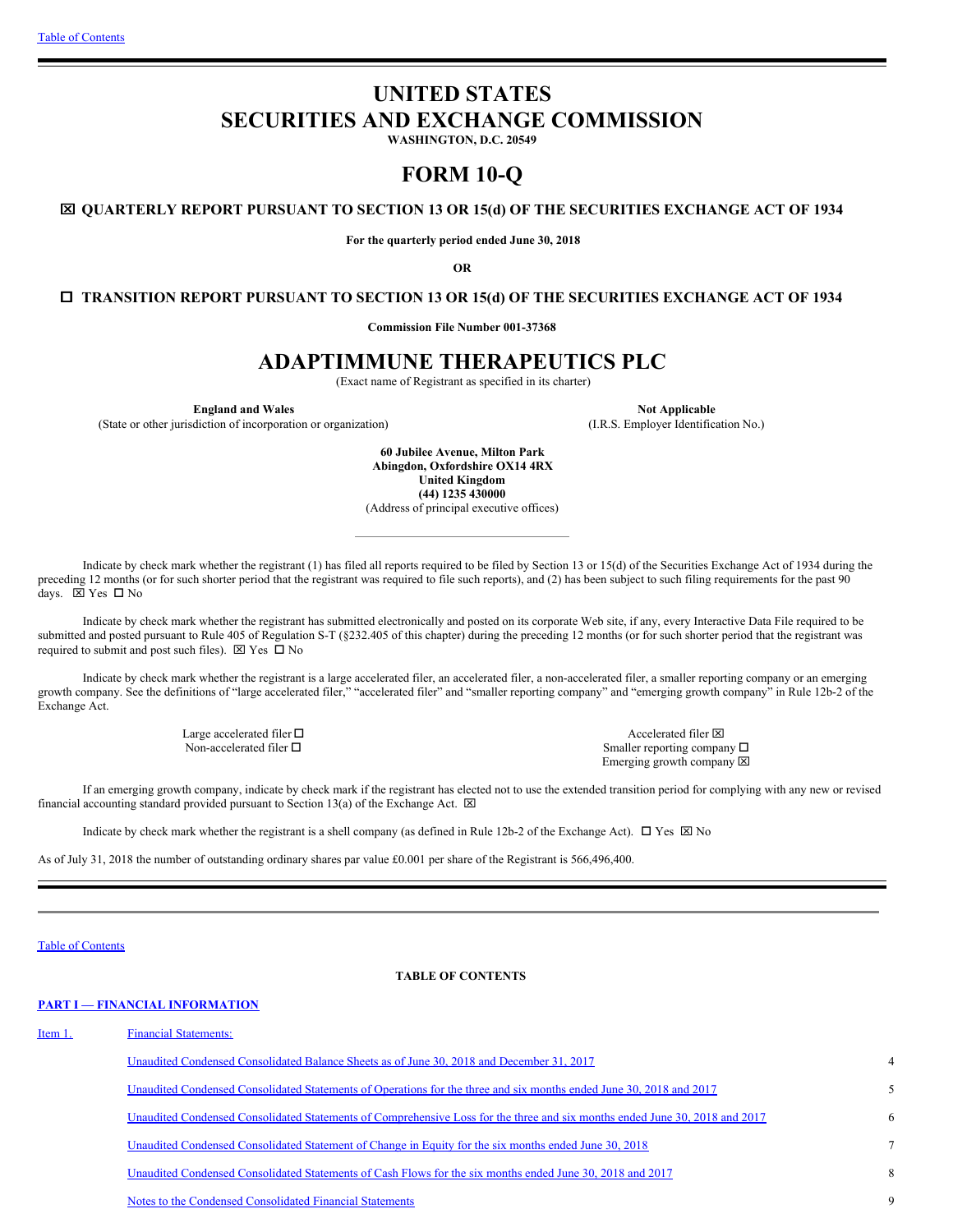# UNITED STATES SECURITIES AND EXCHANGE COMMISSION

**WASHINGTON, D.C. 20549**

# FORM 10-Q

☒ **QUARTERLY REPORT PURSUANT TO SECTION 13 OR 15(d) OF THE SECURITIES EXCHANGE ACT OF 1934**

**For the quarterly period ended June 30, 2018**

**OR**

☐ **TRANSITION REPORT PURSUANT TO SECTION 13 OR 15(d) OF THE SECURITIES EXCHANGE ACT OF 1934**

**Commission File Number 001-37368**

# ADAPTIMMUNE THERAPEUTICS PLC

(Exact name of Registrant as specified in its charter)

| **England and Wales** | **Not Applicable** |
|---|---|
| (State or other jurisdiction of incorporation or organization) | (I.R.S. Employer Identification No.) |

**60 Jubilee Avenue, Milton Park**
**Abingdon, Oxfordshire OX14 4RX**
**United Kingdom**
**(44) 1235 430000**
(Address of principal executive offices)

Indicate by check mark whether the registrant (1) has filed all reports required to be filed by Section 13 or 15(d) of the Securities Exchange Act of 1934 during the preceding 12 months (or for such shorter period that the registrant was required to file such reports), and (2) has been subject to such filing requirements for the past 90 days. ☒ Yes ☐ No

Indicate by check mark whether the registrant has submitted electronically and posted on its corporate Web site, if any, every Interactive Data File required to be submitted and posted pursuant to Rule 405 of Regulation S-T (§232.405 of this chapter) during the preceding 12 months (or for such shorter period that the registrant was required to submit and post such files). ☒ Yes ☐ No

Indicate by check mark whether the registrant is a large accelerated filer, an accelerated filer, a non-accelerated filer, a smaller reporting company or an emerging growth company. See the definitions of "large accelerated filer," "accelerated filer" and "smaller reporting company" and "emerging growth company" in Rule 12b-2 of the Exchange Act.

| | |
|---|---|
| Large accelerated filer ☐ | Accelerated filer ☒ |
| Non-accelerated filer ☐ | Smaller reporting company ☐ |
| | Emerging growth company ☒ |

If an emerging growth company, indicate by check mark if the registrant has elected not to use the extended transition period for complying with any new or revised financial accounting standard provided pursuant to Section 13(a) of the Exchange Act. ☒

Indicate by check mark whether the registrant is a shell company (as defined in Rule 12b-2 of the Exchange Act). ☐ Yes ☒ No

As of July 31, 2018 the number of outstanding ordinary shares par value £0.001 per share of the Registrant is 566,496,400.

**TABLE OF CONTENTS**

**PART I — FINANCIAL INFORMATION**

| | | |
|---|---|---|
| Item 1. | Financial Statements: | |
| | Unaudited Condensed Consolidated Balance Sheets as of June 30, 2018 and December 31, 2017 | 4 |
| | Unaudited Condensed Consolidated Statements of Operations for the three and six months ended June 30, 2018 and 2017 | 5 |
| | Unaudited Condensed Consolidated Statements of Comprehensive Loss for the three and six months ended June 30, 2018 and 2017 | 6 |
| | Unaudited Condensed Consolidated Statement of Change in Equity for the six months ended June 30, 2018 | 7 |
| | Unaudited Condensed Consolidated Statements of Cash Flows for the six months ended June 30, 2018 and 2017 | 8 |
| | Notes to the Condensed Consolidated Financial Statements | 9 |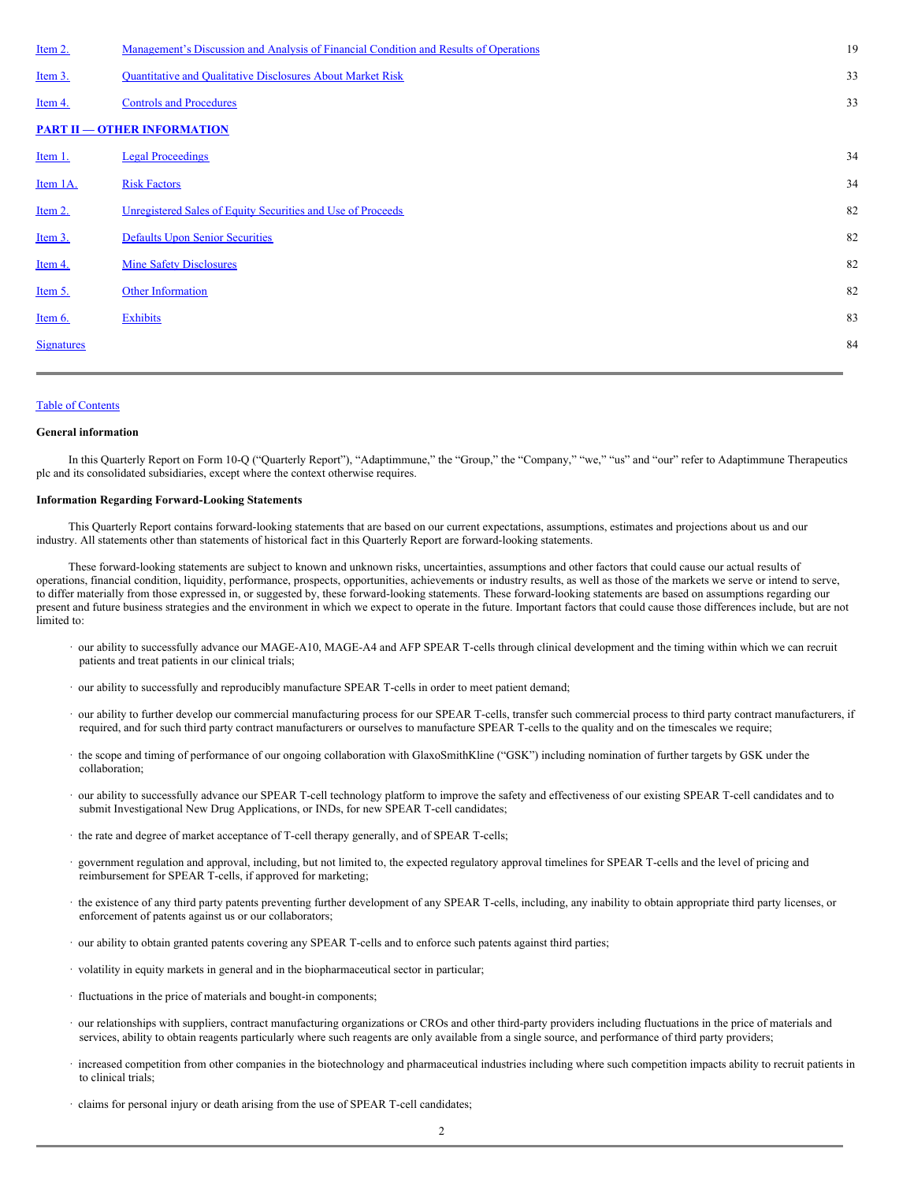| | | |
|---|---|---|
| Item 2. | Management's Discussion and Analysis of Financial Condition and Results of Operations | 19 |
| Item 3. | Quantitative and Qualitative Disclosures About Market Risk | 33 |
| Item 4. | Controls and Procedures | 33 |
| **PART II — OTHER INFORMATION** | | |
| Item 1. | Legal Proceedings | 34 |
| Item 1A. | Risk Factors | 34 |
| Item 2. | Unregistered Sales of Equity Securities and Use of Proceeds | 82 |
| Item 3. | Defaults Upon Senior Securities | 82 |
| Item 4. | Mine Safety Disclosures | 82 |
| Item 5. | Other Information | 82 |
| Item 6. | Exhibits | 83 |
| Signatures | | 84 |

Table of Contents

**General information**

In this Quarterly Report on Form 10-Q ("Quarterly Report"), "Adaptimmune," the "Group," the "Company," "we," "us" and "our" refer to Adaptimmune Therapeutics plc and its consolidated subsidiaries, except where the context otherwise requires.

**Information Regarding Forward-Looking Statements**

This Quarterly Report contains forward-looking statements that are based on our current expectations, assumptions, estimates and projections about us and our industry. All statements other than statements of historical fact in this Quarterly Report are forward-looking statements.

These forward-looking statements are subject to known and unknown risks, uncertainties, assumptions and other factors that could cause our actual results of operations, financial condition, liquidity, performance, prospects, opportunities, achievements or industry results, as well as those of the markets we serve or intend to serve, to differ materially from those expressed in, or suggested by, these forward-looking statements. These forward-looking statements are based on assumptions regarding our present and future business strategies and the environment in which we expect to operate in the future. Important factors that could cause those differences include, but are not limited to:

- our ability to successfully advance our MAGE-A10, MAGE-A4 and AFP SPEAR T-cells through clinical development and the timing within which we can recruit patients and treat patients in our clinical trials;
- our ability to successfully and reproducibly manufacture SPEAR T-cells in order to meet patient demand;
- our ability to further develop our commercial manufacturing process for our SPEAR T-cells, transfer such commercial process to third party contract manufacturers, if required, and for such third party contract manufacturers or ourselves to manufacture SPEAR T-cells to the quality and on the timescales we require;
- the scope and timing of performance of our ongoing collaboration with GlaxoSmithKline ("GSK") including nomination of further targets by GSK under the collaboration;
- our ability to successfully advance our SPEAR T-cell technology platform to improve the safety and effectiveness of our existing SPEAR T-cell candidates and to submit Investigational New Drug Applications, or INDs, for new SPEAR T-cell candidates;
- the rate and degree of market acceptance of T-cell therapy generally, and of SPEAR T-cells;
- government regulation and approval, including, but not limited to, the expected regulatory approval timelines for SPEAR T-cells and the level of pricing and reimbursement for SPEAR T-cells, if approved for marketing;
- the existence of any third party patents preventing further development of any SPEAR T-cells, including, any inability to obtain appropriate third party licenses, or enforcement of patents against us or our collaborators;
- our ability to obtain granted patents covering any SPEAR T-cells and to enforce such patents against third parties;
- volatility in equity markets in general and in the biopharmaceutical sector in particular;
- fluctuations in the price of materials and bought-in components;
- our relationships with suppliers, contract manufacturing organizations or CROs and other third-party providers including fluctuations in the price of materials and services, ability to obtain reagents particularly where such reagents are only available from a single source, and performance of third party providers;
- increased competition from other companies in the biotechnology and pharmaceutical industries including where such competition impacts ability to recruit patients in to clinical trials;
- claims for personal injury or death arising from the use of SPEAR T-cell candidates;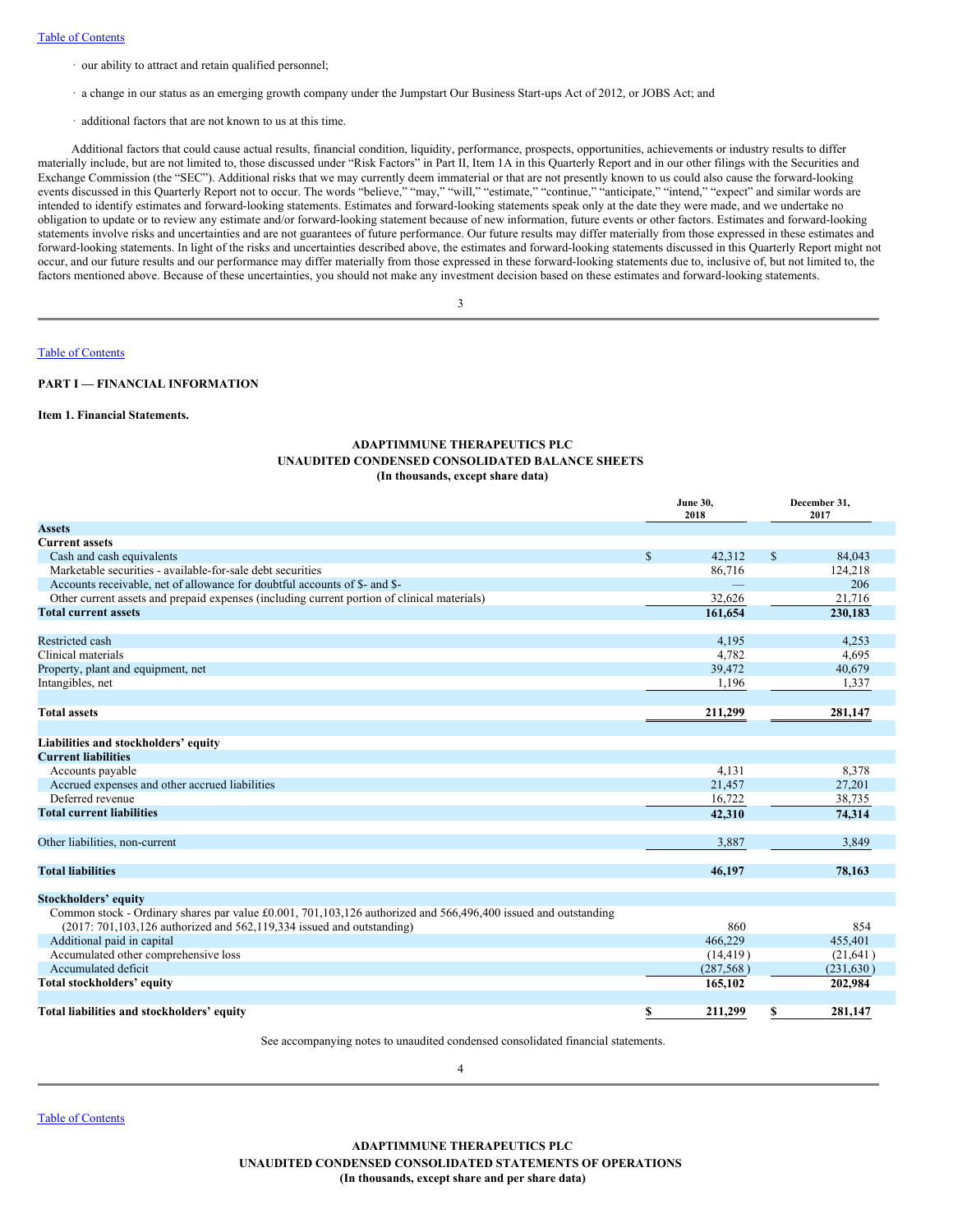- our ability to attract and retain qualified personnel;
- a change in our status as an emerging growth company under the Jumpstart Our Business Start-ups Act of 2012, or JOBS Act; and
- additional factors that are not known to us at this time.

Additional factors that could cause actual results, financial condition, liquidity, performance, prospects, opportunities, achievements or industry results to differ materially include, but are not limited to, those discussed under "Risk Factors" in Part II, Item 1A in this Quarterly Report and in our other filings with the Securities and Exchange Commission (the "SEC"). Additional risks that we may currently deem immaterial or that are not presently known to us could also cause the forward-looking events discussed in this Quarterly Report not to occur. The words "believe," "may," "will," "estimate," "continue," "anticipate," "intend," "expect" and similar words are intended to identify estimates and forward-looking statements. Estimates and forward-looking statements speak only at the date they were made, and we undertake no obligation to update or to review any estimate and/or forward-looking statement because of new information, future events or other factors. Estimates and forward-looking statements involve risks and uncertainties and are not guarantees of future performance. Our future results may differ materially from those expressed in these estimates and forward-looking statements. In light of the risks and uncertainties described above, the estimates and forward-looking statements discussed in this Quarterly Report might not occur, and our future results and our performance may differ materially from those expressed in these forward-looking statements due to, inclusive of, but not limited to, the factors mentioned above. Because of these uncertainties, you should not make any investment decision based on these estimates and forward-looking statements.

## PART I — FINANCIAL INFORMATION

### Item 1. Financial Statements.

**ADAPTIMMUNE THERAPEUTICS PLC**
**UNAUDITED CONDENSED CONSOLIDATED BALANCE SHEETS**
**(In thousands, except share data)**

| | June 30, 2018 | December 31, 2017 |
|---|---|---|
| **Assets** | | |
| **Current assets** | | |
| Cash and cash equivalents | $ 42,312 | $ 84,043 |
| Marketable securities - available-for-sale debt securities | 86,716 | 124,218 |
| Accounts receivable, net of allowance for doubtful accounts of $- and $- | — | 206 |
| Other current assets and prepaid expenses (including current portion of clinical materials) | 32,626 | 21,716 |
| **Total current assets** | **161,654** | **230,183** |
| Restricted cash | 4,195 | 4,253 |
| Clinical materials | 4,782 | 4,695 |
| Property, plant and equipment, net | 39,472 | 40,679 |
| Intangibles, net | 1,196 | 1,337 |
| **Total assets** | **211,299** | **281,147** |
| **Liabilities and stockholders' equity** | | |
| **Current liabilities** | | |
| Accounts payable | 4,131 | 8,378 |
| Accrued expenses and other accrued liabilities | 21,457 | 27,201 |
| Deferred revenue | 16,722 | 38,735 |
| **Total current liabilities** | **42,310** | **74,314** |
| Other liabilities, non-current | 3,887 | 3,849 |
| **Total liabilities** | **46,197** | **78,163** |
| **Stockholders' equity** | | |
| Common stock - Ordinary shares par value £0.001, 701,103,126 authorized and 566,496,400 issued and outstanding (2017: 701,103,126 authorized and 562,119,334 issued and outstanding) | 860 | 854 |
| Additional paid in capital | 466,229 | 455,401 |
| Accumulated other comprehensive loss | (14,419) | (21,641) |
| Accumulated deficit | (287,568) | (231,630) |
| **Total stockholders' equity** | **165,102** | **202,984** |
| **Total liabilities and stockholders' equity** | **$ 211,299** | **$ 281,147** |

See accompanying notes to unaudited condensed consolidated financial statements.

**ADAPTIMMUNE THERAPEUTICS PLC**
**UNAUDITED CONDENSED CONSOLIDATED STATEMENTS OF OPERATIONS**
**(In thousands, except share and per share data)**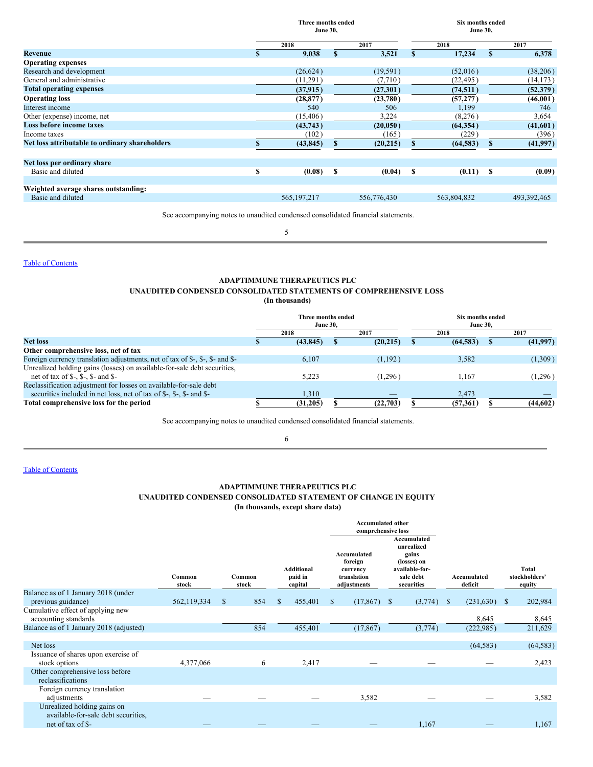| | Three months ended June 30, | | Six months ended June 30, | |
|---|---|---|---|---|
| | 2018 | 2017 | 2018 | 2017 |
| **Revenue** | $ 9,038 | $ 3,521 | $ 17,234 | $ 6,378 |
| **Operating expenses** | | | | |
| Research and development | (26,624) | (19,591) | (52,016) | (38,206) |
| General and administrative | (11,291) | (7,710) | (22,495) | (14,173) |
| **Total operating expenses** | **(37,915)** | **(27,301)** | **(74,511)** | **(52,379)** |
| **Operating loss** | **(28,877)** | **(23,780)** | **(57,277)** | **(46,001)** |
| Interest income | 540 | 506 | 1,199 | 746 |
| Other (expense) income, net | (15,406) | 3,224 | (8,276) | 3,654 |
| **Loss before income taxes** | **(43,743)** | **(20,050)** | **(64,354)** | **(41,601)** |
| Income taxes | (102) | (165) | (229) | (396) |
| **Net loss attributable to ordinary shareholders** | **$ (43,845)** | **$ (20,215)** | **$ (64,583)** | **$ (41,997)** |
| | | | | |
| **Net loss per ordinary share** | | | | |
| Basic and diluted | **$ (0.08)** | **$ (0.04)** | **$ (0.11)** | **$ (0.09)** |
| | | | | |
| **Weighted average shares outstanding:** | | | | |
| Basic and diluted | 565,197,217 | 556,776,430 | 563,804,832 | 493,392,465 |

See accompanying notes to unaudited condensed consolidated financial statements.

[Table of Contents]

## ADAPTIMMUNE THERAPEUTICS PLC
## UNAUDITED CONDENSED CONSOLIDATED STATEMENTS OF COMPREHENSIVE LOSS
**(In thousands)**

| | Three months ended June 30, | | Six months ended June 30, | |
|---|---|---|---|---|
| | 2018 | 2017 | 2018 | 2017 |
| **Net loss** | **$ (43,845)** | **$ (20,215)** | **$ (64,583)** | **$ (41,997)** |
| **Other comprehensive loss, net of tax** | | | | |
| Foreign currency translation adjustments, net of tax of $-, $-, $- and $- | 6,107 | (1,192) | 3,582 | (1,309) |
| Unrealized holding gains (losses) on available-for-sale debt securities, net of tax of $-, $-, $- and $- | 5,223 | (1,296) | 1,167 | (1,296) |
| Reclassification adjustment for losses on available-for-sale debt securities included in net loss, net of tax of $-, $-, $- and $- | 1,310 | — | 2,473 | — |
| **Total comprehensive loss for the period** | **$ (31,205)** | **$ (22,703)** | **$ (57,361)** | **$ (44,602)** |

See accompanying notes to unaudited condensed consolidated financial statements.

[Table of Contents]

## ADAPTIMMUNE THERAPEUTICS PLC
## UNAUDITED CONDENSED CONSOLIDATED STATEMENT OF CHANGE IN EQUITY
**(In thousands, except share data)**

| | | | | Accumulated other comprehensive loss | | | |
|---|---|---|---|---|---|---|---|
| | Common stock | Common stock | Additional paid in capital | Accumulated foreign currency translation adjustments | Accumulated unrealized gains (losses) on available-for-sale debt securities | Accumulated deficit | Total stockholders' equity |
| Balance as of 1 January 2018 (under previous guidance) | 562,119,334 | $ 854 | $ 455,401 | $ (17,867) | $ (3,774) | $ (231,630) | $ 202,984 |
| Cumulative effect of applying new accounting standards | | | | | | 8,645 | 8,645 |
| Balance as of 1 January 2018 (adjusted) | | 854 | 455,401 | (17,867) | (3,774) | (222,985) | 211,629 |
| | | | | | | | |
| Net loss | | | | | | (64,583) | (64,583) |
| Issuance of shares upon exercise of stock options | 4,377,066 | 6 | 2,417 | — | — | — | 2,423 |
| Other comprehensive loss before reclassifications | | | | | | | |
| Foreign currency translation adjustments | — | — | — | 3,582 | — | — | 3,582 |
| Unrealized holding gains on available-for-sale debt securities, net of tax of $- | — | — | — | — | 1,167 | — | 1,167 |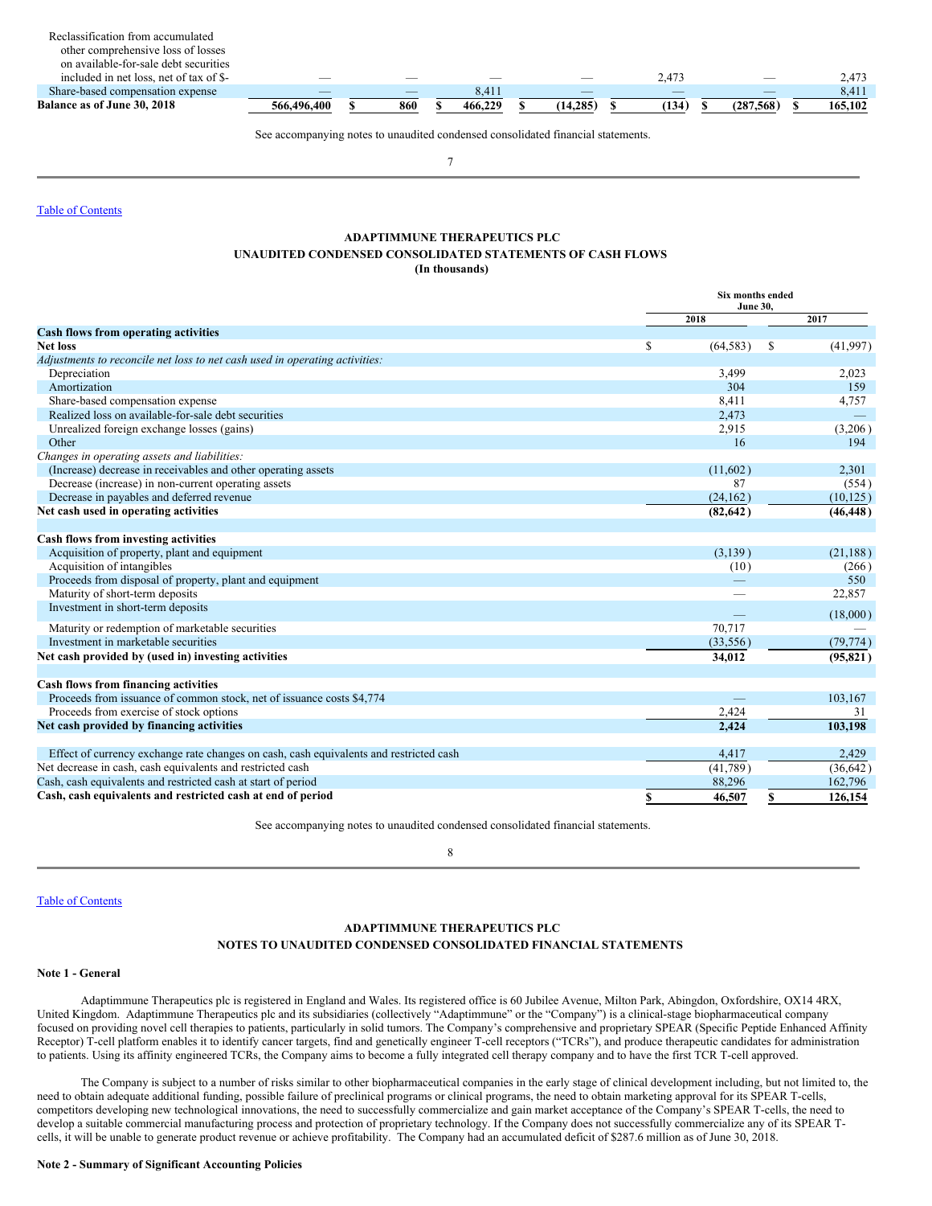| | | | | | | | |
|---|---|---|---|---|---|---|---|
| Reclassification from accumulated other comprehensive loss of losses on available-for-sale debt securities included in net loss, net of tax of $- | — | — | — | — | 2,473 | — | 2,473 |
| Share-based compensation expense | — | — | 8,411 | — | — | — | 8,411 |
| **Balance as of June 30, 2018** | **566,496,400** | **$ 860** | **$ 466,229** | **$ (14,285)** | **$ (134)** | **$ (287,568)** | **$ 165,102** |

See accompanying notes to unaudited condensed consolidated financial statements.

[Table of Contents](#)

## ADAPTIMMUNE THERAPEUTICS PLC
### UNAUDITED CONDENSED CONSOLIDATED STATEMENTS OF CASH FLOWS
**(In thousands)**

| | Six months ended June 30, | |
|---|---|---|
| | **2018** | **2017** |
| **Cash flows from operating activities** | | |
| **Net loss** | $ (64,583) | $ (41,997) |
| *Adjustments to reconcile net loss to net cash used in operating activities:* | | |
| Depreciation | 3,499 | 2,023 |
| Amortization | 304 | 159 |
| Share-based compensation expense | 8,411 | 4,757 |
| Realized loss on available-for-sale debt securities | 2,473 | — |
| Unrealized foreign exchange losses (gains) | 2,915 | (3,206) |
| Other | 16 | 194 |
| *Changes in operating assets and liabilities:* | | |
| (Increase) decrease in receivables and other operating assets | (11,602) | 2,301 |
| Decrease (increase) in non-current operating assets | 87 | (554) |
| Decrease in payables and deferred revenue | (24,162) | (10,125) |
| **Net cash used in operating activities** | **(82,642)** | **(46,448)** |
| | | |
| **Cash flows from investing activities** | | |
| Acquisition of property, plant and equipment | (3,139) | (21,188) |
| Acquisition of intangibles | (10) | (266) |
| Proceeds from disposal of property, plant and equipment | — | 550 |
| Maturity of short-term deposits | — | 22,857 |
| Investment in short-term deposits | — | (18,000) |
| Maturity or redemption of marketable securities | 70,717 | — |
| Investment in marketable securities | (33,556) | (79,774) |
| **Net cash provided by (used in) investing activities** | **34,012** | **(95,821)** |
| | | |
| **Cash flows from financing activities** | | |
| Proceeds from issuance of common stock, net of issuance costs $4,774 | — | 103,167 |
| Proceeds from exercise of stock options | 2,424 | 31 |
| **Net cash provided by financing activities** | **2,424** | **103,198** |
| | | |
| Effect of currency exchange rate changes on cash, cash equivalents and restricted cash | 4,417 | 2,429 |
| Net decrease in cash, cash equivalents and restricted cash | (41,789) | (36,642) |
| Cash, cash equivalents and restricted cash at start of period | 88,296 | 162,796 |
| **Cash, cash equivalents and restricted cash at end of period** | **$ 46,507** | **$ 126,154** |

See accompanying notes to unaudited condensed consolidated financial statements.

[Table of Contents](#)

## ADAPTIMMUNE THERAPEUTICS PLC
### NOTES TO UNAUDITED CONDENSED CONSOLIDATED FINANCIAL STATEMENTS

**Note 1 - General**

Adaptimmune Therapeutics plc is registered in England and Wales. Its registered office is 60 Jubilee Avenue, Milton Park, Abingdon, Oxfordshire, OX14 4RX, United Kingdom. Adaptimmune Therapeutics plc and its subsidiaries (collectively "Adaptimmune" or the "Company") is a clinical-stage biopharmaceutical company focused on providing novel cell therapies to patients, particularly in solid tumors. The Company's comprehensive and proprietary SPEAR (Specific Peptide Enhanced Affinity Receptor) T-cell platform enables it to identify cancer targets, find and genetically engineer T-cell receptors ("TCRs"), and produce therapeutic candidates for administration to patients. Using its affinity engineered TCRs, the Company aims to become a fully integrated cell therapy company and to have the first TCR T-cell approved.

The Company is subject to a number of risks similar to other biopharmaceutical companies in the early stage of clinical development including, but not limited to, the need to obtain adequate additional funding, possible failure of preclinical programs or clinical programs, the need to obtain marketing approval for its SPEAR T-cells, competitors developing new technological innovations, the need to successfully commercialize and gain market acceptance of the Company's SPEAR T-cells, the need to develop a suitable commercial manufacturing process and protection of proprietary technology. If the Company does not successfully commercialize any of its SPEAR T-cells, it will be unable to generate product revenue or achieve profitability. The Company had an accumulated deficit of $287.6 million as of June 30, 2018.

**Note 2 - Summary of Significant Accounting Policies**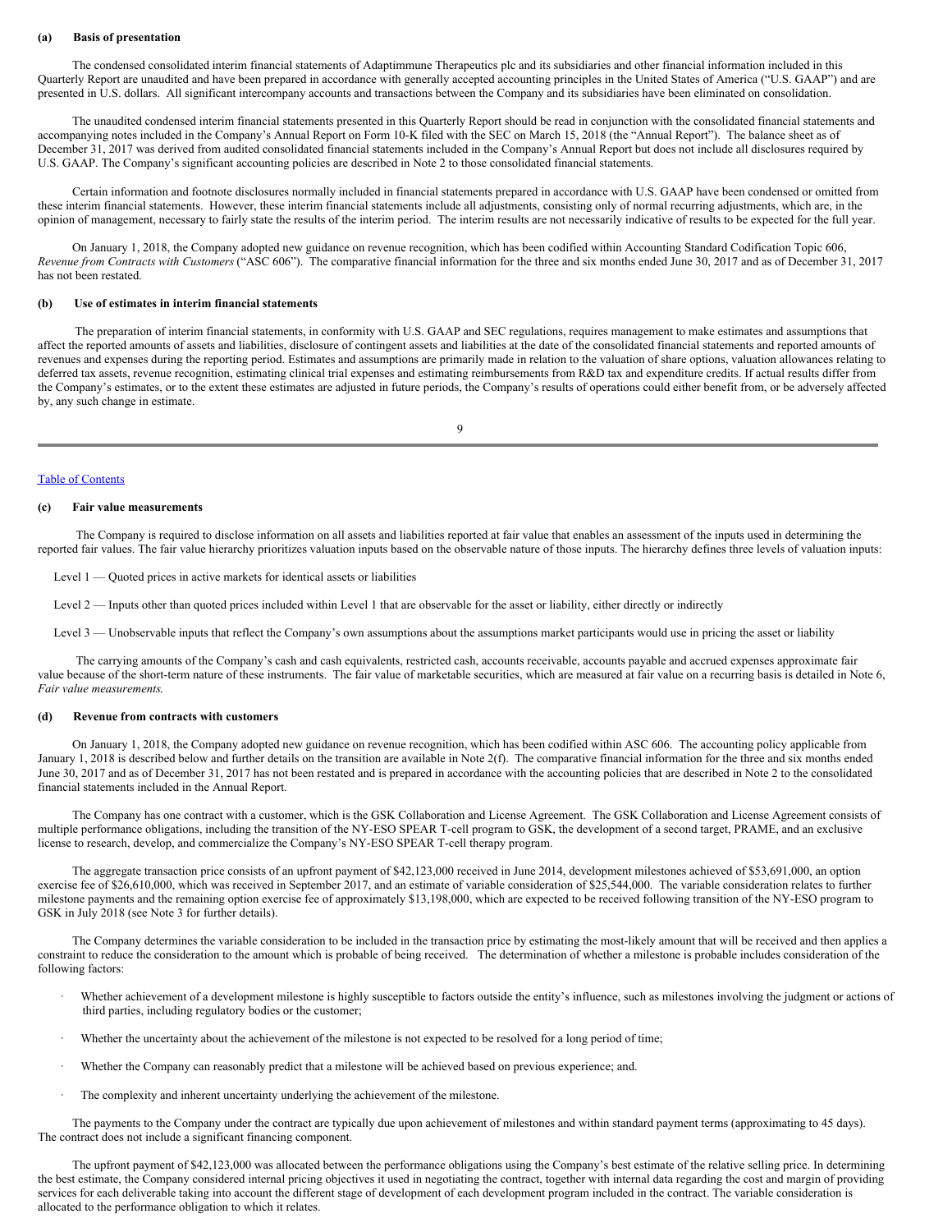#### (a) Basis of presentation

The condensed consolidated interim financial statements of Adaptimmune Therapeutics plc and its subsidiaries and other financial information included in this Quarterly Report are unaudited and have been prepared in accordance with generally accepted accounting principles in the United States of America ("U.S. GAAP") and are presented in U.S. dollars. All significant intercompany accounts and transactions between the Company and its subsidiaries have been eliminated on consolidation.

The unaudited condensed interim financial statements presented in this Quarterly Report should be read in conjunction with the consolidated financial statements and accompanying notes included in the Company's Annual Report on Form 10-K filed with the SEC on March 15, 2018 (the "Annual Report"). The balance sheet as of December 31, 2017 was derived from audited consolidated financial statements included in the Company's Annual Report but does not include all disclosures required by U.S. GAAP. The Company's significant accounting policies are described in Note 2 to those consolidated financial statements.

Certain information and footnote disclosures normally included in financial statements prepared in accordance with U.S. GAAP have been condensed or omitted from these interim financial statements. However, these interim financial statements include all adjustments, consisting only of normal recurring adjustments, which are, in the opinion of management, necessary to fairly state the results of the interim period. The interim results are not necessarily indicative of results to be expected for the full year.

On January 1, 2018, the Company adopted new guidance on revenue recognition, which has been codified within Accounting Standard Codification Topic 606, *Revenue from Contracts with Customers* ("ASC 606"). The comparative financial information for the three and six months ended June 30, 2017 and as of December 31, 2017 has not been restated.

#### (b) Use of estimates in interim financial statements

The preparation of interim financial statements, in conformity with U.S. GAAP and SEC regulations, requires management to make estimates and assumptions that affect the reported amounts of assets and liabilities, disclosure of contingent assets and liabilities at the date of the consolidated financial statements and reported amounts of revenues and expenses during the reporting period. Estimates and assumptions are primarily made in relation to the valuation of share options, valuation allowances relating to deferred tax assets, revenue recognition, estimating clinical trial expenses and estimating reimbursements from R&D tax and expenditure credits. If actual results differ from the Company's estimates, or to the extent these estimates are adjusted in future periods, the Company's results of operations could either benefit from, or be adversely affected by, any such change in estimate.

#### (c) Fair value measurements

The Company is required to disclose information on all assets and liabilities reported at fair value that enables an assessment of the inputs used in determining the reported fair values. The fair value hierarchy prioritizes valuation inputs based on the observable nature of those inputs. The hierarchy defines three levels of valuation inputs:

Level 1 — Quoted prices in active markets for identical assets or liabilities

Level 2 — Inputs other than quoted prices included within Level 1 that are observable for the asset or liability, either directly or indirectly

Level 3 — Unobservable inputs that reflect the Company's own assumptions about the assumptions market participants would use in pricing the asset or liability

The carrying amounts of the Company's cash and cash equivalents, restricted cash, accounts receivable, accounts payable and accrued expenses approximate fair value because of the short-term nature of these instruments. The fair value of marketable securities, which are measured at fair value on a recurring basis is detailed in Note 6, *Fair value measurements.*

#### (d) Revenue from contracts with customers

On January 1, 2018, the Company adopted new guidance on revenue recognition, which has been codified within ASC 606. The accounting policy applicable from January 1, 2018 is described below and further details on the transition are available in Note 2(f). The comparative financial information for the three and six months ended June 30, 2017 and as of December 31, 2017 has not been restated and is prepared in accordance with the accounting policies that are described in Note 2 to the consolidated financial statements included in the Annual Report.

The Company has one contract with a customer, which is the GSK Collaboration and License Agreement. The GSK Collaboration and License Agreement consists of multiple performance obligations, including the transition of the NY-ESO SPEAR T-cell program to GSK, the development of a second target, PRAME, and an exclusive license to research, develop, and commercialize the Company's NY-ESO SPEAR T-cell therapy program.

The aggregate transaction price consists of an upfront payment of $42,123,000 received in June 2014, development milestones achieved of $53,691,000, an option exercise fee of $26,610,000, which was received in September 2017, and an estimate of variable consideration of $25,544,000. The variable consideration relates to further milestone payments and the remaining option exercise fee of approximately $13,198,000, which are expected to be received following transition of the NY-ESO program to GSK in July 2018 (see Note 3 for further details).

The Company determines the variable consideration to be included in the transaction price by estimating the most-likely amount that will be received and then applies a constraint to reduce the consideration to the amount which is probable of being received. The determination of whether a milestone is probable includes consideration of the following factors:

- Whether achievement of a development milestone is highly susceptible to factors outside the entity's influence, such as milestones involving the judgment or actions of third parties, including regulatory bodies or the customer;
- Whether the uncertainty about the achievement of the milestone is not expected to be resolved for a long period of time;
- Whether the Company can reasonably predict that a milestone will be achieved based on previous experience; and.
- The complexity and inherent uncertainty underlying the achievement of the milestone.

The payments to the Company under the contract are typically due upon achievement of milestones and within standard payment terms (approximating to 45 days). The contract does not include a significant financing component.

The upfront payment of $42,123,000 was allocated between the performance obligations using the Company's best estimate of the relative selling price. In determining the best estimate, the Company considered internal pricing objectives it used in negotiating the contract, together with internal data regarding the cost and margin of providing services for each deliverable taking into account the different stage of development of each development program included in the contract. The variable consideration is allocated to the performance obligation to which it relates.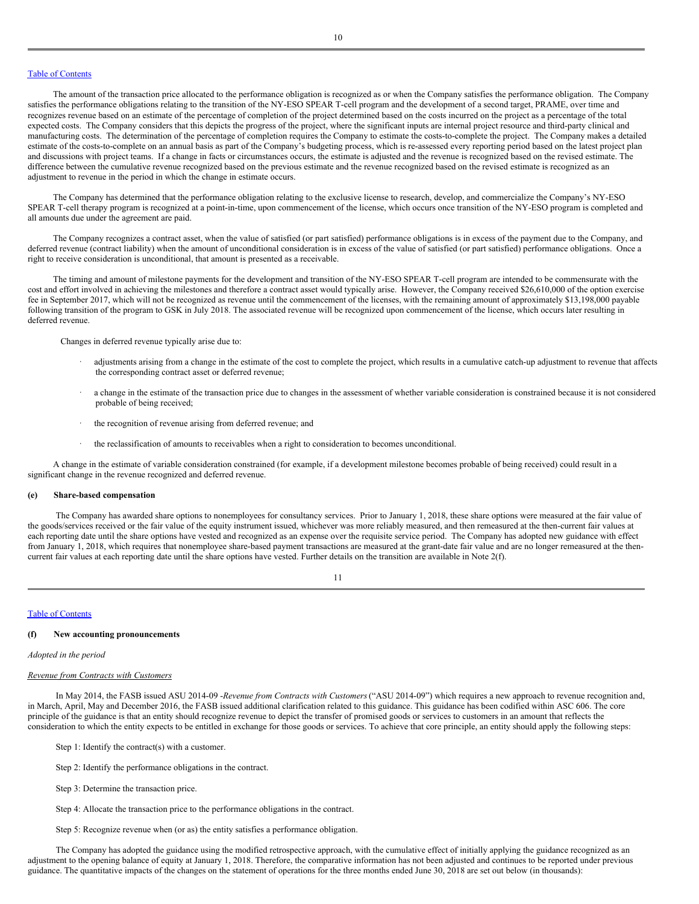The amount of the transaction price allocated to the performance obligation is recognized as or when the Company satisfies the performance obligation. The Company satisfies the performance obligations relating to the transition of the NY-ESO SPEAR T-cell program and the development of a second target, PRAME, over time and recognizes revenue based on an estimate of the percentage of completion of the project determined based on the costs incurred on the project as a percentage of the total expected costs. The Company considers that this depicts the progress of the project, where the significant inputs are internal project resource and third-party clinical and manufacturing costs. The determination of the percentage of completion requires the Company to estimate the costs-to-complete the project. The Company makes a detailed estimate of the costs-to-complete on an annual basis as part of the Company's budgeting process, which is re-assessed every reporting period based on the latest project plan and discussions with project teams. If a change in facts or circumstances occurs, the estimate is adjusted and the revenue is recognized based on the revised estimate. The difference between the cumulative revenue recognized based on the previous estimate and the revenue recognized based on the revised estimate is recognized as an adjustment to revenue in the period in which the change in estimate occurs.

The Company has determined that the performance obligation relating to the exclusive license to research, develop, and commercialize the Company's NY-ESO SPEAR T-cell therapy program is recognized at a point-in-time, upon commencement of the license, which occurs once transition of the NY-ESO program is completed and all amounts due under the agreement are paid.

The Company recognizes a contract asset, when the value of satisfied (or part satisfied) performance obligations is in excess of the payment due to the Company, and deferred revenue (contract liability) when the amount of unconditional consideration is in excess of the value of satisfied (or part satisfied) performance obligations. Once a right to receive consideration is unconditional, that amount is presented as a receivable.

The timing and amount of milestone payments for the development and transition of the NY-ESO SPEAR T-cell program are intended to be commensurate with the cost and effort involved in achieving the milestones and therefore a contract asset would typically arise. However, the Company received $26,610,000 of the option exercise fee in September 2017, which will not be recognized as revenue until the commencement of the licenses, with the remaining amount of approximately $13,198,000 payable following transition of the program to GSK in July 2018. The associated revenue will be recognized upon commencement of the license, which occurs later resulting in deferred revenue.

Changes in deferred revenue typically arise due to:

- adjustments arising from a change in the estimate of the cost to complete the project, which results in a cumulative catch-up adjustment to revenue that affects the corresponding contract asset or deferred revenue;
- a change in the estimate of the transaction price due to changes in the assessment of whether variable consideration is constrained because it is not considered probable of being received;
- the recognition of revenue arising from deferred revenue; and
- the reclassification of amounts to receivables when a right to consideration to becomes unconditional.

A change in the estimate of variable consideration constrained (for example, if a development milestone becomes probable of being received) could result in a significant change in the revenue recognized and deferred revenue.

**(e) Share-based compensation**

The Company has awarded share options to nonemployees for consultancy services. Prior to January 1, 2018, these share options were measured at the fair value of the goods/services received or the fair value of the equity instrument issued, whichever was more reliably measured, and then remeasured at the then-current fair values at each reporting date until the share options have vested and recognized as an expense over the requisite service period. The Company has adopted new guidance with effect from January 1, 2018, which requires that nonemployee share-based payment transactions are measured at the grant-date fair value and are no longer remeasured at the then-current fair values at each reporting date until the share options have vested. Further details on the transition are available in Note 2(f).

**(f) New accounting pronouncements**

*Adopted in the period*

*Revenue from Contracts with Customers*

In May 2014, the FASB issued ASU 2014-09 -*Revenue from Contracts with Customers* ("ASU 2014-09") which requires a new approach to revenue recognition and, in March, April, May and December 2016, the FASB issued additional clarification related to this guidance. This guidance has been codified within ASC 606. The core principle of the guidance is that an entity should recognize revenue to depict the transfer of promised goods or services to customers in an amount that reflects the consideration to which the entity expects to be entitled in exchange for those goods or services. To achieve that core principle, an entity should apply the following steps:

Step 1: Identify the contract(s) with a customer.

Step 2: Identify the performance obligations in the contract.

Step 3: Determine the transaction price.

Step 4: Allocate the transaction price to the performance obligations in the contract.

Step 5: Recognize revenue when (or as) the entity satisfies a performance obligation.

The Company has adopted the guidance using the modified retrospective approach, with the cumulative effect of initially applying the guidance recognized as an adjustment to the opening balance of equity at January 1, 2018. Therefore, the comparative information has not been adjusted and continues to be reported under previous guidance. The quantitative impacts of the changes on the statement of operations for the three months ended June 30, 2018 are set out below (in thousands):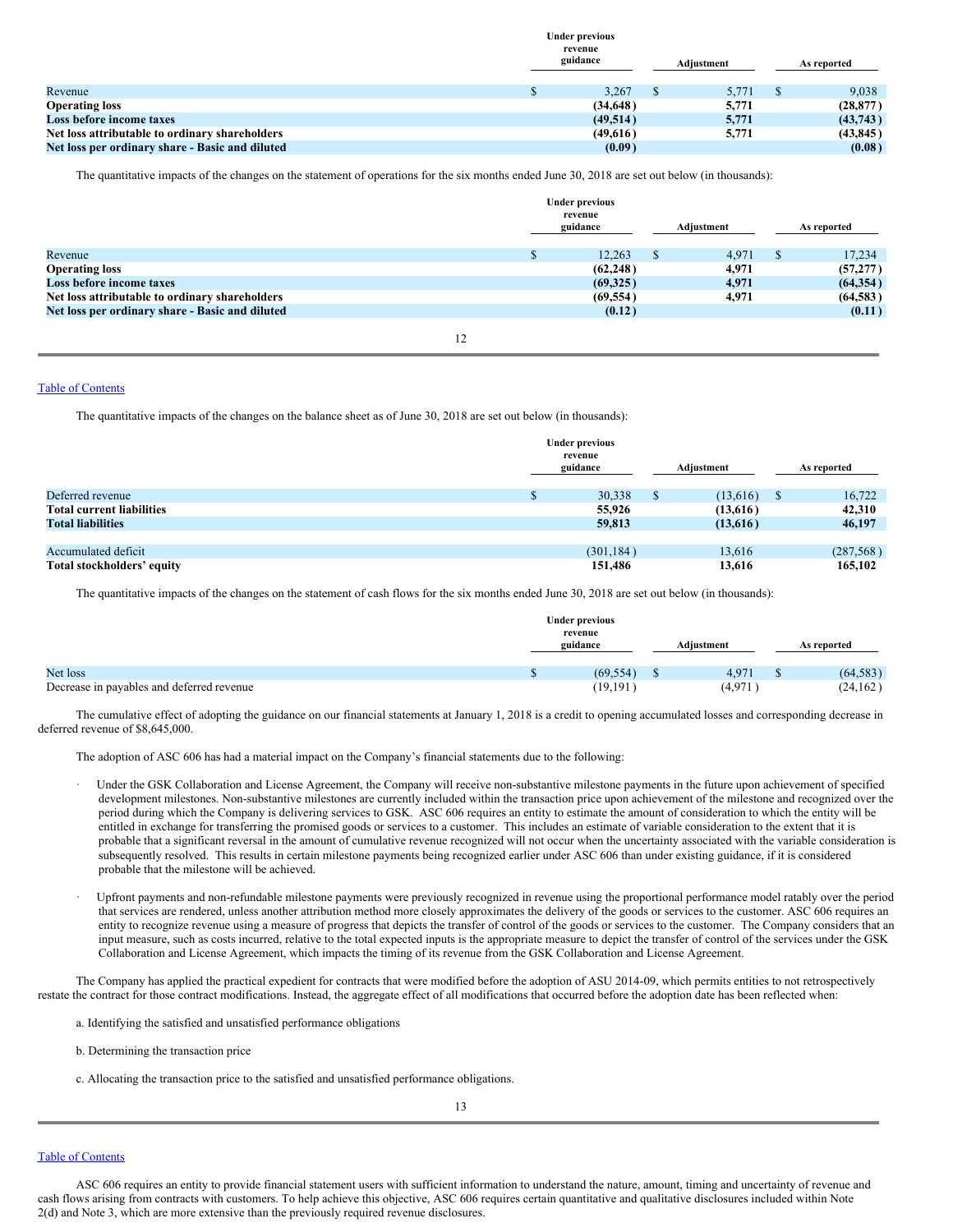| | Under previous revenue guidance | Adjustment | As reported |
|---|---|---|---|
| Revenue | $ 3,267 | $ 5,771 | $ 9,038 |
| **Operating loss** | **(34,648)** | **5,771** | **(28,877)** |
| **Loss before income taxes** | **(49,514)** | **5,771** | **(43,743)** |
| **Net loss attributable to ordinary shareholders** | **(49,616)** | **5,771** | **(43,845)** |
| **Net loss per ordinary share - Basic and diluted** | **(0.09)** | | **(0.08)** |

The quantitative impacts of the changes on the statement of operations for the six months ended June 30, 2018 are set out below (in thousands):

| | Under previous revenue guidance | Adjustment | As reported |
|---|---|---|---|
| Revenue | $ 12,263 | $ 4,971 | $ 17,234 |
| **Operating loss** | **(62,248)** | **4,971** | **(57,277)** |
| **Loss before income taxes** | **(69,325)** | **4,971** | **(64,354)** |
| **Net loss attributable to ordinary shareholders** | **(69,554)** | **4,971** | **(64,583)** |
| **Net loss per ordinary share - Basic and diluted** | **(0.12)** | | **(0.11)** |

Table of Contents

The quantitative impacts of the changes on the balance sheet as of June 30, 2018 are set out below (in thousands):

| | Under previous revenue guidance | Adjustment | As reported |
|---|---|---|---|
| Deferred revenue | $ 30,338 | $ (13,616) | $ 16,722 |
| **Total current liabilities** | **55,926** | **(13,616)** | **42,310** |
| **Total liabilities** | **59,813** | **(13,616)** | **46,197** |
| | | | |
| Accumulated deficit | (301,184) | 13,616 | (287,568) |
| **Total stockholders' equity** | **151,486** | **13,616** | **165,102** |

The quantitative impacts of the changes on the statement of cash flows for the six months ended June 30, 2018 are set out below (in thousands):

| | Under previous revenue guidance | Adjustment | As reported |
|---|---|---|---|
| Net loss | $ (69,554) | $ 4,971 | $ (64,583) |
| Decrease in payables and deferred revenue | (19,191) | (4,971) | (24,162) |

The cumulative effect of adopting the guidance on our financial statements at January 1, 2018 is a credit to opening accumulated losses and corresponding decrease in deferred revenue of $8,645,000.

The adoption of ASC 606 has had a material impact on the Company's financial statements due to the following:

- Under the GSK Collaboration and License Agreement, the Company will receive non-substantive milestone payments in the future upon achievement of specified development milestones. Non-substantive milestones are currently included within the transaction price upon achievement of the milestone and recognized over the period during which the Company is delivering services to GSK. ASC 606 requires an entity to estimate the amount of consideration to which the entity will be entitled in exchange for transferring the promised goods or services to a customer. This includes an estimate of variable consideration to the extent that it is probable that a significant reversal in the amount of cumulative revenue recognized will not occur when the uncertainty associated with the variable consideration is subsequently resolved. This results in certain milestone payments being recognized earlier under ASC 606 than under existing guidance, if it is considered probable that the milestone will be achieved.

- Upfront payments and non-refundable milestone payments were previously recognized in revenue using the proportional performance model ratably over the period that services are rendered, unless another attribution method more closely approximates the delivery of the goods or services to the customer. ASC 606 requires an entity to recognize revenue using a measure of progress that depicts the transfer of control of the goods or services to the customer. The Company considers that an input measure, such as costs incurred, relative to the total expected inputs is the appropriate measure to depict the transfer of control of the services under the GSK Collaboration and License Agreement, which impacts the timing of its revenue from the GSK Collaboration and License Agreement.

The Company has applied the practical expedient for contracts that were modified before the adoption of ASU 2014-09, which permits entities to not retrospectively restate the contract for those contract modifications. Instead, the aggregate effect of all modifications that occurred before the adoption date has been reflected when:

a. Identifying the satisfied and unsatisfied performance obligations

b. Determining the transaction price

c. Allocating the transaction price to the satisfied and unsatisfied performance obligations.

Table of Contents

ASC 606 requires an entity to provide financial statement users with sufficient information to understand the nature, amount, timing and uncertainty of revenue and cash flows arising from contracts with customers. To help achieve this objective, ASC 606 requires certain quantitative and qualitative disclosures included within Note 2(d) and Note 3, which are more extensive than the previously required revenue disclosures.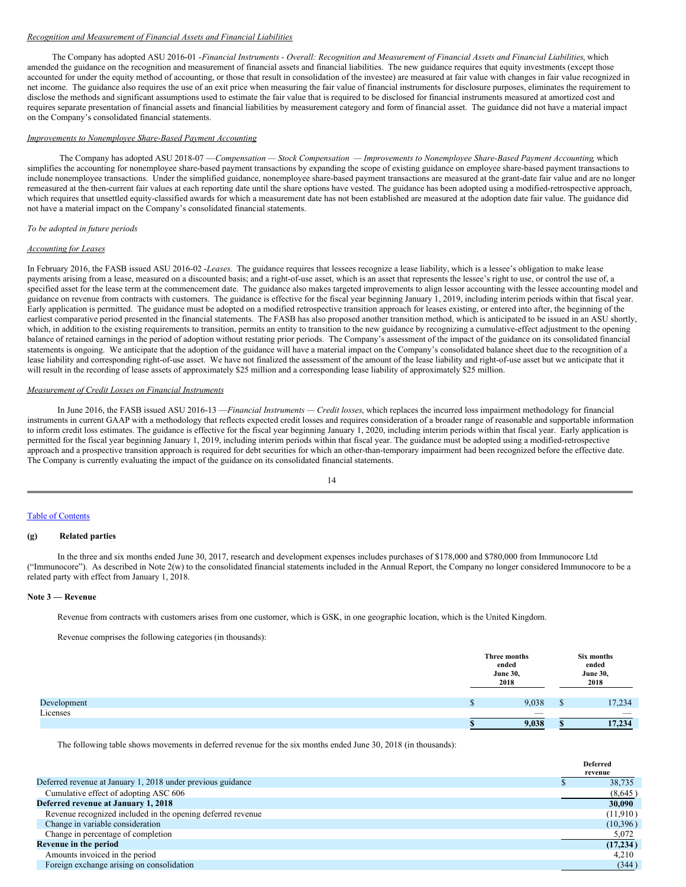*Recognition and Measurement of Financial Assets and Financial Liabilities*

The Company has adopted ASU 2016-01 -*Financial Instruments - Overall: Recognition and Measurement of Financial Assets and Financial Liabilities*, which amended the guidance on the recognition and measurement of financial assets and financial liabilities. The new guidance requires that equity investments (except those accounted for under the equity method of accounting, or those that result in consolidation of the investee) are measured at fair value with changes in fair value recognized in net income. The guidance also requires the use of an exit price when measuring the fair value of financial instruments for disclosure purposes, eliminates the requirement to disclose the methods and significant assumptions used to estimate the fair value that is required to be disclosed for financial instruments measured at amortized cost and requires separate presentation of financial assets and financial liabilities by measurement category and form of financial asset. The guidance did not have a material impact on the Company's consolidated financial statements.

*Improvements to Nonemployee Share-Based Payment Accounting*

The Company has adopted ASU 2018-07 —*Compensation — Stock Compensation — Improvements to Nonemployee Share-Based Payment Accounting*, which simplifies the accounting for nonemployee share-based payment transactions by expanding the scope of existing guidance on employee share-based payment transactions to include nonemployee transactions. Under the simplified guidance, nonemployee share-based payment transactions are measured at the grant-date fair value and are no longer remeasured at the then-current fair values at each reporting date until the share options have vested. The guidance has been adopted using a modified-retrospective approach, which requires that unsettled equity-classified awards for which a measurement date has not been established are measured at the adoption date fair value. The guidance did not have a material impact on the Company's consolidated financial statements.

*To be adopted in future periods*

*Accounting for Leases*

In February 2016, the FASB issued ASU 2016-02 -*Leases*. The guidance requires that lessees recognize a lease liability, which is a lessee's obligation to make lease payments arising from a lease, measured on a discounted basis; and a right-of-use asset, which is an asset that represents the lessee's right to use, or control the use of, a specified asset for the lease term at the commencement date. The guidance also makes targeted improvements to align lessor accounting with the lessee accounting model and guidance on revenue from contracts with customers. The guidance is effective for the fiscal year beginning January 1, 2019, including interim periods within that fiscal year. Early application is permitted. The guidance must be adopted on a modified retrospective transition approach for leases existing, or entered into after, the beginning of the earliest comparative period presented in the financial statements. The FASB has also proposed another transition method, which is anticipated to be issued in an ASU shortly, which, in addition to the existing requirements to transition, permits an entity to transition to the new guidance by recognizing a cumulative-effect adjustment to the opening balance of retained earnings in the period of adoption without restating prior periods. The Company's assessment of the impact of the guidance on its consolidated financial statements is ongoing. We anticipate that the adoption of the guidance will have a material impact on the Company's consolidated balance sheet due to the recognition of a lease liability and corresponding right-of-use asset. We have not finalized the assessment of the amount of the lease liability and right-of-use asset but we anticipate that it will result in the recording of lease assets of approximately \$25 million and a corresponding lease liability of approximately \$25 million.

*Measurement of Credit Losses on Financial Instruments*

In June 2016, the FASB issued ASU 2016-13 —*Financial Instruments — Credit losses*, which replaces the incurred loss impairment methodology for financial instruments in current GAAP with a methodology that reflects expected credit losses and requires consideration of a broader range of reasonable and supportable information to inform credit loss estimates. The guidance is effective for the fiscal year beginning January 1, 2020, including interim periods within that fiscal year. Early application is permitted for the fiscal year beginning January 1, 2019, including interim periods within that fiscal year. The guidance must be adopted using a modified-retrospective approach and a prospective transition approach is required for debt securities for which an other-than-temporary impairment had been recognized before the effective date. The Company is currently evaluating the impact of the guidance on its consolidated financial statements.

**(g) Related parties**

In the three and six months ended June 30, 2017, research and development expenses includes purchases of \$178,000 and \$780,000 from Immunocore Ltd ("Immunocore"). As described in Note 2(w) to the consolidated financial statements included in the Annual Report, the Company no longer considered Immunocore to be a related party with effect from January 1, 2018.

**Note 3 — Revenue**

Revenue from contracts with customers arises from one customer, which is GSK, in one geographic location, which is the United Kingdom.

Revenue comprises the following categories (in thousands):

| | Three months ended June 30, 2018 | Six months ended June 30, 2018 |
|---|---|---|
| Development | \$ 9,038 | \$ 17,234 |
| Licenses | — | — |
| | **\$ 9,038** | **\$ 17,234** |

The following table shows movements in deferred revenue for the six months ended June 30, 2018 (in thousands):

| | Deferred revenue |
|---|---|
| Deferred revenue at January 1, 2018 under previous guidance | \$ 38,735 |
| Cumulative effect of adopting ASC 606 | (8,645) |
| **Deferred revenue at January 1, 2018** | **30,090** |
| Revenue recognized included in the opening deferred revenue | (11,910) |
| Change in variable consideration | (10,396) |
| Change in percentage of completion | 5,072 |
| **Revenue in the period** | **(17,234)** |
| Amounts invoiced in the period | 4,210 |
| Foreign exchange arising on consolidation | (344) |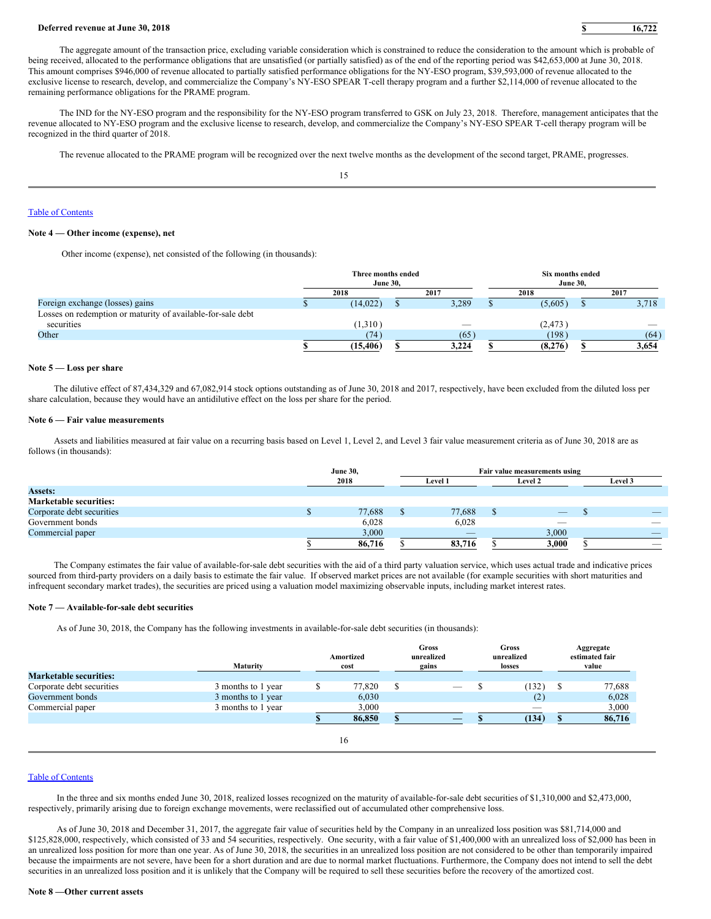| **Deferred revenue at June 30, 2018** | **$ 16,722** |
|---|---|

The aggregate amount of the transaction price, excluding variable consideration which is constrained to reduce the consideration to the amount which is probable of being received, allocated to the performance obligations that are unsatisfied (or partially satisfied) as of the end of the reporting period was $42,653,000 at June 30, 2018. This amount comprises $946,000 of revenue allocated to partially satisfied performance obligations for the NY-ESO program, $39,593,000 of revenue allocated to the exclusive license to research, develop, and commercialize the Company's NY-ESO SPEAR T-cell therapy program and a further $2,114,000 of revenue allocated to the remaining performance obligations for the PRAME program.

The IND for the NY-ESO program and the responsibility for the NY-ESO program transferred to GSK on July 23, 2018. Therefore, management anticipates that the revenue allocated to NY-ESO program and the exclusive license to research, develop, and commercialize the Company's NY-ESO SPEAR T-cell therapy program will be recognized in the third quarter of 2018.

The revenue allocated to the PRAME program will be recognized over the next twelve months as the development of the second target, PRAME, progresses.

**Note 4 — Other income (expense), net**

Other income (expense), net consisted of the following (in thousands):

| | Three months ended June 30, | | Six months ended June 30, | |
|---|---|---|---|---|
| | 2018 | 2017 | 2018 | 2017 |
| Foreign exchange (losses) gains | $ (14,022) | $ 3,289 | $ (5,605) | $ 3,718 |
| Losses on redemption or maturity of available-for-sale debt securities | (1,310) | — | (2,473) | — |
| Other | (74) | (65) | (198) | (64) |
| | **$ (15,406)** | **$ 3,224** | **$ (8,276)** | **$ 3,654** |

**Note 5 — Loss per share**

The dilutive effect of 87,434,329 and 67,082,914 stock options outstanding as of June 30, 2018 and 2017, respectively, have been excluded from the diluted loss per share calculation, because they would have an antidilutive effect on the loss per share for the period.

**Note 6 — Fair value measurements**

Assets and liabilities measured at fair value on a recurring basis based on Level 1, Level 2, and Level 3 fair value measurement criteria as of June 30, 2018 are as follows (in thousands):

| | June 30, 2018 | Fair value measurements using | | |
|---|---|---|---|---|
| | | Level 1 | Level 2 | Level 3 |
| **Assets:** | | | | |
| **Marketable securities:** | | | | |
| Corporate debt securities | $ 77,688 | $ 77,688 | $ — | $ — |
| Government bonds | 6,028 | 6,028 | — | — |
| Commercial paper | 3,000 | — | 3,000 | — |
| | $ **86,716** | $ **83,716** | $ **3,000** | $ — |

The Company estimates the fair value of available-for-sale debt securities with the aid of a third party valuation service, which uses actual trade and indicative prices sourced from third-party providers on a daily basis to estimate the fair value. If observed market prices are not available (for example securities with short maturities and infrequent secondary market trades), the securities are priced using a valuation model maximizing observable inputs, including market interest rates.

**Note 7 — Available-for-sale debt securities**

As of June 30, 2018, the Company has the following investments in available-for-sale debt securities (in thousands):

| | Maturity | Amortized cost | Gross unrealized gains | Gross unrealized losses | Aggregate estimated fair value |
|---|---|---|---|---|---|
| **Marketable securities:** | | | | | |
| Corporate debt securities | 3 months to 1 year | $ 77,820 | $ — | $ (132) | $ 77,688 |
| Government bonds | 3 months to 1 year | 6,030 | | (2) | 6,028 |
| Commercial paper | 3 months to 1 year | 3,000 | | — | 3,000 |
| | | **$ 86,850** | **$ —** | **$ (134)** | **$ 86,716** |

In the three and six months ended June 30, 2018, realized losses recognized on the maturity of available-for-sale debt securities of $1,310,000 and $2,473,000, respectively, primarily arising due to foreign exchange movements, were reclassified out of accumulated other comprehensive loss.

As of June 30, 2018 and December 31, 2017, the aggregate fair value of securities held by the Company in an unrealized loss position was $81,714,000 and $125,828,000, respectively, which consisted of 33 and 54 securities, respectively. One security, with a fair value of $1,400,000 with an unrealized loss of $2,000 has been in an unrealized loss position for more than one year. As of June 30, 2018, the securities in an unrealized loss position are not considered to be other than temporarily impaired because the impairments are not severe, have been for a short duration and are due to normal market fluctuations. Furthermore, the Company does not intend to sell the debt securities in an unrealized loss position and it is unlikely that the Company will be required to sell these securities before the recovery of the amortized cost.

**Note 8 —Other current assets**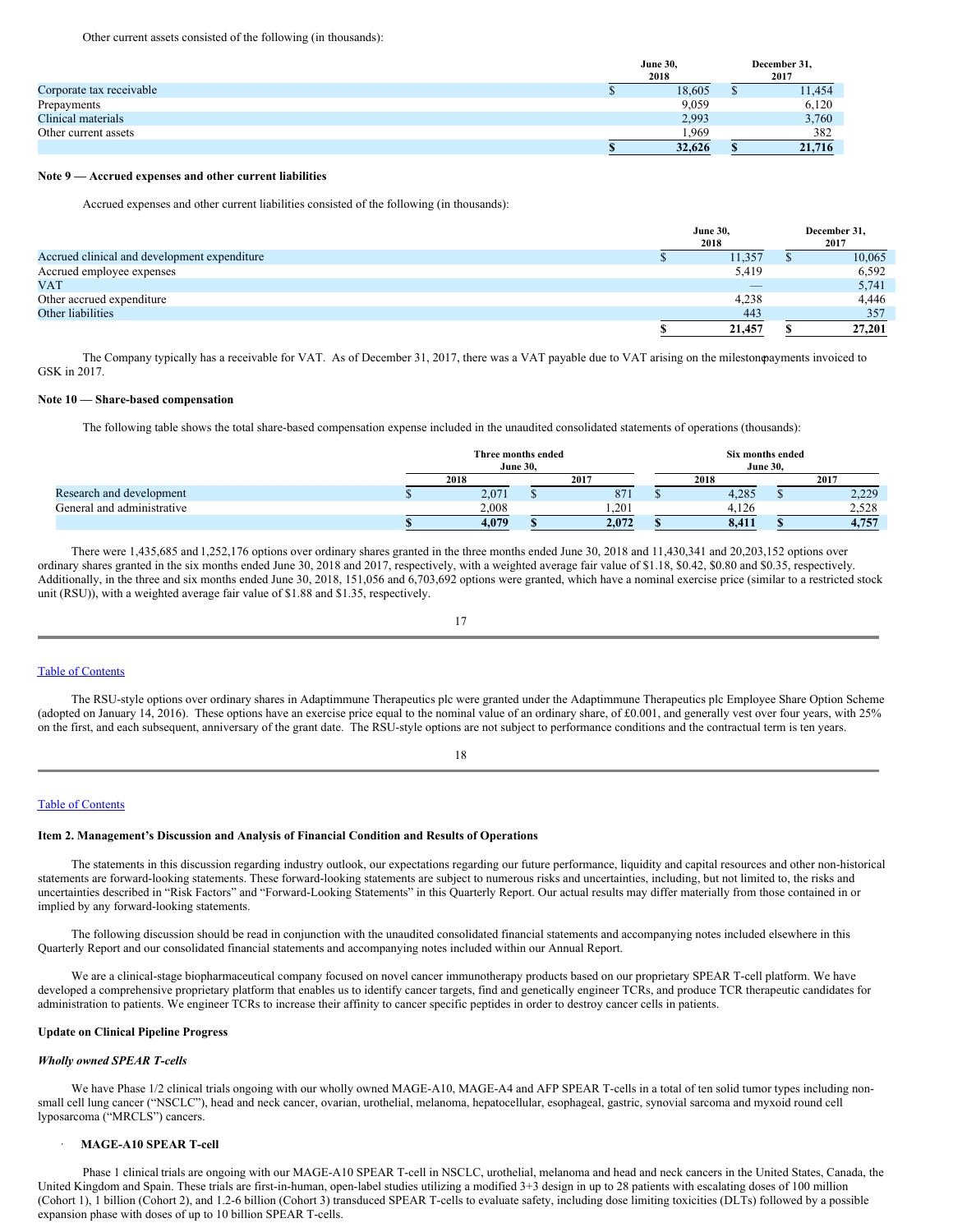Other current assets consisted of the following (in thousands):

| | June 30, 2018 | December 31, 2017 |
|---|---|---|
| Corporate tax receivable | $ 18,605 | $ 11,454 |
| Prepayments | 9,059 | 6,120 |
| Clinical materials | 2,993 | 3,760 |
| Other current assets | 1,969 | 382 |
| | **$ 32,626** | **$ 21,716** |

**Note 9 — Accrued expenses and other current liabilities**

Accrued expenses and other current liabilities consisted of the following (in thousands):

| | June 30, 2018 | December 31, 2017 |
|---|---|---|
| Accrued clinical and development expenditure | $ 11,357 | $ 10,065 |
| Accrued employee expenses | 5,419 | 6,592 |
| VAT | — | 5,741 |
| Other accrued expenditure | 4,238 | 4,446 |
| Other liabilities | 443 | 357 |
| | **$ 21,457** | **$ 27,201** |

The Company typically has a receivable for VAT. As of December 31, 2017, there was a VAT payable due to VAT arising on the milestone payments invoiced to GSK in 2017.

**Note 10 — Share-based compensation**

The following table shows the total share-based compensation expense included in the unaudited consolidated statements of operations (thousands):

| | Three months ended June 30, | | Six months ended June 30, | |
|---|---|---|---|---|
| | 2018 | 2017 | 2018 | 2017 |
| Research and development | $ 2,071 | $ 871 | $ 4,285 | $ 2,229 |
| General and administrative | 2,008 | 1,201 | 4,126 | 2,528 |
| | **$ 4,079** | **$ 2,072** | **$ 8,411** | **$ 4,757** |

There were 1,435,685 and 1,252,176 options over ordinary shares granted in the three months ended June 30, 2018 and 11,430,341 and 20,203,152 options over ordinary shares granted in the six months ended June 30, 2018 and 2017, respectively, with a weighted average fair value of $1.18, $0.42, $0.80 and $0.35, respectively. Additionally, in the three and six months ended June 30, 2018, 151,056 and 6,703,692 options were granted, which have a nominal exercise price (similar to a restricted stock unit (RSU)), with a weighted average fair value of $1.88 and $1.35, respectively.

The RSU-style options over ordinary shares in Adaptimmune Therapeutics plc were granted under the Adaptimmune Therapeutics plc Employee Share Option Scheme (adopted on January 14, 2016). These options have an exercise price equal to the nominal value of an ordinary share, of £0.001, and generally vest over four years, with 25% on the first, and each subsequent, anniversary of the grant date. The RSU-style options are not subject to performance conditions and the contractual term is ten years.

**Item 2. Management's Discussion and Analysis of Financial Condition and Results of Operations**

The statements in this discussion regarding industry outlook, our expectations regarding our future performance, liquidity and capital resources and other non-historical statements are forward-looking statements. These forward-looking statements are subject to numerous risks and uncertainties, including, but not limited to, the risks and uncertainties described in "Risk Factors" and "Forward-Looking Statements" in this Quarterly Report. Our actual results may differ materially from those contained in or implied by any forward-looking statements.

The following discussion should be read in conjunction with the unaudited consolidated financial statements and accompanying notes included elsewhere in this Quarterly Report and our consolidated financial statements and accompanying notes included within our Annual Report.

We are a clinical-stage biopharmaceutical company focused on novel cancer immunotherapy products based on our proprietary SPEAR T-cell platform. We have developed a comprehensive proprietary platform that enables us to identify cancer targets, find and genetically engineer TCRs, and produce TCR therapeutic candidates for administration to patients. We engineer TCRs to increase their affinity to cancer specific peptides in order to destroy cancer cells in patients.

**Update on Clinical Pipeline Progress**

***Wholly owned SPEAR T-cells***

We have Phase 1/2 clinical trials ongoing with our wholly owned MAGE-A10, MAGE-A4 and AFP SPEAR T-cells in a total of ten solid tumor types including non-small cell lung cancer ("NSCLC"), head and neck cancer, ovarian, urothelial, melanoma, hepatocellular, esophageal, gastric, synovial sarcoma and myxoid round cell lyposarcoma ("MRCLS") cancers.

- **MAGE-A10 SPEAR T-cell**

Phase 1 clinical trials are ongoing with our MAGE-A10 SPEAR T-cell in NSCLC, urothelial, melanoma and head and neck cancers in the United States, Canada, the United Kingdom and Spain. These trials are first-in-human, open-label studies utilizing a modified 3+3 design in up to 28 patients with escalating doses of 100 million (Cohort 1), 1 billion (Cohort 2), and 1.2-6 billion (Cohort 3) transduced SPEAR T-cells to evaluate safety, including dose limiting toxicities (DLTs) followed by a possible expansion phase with doses of up to 10 billion SPEAR T-cells.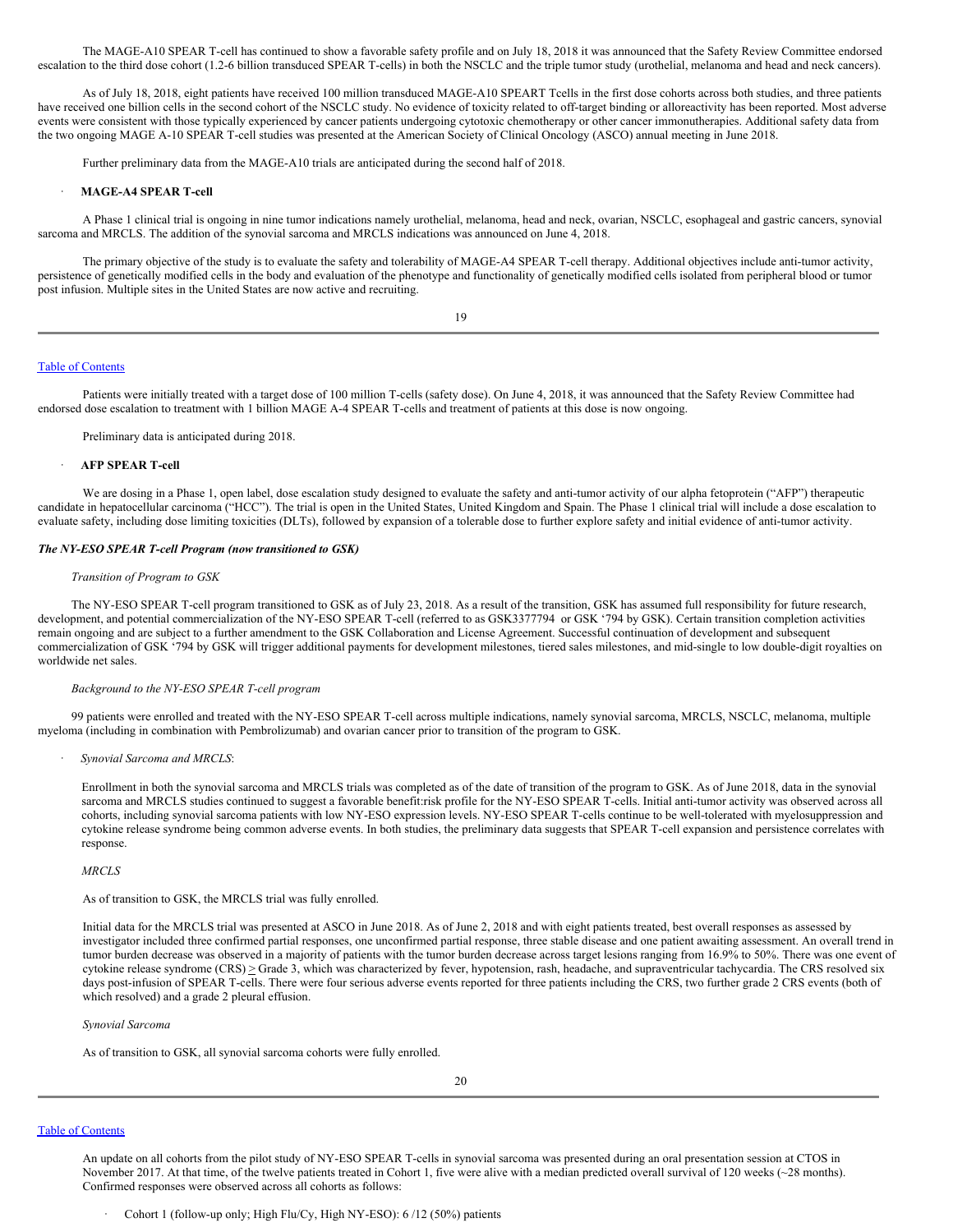The MAGE-A10 SPEAR T-cell has continued to show a favorable safety profile and on July 18, 2018 it was announced that the Safety Review Committee endorsed escalation to the third dose cohort (1.2-6 billion transduced SPEAR T-cells) in both the NSCLC and the triple tumor study (urothelial, melanoma and head and neck cancers).

As of July 18, 2018, eight patients have received 100 million transduced MAGE-A10 SPEART Tcells in the first dose cohorts across both studies, and three patients have received one billion cells in the second cohort of the NSCLC study. No evidence of toxicity related to off-target binding or alloreactivity has been reported. Most adverse events were consistent with those typically experienced by cancer patients undergoing cytotoxic chemotherapy or other cancer immunotherapies. Additional safety data from the two ongoing MAGE A-10 SPEAR T-cell studies was presented at the American Society of Clinical Oncology (ASCO) annual meeting in June 2018.

Further preliminary data from the MAGE-A10 trials are anticipated during the second half of 2018.

- **MAGE-A4 SPEAR T-cell**

A Phase 1 clinical trial is ongoing in nine tumor indications namely urothelial, melanoma, head and neck, ovarian, NSCLC, esophageal and gastric cancers, synovial sarcoma and MRCLS. The addition of the synovial sarcoma and MRCLS indications was announced on June 4, 2018.

The primary objective of the study is to evaluate the safety and tolerability of MAGE-A4 SPEAR T-cell therapy. Additional objectives include anti-tumor activity, persistence of genetically modified cells in the body and evaluation of the phenotype and functionality of genetically modified cells isolated from peripheral blood or tumor post infusion. Multiple sites in the United States are now active and recruiting.

Patients were initially treated with a target dose of 100 million T-cells (safety dose). On June 4, 2018, it was announced that the Safety Review Committee had endorsed dose escalation to treatment with 1 billion MAGE A-4 SPEAR T-cells and treatment of patients at this dose is now ongoing.

Preliminary data is anticipated during 2018.

- **AFP SPEAR T-cell**

We are dosing in a Phase 1, open label, dose escalation study designed to evaluate the safety and anti-tumor activity of our alpha fetoprotein ("AFP") therapeutic candidate in hepatocellular carcinoma ("HCC"). The trial is open in the United States, United Kingdom and Spain. The Phase 1 clinical trial will include a dose escalation to evaluate safety, including dose limiting toxicities (DLTs), followed by expansion of a tolerable dose to further explore safety and initial evidence of anti-tumor activity.

***The NY-ESO SPEAR T-cell Program (now transitioned to GSK)***

*Transition of Program to GSK*

The NY-ESO SPEAR T-cell program transitioned to GSK as of July 23, 2018. As a result of the transition, GSK has assumed full responsibility for future research, development, and potential commercialization of the NY-ESO SPEAR T-cell (referred to as GSK3377794 or GSK '794 by GSK). Certain transition completion activities remain ongoing and are subject to a further amendment to the GSK Collaboration and License Agreement. Successful continuation of development and subsequent commercialization of GSK '794 by GSK will trigger additional payments for development milestones, tiered sales milestones, and mid-single to low double-digit royalties on worldwide net sales.

*Background to the NY-ESO SPEAR T-cell program*

99 patients were enrolled and treated with the NY-ESO SPEAR T-cell across multiple indications, namely synovial sarcoma, MRCLS, NSCLC, melanoma, multiple myeloma (including in combination with Pembrolizumab) and ovarian cancer prior to transition of the program to GSK.

- *Synovial Sarcoma and MRCLS*:

Enrollment in both the synovial sarcoma and MRCLS trials was completed as of the date of transition of the program to GSK. As of June 2018, data in the synovial sarcoma and MRCLS studies continued to suggest a favorable benefit:risk profile for the NY-ESO SPEAR T-cells. Initial anti-tumor activity was observed across all cohorts, including synovial sarcoma patients with low NY-ESO expression levels. NY-ESO SPEAR T-cells continue to be well-tolerated with myelosuppression and cytokine release syndrome being common adverse events. In both studies, the preliminary data suggests that SPEAR T-cell expansion and persistence correlates with response.

*MRCLS*

As of transition to GSK, the MRCLS trial was fully enrolled.

Initial data for the MRCLS trial was presented at ASCO in June 2018. As of June 2, 2018 and with eight patients treated, best overall responses as assessed by investigator included three confirmed partial responses, one unconfirmed partial response, three stable disease and one patient awaiting assessment. An overall trend in tumor burden decrease was observed in a majority of patients with the tumor burden decrease across target lesions ranging from 16.9% to 50%. There was one event of cytokine release syndrome (CRS) $\geq$ Grade 3, which was characterized by fever, hypotension, rash, headache, and supraventricular tachycardia. The CRS resolved six days post-infusion of SPEAR T-cells. There were four serious adverse events reported for three patients including the CRS, two further grade 2 CRS events (both of which resolved) and a grade 2 pleural effusion.

*Synovial Sarcoma*

As of transition to GSK, all synovial sarcoma cohorts were fully enrolled.

An update on all cohorts from the pilot study of NY-ESO SPEAR T-cells in synovial sarcoma was presented during an oral presentation session at CTOS in November 2017. At that time, of the twelve patients treated in Cohort 1, five were alive with a median predicted overall survival of 120 weeks (~28 months). Confirmed responses were observed across all cohorts as follows:

- Cohort 1 (follow-up only; High Flu/Cy, High NY-ESO): 6 /12 (50%) patients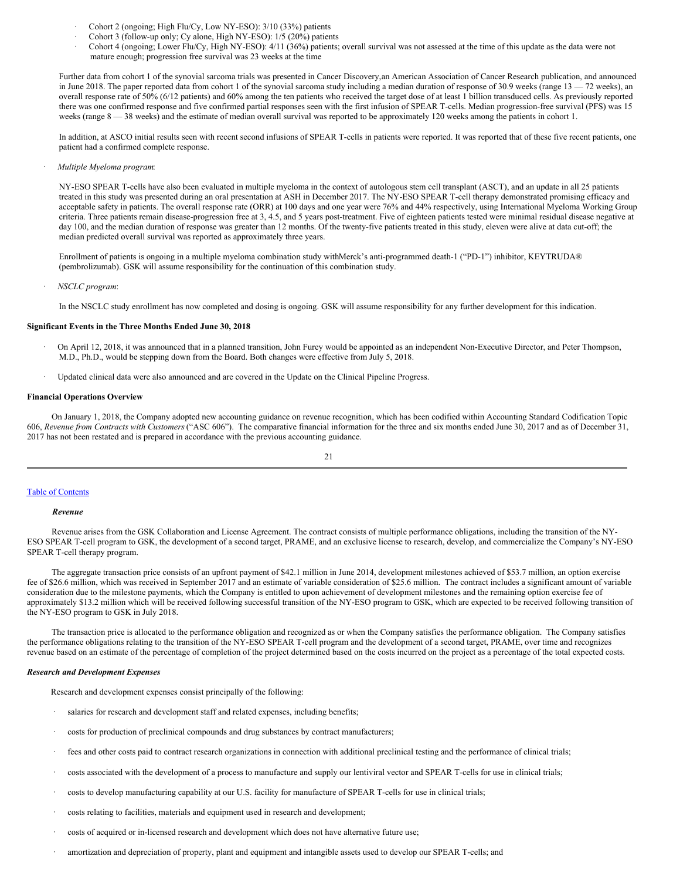- Cohort 2 (ongoing; High Flu/Cy, Low NY-ESO): 3/10 (33%) patients
- Cohort 3 (follow-up only; Cy alone, High NY-ESO): 1/5 (20%) patients
- Cohort 4 (ongoing; Lower Flu/Cy, High NY-ESO): 4/11 (36%) patients; overall survival was not assessed at the time of this update as the data were not mature enough; progression free survival was 23 weeks at the time

Further data from cohort 1 of the synovial sarcoma trials was presented in Cancer Discovery,an American Association of Cancer Research publication, and announced in June 2018. The paper reported data from cohort 1 of the synovial sarcoma study including a median duration of response of 30.9 weeks (range 13 — 72 weeks), an overall response rate of 50% (6/12 patients) and 60% among the ten patients who received the target dose of at least 1 billion transduced cells. As previously reported there was one confirmed response and five confirmed partial responses seen with the first infusion of SPEAR T-cells. Median progression-free survival (PFS) was 15 weeks (range 8 — 38 weeks) and the estimate of median overall survival was reported to be approximately 120 weeks among the patients in cohort 1.

In addition, at ASCO initial results seen with recent second infusions of SPEAR T-cells in patients were reported. It was reported that of these five recent patients, one patient had a confirmed complete response.

- *Multiple Myeloma program*:

NY-ESO SPEAR T-cells have also been evaluated in multiple myeloma in the context of autologous stem cell transplant (ASCT), and an update in all 25 patients treated in this study was presented during an oral presentation at ASH in December 2017. The NY-ESO SPEAR T-cell therapy demonstrated promising efficacy and acceptable safety in patients. The overall response rate (ORR) at 100 days and one year were 76% and 44% respectively, using International Myeloma Working Group criteria. Three patients remain disease-progression free at 3, 4.5, and 5 years post-treatment. Five of eighteen patients tested were minimal residual disease negative at day 100, and the median duration of response was greater than 12 months. Of the twenty-five patients treated in this study, eleven were alive at data cut-off; the median predicted overall survival was reported as approximately three years.

Enrollment of patients is ongoing in a multiple myeloma combination study withMerck's anti-programmed death-1 ("PD-1") inhibitor, KEYTRUDA® (pembrolizumab). GSK will assume responsibility for the continuation of this combination study.

- *NSCLC program*:

In the NSCLC study enrollment has now completed and dosing is ongoing. GSK will assume responsibility for any further development for this indication.

**Significant Events in the Three Months Ended June 30, 2018**

- On April 12, 2018, it was announced that in a planned transition, John Furey would be appointed as an independent Non-Executive Director, and Peter Thompson, M.D., Ph.D., would be stepping down from the Board. Both changes were effective from July 5, 2018.
- Updated clinical data were also announced and are covered in the Update on the Clinical Pipeline Progress.

**Financial Operations Overview**

On January 1, 2018, the Company adopted new accounting guidance on revenue recognition, which has been codified within Accounting Standard Codification Topic 606, *Revenue from Contracts with Customers* ("ASC 606"). The comparative financial information for the three and six months ended June 30, 2017 and as of December 31, 2017 has not been restated and is prepared in accordance with the previous accounting guidance.

***Revenue***

Revenue arises from the GSK Collaboration and License Agreement. The contract consists of multiple performance obligations, including the transition of the NY-ESO SPEAR T-cell program to GSK, the development of a second target, PRAME, and an exclusive license to research, develop, and commercialize the Company's NY-ESO SPEAR T-cell therapy program.

The aggregate transaction price consists of an upfront payment of $42.1 million in June 2014, development milestones achieved of $53.7 million, an option exercise fee of $26.6 million, which was received in September 2017 and an estimate of variable consideration of $25.6 million. The contract includes a significant amount of variable consideration due to the milestone payments, which the Company is entitled to upon achievement of development milestones and the remaining option exercise fee of approximately $13.2 million which will be received following successful transition of the NY-ESO program to GSK, which are expected to be received following transition of the NY-ESO program to GSK in July 2018.

The transaction price is allocated to the performance obligation and recognized as or when the Company satisfies the performance obligation. The Company satisfies the performance obligations relating to the transition of the NY-ESO SPEAR T-cell program and the development of a second target, PRAME, over time and recognizes revenue based on an estimate of the percentage of completion of the project determined based on the costs incurred on the project as a percentage of the total expected costs.

***Research and Development Expenses***

Research and development expenses consist principally of the following:

- salaries for research and development staff and related expenses, including benefits;
- costs for production of preclinical compounds and drug substances by contract manufacturers;
- fees and other costs paid to contract research organizations in connection with additional preclinical testing and the performance of clinical trials;
- costs associated with the development of a process to manufacture and supply our lentiviral vector and SPEAR T-cells for use in clinical trials;
- costs to develop manufacturing capability at our U.S. facility for manufacture of SPEAR T-cells for use in clinical trials;
- costs relating to facilities, materials and equipment used in research and development;
- costs of acquired or in-licensed research and development which does not have alternative future use;
- amortization and depreciation of property, plant and equipment and intangible assets used to develop our SPEAR T-cells; and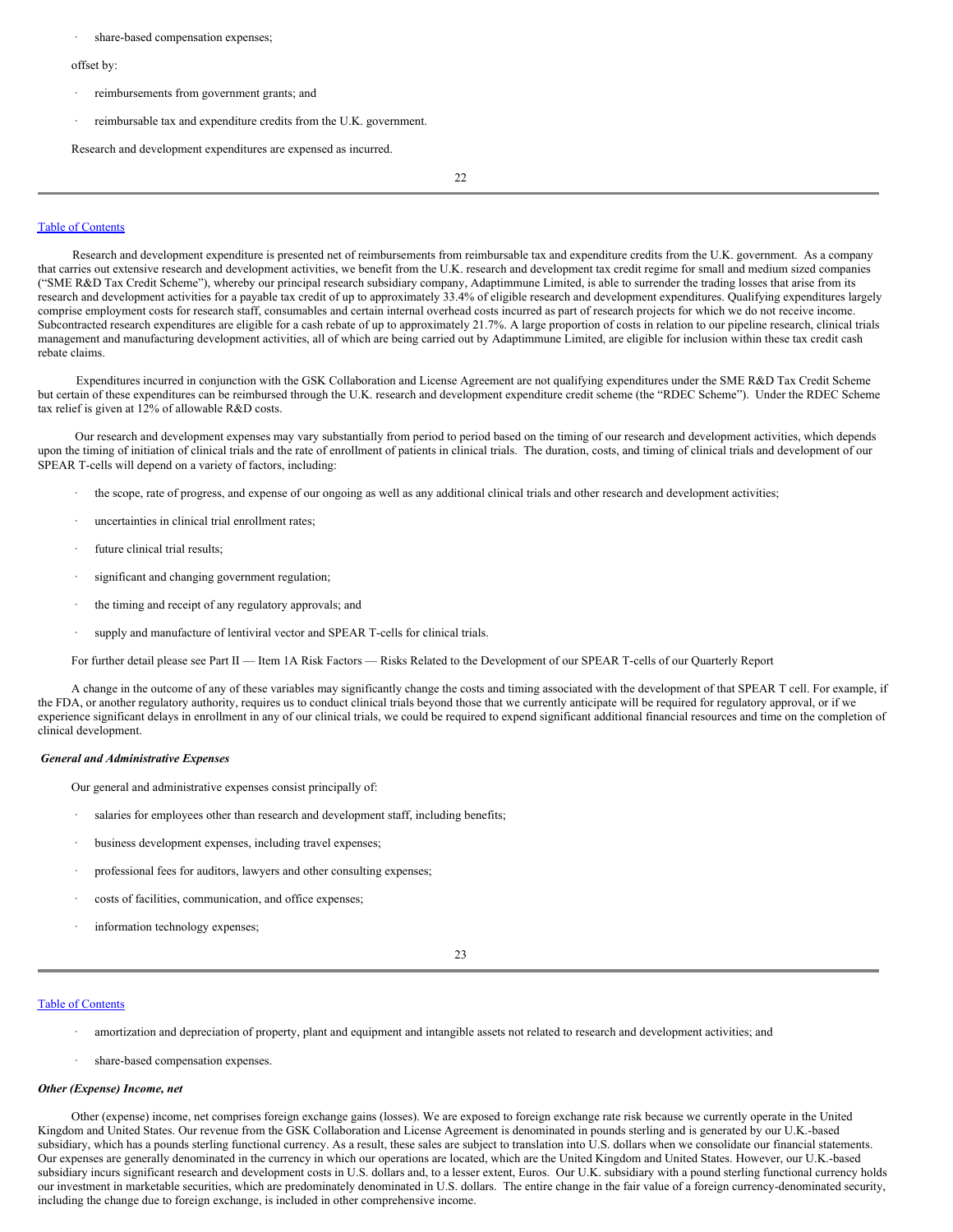- share-based compensation expenses;

offset by:

- reimbursements from government grants; and
- reimbursable tax and expenditure credits from the U.K. government.

Research and development expenditures are expensed as incurred.

Research and development expenditure is presented net of reimbursements from reimbursable tax and expenditure credits from the U.K. government. As a company that carries out extensive research and development activities, we benefit from the U.K. research and development tax credit regime for small and medium sized companies ("SME R&D Tax Credit Scheme"), whereby our principal research subsidiary company, Adaptimmune Limited, is able to surrender the trading losses that arise from its research and development activities for a payable tax credit of up to approximately 33.4% of eligible research and development expenditures. Qualifying expenditures largely comprise employment costs for research staff, consumables and certain internal overhead costs incurred as part of research projects for which we do not receive income. Subcontracted research expenditures are eligible for a cash rebate of up to approximately 21.7%. A large proportion of costs in relation to our pipeline research, clinical trials management and manufacturing development activities, all of which are being carried out by Adaptimmune Limited, are eligible for inclusion within these tax credit cash rebate claims.

Expenditures incurred in conjunction with the GSK Collaboration and License Agreement are not qualifying expenditures under the SME R&D Tax Credit Scheme but certain of these expenditures can be reimbursed through the U.K. research and development expenditure credit scheme (the "RDEC Scheme"). Under the RDEC Scheme tax relief is given at 12% of allowable R&D costs.

Our research and development expenses may vary substantially from period to period based on the timing of our research and development activities, which depends upon the timing of initiation of clinical trials and the rate of enrollment of patients in clinical trials. The duration, costs, and timing of clinical trials and development of our SPEAR T-cells will depend on a variety of factors, including:

- the scope, rate of progress, and expense of our ongoing as well as any additional clinical trials and other research and development activities;
- uncertainties in clinical trial enrollment rates;
- future clinical trial results;
- significant and changing government regulation;
- the timing and receipt of any regulatory approvals; and
- supply and manufacture of lentiviral vector and SPEAR T-cells for clinical trials.

For further detail please see Part II — Item 1A Risk Factors — Risks Related to the Development of our SPEAR T-cells of our Quarterly Report

A change in the outcome of any of these variables may significantly change the costs and timing associated with the development of that SPEAR T cell. For example, if the FDA, or another regulatory authority, requires us to conduct clinical trials beyond those that we currently anticipate will be required for regulatory approval, or if we experience significant delays in enrollment in any of our clinical trials, we could be required to expend significant additional financial resources and time on the completion of clinical development.

***General and Administrative Expenses***

Our general and administrative expenses consist principally of:

- salaries for employees other than research and development staff, including benefits;
- business development expenses, including travel expenses;
- professional fees for auditors, lawyers and other consulting expenses;
- costs of facilities, communication, and office expenses;
- information technology expenses;
- amortization and depreciation of property, plant and equipment and intangible assets not related to research and development activities; and
- share-based compensation expenses.

***Other (Expense) Income, net***

Other (expense) income, net comprises foreign exchange gains (losses). We are exposed to foreign exchange rate risk because we currently operate in the United Kingdom and United States. Our revenue from the GSK Collaboration and License Agreement is denominated in pounds sterling and is generated by our U.K.-based subsidiary, which has a pounds sterling functional currency. As a result, these sales are subject to translation into U.S. dollars when we consolidate our financial statements. Our expenses are generally denominated in the currency in which our operations are located, which are the United Kingdom and United States. However, our U.K.-based subsidiary incurs significant research and development costs in U.S. dollars and, to a lesser extent, Euros. Our U.K. subsidiary with a pound sterling functional currency holds our investment in marketable securities, which are predominately denominated in U.S. dollars. The entire change in the fair value of a foreign currency-denominated security, including the change due to foreign exchange, is included in other comprehensive income.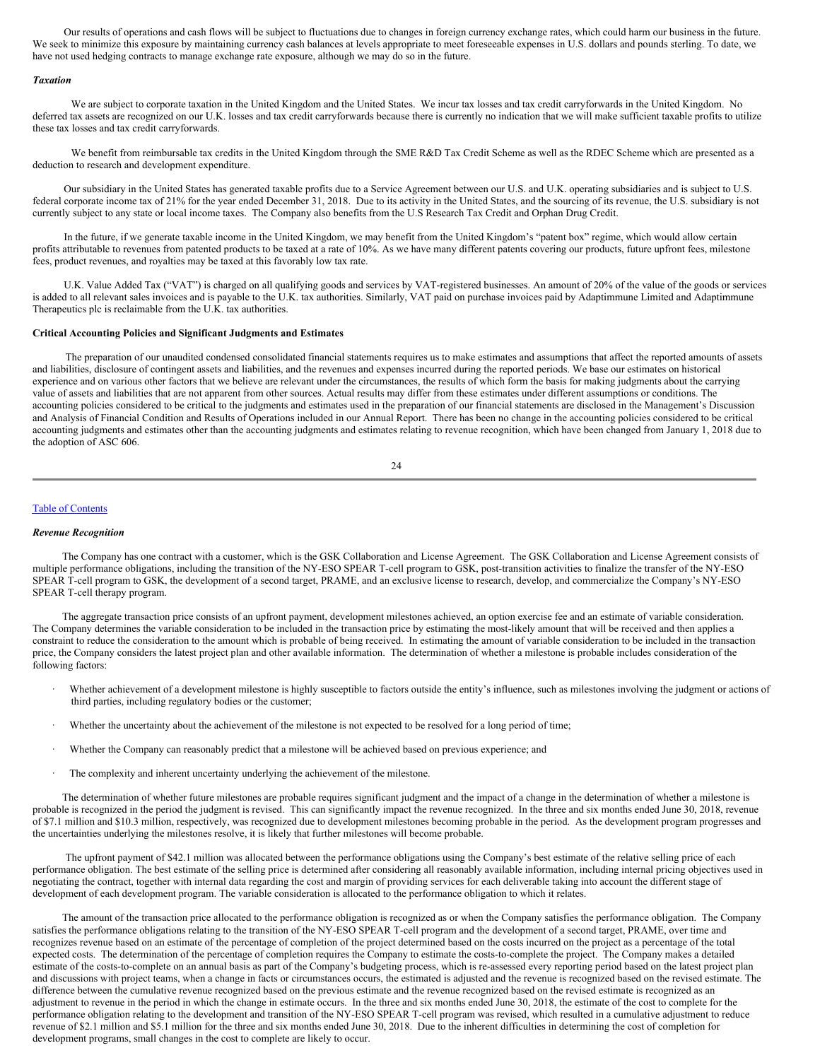Our results of operations and cash flows will be subject to fluctuations due to changes in foreign currency exchange rates, which could harm our business in the future. We seek to minimize this exposure by maintaining currency cash balances at levels appropriate to meet foreseeable expenses in U.S. dollars and pounds sterling. To date, we have not used hedging contracts to manage exchange rate exposure, although we may do so in the future.

***Taxation***

We are subject to corporate taxation in the United Kingdom and the United States. We incur tax losses and tax credit carryforwards in the United Kingdom. No deferred tax assets are recognized on our U.K. losses and tax credit carryforwards because there is currently no indication that we will make sufficient taxable profits to utilize these tax losses and tax credit carryforwards.

We benefit from reimbursable tax credits in the United Kingdom through the SME R&D Tax Credit Scheme as well as the RDEC Scheme which are presented as a deduction to research and development expenditure.

Our subsidiary in the United States has generated taxable profits due to a Service Agreement between our U.S. and U.K. operating subsidiaries and is subject to U.S. federal corporate income tax of 21% for the year ended December 31, 2018. Due to its activity in the United States, and the sourcing of its revenue, the U.S. subsidiary is not currently subject to any state or local income taxes. The Company also benefits from the U.S Research Tax Credit and Orphan Drug Credit.

In the future, if we generate taxable income in the United Kingdom, we may benefit from the United Kingdom's "patent box" regime, which would allow certain profits attributable to revenues from patented products to be taxed at a rate of 10%. As we have many different patents covering our products, future upfront fees, milestone fees, product revenues, and royalties may be taxed at this favorably low tax rate.

U.K. Value Added Tax ("VAT") is charged on all qualifying goods and services by VAT-registered businesses. An amount of 20% of the value of the goods or services is added to all relevant sales invoices and is payable to the U.K. tax authorities. Similarly, VAT paid on purchase invoices paid by Adaptimmune Limited and Adaptimmune Therapeutics plc is reclaimable from the U.K. tax authorities.

**Critical Accounting Policies and Significant Judgments and Estimates**

The preparation of our unaudited condensed consolidated financial statements requires us to make estimates and assumptions that affect the reported amounts of assets and liabilities, disclosure of contingent assets and liabilities, and the revenues and expenses incurred during the reported periods. We base our estimates on historical experience and on various other factors that we believe are relevant under the circumstances, the results of which form the basis for making judgments about the carrying value of assets and liabilities that are not apparent from other sources. Actual results may differ from these estimates under different assumptions or conditions. The accounting policies considered to be critical to the judgments and estimates used in the preparation of our financial statements are disclosed in the Management's Discussion and Analysis of Financial Condition and Results of Operations included in our Annual Report. There has been no change in the accounting policies considered to be critical accounting judgments and estimates other than the accounting judgments and estimates relating to revenue recognition, which have been changed from January 1, 2018 due to the adoption of ASC 606.

[Table of Contents](#)

***Revenue Recognition***

The Company has one contract with a customer, which is the GSK Collaboration and License Agreement. The GSK Collaboration and License Agreement consists of multiple performance obligations, including the transition of the NY-ESO SPEAR T-cell program to GSK, post-transition activities to finalize the transfer of the NY-ESO SPEAR T-cell program to GSK, the development of a second target, PRAME, and an exclusive license to research, develop, and commercialize the Company's NY-ESO SPEAR T-cell therapy program.

The aggregate transaction price consists of an upfront payment, development milestones achieved, an option exercise fee and an estimate of variable consideration. The Company determines the variable consideration to be included in the transaction price by estimating the most-likely amount that will be received and then applies a constraint to reduce the consideration to the amount which is probable of being received. In estimating the amount of variable consideration to be included in the transaction price, the Company considers the latest project plan and other available information. The determination of whether a milestone is probable includes consideration of the following factors:

- Whether achievement of a development milestone is highly susceptible to factors outside the entity's influence, such as milestones involving the judgment or actions of third parties, including regulatory bodies or the customer;
- Whether the uncertainty about the achievement of the milestone is not expected to be resolved for a long period of time;
- Whether the Company can reasonably predict that a milestone will be achieved based on previous experience; and
- The complexity and inherent uncertainty underlying the achievement of the milestone.

The determination of whether future milestones are probable requires significant judgment and the impact of a change in the determination of whether a milestone is probable is recognized in the period the judgment is revised. This can significantly impact the revenue recognized. In the three and six months ended June 30, 2018, revenue of $7.1 million and $10.3 million, respectively, was recognized due to development milestones becoming probable in the period. As the development program progresses and the uncertainties underlying the milestones resolve, it is likely that further milestones will become probable.

The upfront payment of $42.1 million was allocated between the performance obligations using the Company's best estimate of the relative selling price of each performance obligation. The best estimate of the selling price is determined after considering all reasonably available information, including internal pricing objectives used in negotiating the contract, together with internal data regarding the cost and margin of providing services for each deliverable taking into account the different stage of development of each development program. The variable consideration is allocated to the performance obligation to which it relates.

The amount of the transaction price allocated to the performance obligation is recognized as or when the Company satisfies the performance obligation. The Company satisfies the performance obligations relating to the transition of the NY-ESO SPEAR T-cell program and the development of a second target, PRAME, over time and recognizes revenue based on an estimate of the percentage of completion of the project determined based on the costs incurred on the project as a percentage of the total expected costs. The determination of the percentage of completion requires the Company to estimate the costs-to-complete the project. The Company makes a detailed estimate of the costs-to-complete on an annual basis as part of the Company's budgeting process, which is re-assessed every reporting period based on the latest project plan and discussions with project teams, when a change in facts or circumstances occurs, the estimated is adjusted and the revenue is recognized based on the revised estimate. The difference between the cumulative revenue recognized based on the previous estimate and the revenue recognized based on the revised estimate is recognized as an adjustment to revenue in the period in which the change in estimate occurs. In the three and six months ended June 30, 2018, the estimate of the cost to complete for the performance obligation relating to the development and transition of the NY-ESO SPEAR T-cell program was revised, which resulted in a cumulative adjustment to reduce revenue of $2.1 million and $5.1 million for the three and six months ended June 30, 2018. Due to the inherent difficulties in determining the cost of completion for development programs, small changes in the cost to complete are likely to occur.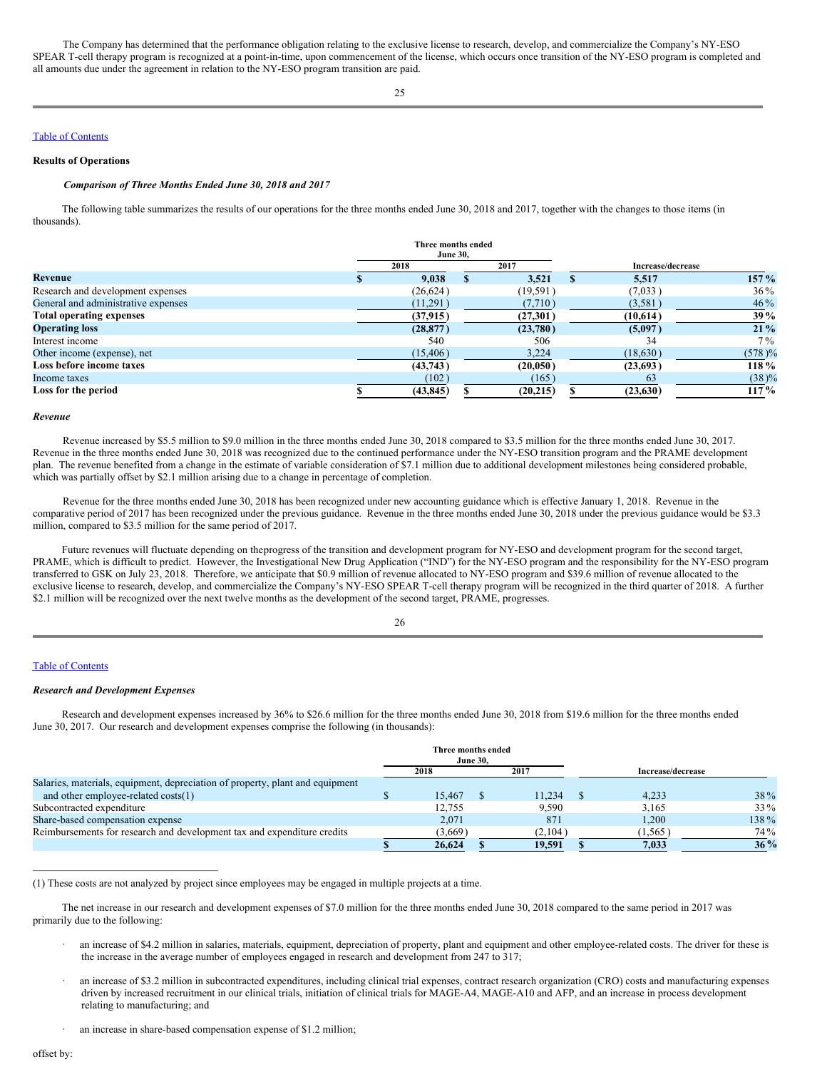The Company has determined that the performance obligation relating to the exclusive license to research, develop, and commercialize the Company's NY-ESO SPEAR T-cell therapy program is recognized at a point-in-time, upon commencement of the license, which occurs once transition of the NY-ESO program is completed and all amounts due under the agreement in relation to the NY-ESO program transition are paid.

[Table of Contents](#)

**Results of Operations**

***Comparison of Three Months Ended June 30, 2018 and 2017***

The following table summarizes the results of our operations for the three months ended June 30, 2018 and 2017, together with the changes to those items (in thousands).

| | Three months ended June 30, | | Increase/decrease | |
|---|---|---|---|---|
| | 2018 | 2017 | | |
| **Revenue** | **$ 9,038** | **$ 3,521** | **$ 5,517** | **157 %** |
| Research and development expenses | (26,624) | (19,591) | (7,033) | 36 % |
| General and administrative expenses | (11,291) | (7,710) | (3,581) | 46 % |
| **Total operating expenses** | **(37,915)** | **(27,301)** | **(10,614)** | **39 %** |
| **Operating loss** | **(28,877)** | **(23,780)** | **(5,097)** | **21 %** |
| Interest income | 540 | 506 | 34 | 7 % |
| Other income (expense), net | (15,406) | 3,224 | (18,630) | (578)% |
| **Loss before income taxes** | **(43,743)** | **(20,050)** | **(23,693)** | **118 %** |
| Income taxes | (102) | (165) | 63 | (38)% |
| **Loss for the period** | **$ (43,845)** | **$ (20,215)** | **$ (23,630)** | **117 %** |

***Revenue***

Revenue increased by $5.5 million to $9.0 million in the three months ended June 30, 2018 compared to $3.5 million for the three months ended June 30, 2017. Revenue in the three months ended June 30, 2018 was recognized due to the continued performance under the NY-ESO transition program and the PRAME development plan. The revenue benefited from a change in the estimate of variable consideration of $7.1 million due to additional development milestones being considered probable, which was partially offset by $2.1 million arising due to a change in percentage of completion.

Revenue for the three months ended June 30, 2018 has been recognized under new accounting guidance which is effective January 1, 2018. Revenue in the comparative period of 2017 has been recognized under the previous guidance. Revenue in the three months ended June 30, 2018 under the previous guidance would be $3.3 million, compared to $3.5 million for the same period of 2017.

Future revenues will fluctuate depending on theprogress of the transition and development program for NY-ESO and development program for the second target, PRAME, which is difficult to predict. However, the Investigational New Drug Application ("IND") for the NY-ESO program and the responsibility for the NY-ESO program transferred to GSK on July 23, 2018. Therefore, we anticipate that $0.9 million of revenue allocated to NY-ESO program and $39.6 million of revenue allocated to the exclusive license to research, develop, and commercialize the Company's NY-ESO SPEAR T-cell therapy program will be recognized in the third quarter of 2018. A further $2.1 million will be recognized over the next twelve months as the development of the second target, PRAME, progresses.

[Table of Contents](#)

***Research and Development Expenses***

Research and development expenses increased by 36% to $26.6 million for the three months ended June 30, 2018 from $19.6 million for the three months ended June 30, 2017. Our research and development expenses comprise the following (in thousands):

| | Three months ended June 30, | | Increase/decrease | |
|---|---|---|---|---|
| | 2018 | 2017 | | |
| Salaries, materials, equipment, depreciation of property, plant and equipment and other employee-related costs(1) | $ 15,467 | $ 11,234 | $ 4,233 | 38 % |
| Subcontracted expenditure | 12,755 | 9,590 | 3,165 | 33 % |
| Share-based compensation expense | 2,071 | 871 | 1,200 | 138 % |
| Reimbursements for research and development tax and expenditure credits | (3,669) | (2,104) | (1,565) | 74 % |
| | **$ 26,624** | **$ 19,591** | **$ 7,033** | **36 %** |

(1) These costs are not analyzed by project since employees may be engaged in multiple projects at a time.

The net increase in our research and development expenses of $7.0 million for the three months ended June 30, 2018 compared to the same period in 2017 was primarily due to the following:

- an increase of $4.2 million in salaries, materials, equipment, depreciation of property, plant and equipment and other employee-related costs. The driver for these is the increase in the average number of employees engaged in research and development from 247 to 317;
- an increase of $3.2 million in subcontracted expenditures, including clinical trial expenses, contract research organization (CRO) costs and manufacturing expenses driven by increased recruitment in our clinical trials, initiation of clinical trials for MAGE-A4, MAGE-A10 and AFP, and an increase in process development relating to manufacturing; and
- an increase in share-based compensation expense of $1.2 million;

offset by: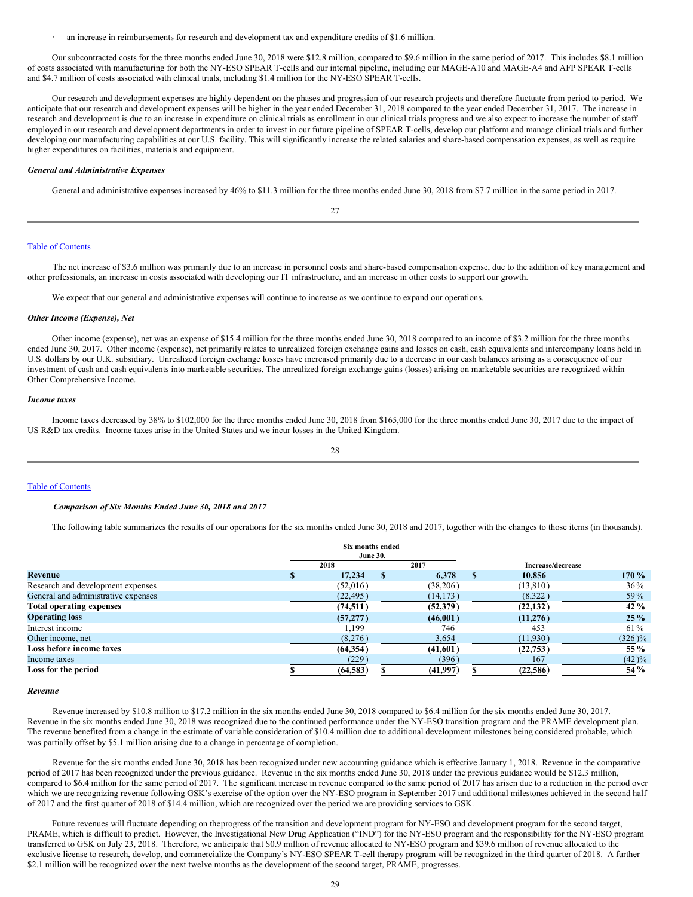- an increase in reimbursements for research and development tax and expenditure credits of $1.6 million.

Our subcontracted costs for the three months ended June 30, 2018 were $12.8 million, compared to $9.6 million in the same period of 2017. This includes $8.1 million of costs associated with manufacturing for both the NY-ESO SPEAR T-cells and our internal pipeline, including our MAGE-A10 and MAGE-A4 and AFP SPEAR T-cells and $4.7 million of costs associated with clinical trials, including $1.4 million for the NY-ESO SPEAR T-cells.

Our research and development expenses are highly dependent on the phases and progression of our research projects and therefore fluctuate from period to period. We anticipate that our research and development expenses will be higher in the year ended December 31, 2018 compared to the year ended December 31, 2017. The increase in research and development is due to an increase in expenditure on clinical trials as enrollment in our clinical trials progress and we also expect to increase the number of staff employed in our research and development departments in order to invest in our future pipeline of SPEAR T-cells, develop our platform and manage clinical trials and further developing our manufacturing capabilities at our U.S. facility. This will significantly increase the related salaries and share-based compensation expenses, as well as require higher expenditures on facilities, materials and equipment.

*General and Administrative Expenses*

General and administrative expenses increased by 46% to $11.3 million for the three months ended June 30, 2018 from $7.7 million in the same period in 2017.

The net increase of $3.6 million was primarily due to an increase in personnel costs and share-based compensation expense, due to the addition of key management and other professionals, an increase in costs associated with developing our IT infrastructure, and an increase in other costs to support our growth.

We expect that our general and administrative expenses will continue to increase as we continue to expand our operations.

*Other Income (Expense), Net*

Other income (expense), net was an expense of $15.4 million for the three months ended June 30, 2018 compared to an income of $3.2 million for the three months ended June 30, 2017. Other income (expense), net primarily relates to unrealized foreign exchange gains and losses on cash, cash equivalents and intercompany loans held in U.S. dollars by our U.K. subsidiary. Unrealized foreign exchange losses have increased primarily due to a decrease in our cash balances arising as a consequence of our investment of cash and cash equivalents into marketable securities. The unrealized foreign exchange gains (losses) arising on marketable securities are recognized within Other Comprehensive Income.

*Income taxes*

Income taxes decreased by 38% to $102,000 for the three months ended June 30, 2018 from $165,000 for the three months ended June 30, 2017 due to the impact of US R&D tax credits. Income taxes arise in the United States and we incur losses in the United Kingdom.

*Comparison of Six Months Ended June 30, 2018 and 2017*

The following table summarizes the results of our operations for the six months ended June 30, 2018 and 2017, together with the changes to those items (in thousands).

| | Six months ended June 30, | | | |
|---|---|---|---|---|
| | 2018 | 2017 | Increase/decrease | |
| **Revenue** | **$ 17,234** | **$ 6,378** | **$ 10,856** | **170%** |
| Research and development expenses | (52,016) | (38,206) | (13,810) | 36% |
| General and administrative expenses | (22,495) | (14,173) | (8,322) | 59% |
| **Total operating expenses** | **(74,511)** | **(52,379)** | **(22,132)** | **42%** |
| **Operating loss** | **(57,277)** | **(46,001)** | **(11,276)** | **25%** |
| Interest income | 1,199 | 746 | 453 | 61% |
| Other income, net | (8,276) | 3,654 | (11,930) | (326)% |
| **Loss before income taxes** | **(64,354)** | **(41,601)** | **(22,753)** | **55%** |
| Income taxes | (229) | (396) | 167 | (42)% |
| **Loss for the period** | **$ (64,583)** | **$ (41,997)** | **$ (22,586)** | **54%** |

*Revenue*

Revenue increased by $10.8 million to $17.2 million in the six months ended June 30, 2018 compared to $6.4 million for the six months ended June 30, 2017. Revenue in the six months ended June 30, 2018 was recognized due to the continued performance under the NY-ESO transition program and the PRAME development plan. The revenue benefited from a change in the estimate of variable consideration of $10.4 million due to additional development milestones being considered probable, which was partially offset by $5.1 million arising due to a change in percentage of completion.

Revenue for the six months ended June 30, 2018 has been recognized under new accounting guidance which is effective January 1, 2018. Revenue in the comparative period of 2017 has been recognized under the previous guidance. Revenue in the six months ended June 30, 2018 under the previous guidance would be $12.3 million, compared to $6.4 million for the same period of 2017. The significant increase in revenue compared to the same period of 2017 has arisen due to a reduction in the period over which we are recognizing revenue following GSK's exercise of the option over the NY-ESO program in September 2017 and additional milestones achieved in the second half of 2017 and the first quarter of 2018 of $14.4 million, which are recognized over the period we are providing services to GSK.

Future revenues will fluctuate depending on theprogress of the transition and development program for NY-ESO and development program for the second target, PRAME, which is difficult to predict. However, the Investigational New Drug Application ("IND") for the NY-ESO program and the responsibility for the NY-ESO program transferred to GSK on July 23, 2018. Therefore, we anticipate that $0.9 million of revenue allocated to NY-ESO program and $39.6 million of revenue allocated to the exclusive license to research, develop, and commercialize the Company's NY-ESO SPEAR T-cell therapy program will be recognized in the third quarter of 2018. A further $2.1 million will be recognized over the next twelve months as the development of the second target, PRAME, progresses.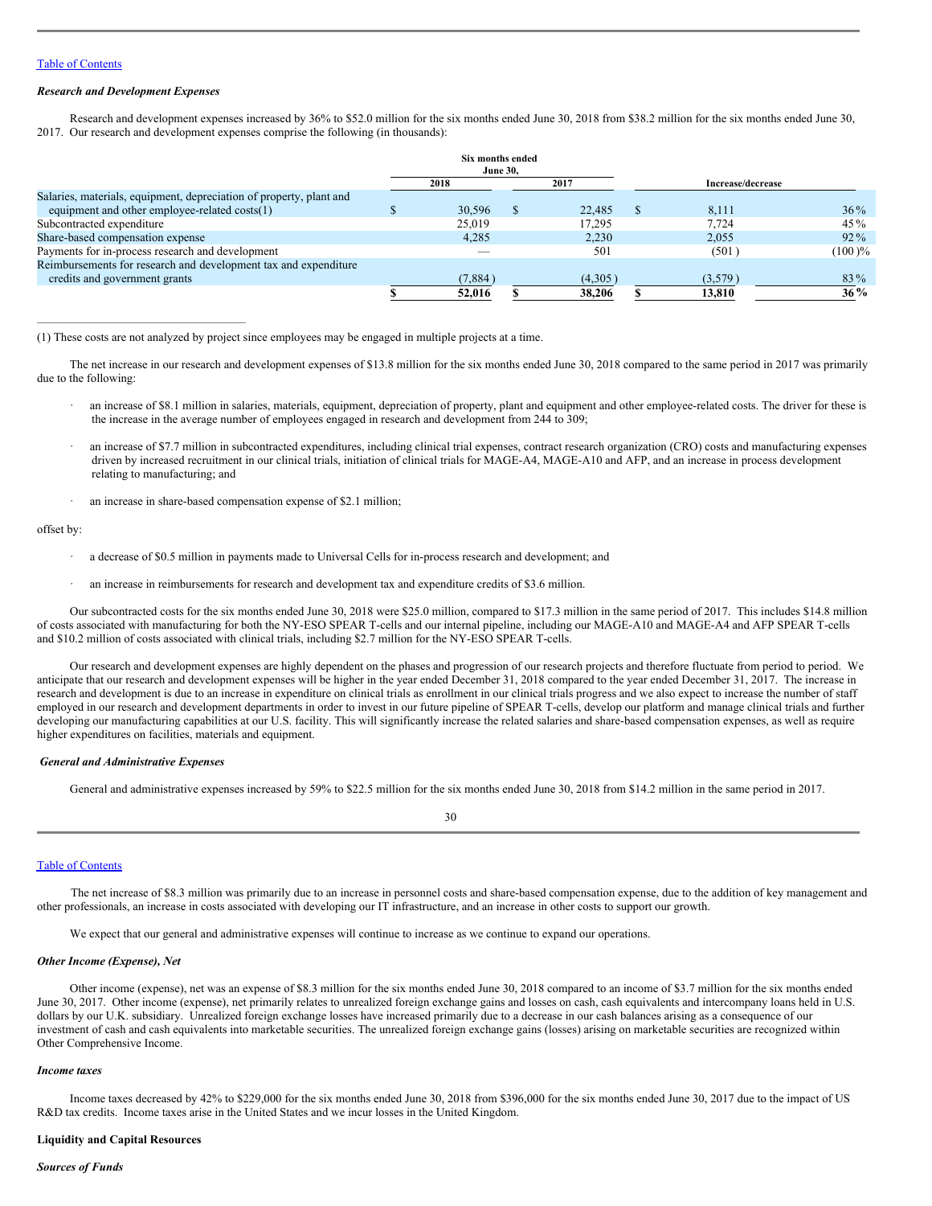### *Research and Development Expenses*

Research and development expenses increased by 36% to $52.0 million for the six months ended June 30, 2018 from $38.2 million for the six months ended June 30, 2017. Our research and development expenses comprise the following (in thousands):

| | Six months ended June 30, | | | |
|---|---|---|---|---|
| | 2018 | 2017 | Increase/decrease | |
| Salaries, materials, equipment, depreciation of property, plant and equipment and other employee-related costs(1) | $ 30,596 | $ 22,485 | $ 8,111 | 36% |
| Subcontracted expenditure | 25,019 | 17,295 | 7,724 | 45% |
| Share-based compensation expense | 4,285 | 2,230 | 2,055 | 92% |
| Payments for in-process research and development | — | 501 | (501) | (100)% |
| Reimbursements for research and development tax and expenditure credits and government grants | (7,884) | (4,305) | (3,579) | 83% |
| | **$ 52,016** | **$ 38,206** | **$ 13,810** | **36%** |

(1) These costs are not analyzed by project since employees may be engaged in multiple projects at a time.

The net increase in our research and development expenses of $13.8 million for the six months ended June 30, 2018 compared to the same period in 2017 was primarily due to the following:

- an increase of $8.1 million in salaries, materials, equipment, depreciation of property, plant and equipment and other employee-related costs. The driver for these is the increase in the average number of employees engaged in research and development from 244 to 309;
- an increase of $7.7 million in subcontracted expenditures, including clinical trial expenses, contract research organization (CRO) costs and manufacturing expenses driven by increased recruitment in our clinical trials, initiation of clinical trials for MAGE-A4, MAGE-A10 and AFP, and an increase in process development relating to manufacturing; and
- an increase in share-based compensation expense of $2.1 million;

offset by:

- a decrease of $0.5 million in payments made to Universal Cells for in-process research and development; and
- an increase in reimbursements for research and development tax and expenditure credits of $3.6 million.

Our subcontracted costs for the six months ended June 30, 2018 were $25.0 million, compared to $17.3 million in the same period of 2017. This includes $14.8 million of costs associated with manufacturing for both the NY-ESO SPEAR T-cells and our internal pipeline, including our MAGE-A10 and MAGE-A4 and AFP SPEAR T-cells and $10.2 million of costs associated with clinical trials, including $2.7 million for the NY-ESO SPEAR T-cells.

Our research and development expenses are highly dependent on the phases and progression of our research projects and therefore fluctuate from period to period. We anticipate that our research and development expenses will be higher in the year ended December 31, 2018 compared to the year ended December 31, 2017. The increase in research and development is due to an increase in expenditure on clinical trials as enrollment in our clinical trials progress and we also expect to increase the number of staff employed in our research and development departments in order to invest in our future pipeline of SPEAR T-cells, develop our platform and manage clinical trials and further developing our manufacturing capabilities at our U.S. facility. This will significantly increase the related salaries and share-based compensation expenses, as well as require higher expenditures on facilities, materials and equipment.

### *General and Administrative Expenses*

General and administrative expenses increased by 59% to $22.5 million for the six months ended June 30, 2018 from $14.2 million in the same period in 2017.

The net increase of $8.3 million was primarily due to an increase in personnel costs and share-based compensation expense, due to the addition of key management and other professionals, an increase in costs associated with developing our IT infrastructure, and an increase in other costs to support our growth.

We expect that our general and administrative expenses will continue to increase as we continue to expand our operations.

### *Other Income (Expense), Net*

Other income (expense), net was an expense of $8.3 million for the six months ended June 30, 2018 compared to an income of $3.7 million for the six months ended June 30, 2017. Other income (expense), net primarily relates to unrealized foreign exchange gains and losses on cash, cash equivalents and intercompany loans held in U.S. dollars by our U.K. subsidiary. Unrealized foreign exchange losses have increased primarily due to a decrease in our cash balances arising as a consequence of our investment of cash and cash equivalents into marketable securities. The unrealized foreign exchange gains (losses) arising on marketable securities are recognized within Other Comprehensive Income.

### *Income taxes*

Income taxes decreased by 42% to $229,000 for the six months ended June 30, 2018 from $396,000 for the six months ended June 30, 2017 due to the impact of US R&D tax credits. Income taxes arise in the United States and we incur losses in the United Kingdom.

## Liquidity and Capital Resources

### *Sources of Funds*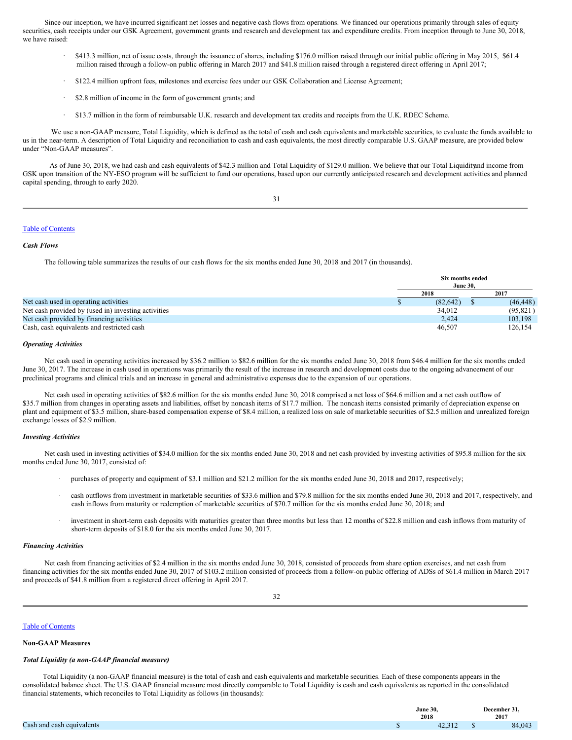Since our inception, we have incurred significant net losses and negative cash flows from operations. We financed our operations primarily through sales of equity securities, cash receipts under our GSK Agreement, government grants and research and development tax and expenditure credits. From inception through to June 30, 2018, we have raised:

- $413.3 million, net of issue costs, through the issuance of shares, including $176.0 million raised through our initial public offering in May 2015, $61.4 million raised through a follow-on public offering in March 2017 and $41.8 million raised through a registered direct offering in April 2017;
- $122.4 million upfront fees, milestones and exercise fees under our GSK Collaboration and License Agreement;
- $2.8 million of income in the form of government grants; and
- $13.7 million in the form of reimbursable U.K. research and development tax credits and receipts from the U.K. RDEC Scheme.

We use a non-GAAP measure, Total Liquidity, which is defined as the total of cash and cash equivalents and marketable securities, to evaluate the funds available to us in the near-term. A description of Total Liquidity and reconciliation to cash and cash equivalents, the most directly comparable U.S. GAAP measure, are provided below under "Non-GAAP measures".

As of June 30, 2018, we had cash and cash equivalents of $42.3 million and Total Liquidity of $129.0 million. We believe that our Total Liquidity and income from GSK upon transition of the NY-ESO program will be sufficient to fund our operations, based upon our currently anticipated research and development activities and planned capital spending, through to early 2020.

### *Cash Flows*

The following table summarizes the results of our cash flows for the six months ended June 30, 2018 and 2017 (in thousands).

| | Six months ended June 30, | |
|---|---|---|
| | 2018 | 2017 |
| Net cash used in operating activities | $ (82,642) | $ (46,448) |
| Net cash provided by (used in) investing activities | 34,012 | (95,821) |
| Net cash provided by financing activities | 2,424 | 103,198 |
| Cash, cash equivalents and restricted cash | 46,507 | 126,154 |

### *Operating Activities*

Net cash used in operating activities increased by $36.2 million to $82.6 million for the six months ended June 30, 2018 from $46.4 million for the six months ended June 30, 2017. The increase in cash used in operations was primarily the result of the increase in research and development costs due to the ongoing advancement of our preclinical programs and clinical trials and an increase in general and administrative expenses due to the expansion of our operations.

Net cash used in operating activities of $82.6 million for the six months ended June 30, 2018 comprised a net loss of $64.6 million and a net cash outflow of $35.7 million from changes in operating assets and liabilities, offset by noncash items of $17.7 million. The noncash items consisted primarily of depreciation expense on plant and equipment of $3.5 million, share-based compensation expense of $8.4 million, a realized loss on sale of marketable securities of $2.5 million and unrealized foreign exchange losses of $2.9 million.

### *Investing Activities*

Net cash used in investing activities of $34.0 million for the six months ended June 30, 2018 and net cash provided by investing activities of $95.8 million for the six months ended June 30, 2017, consisted of:

- purchases of property and equipment of $3.1 million and $21.2 million for the six months ended June 30, 2018 and 2017, respectively;
- cash outflows from investment in marketable securities of $33.6 million and $79.8 million for the six months ended June 30, 2018 and 2017, respectively, and cash inflows from maturity or redemption of marketable securities of $70.7 million for the six months ended June 30, 2018; and
- investment in short-term cash deposits with maturities greater than three months but less than 12 months of $22.8 million and cash inflows from maturity of short-term deposits of $18.0 for the six months ended June 30, 2017.

### *Financing Activities*

Net cash from financing activities of $2.4 million in the six months ended June 30, 2018, consisted of proceeds from share option exercises, and net cash from financing activities for the six months ended June 30, 2017 of $103.2 million consisted of proceeds from a follow-on public offering of ADSs of $61.4 million in March 2017 and proceeds of $41.8 million from a registered direct offering in April 2017.

## Non-GAAP Measures

### *Total Liquidity (a non-GAAP financial measure)*

Total Liquidity (a non-GAAP financial measure) is the total of cash and cash equivalents and marketable securities. Each of these components appears in the consolidated balance sheet. The U.S. GAAP financial measure most directly comparable to Total Liquidity is cash and cash equivalents as reported in the consolidated financial statements, which reconciles to Total Liquidity as follows (in thousands):

| | June 30, 2018 | December 31, 2017 |
|---|---|---|
| Cash and cash equivalents | $ 42,312 | $ 84,043 |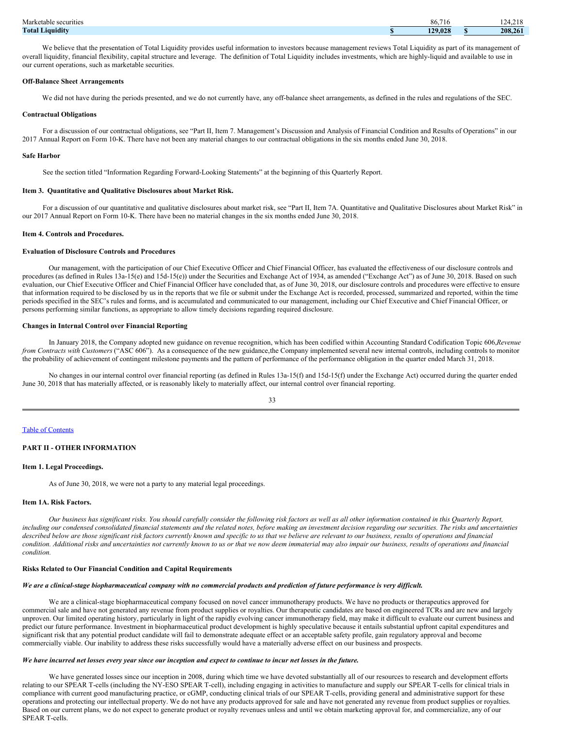| | | |
|---|---|---|
| Marketable securities | 86,716 | 124,218 |
| **Total Liquidity** | **$ 129,028** | **$ 208,261** |

We believe that the presentation of Total Liquidity provides useful information to investors because management reviews Total Liquidity as part of its management of overall liquidity, financial flexibility, capital structure and leverage. The definition of Total Liquidity includes investments, which are highly-liquid and available to use in our current operations, such as marketable securities.

**Off-Balance Sheet Arrangements**

We did not have during the periods presented, and we do not currently have, any off-balance sheet arrangements, as defined in the rules and regulations of the SEC.

**Contractual Obligations**

For a discussion of our contractual obligations, see "Part II, Item 7. Management's Discussion and Analysis of Financial Condition and Results of Operations" in our 2017 Annual Report on Form 10-K. There have not been any material changes to our contractual obligations in the six months ended June 30, 2018.

**Safe Harbor**

See the section titled "Information Regarding Forward-Looking Statements" at the beginning of this Quarterly Report.

### Item 3. Quantitative and Qualitative Disclosures about Market Risk.

For a discussion of our quantitative and qualitative disclosures about market risk, see "Part II, Item 7A. Quantitative and Qualitative Disclosures about Market Risk" in our 2017 Annual Report on Form 10-K. There have been no material changes in the six months ended June 30, 2018.

### Item 4. Controls and Procedures.

**Evaluation of Disclosure Controls and Procedures**

Our management, with the participation of our Chief Executive Officer and Chief Financial Officer, has evaluated the effectiveness of our disclosure controls and procedures (as defined in Rules 13a-15(e) and 15d-15(e)) under the Securities and Exchange Act of 1934, as amended ("Exchange Act") as of June 30, 2018. Based on such evaluation, our Chief Executive Officer and Chief Financial Officer have concluded that, as of June 30, 2018, our disclosure controls and procedures were effective to ensure that information required to be disclosed by us in the reports that we file or submit under the Exchange Act is recorded, processed, summarized and reported, within the time periods specified in the SEC's rules and forms, and is accumulated and communicated to our management, including our Chief Executive and Chief Financial Officer, or persons performing similar functions, as appropriate to allow timely decisions regarding required disclosure.

**Changes in Internal Control over Financial Reporting**

In January 2018, the Company adopted new guidance on revenue recognition, which has been codified within Accounting Standard Codification Topic 606,*Revenue from Contracts with Customers* ("ASC 606"). As a consequence of the new guidance,the Company implemented several new internal controls, including controls to monitor the probability of achievement of contingent milestone payments and the pattern of performance of the performance obligation in the quarter ended March 31, 2018.

No changes in our internal control over financial reporting (as defined in Rules 13a-15(f) and 15d-15(f) under the Exchange Act) occurred during the quarter ended June 30, 2018 that has materially affected, or is reasonably likely to materially affect, our internal control over financial reporting.

## PART II - OTHER INFORMATION

### Item 1. Legal Proceedings.

As of June 30, 2018, we were not a party to any material legal proceedings.

### Item 1A. Risk Factors.

*Our business has significant risks. You should carefully consider the following risk factors as well as all other information contained in this Quarterly Report, including our condensed consolidated financial statements and the related notes, before making an investment decision regarding our securities. The risks and uncertainties described below are those significant risk factors currently known and specific to us that we believe are relevant to our business, results of operations and financial condition. Additional risks and uncertainties not currently known to us or that we now deem immaterial may also impair our business, results of operations and financial condition.*

**Risks Related to Our Financial Condition and Capital Requirements**

***We are a clinical-stage biopharmaceutical company with no commercial products and prediction of future performance is very difficult.***

We are a clinical-stage biopharmaceutical company focused on novel cancer immunotherapy products. We have no products or therapeutics approved for commercial sale and have not generated any revenue from product supplies or royalties. Our therapeutic candidates are based on engineered TCRs and are new and largely unproven. Our limited operating history, particularly in light of the rapidly evolving cancer immunotherapy field, may make it difficult to evaluate our current business and predict our future performance. Investment in biopharmaceutical product development is highly speculative because it entails substantial upfront capital expenditures and significant risk that any potential product candidate will fail to demonstrate adequate effect or an acceptable safety profile, gain regulatory approval and become commercially viable. Our inability to address these risks successfully would have a materially adverse effect on our business and prospects.

***We have incurred net losses every year since our inception and expect to continue to incur net losses in the future.***

We have generated losses since our inception in 2008, during which time we have devoted substantially all of our resources to research and development efforts relating to our SPEAR T-cells (including the NY-ESO SPEAR T-cell), including engaging in activities to manufacture and supply our SPEAR T-cells for clinical trials in compliance with current good manufacturing practice, or cGMP, conducting clinical trials of our SPEAR T-cells, providing general and administrative support for these operations and protecting our intellectual property. We do not have any products approved for sale and have not generated any revenue from product supplies or royalties. Based on our current plans, we do not expect to generate product or royalty revenues unless and until we obtain marketing approval for, and commercialize, any of our SPEAR T-cells.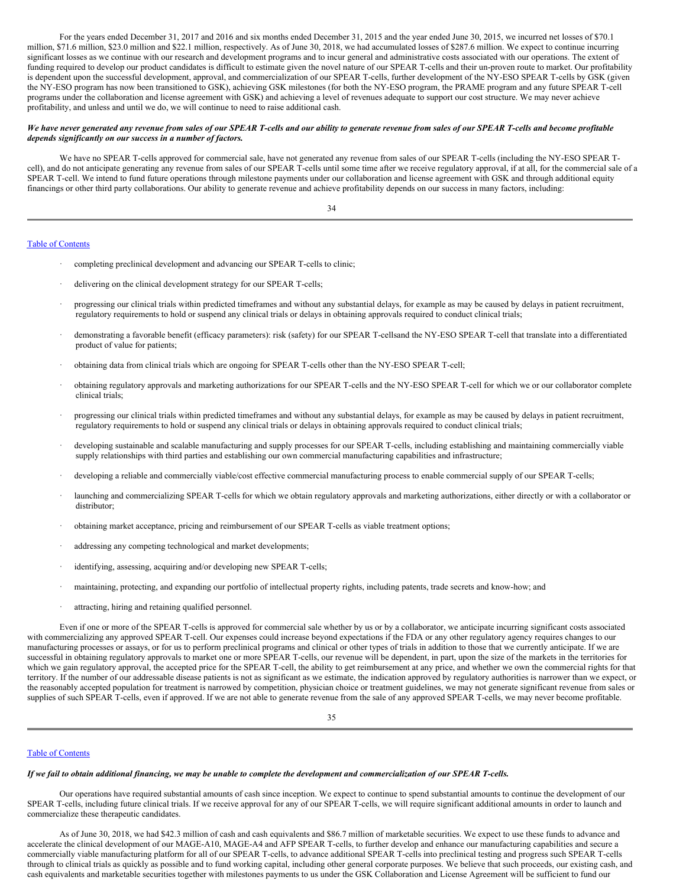For the years ended December 31, 2017 and 2016 and six months ended December 31, 2015 and the year ended June 30, 2015, we incurred net losses of $70.1 million, $71.6 million, $23.0 million and $22.1 million, respectively. As of June 30, 2018, we had accumulated losses of $287.6 million. We expect to continue incurring significant losses as we continue with our research and development programs and to incur general and administrative costs associated with our operations. The extent of funding required to develop our product candidates is difficult to estimate given the novel nature of our SPEAR T-cells and their un-proven route to market. Our profitability is dependent upon the successful development, approval, and commercialization of our SPEAR T-cells, further development of the NY-ESO SPEAR T-cells by GSK (given the NY-ESO program has now been transitioned to GSK), achieving GSK milestones (for both the NY-ESO program, the PRAME program and any future SPEAR T-cell programs under the collaboration and license agreement with GSK) and achieving a level of revenues adequate to support our cost structure. We may never achieve profitability, and unless and until we do, we will continue to need to raise additional cash.

***We have never generated any revenue from sales of our SPEAR T-cells and our ability to generate revenue from sales of our SPEAR T-cells and become profitable depends significantly on our success in a number of factors.***

We have no SPEAR T-cells approved for commercial sale, have not generated any revenue from sales of our SPEAR T-cells (including the NY-ESO SPEAR T-cell), and do not anticipate generating any revenue from sales of our SPEAR T-cells until some time after we receive regulatory approval, if at all, for the commercial sale of a SPEAR T-cell. We intend to fund future operations through milestone payments under our collaboration and license agreement with GSK and through additional equity financings or other third party collaborations. Our ability to generate revenue and achieve profitability depends on our success in many factors, including:

- completing preclinical development and advancing our SPEAR T-cells to clinic;
- delivering on the clinical development strategy for our SPEAR T-cells;
- progressing our clinical trials within predicted timeframes and without any substantial delays, for example as may be caused by delays in patient recruitment, regulatory requirements to hold or suspend any clinical trials or delays in obtaining approvals required to conduct clinical trials;
- demonstrating a favorable benefit (efficacy parameters): risk (safety) for our SPEAR T-cellsand the NY-ESO SPEAR T-cell that translate into a differentiated product of value for patients;
- obtaining data from clinical trials which are ongoing for SPEAR T-cells other than the NY-ESO SPEAR T-cell;
- obtaining regulatory approvals and marketing authorizations for our SPEAR T-cells and the NY-ESO SPEAR T-cell for which we or our collaborator complete clinical trials;
- progressing our clinical trials within predicted timeframes and without any substantial delays, for example as may be caused by delays in patient recruitment, regulatory requirements to hold or suspend any clinical trials or delays in obtaining approvals required to conduct clinical trials;
- developing sustainable and scalable manufacturing and supply processes for our SPEAR T-cells, including establishing and maintaining commercially viable supply relationships with third parties and establishing our own commercial manufacturing capabilities and infrastructure;
- developing a reliable and commercially viable/cost effective commercial manufacturing process to enable commercial supply of our SPEAR T-cells;
- launching and commercializing SPEAR T-cells for which we obtain regulatory approvals and marketing authorizations, either directly or with a collaborator or distributor;
- obtaining market acceptance, pricing and reimbursement of our SPEAR T-cells as viable treatment options;
- addressing any competing technological and market developments;
- identifying, assessing, acquiring and/or developing new SPEAR T-cells;
- maintaining, protecting, and expanding our portfolio of intellectual property rights, including patents, trade secrets and know-how; and
- attracting, hiring and retaining qualified personnel.

Even if one or more of the SPEAR T-cells is approved for commercial sale whether by us or by a collaborator, we anticipate incurring significant costs associated with commercializing any approved SPEAR T-cell. Our expenses could increase beyond expectations if the FDA or any other regulatory agency requires changes to our manufacturing processes or assays, or for us to perform preclinical programs and clinical or other types of trials in addition to those that we currently anticipate. If we are successful in obtaining regulatory approvals to market one or more SPEAR T-cells, our revenue will be dependent, in part, upon the size of the markets in the territories for which we gain regulatory approval, the accepted price for the SPEAR T-cell, the ability to get reimbursement at any price, and whether we own the commercial rights for that territory. If the number of our addressable disease patients is not as significant as we estimate, the indication approved by regulatory authorities is narrower than we expect, or the reasonably accepted population for treatment is narrowed by competition, physician choice or treatment guidelines, we may not generate significant revenue from sales or supplies of such SPEAR T-cells, even if approved. If we are not able to generate revenue from the sale of any approved SPEAR T-cells, we may never become profitable.

***If we fail to obtain additional financing, we may be unable to complete the development and commercialization of our SPEAR T-cells.***

Our operations have required substantial amounts of cash since inception. We expect to continue to spend substantial amounts to continue the development of our SPEAR T-cells, including future clinical trials. If we receive approval for any of our SPEAR T-cells, we will require significant additional amounts in order to launch and commercialize these therapeutic candidates.

As of June 30, 2018, we had $42.3 million of cash and cash equivalents and $86.7 million of marketable securities. We expect to use these funds to advance and accelerate the clinical development of our MAGE-A10, MAGE-A4 and AFP SPEAR T-cells, to further develop and enhance our manufacturing capabilities and secure a commercially viable manufacturing platform for all of our SPEAR T-cells, to advance additional SPEAR T-cells into preclinical testing and progress such SPEAR T-cells through to clinical trials as quickly as possible and to fund working capital, including other general corporate purposes. We believe that such proceeds, our existing cash, and cash equivalents and marketable securities together with milestones payments to us under the GSK Collaboration and License Agreement will be sufficient to fund our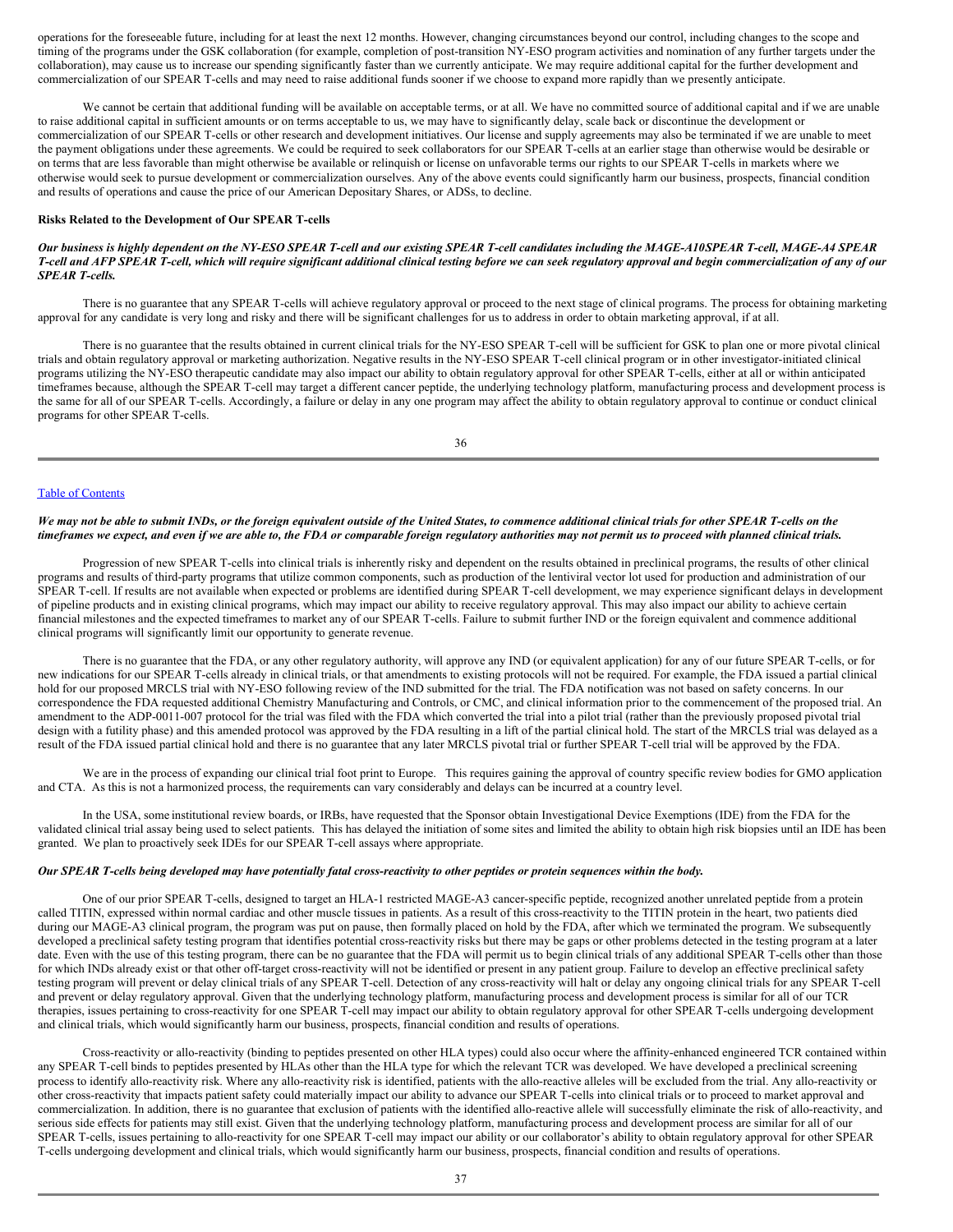operations for the foreseeable future, including for at least the next 12 months. However, changing circumstances beyond our control, including changes to the scope and timing of the programs under the GSK collaboration (for example, completion of post-transition NY-ESO program activities and nomination of any further targets under the collaboration), may cause us to increase our spending significantly faster than we currently anticipate. We may require additional capital for the further development and commercialization of our SPEAR T-cells and may need to raise additional funds sooner if we choose to expand more rapidly than we presently anticipate.

We cannot be certain that additional funding will be available on acceptable terms, or at all. We have no committed source of additional capital and if we are unable to raise additional capital in sufficient amounts or on terms acceptable to us, we may have to significantly delay, scale back or discontinue the development or commercialization of our SPEAR T-cells or other research and development initiatives. Our license and supply agreements may also be terminated if we are unable to meet the payment obligations under these agreements. We could be required to seek collaborators for our SPEAR T-cells at an earlier stage than otherwise would be desirable or on terms that are less favorable than might otherwise be available or relinquish or license on unfavorable terms our rights to our SPEAR T-cells in markets where we otherwise would seek to pursue development or commercialization ourselves. Any of the above events could significantly harm our business, prospects, financial condition and results of operations and cause the price of our American Depositary Shares, or ADSs, to decline.

**Risks Related to the Development of Our SPEAR T-cells**

***Our business is highly dependent on the NY-ESO SPEAR T-cell and our existing SPEAR T-cell candidates including the MAGE-A10SPEAR T-cell, MAGE-A4 SPEAR T-cell and AFP SPEAR T-cell, which will require significant additional clinical testing before we can seek regulatory approval and begin commercialization of any of our SPEAR T-cells.***

There is no guarantee that any SPEAR T-cells will achieve regulatory approval or proceed to the next stage of clinical programs. The process for obtaining marketing approval for any candidate is very long and risky and there will be significant challenges for us to address in order to obtain marketing approval, if at all.

There is no guarantee that the results obtained in current clinical trials for the NY-ESO SPEAR T-cell will be sufficient for GSK to plan one or more pivotal clinical trials and obtain regulatory approval or marketing authorization. Negative results in the NY-ESO SPEAR T-cell clinical program or in other investigator-initiated clinical programs utilizing the NY-ESO therapeutic candidate may also impact our ability to obtain regulatory approval for other SPEAR T-cells, either at all or within anticipated timeframes because, although the SPEAR T-cell may target a different cancer peptide, the underlying technology platform, manufacturing process and development process is the same for all of our SPEAR T-cells. Accordingly, a failure or delay in any one program may affect the ability to obtain regulatory approval to continue or conduct clinical programs for other SPEAR T-cells.

***We may not be able to submit INDs, or the foreign equivalent outside of the United States, to commence additional clinical trials for other SPEAR T-cells on the timeframes we expect, and even if we are able to, the FDA or comparable foreign regulatory authorities may not permit us to proceed with planned clinical trials.***

Progression of new SPEAR T-cells into clinical trials is inherently risky and dependent on the results obtained in preclinical programs, the results of other clinical programs and results of third-party programs that utilize common components, such as production of the lentiviral vector lot used for production and administration of our SPEAR T-cell. If results are not available when expected or problems are identified during SPEAR T-cell development, we may experience significant delays in development of pipeline products and in existing clinical programs, which may impact our ability to receive regulatory approval. This may also impact our ability to achieve certain financial milestones and the expected timeframes to market any of our SPEAR T-cells. Failure to submit further IND or the foreign equivalent and commence additional clinical programs will significantly limit our opportunity to generate revenue.

There is no guarantee that the FDA, or any other regulatory authority, will approve any IND (or equivalent application) for any of our future SPEAR T-cells, or for new indications for our SPEAR T-cells already in clinical trials, or that amendments to existing protocols will not be required. For example, the FDA issued a partial clinical hold for our proposed MRCLS trial with NY-ESO following review of the IND submitted for the trial. The FDA notification was not based on safety concerns. In our correspondence the FDA requested additional Chemistry Manufacturing and Controls, or CMC, and clinical information prior to the commencement of the proposed trial. An amendment to the ADP-0011-007 protocol for the trial was filed with the FDA which converted the trial into a pilot trial (rather than the previously proposed pivotal trial design with a futility phase) and this amended protocol was approved by the FDA resulting in a lift of the partial clinical hold. The start of the MRCLS trial was delayed as a result of the FDA issued partial clinical hold and there is no guarantee that any later MRCLS pivotal trial or further SPEAR T-cell trial will be approved by the FDA.

We are in the process of expanding our clinical trial foot print to Europe. This requires gaining the approval of country specific review bodies for GMO application and CTA. As this is not a harmonized process, the requirements can vary considerably and delays can be incurred at a country level.

In the USA, some institutional review boards, or IRBs, have requested that the Sponsor obtain Investigational Device Exemptions (IDE) from the FDA for the validated clinical trial assay being used to select patients. This has delayed the initiation of some sites and limited the ability to obtain high risk biopsies until an IDE has been granted. We plan to proactively seek IDEs for our SPEAR T-cell assays where appropriate.

***Our SPEAR T-cells being developed may have potentially fatal cross-reactivity to other peptides or protein sequences within the body.***

One of our prior SPEAR T-cells, designed to target an HLA-1 restricted MAGE-A3 cancer-specific peptide, recognized another unrelated peptide from a protein called TITIN, expressed within normal cardiac and other muscle tissues in patients. As a result of this cross-reactivity to the TITIN protein in the heart, two patients died during our MAGE-A3 clinical program, the program was put on pause, then formally placed on hold by the FDA, after which we terminated the program. We subsequently developed a preclinical safety testing program that identifies potential cross-reactivity risks but there may be gaps or other problems detected in the testing program at a later date. Even with the use of this testing program, there can be no guarantee that the FDA will permit us to begin clinical trials of any additional SPEAR T-cells other than those for which INDs already exist or that other off-target cross-reactivity will not be identified or present in any patient group. Failure to develop an effective preclinical safety testing program will prevent or delay clinical trials of any SPEAR T-cell. Detection of any cross-reactivity will halt or delay any ongoing clinical trials for any SPEAR T-cell and prevent or delay regulatory approval. Given that the underlying technology platform, manufacturing process and development process is similar for all of our TCR therapies, issues pertaining to cross-reactivity for one SPEAR T-cell may impact our ability to obtain regulatory approval for other SPEAR T-cells undergoing development and clinical trials, which would significantly harm our business, prospects, financial condition and results of operations.

Cross-reactivity or allo-reactivity (binding to peptides presented on other HLA types) could also occur where the affinity-enhanced engineered TCR contained within any SPEAR T-cell binds to peptides presented by HLAs other than the HLA type for which the relevant TCR was developed. We have developed a preclinical screening process to identify allo-reactivity risk. Where any allo-reactivity risk is identified, patients with the allo-reactive alleles will be excluded from the trial. Any allo-reactivity or other cross-reactivity that impacts patient safety could materially impact our ability to advance our SPEAR T-cells into clinical trials or to proceed to market approval and commercialization. In addition, there is no guarantee that exclusion of patients with the identified allo-reactive allele will successfully eliminate the risk of allo-reactivity, and serious side effects for patients may still exist. Given that the underlying technology platform, manufacturing process and development process are similar for all of our SPEAR T-cells, issues pertaining to allo-reactivity for one SPEAR T-cell may impact our ability or our collaborator's ability to obtain regulatory approval for other SPEAR T-cells undergoing development and clinical trials, which would significantly harm our business, prospects, financial condition and results of operations.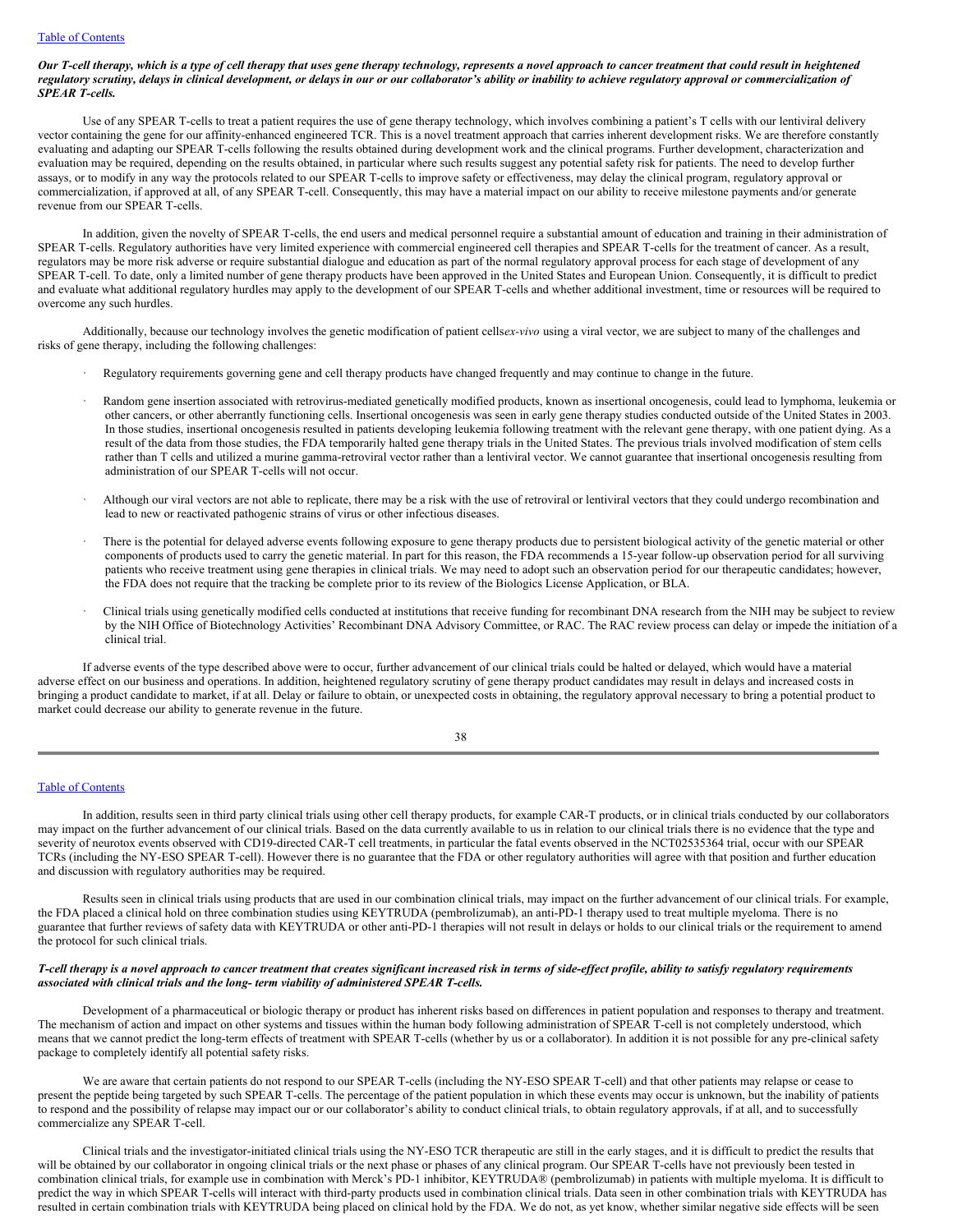***Our T-cell therapy, which is a type of cell therapy that uses gene therapy technology, represents a novel approach to cancer treatment that could result in heightened regulatory scrutiny, delays in clinical development, or delays in our or our collaborator's ability or inability to achieve regulatory approval or commercialization of SPEAR T-cells.***

Use of any SPEAR T-cells to treat a patient requires the use of gene therapy technology, which involves combining a patient's T cells with our lentiviral delivery vector containing the gene for our affinity-enhanced engineered TCR. This is a novel treatment approach that carries inherent development risks. We are therefore constantly evaluating and adapting our SPEAR T-cells following the results obtained during development work and the clinical programs. Further development, characterization and evaluation may be required, depending on the results obtained, in particular where such results suggest any potential safety risk for patients. The need to develop further assays, or to modify in any way the protocols related to our SPEAR T-cells to improve safety or effectiveness, may delay the clinical program, regulatory approval or commercialization, if approved at all, of any SPEAR T-cell. Consequently, this may have a material impact on our ability to receive milestone payments and/or generate revenue from our SPEAR T-cells.

In addition, given the novelty of SPEAR T-cells, the end users and medical personnel require a substantial amount of education and training in their administration of SPEAR T-cells. Regulatory authorities have very limited experience with commercial engineered cell therapies and SPEAR T-cells for the treatment of cancer. As a result, regulators may be more risk adverse or require substantial dialogue and education as part of the normal regulatory approval process for each stage of development of any SPEAR T-cell. To date, only a limited number of gene therapy products have been approved in the United States and European Union. Consequently, it is difficult to predict and evaluate what additional regulatory hurdles may apply to the development of our SPEAR T-cells and whether additional investment, time or resources will be required to overcome any such hurdles.

Additionally, because our technology involves the genetic modification of patient cells*ex-vivo* using a viral vector, we are subject to many of the challenges and risks of gene therapy, including the following challenges:

- Regulatory requirements governing gene and cell therapy products have changed frequently and may continue to change in the future.
- Random gene insertion associated with retrovirus-mediated genetically modified products, known as insertional oncogenesis, could lead to lymphoma, leukemia or other cancers, or other aberrantly functioning cells. Insertional oncogenesis was seen in early gene therapy studies conducted outside of the United States in 2003. In those studies, insertional oncogenesis resulted in patients developing leukemia following treatment with the relevant gene therapy, with one patient dying. As a result of the data from those studies, the FDA temporarily halted gene therapy trials in the United States. The previous trials involved modification of stem cells rather than T cells and utilized a murine gamma-retroviral vector rather than a lentiviral vector. We cannot guarantee that insertional oncogenesis resulting from administration of our SPEAR T-cells will not occur.
- Although our viral vectors are not able to replicate, there may be a risk with the use of retroviral or lentiviral vectors that they could undergo recombination and lead to new or reactivated pathogenic strains of virus or other infectious diseases.
- There is the potential for delayed adverse events following exposure to gene therapy products due to persistent biological activity of the genetic material or other components of products used to carry the genetic material. In part for this reason, the FDA recommends a 15-year follow-up observation period for all surviving patients who receive treatment using gene therapies in clinical trials. We may need to adopt such an observation period for our therapeutic candidates; however, the FDA does not require that the tracking be complete prior to its review of the Biologics License Application, or BLA.
- Clinical trials using genetically modified cells conducted at institutions that receive funding for recombinant DNA research from the NIH may be subject to review by the NIH Office of Biotechnology Activities' Recombinant DNA Advisory Committee, or RAC. The RAC review process can delay or impede the initiation of a clinical trial.

If adverse events of the type described above were to occur, further advancement of our clinical trials could be halted or delayed, which would have a material adverse effect on our business and operations. In addition, heightened regulatory scrutiny of gene therapy product candidates may result in delays and increased costs in bringing a product candidate to market, if at all. Delay or failure to obtain, or unexpected costs in obtaining, the regulatory approval necessary to bring a potential product to market could decrease our ability to generate revenue in the future.

In addition, results seen in third party clinical trials using other cell therapy products, for example CAR-T products, or in clinical trials conducted by our collaborators may impact on the further advancement of our clinical trials. Based on the data currently available to us in relation to our clinical trials there is no evidence that the type and severity of neurotox events observed with CD19-directed CAR-T cell treatments, in particular the fatal events observed in the NCT02535364 trial, occur with our SPEAR TCRs (including the NY-ESO SPEAR T-cell). However there is no guarantee that the FDA or other regulatory authorities will agree with that position and further education and discussion with regulatory authorities may be required.

Results seen in clinical trials using products that are used in our combination clinical trials, may impact on the further advancement of our clinical trials. For example, the FDA placed a clinical hold on three combination studies using KEYTRUDA (pembrolizumab), an anti-PD-1 therapy used to treat multiple myeloma. There is no guarantee that further reviews of safety data with KEYTRUDA or other anti-PD-1 therapies will not result in delays or holds to our clinical trials or the requirement to amend the protocol for such clinical trials.

***T-cell therapy is a novel approach to cancer treatment that creates significant increased risk in terms of side-effect profile, ability to satisfy regulatory requirements associated with clinical trials and the long- term viability of administered SPEAR T-cells.***

Development of a pharmaceutical or biologic therapy or product has inherent risks based on differences in patient population and responses to therapy and treatment. The mechanism of action and impact on other systems and tissues within the human body following administration of SPEAR T-cell is not completely understood, which means that we cannot predict the long-term effects of treatment with SPEAR T-cells (whether by us or a collaborator). In addition it is not possible for any pre-clinical safety package to completely identify all potential safety risks.

We are aware that certain patients do not respond to our SPEAR T-cells (including the NY-ESO SPEAR T-cell) and that other patients may relapse or cease to present the peptide being targeted by such SPEAR T-cells. The percentage of the patient population in which these events may occur is unknown, but the inability of patients to respond and the possibility of relapse may impact our or our collaborator's ability to conduct clinical trials, to obtain regulatory approvals, if at all, and to successfully commercialize any SPEAR T-cell.

Clinical trials and the investigator-initiated clinical trials using the NY-ESO TCR therapeutic are still in the early stages, and it is difficult to predict the results that will be obtained by our collaborator in ongoing clinical trials or the next phase or phases of any clinical program. Our SPEAR T-cells have not previously been tested in combination clinical trials, for example use in combination with Merck's PD-1 inhibitor, KEYTRUDA® (pembrolizumab) in patients with multiple myeloma. It is difficult to predict the way in which SPEAR T-cells will interact with third-party products used in combination clinical trials. Data seen in other combination trials with KEYTRUDA has resulted in certain combination trials with KEYTRUDA being placed on clinical hold by the FDA. We do not, as yet know, whether similar negative side effects will be seen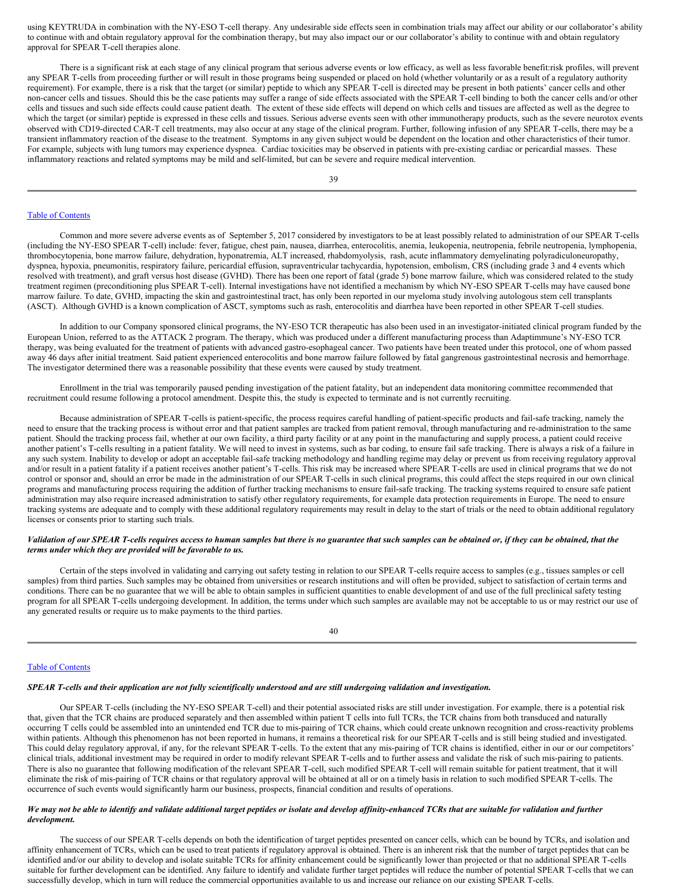using KEYTRUDA in combination with the NY-ESO T-cell therapy. Any undesirable side effects seen in combination trials may affect our ability or our collaborator's ability to continue with and obtain regulatory approval for the combination therapy, but may also impact our or our collaborator's ability to continue with and obtain regulatory approval for SPEAR T-cell therapies alone.

There is a significant risk at each stage of any clinical program that serious adverse events or low efficacy, as well as less favorable benefit:risk profiles, will prevent any SPEAR T-cells from proceeding further or will result in those programs being suspended or placed on hold (whether voluntarily or as a result of a regulatory authority requirement). For example, there is a risk that the target (or similar) peptide to which any SPEAR T-cell is directed may be present in both patients' cancer cells and other non-cancer cells and tissues. Should this be the case patients may suffer a range of side effects associated with the SPEAR T-cell binding to both the cancer cells and/or other cells and tissues and such side effects could cause patient death. The extent of these side effects will depend on which cells and tissues are affected as well as the degree to which the target (or similar) peptide is expressed in these cells and tissues. Serious adverse events seen with other immunotherapy products, such as the severe neurotox events observed with CD19-directed CAR-T cell treatments, may also occur at any stage of the clinical program. Further, following infusion of any SPEAR T-cells, there may be a transient inflammatory reaction of the disease to the treatment. Symptoms in any given subject would be dependent on the location and other characteristics of their tumor. For example, subjects with lung tumors may experience dyspnea. Cardiac toxicities may be observed in patients with pre-existing cardiac or pericardial masses. These inflammatory reactions and related symptoms may be mild and self-limited, but can be severe and require medical intervention.

Common and more severe adverse events as of September 5, 2017 considered by investigators to be at least possibly related to administration of our SPEAR T-cells (including the NY-ESO SPEAR T-cell) include: fever, fatigue, chest pain, nausea, diarrhea, enterocolitis, anemia, leukopenia, neutropenia, febrile neutropenia, lymphopenia, thrombocytopenia, bone marrow failure, dehydration, hyponatremia, ALT increased, rhabdomyolysis, rash, acute inflammatory demyelinating polyradiculoneuropathy, dyspnea, hypoxia, pneumonitis, respiratory failure, pericardial effusion, supraventricular tachycardia, hypotension, embolism, CRS (including grade 3 and 4 events which resolved with treatment), and graft versus host disease (GVHD). There has been one report of fatal (grade 5) bone marrow failure, which was considered related to the study treatment regimen (preconditioning plus SPEAR T-cell). Internal investigations have not identified a mechanism by which NY-ESO SPEAR T-cells may have caused bone marrow failure. To date, GVHD, impacting the skin and gastrointestinal tract, has only been reported in our myeloma study involving autologous stem cell transplants (ASCT). Although GVHD is a known complication of ASCT, symptoms such as rash, enterocolitis and diarrhea have been reported in other SPEAR T-cell studies.

In addition to our Company sponsored clinical programs, the NY-ESO TCR therapeutic has also been used in an investigator-initiated clinical program funded by the European Union, referred to as the ATTACK 2 program. The therapy, which was produced under a different manufacturing process than Adaptimmune's NY-ESO TCR therapy, was being evaluated for the treatment of patients with advanced gastro-esophageal cancer. Two patients have been treated under this protocol, one of whom passed away 46 days after initial treatment. Said patient experienced enterocolitis and bone marrow failure followed by fatal gangrenous gastrointestinal necrosis and hemorrhage. The investigator determined there was a reasonable possibility that these events were caused by study treatment.

Enrollment in the trial was temporarily paused pending investigation of the patient fatality, but an independent data monitoring committee recommended that recruitment could resume following a protocol amendment. Despite this, the study is expected to terminate and is not currently recruiting.

Because administration of SPEAR T-cells is patient-specific, the process requires careful handling of patient-specific products and fail-safe tracking, namely the need to ensure that the tracking process is without error and that patient samples are tracked from patient removal, through manufacturing and re-administration to the same patient. Should the tracking process fail, whether at our own facility, a third party facility or at any point in the manufacturing and supply process, a patient could receive another patient's T-cells resulting in a patient fatality. We will need to invest in systems, such as bar coding, to ensure fail safe tracking. There is always a risk of a failure in any such system. Inability to develop or adopt an acceptable fail-safe tracking methodology and handling regime may delay or prevent us from receiving regulatory approval and/or result in a patient fatality if a patient receives another patient's T-cells. This risk may be increased where SPEAR T-cells are used in clinical programs that we do not control or sponsor and, should an error be made in the administration of our SPEAR T-cells in such clinical programs, this could affect the steps required in our own clinical programs and manufacturing process requiring the addition of further tracking mechanisms to ensure fail-safe tracking. The tracking systems required to ensure safe patient administration may also require increased administration to satisfy other regulatory requirements, for example data protection requirements in Europe. The need to ensure tracking systems are adequate and to comply with these additional regulatory requirements may result in delay to the start of trials or the need to obtain additional regulatory licenses or consents prior to starting such trials.

***Validation of our SPEAR T-cells requires access to human samples but there is no guarantee that such samples can be obtained or, if they can be obtained, that the terms under which they are provided will be favorable to us.***

Certain of the steps involved in validating and carrying out safety testing in relation to our SPEAR T-cells require access to samples (e.g., tissues samples or cell samples) from third parties. Such samples may be obtained from universities or research institutions and will often be provided, subject to satisfaction of certain terms and conditions. There can be no guarantee that we will be able to obtain samples in sufficient quantities to enable development of and use of the full preclinical safety testing program for all SPEAR T-cells undergoing development. In addition, the terms under which such samples are available may not be acceptable to us or may restrict our use of any generated results or require us to make payments to the third parties.

***SPEAR T-cells and their application are not fully scientifically understood and are still undergoing validation and investigation.***

Our SPEAR T-cells (including the NY-ESO SPEAR T-cell) and their potential associated risks are still under investigation. For example, there is a potential risk that, given that the TCR chains are produced separately and then assembled within patient T cells into full TCRs, the TCR chains from both transduced and naturally occurring T cells could be assembled into an unintended end TCR due to mis-pairing of TCR chains, which could create unknown recognition and cross-reactivity problems within patients. Although this phenomenon has not been reported in humans, it remains a theoretical risk for our SPEAR T-cells and is still being studied and investigated. This could delay regulatory approval, if any, for the relevant SPEAR T-cells. To the extent that any mis-pairing of TCR chains is identified, either in our or our competitors' clinical trials, additional investment may be required in order to modify relevant SPEAR T-cells and to further assess and validate the risk of such mis-pairing to patients. There is also no guarantee that following modification of the relevant SPEAR T-cell, such modified SPEAR T-cell will remain suitable for patient treatment, that it will eliminate the risk of mis-pairing of TCR chains or that regulatory approval will be obtained at all or on a timely basis in relation to such modified SPEAR T-cells. The occurrence of such events would significantly harm our business, prospects, financial condition and results of operations.

***We may not be able to identify and validate additional target peptides or isolate and develop affinity-enhanced TCRs that are suitable for validation and further development.***

The success of our SPEAR T-cells depends on both the identification of target peptides presented on cancer cells, which can be bound by TCRs, and isolation and affinity enhancement of TCRs, which can be used to treat patients if regulatory approval is obtained. There is an inherent risk that the number of target peptides that can be identified and/or our ability to develop and isolate suitable TCRs for affinity enhancement could be significantly lower than projected or that no additional SPEAR T-cells suitable for further development can be identified. Any failure to identify and validate further target peptides will reduce the number of potential SPEAR T-cells that we can successfully develop, which in turn will reduce the commercial opportunities available to us and increase our reliance on our existing SPEAR T-cells.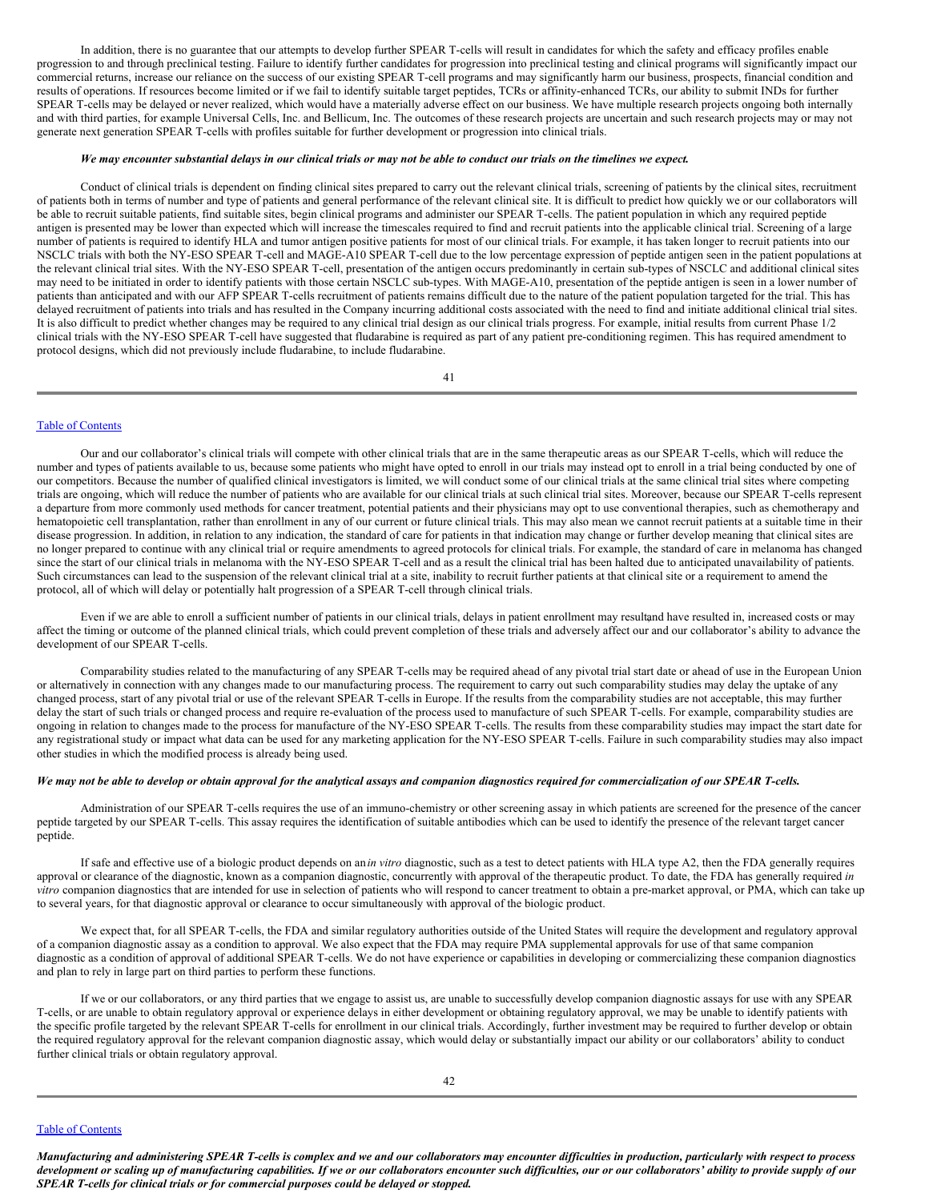In addition, there is no guarantee that our attempts to develop further SPEAR T-cells will result in candidates for which the safety and efficacy profiles enable progression to and through preclinical testing. Failure to identify further candidates for progression into preclinical testing and clinical programs will significantly impact our commercial returns, increase our reliance on the success of our existing SPEAR T-cell programs and may significantly harm our business, prospects, financial condition and results of operations. If resources become limited or if we fail to identify suitable target peptides, TCRs or affinity-enhanced TCRs, our ability to submit INDs for further SPEAR T-cells may be delayed or never realized, which would have a materially adverse effect on our business. We have multiple research projects ongoing both internally and with third parties, for example Universal Cells, Inc. and Bellicum, Inc. The outcomes of these research projects are uncertain and such research projects may or may not generate next generation SPEAR T-cells with profiles suitable for further development or progression into clinical trials.

***We may encounter substantial delays in our clinical trials or may not be able to conduct our trials on the timelines we expect.***

Conduct of clinical trials is dependent on finding clinical sites prepared to carry out the relevant clinical trials, screening of patients by the clinical sites, recruitment of patients both in terms of number and type of patients and general performance of the relevant clinical site. It is difficult to predict how quickly we or our collaborators will be able to recruit suitable patients, find suitable sites, begin clinical programs and administer our SPEAR T-cells. The patient population in which any required peptide antigen is presented may be lower than expected which will increase the timescales required to find and recruit patients into the applicable clinical trial. Screening of a large number of patients is required to identify HLA and tumor antigen positive patients for most of our clinical trials. For example, it has taken longer to recruit patients into our NSCLC trials with both the NY-ESO SPEAR T-cell and MAGE-A10 SPEAR T-cell due to the low percentage expression of peptide antigen seen in the patient populations at the relevant clinical trial sites. With the NY-ESO SPEAR T-cell, presentation of the antigen occurs predominantly in certain sub-types of NSCLC and additional clinical sites may need to be initiated in order to identify patients with those certain NSCLC sub-types. With MAGE-A10, presentation of the peptide antigen is seen in a lower number of patients than anticipated and with our AFP SPEAR T-cells recruitment of patients remains difficult due to the nature of the patient population targeted for the trial. This has delayed recruitment of patients into trials and has resulted in the Company incurring additional costs associated with the need to find and initiate additional clinical trial sites. It is also difficult to predict whether changes may be required to any clinical trial design as our clinical trials progress. For example, initial results from current Phase 1/2 clinical trials with the NY-ESO SPEAR T-cell have suggested that fludarabine is required as part of any patient pre-conditioning regimen. This has required amendment to protocol designs, which did not previously include fludarabine, to include fludarabine.

Our and our collaborator's clinical trials will compete with other clinical trials that are in the same therapeutic areas as our SPEAR T-cells, which will reduce the number and types of patients available to us, because some patients who might have opted to enroll in our trials may instead opt to enroll in a trial being conducted by one of our competitors. Because the number of qualified clinical investigators is limited, we will conduct some of our clinical trials at the same clinical trial sites where competing trials are ongoing, which will reduce the number of patients who are available for our clinical trials at such clinical trial sites. Moreover, because our SPEAR T-cells represent a departure from more commonly used methods for cancer treatment, potential patients and their physicians may opt to use conventional therapies, such as chemotherapy and hematopoietic cell transplantation, rather than enrollment in any of our current or future clinical trials. This may also mean we cannot recruit patients at a suitable time in their disease progression. In addition, in relation to any indication, the standard of care for patients in that indication may change or further develop meaning that clinical sites are no longer prepared to continue with any clinical trial or require amendments to agreed protocols for clinical trials. For example, the standard of care in melanoma has changed since the start of our clinical trials in melanoma with the NY-ESO SPEAR T-cell and as a result the clinical trial has been halted due to anticipated unavailability of patients. Such circumstances can lead to the suspension of the relevant clinical trial at a site, inability to recruit further patients at that clinical site or a requirement to amend the protocol, all of which will delay or potentially halt progression of a SPEAR T-cell through clinical trials.

Even if we are able to enroll a sufficient number of patients in our clinical trials, delays in patient enrollment may result and have resulted in, increased costs or may affect the timing or outcome of the planned clinical trials, which could prevent completion of these trials and adversely affect our and our collaborator's ability to advance the development of our SPEAR T-cells.

Comparability studies related to the manufacturing of any SPEAR T-cells may be required ahead of any pivotal trial start date or ahead of use in the European Union or alternatively in connection with any changes made to our manufacturing process. The requirement to carry out such comparability studies may delay the uptake of any changed process, start of any pivotal trial or use of the relevant SPEAR T-cells in Europe. If the results from the comparability studies are not acceptable, this may further delay the start of such trials or changed process and require re-evaluation of the process used to manufacture of such SPEAR T-cells. For example, comparability studies are ongoing in relation to changes made to the process for manufacture of the NY-ESO SPEAR T-cells. The results from these comparability studies may impact the start date for any registrational study or impact what data can be used for any marketing application for the NY-ESO SPEAR T-cells. Failure in such comparability studies may also impact other studies in which the modified process is already being used.

***We may not be able to develop or obtain approval for the analytical assays and companion diagnostics required for commercialization of our SPEAR T-cells.***

Administration of our SPEAR T-cells requires the use of an immuno-chemistry or other screening assay in which patients are screened for the presence of the cancer peptide targeted by our SPEAR T-cells. This assay requires the identification of suitable antibodies which can be used to identify the presence of the relevant target cancer peptide.

If safe and effective use of a biologic product depends on an *in vitro* diagnostic, such as a test to detect patients with HLA type A2, then the FDA generally requires approval or clearance of the diagnostic, known as a companion diagnostic, concurrently with approval of the therapeutic product. To date, the FDA has generally required *in vitro* companion diagnostics that are intended for use in selection of patients who will respond to cancer treatment to obtain a pre-market approval, or PMA, which can take up to several years, for that diagnostic approval or clearance to occur simultaneously with approval of the biologic product.

We expect that, for all SPEAR T-cells, the FDA and similar regulatory authorities outside of the United States will require the development and regulatory approval of a companion diagnostic assay as a condition to approval. We also expect that the FDA may require PMA supplemental approvals for use of that same companion diagnostic as a condition of approval of additional SPEAR T-cells. We do not have experience or capabilities in developing or commercializing these companion diagnostics and plan to rely in large part on third parties to perform these functions.

If we or our collaborators, or any third parties that we engage to assist us, are unable to successfully develop companion diagnostic assays for use with any SPEAR T-cells, or are unable to obtain regulatory approval or experience delays in either development or obtaining regulatory approval, we may be unable to identify patients with the specific profile targeted by the relevant SPEAR T-cells for enrollment in our clinical trials. Accordingly, further investment may be required to further develop or obtain the required regulatory approval for the relevant companion diagnostic assay, which would delay or substantially impact our ability or our collaborators' ability to conduct further clinical trials or obtain regulatory approval.

***Manufacturing and administering SPEAR T-cells is complex and we and our collaborators may encounter difficulties in production, particularly with respect to process development or scaling up of manufacturing capabilities. If we or our collaborators encounter such difficulties, our or our collaborators' ability to provide supply of our SPEAR T-cells for clinical trials or for commercial purposes could be delayed or stopped.***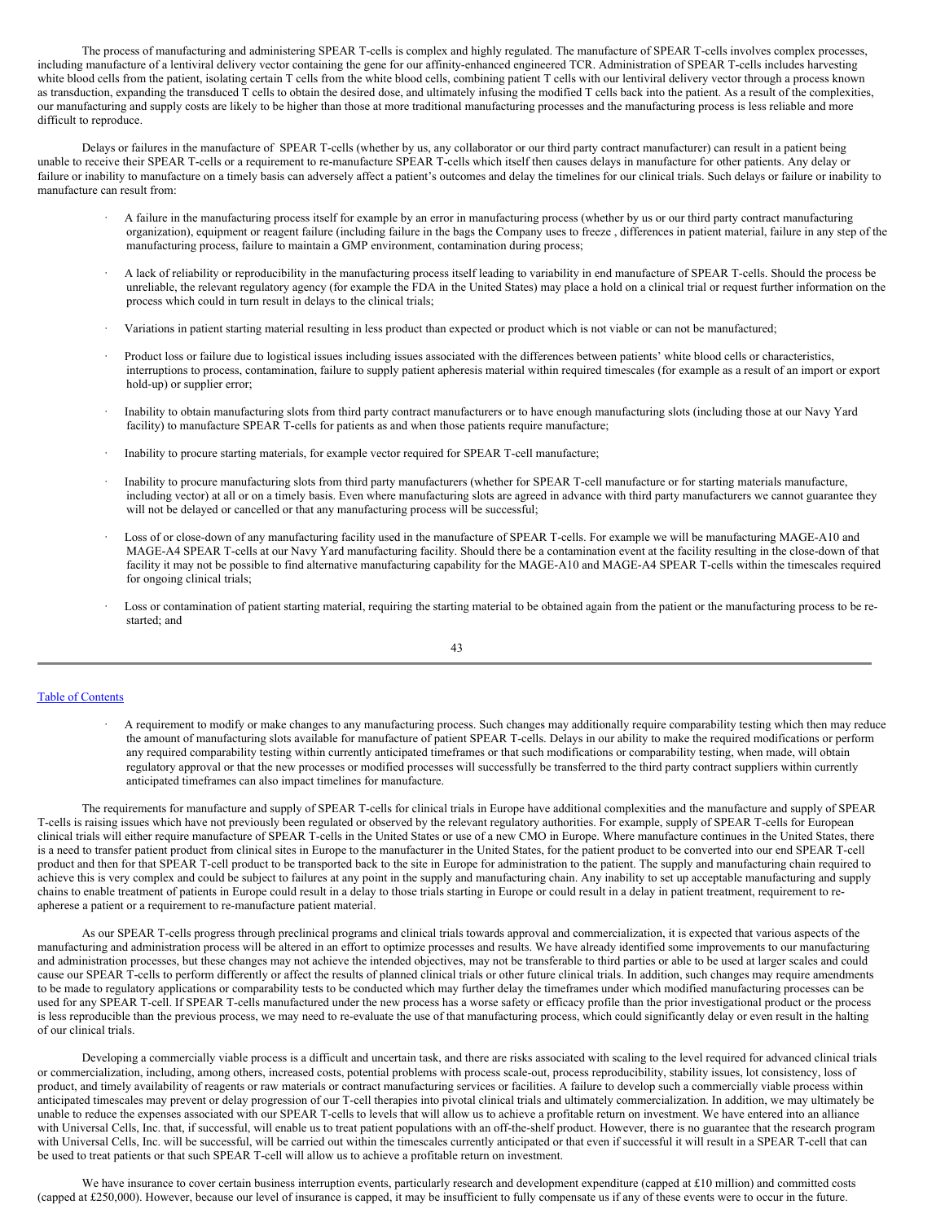The process of manufacturing and administering SPEAR T-cells is complex and highly regulated. The manufacture of SPEAR T-cells involves complex processes, including manufacture of a lentiviral delivery vector containing the gene for our affinity-enhanced engineered TCR. Administration of SPEAR T-cells includes harvesting white blood cells from the patient, isolating certain T cells from the white blood cells, combining patient T cells with our lentiviral delivery vector through a process known as transduction, expanding the transduced T cells to obtain the desired dose, and ultimately infusing the modified T cells back into the patient. As a result of the complexities, our manufacturing and supply costs are likely to be higher than those at more traditional manufacturing processes and the manufacturing process is less reliable and more difficult to reproduce.

Delays or failures in the manufacture of SPEAR T-cells (whether by us, any collaborator or our third party contract manufacturer) can result in a patient being unable to receive their SPEAR T-cells or a requirement to re-manufacture SPEAR T-cells which itself then causes delays in manufacture for other patients. Any delay or failure or inability to manufacture on a timely basis can adversely affect a patient's outcomes and delay the timelines for our clinical trials. Such delays or failure or inability to manufacture can result from:

- A failure in the manufacturing process itself for example by an error in manufacturing process (whether by us or our third party contract manufacturing organization), equipment or reagent failure (including failure in the bags the Company uses to freeze , differences in patient material, failure in any step of the manufacturing process, failure to maintain a GMP environment, contamination during process;
- A lack of reliability or reproducibility in the manufacturing process itself leading to variability in end manufacture of SPEAR T-cells. Should the process be unreliable, the relevant regulatory agency (for example the FDA in the United States) may place a hold on a clinical trial or request further information on the process which could in turn result in delays to the clinical trials;
- Variations in patient starting material resulting in less product than expected or product which is not viable or can not be manufactured;
- Product loss or failure due to logistical issues including issues associated with the differences between patients' white blood cells or characteristics, interruptions to process, contamination, failure to supply patient apheresis material within required timescales (for example as a result of an import or export hold-up) or supplier error;
- Inability to obtain manufacturing slots from third party contract manufacturers or to have enough manufacturing slots (including those at our Navy Yard facility) to manufacture SPEAR T-cells for patients as and when those patients require manufacture;
- Inability to procure starting materials, for example vector required for SPEAR T-cell manufacture;
- Inability to procure manufacturing slots from third party manufacturers (whether for SPEAR T-cell manufacture or for starting materials manufacture, including vector) at all or on a timely basis. Even where manufacturing slots are agreed in advance with third party manufacturers we cannot guarantee they will not be delayed or cancelled or that any manufacturing process will be successful;
- Loss of or close-down of any manufacturing facility used in the manufacture of SPEAR T-cells. For example we will be manufacturing MAGE-A10 and MAGE-A4 SPEAR T-cells at our Navy Yard manufacturing facility. Should there be a contamination event at the facility resulting in the close-down of that facility it may not be possible to find alternative manufacturing capability for the MAGE-A10 and MAGE-A4 SPEAR T-cells within the timescales required for ongoing clinical trials;
- Loss or contamination of patient starting material, requiring the starting material to be obtained again from the patient or the manufacturing process to be re-started; and
- A requirement to modify or make changes to any manufacturing process. Such changes may additionally require comparability testing which then may reduce the amount of manufacturing slots available for manufacture of patient SPEAR T-cells. Delays in our ability to make the required modifications or perform any required comparability testing within currently anticipated timeframes or that such modifications or comparability testing, when made, will obtain regulatory approval or that the new processes or modified processes will successfully be transferred to the third party contract suppliers within currently anticipated timeframes can also impact timelines for manufacture.

The requirements for manufacture and supply of SPEAR T-cells for clinical trials in Europe have additional complexities and the manufacture and supply of SPEAR T-cells is raising issues which have not previously been regulated or observed by the relevant regulatory authorities. For example, supply of SPEAR T-cells for European clinical trials will either require manufacture of SPEAR T-cells in the United States or use of a new CMO in Europe. Where manufacture continues in the United States, there is a need to transfer patient product from clinical sites in Europe to the manufacturer in the United States, for the patient product to be converted into our end SPEAR T-cell product and then for that SPEAR T-cell product to be transported back to the site in Europe for administration to the patient. The supply and manufacturing chain required to achieve this is very complex and could be subject to failures at any point in the supply and manufacturing chain. Any inability to set up acceptable manufacturing and supply chains to enable treatment of patients in Europe could result in a delay to those trials starting in Europe or could result in a delay in patient treatment, requirement to re-apherese a patient or a requirement to re-manufacture patient material.

As our SPEAR T-cells progress through preclinical programs and clinical trials towards approval and commercialization, it is expected that various aspects of the manufacturing and administration process will be altered in an effort to optimize processes and results. We have already identified some improvements to our manufacturing and administration processes, but these changes may not achieve the intended objectives, may not be transferable to third parties or able to be used at larger scales and could cause our SPEAR T-cells to perform differently or affect the results of planned clinical trials or other future clinical trials. In addition, such changes may require amendments to be made to regulatory applications or comparability tests to be conducted which may further delay the timeframes under which modified manufacturing processes can be used for any SPEAR T-cell. If SPEAR T-cells manufactured under the new process has a worse safety or efficacy profile than the prior investigational product or the process is less reproducible than the previous process, we may need to re-evaluate the use of that manufacturing process, which could significantly delay or even result in the halting of our clinical trials.

Developing a commercially viable process is a difficult and uncertain task, and there are risks associated with scaling to the level required for advanced clinical trials or commercialization, including, among others, increased costs, potential problems with process scale-out, process reproducibility, stability issues, lot consistency, loss of product, and timely availability of reagents or raw materials or contract manufacturing services or facilities. A failure to develop such a commercially viable process within anticipated timescales may prevent or delay progression of our T-cell therapies into pivotal clinical trials and ultimately commercialization. In addition, we may ultimately be unable to reduce the expenses associated with our SPEAR T-cells to levels that will allow us to achieve a profitable return on investment. We have entered into an alliance with Universal Cells, Inc. that, if successful, will enable us to treat patient populations with an off-the-shelf product. However, there is no guarantee that the research program with Universal Cells, Inc. will be successful, will be carried out within the timescales currently anticipated or that even if successful it will result in a SPEAR T-cell that can be used to treat patients or that such SPEAR T-cell will allow us to achieve a profitable return on investment.

We have insurance to cover certain business interruption events, particularly research and development expenditure (capped at £10 million) and committed costs (capped at £250,000). However, because our level of insurance is capped, it may be insufficient to fully compensate us if any of these events were to occur in the future.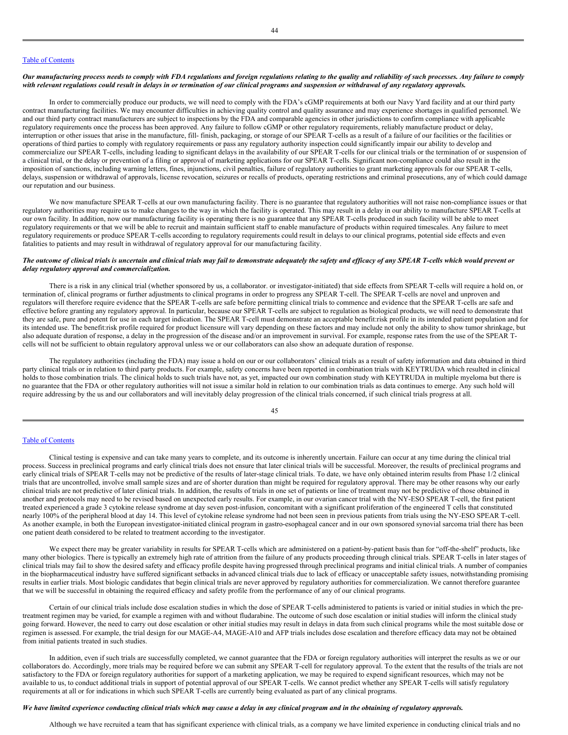***Our manufacturing process needs to comply with FDA regulations and foreign regulations relating to the quality and reliability of such processes. Any failure to comply with relevant regulations could result in delays in or termination of our clinical programs and suspension or withdrawal of any regulatory approvals.***

In order to commercially produce our products, we will need to comply with the FDA's cGMP requirements at both our Navy Yard facility and at our third party contract manufacturing facilities. We may encounter difficulties in achieving quality control and quality assurance and may experience shortages in qualified personnel. We and our third party contract manufacturers are subject to inspections by the FDA and comparable agencies in other jurisdictions to confirm compliance with applicable regulatory requirements once the process has been approved. Any failure to follow cGMP or other regulatory requirements, reliably manufacture product or delay, interruption or other issues that arise in the manufacture, fill- finish, packaging, or storage of our SPEAR T-cells as a result of a failure of our facilities or the facilities or operations of third parties to comply with regulatory requirements or pass any regulatory authority inspection could significantly impair our ability to develop and commercialize our SPEAR T-cells, including leading to significant delays in the availability of our SPEAR T-cells for our clinical trials or the termination of or suspension of a clinical trial, or the delay or prevention of a filing or approval of marketing applications for our SPEAR T-cells. Significant non-compliance could also result in the imposition of sanctions, including warning letters, fines, injunctions, civil penalties, failure of regulatory authorities to grant marketing approvals for our SPEAR T-cells, delays, suspension or withdrawal of approvals, license revocation, seizures or recalls of products, operating restrictions and criminal prosecutions, any of which could damage our reputation and our business.

We now manufacture SPEAR T-cells at our own manufacturing facility. There is no guarantee that regulatory authorities will not raise non-compliance issues or that regulatory authorities may require us to make changes to the way in which the facility is operated. This may result in a delay in our ability to manufacture SPEAR T-cells at our own facility. In addition, now our manufacturing facility is operating there is no guarantee that any SPEAR T-cells produced in such facility will be able to meet regulatory requirements or that we will be able to recruit and maintain sufficient staff to enable manufacture of products within required timescales. Any failure to meet regulatory requirements or produce SPEAR T-cells according to regulatory requirements could result in delays to our clinical programs, potential side effects and even fatalities to patients and may result in withdrawal of regulatory approval for our manufacturing facility.

***The outcome of clinical trials is uncertain and clinical trials may fail to demonstrate adequately the safety and efficacy of any SPEAR T-cells which would prevent or delay regulatory approval and commercialization.***

There is a risk in any clinical trial (whether sponsored by us, a collaborator. or investigator-initiated) that side effects from SPEAR T-cells will require a hold on, or termination of, clinical programs or further adjustments to clinical programs in order to progress any SPEAR T-cell. The SPEAR T-cells are novel and unproven and regulators will therefore require evidence that the SPEAR T-cells are safe before permitting clinical trials to commence and evidence that the SPEAR T-cells are safe and effective before granting any regulatory approval. In particular, because our SPEAR T-cells are subject to regulation as biological products, we will need to demonstrate that they are safe, pure and potent for use in each target indication. The SPEAR T-cell must demonstrate an acceptable benefit:risk profile in its intended patient population and for its intended use. The benefit:risk profile required for product licensure will vary depending on these factors and may include not only the ability to show tumor shrinkage, but also adequate duration of response, a delay in the progression of the disease and/or an improvement in survival. For example, response rates from the use of the SPEAR T-cells will not be sufficient to obtain regulatory approval unless we or our collaborators can also show an adequate duration of response.

The regulatory authorities (including the FDA) may issue a hold on our or our collaborators' clinical trials as a result of safety information and data obtained in third party clinical trials or in relation to third party products. For example, safety concerns have been reported in combination trials with KEYTRUDA which resulted in clinical holds to those combination trials. The clinical holds to such trials have not, as yet, impacted our own combination study with KEYTRUDA in multiple myeloma but there is no guarantee that the FDA or other regulatory authorities will not issue a similar hold in relation to our combination trials as data continues to emerge. Any such hold will require addressing by the us and our collaborators and will inevitably delay progression of the clinical trials concerned, if such clinical trials progress at all.

Clinical testing is expensive and can take many years to complete, and its outcome is inherently uncertain. Failure can occur at any time during the clinical trial process. Success in preclinical programs and early clinical trials does not ensure that later clinical trials will be successful. Moreover, the results of preclinical programs and early clinical trials of SPEAR T-cells may not be predictive of the results of later-stage clinical trials. To date, we have only obtained interim results from Phase 1/2 clinical trials that are uncontrolled, involve small sample sizes and are of shorter duration than might be required for regulatory approval. There may be other reasons why our early clinical trials are not predictive of later clinical trials. In addition, the results of trials in one set of patients or line of treatment may not be predictive of those obtained in another and protocols may need to be revised based on unexpected early results. For example, in our ovarian cancer trial with the NY-ESO SPEAR T-cell, the first patient treated experienced a grade 3 cytokine release syndrome at day seven post-infusion, concomitant with a significant proliferation of the engineered T cells that constituted nearly 100% of the peripheral blood at day 14. This level of cytokine release syndrome had not been seen in previous patients from trials using the NY-ESO SPEAR T-cell. As another example, in both the European investigator-initiated clinical program in gastro-esophageal cancer and in our own sponsored synovial sarcoma trial there has been one patient death considered to be related to treatment according to the investigator.

We expect there may be greater variability in results for SPEAR T-cells which are administered on a patient-by-patient basis than for "off-the-shelf" products, like many other biologics. There is typically an extremely high rate of attrition from the failure of any products proceeding through clinical trials. SPEAR T-cells in later stages of clinical trials may fail to show the desired safety and efficacy profile despite having progressed through preclinical programs and initial clinical trials. A number of companies in the biopharmaceutical industry have suffered significant setbacks in advanced clinical trials due to lack of efficacy or unacceptable safety issues, notwithstanding promising results in earlier trials. Most biologic candidates that begin clinical trials are never approved by regulatory authorities for commercialization. We cannot therefore guarantee that we will be successful in obtaining the required efficacy and safety profile from the performance of any of our clinical programs.

Certain of our clinical trials include dose escalation studies in which the dose of SPEAR T-cells administered to patients is varied or initial studies in which the pre-treatment regimen may be varied, for example a regimen with and without fludarabine. The outcome of such dose escalation or initial studies will inform the clinical study going forward. However, the need to carry out dose escalation or other initial studies may result in delays in data from such clinical programs while the most suitable dose or regimen is assessed. For example, the trial design for our MAGE-A4, MAGE-A10 and AFP trials includes dose escalation and therefore efficacy data may not be obtained from initial patients treated in such studies.

In addition, even if such trials are successfully completed, we cannot guarantee that the FDA or foreign regulatory authorities will interpret the results as we or our collaborators do. Accordingly, more trials may be required before we can submit any SPEAR T-cell for regulatory approval. To the extent that the results of the trials are not satisfactory to the FDA or foreign regulatory authorities for support of a marketing application, we may be required to expend significant resources, which may not be available to us, to conduct additional trials in support of potential approval of our SPEAR T-cells. We cannot predict whether any SPEAR T-cells will satisfy regulatory requirements at all or for indications in which such SPEAR T-cells are currently being evaluated as part of any clinical programs.

***We have limited experience conducting clinical trials which may cause a delay in any clinical program and in the obtaining of regulatory approvals.***

Although we have recruited a team that has significant experience with clinical trials, as a company we have limited experience in conducting clinical trials and no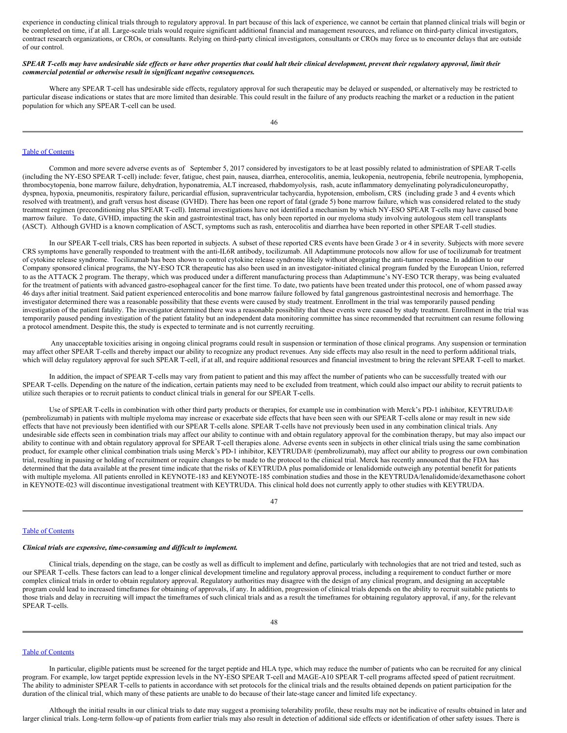experience in conducting clinical trials through to regulatory approval. In part because of this lack of experience, we cannot be certain that planned clinical trials will begin or be completed on time, if at all. Large-scale trials would require significant additional financial and management resources, and reliance on third-party clinical investigators, contract research organizations, or CROs, or consultants. Relying on third-party clinical investigators, consultants or CROs may force us to encounter delays that are outside of our control.

***SPEAR T-cells may have undesirable side effects or have other properties that could halt their clinical development, prevent their regulatory approval, limit their commercial potential or otherwise result in significant negative consequences.***

Where any SPEAR T-cell has undesirable side effects, regulatory approval for such therapeutic may be delayed or suspended, or alternatively may be restricted to particular disease indications or states that are more limited than desirable. This could result in the failure of any products reaching the market or a reduction in the patient population for which any SPEAR T-cell can be used.

Common and more severe adverse events as of September 5, 2017 considered by investigators to be at least possibly related to administration of SPEAR T-cells (including the NY-ESO SPEAR T-cell) include: fever, fatigue, chest pain, nausea, diarrhea, enterocolitis, anemia, leukopenia, neutropenia, febrile neutropenia, lymphopenia, thrombocytopenia, bone marrow failure, dehydration, hyponatremia, ALT increased, rhabdomyolysis, rash, acute inflammatory demyelinating polyradiculoneuropathy, dyspnea, hypoxia, pneumonitis, respiratory failure, pericardial effusion, supraventricular tachycardia, hypotension, embolism, CRS (including grade 3 and 4 events which resolved with treatment), and graft versus host disease (GVHD). There has been one report of fatal (grade 5) bone marrow failure, which was considered related to the study treatment regimen (preconditioning plus SPEAR T-cell). Internal investigations have not identified a mechanism by which NY-ESO SPEAR T-cells may have caused bone marrow failure. To date, GVHD, impacting the skin and gastrointestinal tract, has only been reported in our myeloma study involving autologous stem cell transplants (ASCT). Although GVHD is a known complication of ASCT, symptoms such as rash, enterocolitis and diarrhea have been reported in other SPEAR T-cell studies.

In our SPEAR T-cell trials, CRS has been reported in subjects. A subset of these reported CRS events have been Grade 3 or 4 in severity. Subjects with more severe CRS symptoms have generally responded to treatment with the anti-IL6R antibody, tocilizumab. All Adaptimmune protocols now allow for use of tocilizumab for treatment of cytokine release syndrome. Tocilizumab has been shown to control cytokine release syndrome likely without abrogating the anti-tumor response. In addition to our Company sponsored clinical programs, the NY-ESO TCR therapeutic has also been used in an investigator-initiated clinical program funded by the European Union, referred to as the ATTACK 2 program. The therapy, which was produced under a different manufacturing process than Adaptimmune's NY-ESO TCR therapy, was being evaluated for the treatment of patients with advanced gastro-esophageal cancer for the first time. To date, two patients have been treated under this protocol, one of whom passed away 46 days after initial treatment. Said patient experienced enterocolitis and bone marrow failure followed by fatal gangrenous gastrointestinal necrosis and hemorrhage. The investigator determined there was a reasonable possibility that these events were caused by study treatment. Enrollment in the trial was temporarily paused pending investigation of the patient fatality. The investigator determined there was a reasonable possibility that these events were caused by study treatment. Enrollment in the trial was temporarily paused pending investigation of the patient fatality but an independent data monitoring committee has since recommended that recruitment can resume following a protocol amendment. Despite this, the study is expected to terminate and is not currently recruiting.

Any unacceptable toxicities arising in ongoing clinical programs could result in suspension or termination of those clinical programs. Any suspension or termination may affect other SPEAR T-cells and thereby impact our ability to recognize any product revenues. Any side effects may also result in the need to perform additional trials, which will delay regulatory approval for such SPEAR T-cell, if at all, and require additional resources and financial investment to bring the relevant SPEAR T-cell to market.

In addition, the impact of SPEAR T-cells may vary from patient to patient and this may affect the number of patients who can be successfully treated with our SPEAR T-cells. Depending on the nature of the indication, certain patients may need to be excluded from treatment, which could also impact our ability to recruit patients to utilize such therapies or to recruit patients to conduct clinical trials in general for our SPEAR T-cells.

Use of SPEAR T-cells in combination with other third party products or therapies, for example use in combination with Merck's PD-1 inhibitor, KEYTRUDA® (pembrolizumab) in patients with multiple myeloma may increase or exacerbate side effects that have been seen with our SPEAR T-cells alone or may result in new side effects that have not previously been identified with our SPEAR T-cells alone. SPEAR T-cells have not previously been used in any combination clinical trials. Any undesirable side effects seen in combination trials may affect our ability to continue with and obtain regulatory approval for the combination therapy, but may also impact our ability to continue with and obtain regulatory approval for SPEAR T-cell therapies alone. Adverse events seen in subjects in other clinical trials using the same combination product, for example other clinical combination trials using Merck's PD-1 inhibitor, KEYTRUDA® (pembrolizumab), may affect our ability to progress our own combination trial, resulting in pausing or holding of recruitment or require changes to be made to the protocol to the clinical trial. Merck has recently announced that the FDA has determined that the data available at the present time indicate that the risks of KEYTRUDA plus pomalidomide or lenalidomide outweigh any potential benefit for patients with multiple myeloma. All patients enrolled in KEYNOTE-183 and KEYNOTE-185 combination studies and those in the KEYTRUDA/lenalidomide/dexamethasone cohort in KEYNOTE-023 will discontinue investigational treatment with KEYTRUDA. This clinical hold does not currently apply to other studies with KEYTRUDA.

***Clinical trials are expensive, time-consuming and difficult to implement.***

Clinical trials, depending on the stage, can be costly as well as difficult to implement and define, particularly with technologies that are not tried and tested, such as our SPEAR T-cells. These factors can lead to a longer clinical development timeline and regulatory approval process, including a requirement to conduct further or more complex clinical trials in order to obtain regulatory approval. Regulatory authorities may disagree with the design of any clinical program, and designing an acceptable program could lead to increased timeframes for obtaining of approvals, if any. In addition, progression of clinical trials depends on the ability to recruit suitable patients to those trials and delay in recruiting will impact the timeframes of such clinical trials and as a result the timeframes for obtaining regulatory approval, if any, for the relevant SPEAR T-cells.

In particular, eligible patients must be screened for the target peptide and HLA type, which may reduce the number of patients who can be recruited for any clinical program. For example, low target peptide expression levels in the NY-ESO SPEAR T-cell and MAGE-A10 SPEAR T-cell programs affected speed of patient recruitment. The ability to administer SPEAR T-cells to patients in accordance with set protocols for the clinical trials and the results obtained depends on patient participation for the duration of the clinical trial, which many of these patients are unable to do because of their late-stage cancer and limited life expectancy.

Although the initial results in our clinical trials to date may suggest a promising tolerability profile, these results may not be indicative of results obtained in later and larger clinical trials. Long-term follow-up of patients from earlier trials may also result in detection of additional side effects or identification of other safety issues. There is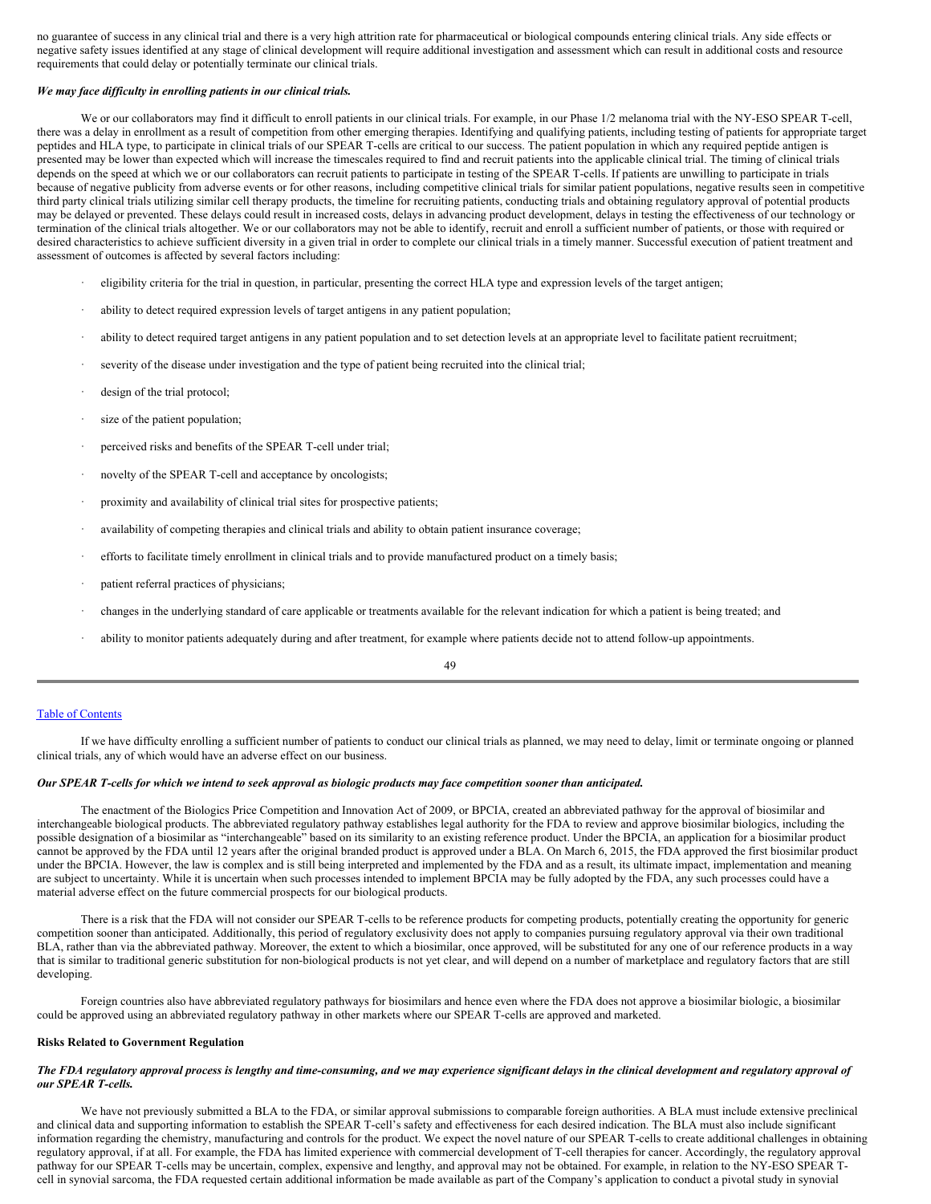no guarantee of success in any clinical trial and there is a very high attrition rate for pharmaceutical or biological compounds entering clinical trials. Any side effects or negative safety issues identified at any stage of clinical development will require additional investigation and assessment which can result in additional costs and resource requirements that could delay or potentially terminate our clinical trials.

***We may face difficulty in enrolling patients in our clinical trials.***

We or our collaborators may find it difficult to enroll patients in our clinical trials. For example, in our Phase 1/2 melanoma trial with the NY-ESO SPEAR T-cell, there was a delay in enrollment as a result of competition from other emerging therapies. Identifying and qualifying patients, including testing of patients for appropriate target peptides and HLA type, to participate in clinical trials of our SPEAR T-cells are critical to our success. The patient population in which any required peptide antigen is presented may be lower than expected which will increase the timescales required to find and recruit patients into the applicable clinical trial. The timing of clinical trials depends on the speed at which we or our collaborators can recruit patients to participate in testing of the SPEAR T-cells. If patients are unwilling to participate in trials because of negative publicity from adverse events or for other reasons, including competitive clinical trials for similar patient populations, negative results seen in competitive third party clinical trials utilizing similar cell therapy products, the timeline for recruiting patients, conducting trials and obtaining regulatory approval of potential products may be delayed or prevented. These delays could result in increased costs, delays in advancing product development, delays in testing the effectiveness of our technology or termination of the clinical trials altogether. We or our collaborators may not be able to identify, recruit and enroll a sufficient number of patients, or those with required or desired characteristics to achieve sufficient diversity in a given trial in order to complete our clinical trials in a timely manner. Successful execution of patient treatment and assessment of outcomes is affected by several factors including:

- eligibility criteria for the trial in question, in particular, presenting the correct HLA type and expression levels of the target antigen;
- ability to detect required expression levels of target antigens in any patient population;
- ability to detect required target antigens in any patient population and to set detection levels at an appropriate level to facilitate patient recruitment;
- severity of the disease under investigation and the type of patient being recruited into the clinical trial;
- design of the trial protocol;
- size of the patient population;
- perceived risks and benefits of the SPEAR T-cell under trial;
- novelty of the SPEAR T-cell and acceptance by oncologists;
- proximity and availability of clinical trial sites for prospective patients;
- availability of competing therapies and clinical trials and ability to obtain patient insurance coverage;
- efforts to facilitate timely enrollment in clinical trials and to provide manufactured product on a timely basis;
- patient referral practices of physicians;
- changes in the underlying standard of care applicable or treatments available for the relevant indication for which a patient is being treated; and
- ability to monitor patients adequately during and after treatment, for example where patients decide not to attend follow-up appointments.

If we have difficulty enrolling a sufficient number of patients to conduct our clinical trials as planned, we may need to delay, limit or terminate ongoing or planned clinical trials, any of which would have an adverse effect on our business.

***Our SPEAR T-cells for which we intend to seek approval as biologic products may face competition sooner than anticipated.***

The enactment of the Biologics Price Competition and Innovation Act of 2009, or BPCIA, created an abbreviated pathway for the approval of biosimilar and interchangeable biological products. The abbreviated regulatory pathway establishes legal authority for the FDA to review and approve biosimilar biologics, including the possible designation of a biosimilar as "interchangeable" based on its similarity to an existing reference product. Under the BPCIA, an application for a biosimilar product cannot be approved by the FDA until 12 years after the original branded product is approved under a BLA. On March 6, 2015, the FDA approved the first biosimilar product under the BPCIA. However, the law is complex and is still being interpreted and implemented by the FDA and as a result, its ultimate impact, implementation and meaning are subject to uncertainty. While it is uncertain when such processes intended to implement BPCIA may be fully adopted by the FDA, any such processes could have a material adverse effect on the future commercial prospects for our biological products.

There is a risk that the FDA will not consider our SPEAR T-cells to be reference products for competing products, potentially creating the opportunity for generic competition sooner than anticipated. Additionally, this period of regulatory exclusivity does not apply to companies pursuing regulatory approval via their own traditional BLA, rather than via the abbreviated pathway. Moreover, the extent to which a biosimilar, once approved, will be substituted for any one of our reference products in a way that is similar to traditional generic substitution for non-biological products is not yet clear, and will depend on a number of marketplace and regulatory factors that are still developing.

Foreign countries also have abbreviated regulatory pathways for biosimilars and hence even where the FDA does not approve a biosimilar biologic, a biosimilar could be approved using an abbreviated regulatory pathway in other markets where our SPEAR T-cells are approved and marketed.

**Risks Related to Government Regulation**

***The FDA regulatory approval process is lengthy and time-consuming, and we may experience significant delays in the clinical development and regulatory approval of our SPEAR T-cells.***

We have not previously submitted a BLA to the FDA, or similar approval submissions to comparable foreign authorities. A BLA must include extensive preclinical and clinical data and supporting information to establish the SPEAR T-cell's safety and effectiveness for each desired indication. The BLA must also include significant information regarding the chemistry, manufacturing and controls for the product. We expect the novel nature of our SPEAR T-cells to create additional challenges in obtaining regulatory approval, if at all. For example, the FDA has limited experience with commercial development of T-cell therapies for cancer. Accordingly, the regulatory approval pathway for our SPEAR T-cells may be uncertain, complex, expensive and lengthy, and approval may not be obtained. For example, in relation to the NY-ESO SPEAR T-cell in synovial sarcoma, the FDA requested certain additional information be made available as part of the Company's application to conduct a pivotal study in synovial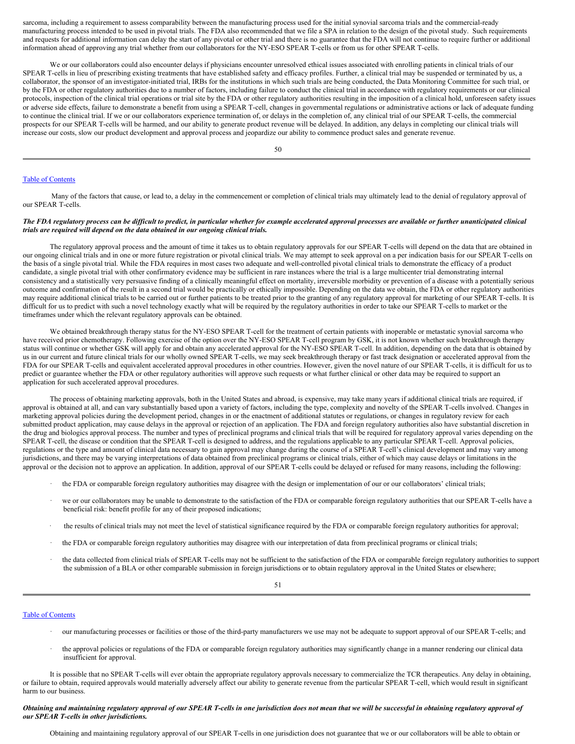sarcoma, including a requirement to assess comparability between the manufacturing process used for the initial synovial sarcoma trials and the commercial-ready manufacturing process intended to be used in pivotal trials. The FDA also recommended that we file a SPA in relation to the design of the pivotal study. Such requirements and requests for additional information can delay the start of any pivotal or other trial and there is no guarantee that the FDA will not continue to require further or additional information ahead of approving any trial whether from our collaborators for the NY-ESO SPEAR T-cells or from us for other SPEAR T-cells.

We or our collaborators could also encounter delays if physicians encounter unresolved ethical issues associated with enrolling patients in clinical trials of our SPEAR T-cells in lieu of prescribing existing treatments that have established safety and efficacy profiles. Further, a clinical trial may be suspended or terminated by us, a collaborator, the sponsor of an investigator-initiated trial, IRBs for the institutions in which such trials are being conducted, the Data Monitoring Committee for such trial, or by the FDA or other regulatory authorities due to a number of factors, including failure to conduct the clinical trial in accordance with regulatory requirements or our clinical protocols, inspection of the clinical trial operations or trial site by the FDA or other regulatory authorities resulting in the imposition of a clinical hold, unforeseen safety issues or adverse side effects, failure to demonstrate a benefit from using a SPEAR T-cell, changes in governmental regulations or administrative actions or lack of adequate funding to continue the clinical trial. If we or our collaborators experience termination of, or delays in the completion of, any clinical trial of our SPEAR T-cells, the commercial prospects for our SPEAR T-cells will be harmed, and our ability to generate product revenue will be delayed. In addition, any delays in completing our clinical trials will increase our costs, slow our product development and approval process and jeopardize our ability to commence product sales and generate revenue.

Many of the factors that cause, or lead to, a delay in the commencement or completion of clinical trials may ultimately lead to the denial of regulatory approval of our SPEAR T-cells.

***The FDA regulatory process can be difficult to predict, in particular whether for example accelerated approval processes are available or further unanticipated clinical trials are required will depend on the data obtained in our ongoing clinical trials.***

The regulatory approval process and the amount of time it takes us to obtain regulatory approvals for our SPEAR T-cells will depend on the data that are obtained in our ongoing clinical trials and in one or more future registration or pivotal clinical trials. We may attempt to seek approval on a per indication basis for our SPEAR T-cells on the basis of a single pivotal trial. While the FDA requires in most cases two adequate and well-controlled pivotal clinical trials to demonstrate the efficacy of a product candidate, a single pivotal trial with other confirmatory evidence may be sufficient in rare instances where the trial is a large multicenter trial demonstrating internal consistency and a statistically very persuasive finding of a clinically meaningful effect on mortality, irreversible morbidity or prevention of a disease with a potentially serious outcome and confirmation of the result in a second trial would be practically or ethically impossible. Depending on the data we obtain, the FDA or other regulatory authorities may require additional clinical trials to be carried out or further patients to be treated prior to the granting of any regulatory approval for marketing of our SPEAR T-cells. It is difficult for us to predict with such a novel technology exactly what will be required by the regulatory authorities in order to take our SPEAR T-cells to market or the timeframes under which the relevant regulatory approvals can be obtained.

We obtained breakthrough therapy status for the NY-ESO SPEAR T-cell for the treatment of certain patients with inoperable or metastatic synovial sarcoma who have received prior chemotherapy. Following exercise of the option over the NY-ESO SPEAR T-cell program by GSK, it is not known whether such breakthrough therapy status will continue or whether GSK will apply for and obtain any accelerated approval for the NY-ESO SPEAR T-cell. In addition, depending on the data that is obtained by us in our current and future clinical trials for our wholly owned SPEAR T-cells, we may seek breakthrough therapy or fast track designation or accelerated approval from the FDA for our SPEAR T-cells and equivalent accelerated approval procedures in other countries. However, given the novel nature of our SPEAR T-cells, it is difficult for us to predict or guarantee whether the FDA or other regulatory authorities will approve such requests or what further clinical or other data may be required to support an application for such accelerated approval procedures.

The process of obtaining marketing approvals, both in the United States and abroad, is expensive, may take many years if additional clinical trials are required, if approval is obtained at all, and can vary substantially based upon a variety of factors, including the type, complexity and novelty of the SPEAR T-cells involved. Changes in marketing approval policies during the development period, changes in or the enactment of additional statutes or regulations, or changes in regulatory review for each submitted product application, may cause delays in the approval or rejection of an application. The FDA and foreign regulatory authorities also have substantial discretion in the drug and biologics approval process. The number and types of preclinical programs and clinical trials that will be required for regulatory approval varies depending on the SPEAR T-cell, the disease or condition that the SPEAR T-cell is designed to address, and the regulations applicable to any particular SPEAR T-cell. Approval policies, regulations or the type and amount of clinical data necessary to gain approval may change during the course of a SPEAR T-cell's clinical development and may vary among jurisdictions, and there may be varying interpretations of data obtained from preclinical programs or clinical trials, either of which may cause delays or limitations in the approval or the decision not to approve an application. In addition, approval of our SPEAR T-cells could be delayed or refused for many reasons, including the following:

- the FDA or comparable foreign regulatory authorities may disagree with the design or implementation of our or our collaborators' clinical trials;
- we or our collaborators may be unable to demonstrate to the satisfaction of the FDA or comparable foreign regulatory authorities that our SPEAR T-cells have a beneficial risk: benefit profile for any of their proposed indications;
- the results of clinical trials may not meet the level of statistical significance required by the FDA or comparable foreign regulatory authorities for approval;
- the FDA or comparable foreign regulatory authorities may disagree with our interpretation of data from preclinical programs or clinical trials;
- the data collected from clinical trials of SPEAR T-cells may not be sufficient to the satisfaction of the FDA or comparable foreign regulatory authorities to support the submission of a BLA or other comparable submission in foreign jurisdictions or to obtain regulatory approval in the United States or elsewhere;
- our manufacturing processes or facilities or those of the third-party manufacturers we use may not be adequate to support approval of our SPEAR T-cells; and
- the approval policies or regulations of the FDA or comparable foreign regulatory authorities may significantly change in a manner rendering our clinical data insufficient for approval.

It is possible that no SPEAR T-cells will ever obtain the appropriate regulatory approvals necessary to commercialize the TCR therapeutics. Any delay in obtaining, or failure to obtain, required approvals would materially adversely affect our ability to generate revenue from the particular SPEAR T-cell, which would result in significant harm to our business.

***Obtaining and maintaining regulatory approval of our SPEAR T-cells in one jurisdiction does not mean that we will be successful in obtaining regulatory approval of our SPEAR T-cells in other jurisdictions.***

Obtaining and maintaining regulatory approval of our SPEAR T-cells in one jurisdiction does not guarantee that we or our collaborators will be able to obtain or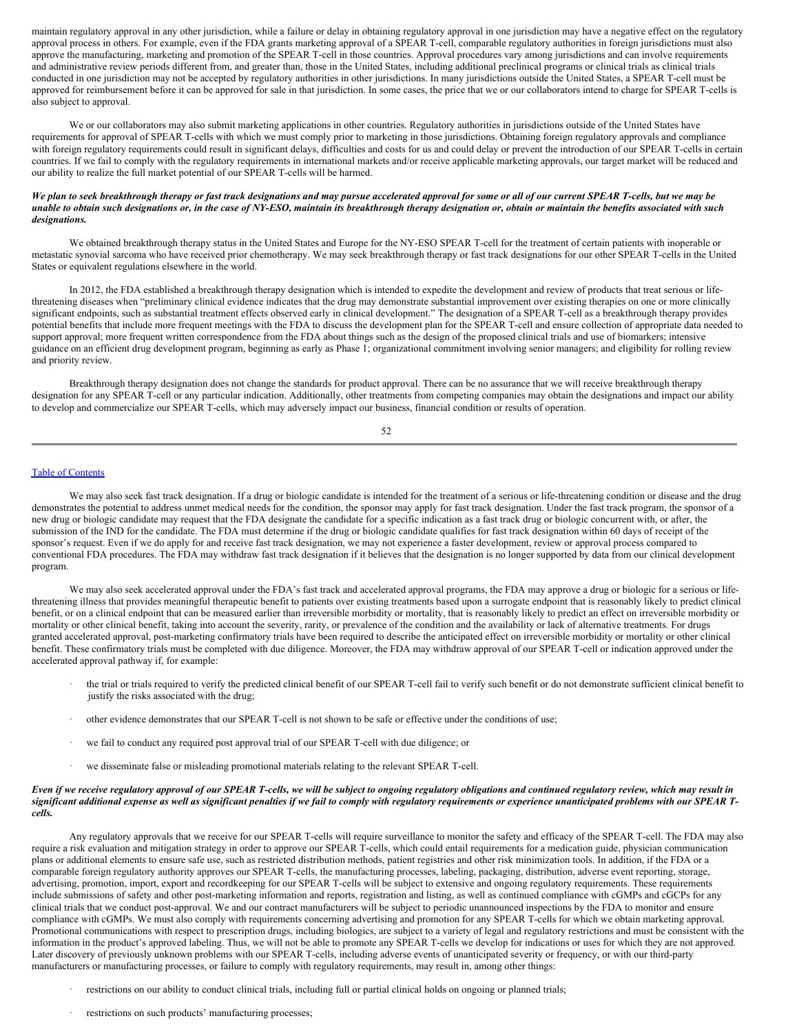maintain regulatory approval in any other jurisdiction, while a failure or delay in obtaining regulatory approval in one jurisdiction may have a negative effect on the regulatory approval process in others. For example, even if the FDA grants marketing approval of a SPEAR T-cell, comparable regulatory authorities in foreign jurisdictions must also approve the manufacturing, marketing and promotion of the SPEAR T-cell in those countries. Approval procedures vary among jurisdictions and can involve requirements and administrative review periods different from, and greater than, those in the United States, including additional preclinical programs or clinical trials as clinical trials conducted in one jurisdiction may not be accepted by regulatory authorities in other jurisdictions. In many jurisdictions outside the United States, a SPEAR T-cell must be approved for reimbursement before it can be approved for sale in that jurisdiction. In some cases, the price that we or our collaborators intend to charge for SPEAR T-cells is also subject to approval.

We or our collaborators may also submit marketing applications in other countries. Regulatory authorities in jurisdictions outside of the United States have requirements for approval of SPEAR T-cells with which we must comply prior to marketing in those jurisdictions. Obtaining foreign regulatory approvals and compliance with foreign regulatory requirements could result in significant delays, difficulties and costs for us and could delay or prevent the introduction of our SPEAR T-cells in certain countries. If we fail to comply with the regulatory requirements in international markets and/or receive applicable marketing approvals, our target market will be reduced and our ability to realize the full market potential of our SPEAR T-cells will be harmed.

***We plan to seek breakthrough therapy or fast track designations and may pursue accelerated approval for some or all of our current SPEAR T-cells, but we may be unable to obtain such designations or, in the case of NY-ESO, maintain its breakthrough therapy designation or, obtain or maintain the benefits associated with such designations.***

We obtained breakthrough therapy status in the United States and Europe for the NY-ESO SPEAR T-cell for the treatment of certain patients with inoperable or metastatic synovial sarcoma who have received prior chemotherapy. We may seek breakthrough therapy or fast track designations for our other SPEAR T-cells in the United States or equivalent regulations elsewhere in the world.

In 2012, the FDA established a breakthrough therapy designation which is intended to expedite the development and review of products that treat serious or life-threatening diseases when "preliminary clinical evidence indicates that the drug may demonstrate substantial improvement over existing therapies on one or more clinically significant endpoints, such as substantial treatment effects observed early in clinical development." The designation of a SPEAR T-cell as a breakthrough therapy provides potential benefits that include more frequent meetings with the FDA to discuss the development plan for the SPEAR T-cell and ensure collection of appropriate data needed to support approval; more frequent written correspondence from the FDA about things such as the design of the proposed clinical trials and use of biomarkers; intensive guidance on an efficient drug development program, beginning as early as Phase 1; organizational commitment involving senior managers; and eligibility for rolling review and priority review.

Breakthrough therapy designation does not change the standards for product approval. There can be no assurance that we will receive breakthrough therapy designation for any SPEAR T-cell or any particular indication. Additionally, other treatments from competing companies may obtain the designations and impact our ability to develop and commercialize our SPEAR T-cells, which may adversely impact our business, financial condition or results of operation.

We may also seek fast track designation. If a drug or biologic candidate is intended for the treatment of a serious or life-threatening condition or disease and the drug demonstrates the potential to address unmet medical needs for the condition, the sponsor may apply for fast track designation. Under the fast track program, the sponsor of a new drug or biologic candidate may request that the FDA designate the candidate for a specific indication as a fast track drug or biologic concurrent with, or after, the submission of the IND for the candidate. The FDA must determine if the drug or biologic candidate qualifies for fast track designation within 60 days of receipt of the sponsor's request. Even if we do apply for and receive fast track designation, we may not experience a faster development, review or approval process compared to conventional FDA procedures. The FDA may withdraw fast track designation if it believes that the designation is no longer supported by data from our clinical development program.

We may also seek accelerated approval under the FDA's fast track and accelerated approval programs, the FDA may approve a drug or biologic for a serious or life-threatening illness that provides meaningful therapeutic benefit to patients over existing treatments based upon a surrogate endpoint that is reasonably likely to predict clinical benefit, or on a clinical endpoint that can be measured earlier than irreversible morbidity or mortality, that is reasonably likely to predict an effect on irreversible morbidity or mortality or other clinical benefit, taking into account the severity, rarity, or prevalence of the condition and the availability or lack of alternative treatments. For drugs granted accelerated approval, post-marketing confirmatory trials have been required to describe the anticipated effect on irreversible morbidity or mortality or other clinical benefit. These confirmatory trials must be completed with due diligence. Moreover, the FDA may withdraw approval of our SPEAR T-cell or indication approved under the accelerated approval pathway if, for example:

- the trial or trials required to verify the predicted clinical benefit of our SPEAR T-cell fail to verify such benefit or do not demonstrate sufficient clinical benefit to justify the risks associated with the drug;
- other evidence demonstrates that our SPEAR T-cell is not shown to be safe or effective under the conditions of use;
- we fail to conduct any required post approval trial of our SPEAR T-cell with due diligence; or
- we disseminate false or misleading promotional materials relating to the relevant SPEAR T-cell.

***Even if we receive regulatory approval of our SPEAR T-cells, we will be subject to ongoing regulatory obligations and continued regulatory review, which may result in significant additional expense as well as significant penalties if we fail to comply with regulatory requirements or experience unanticipated problems with our SPEAR T-cells.***

Any regulatory approvals that we receive for our SPEAR T-cells will require surveillance to monitor the safety and efficacy of the SPEAR T-cell. The FDA may also require a risk evaluation and mitigation strategy in order to approve our SPEAR T-cells, which could entail requirements for a medication guide, physician communication plans or additional elements to ensure safe use, such as restricted distribution methods, patient registries and other risk minimization tools. In addition, if the FDA or a comparable foreign regulatory authority approves our SPEAR T-cells, the manufacturing processes, labeling, packaging, distribution, adverse event reporting, storage, advertising, promotion, import, export and recordkeeping for our SPEAR T-cells will be subject to extensive and ongoing regulatory requirements. These requirements include submissions of safety and other post-marketing information and reports, registration and listing, as well as continued compliance with cGMPs and cGCPs for any clinical trials that we conduct post-approval. We and our contract manufacturers will be subject to periodic unannounced inspections by the FDA to monitor and ensure compliance with cGMPs. We must also comply with requirements concerning advertising and promotion for any SPEAR T-cells for which we obtain marketing approval. Promotional communications with respect to prescription drugs, including biologics, are subject to a variety of legal and regulatory restrictions and must be consistent with the information in the product's approved labeling. Thus, we will not be able to promote any SPEAR T-cells we develop for indications or uses for which they are not approved. Later discovery of previously unknown problems with our SPEAR T-cells, including adverse events of unanticipated severity or frequency, or with our third-party manufacturers or manufacturing processes, or failure to comply with regulatory requirements, may result in, among other things:

- restrictions on our ability to conduct clinical trials, including full or partial clinical holds on ongoing or planned trials;
- restrictions on such products' manufacturing processes;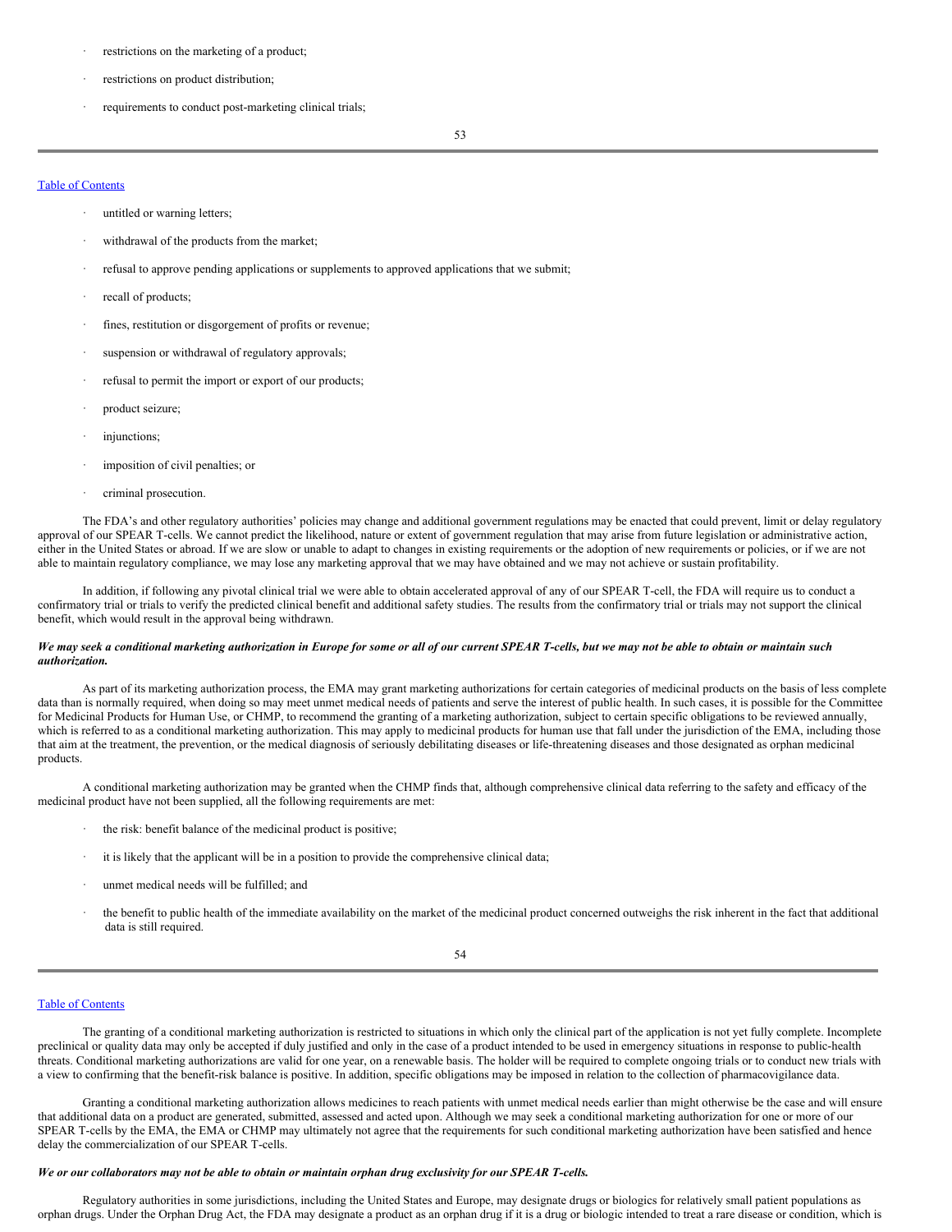- restrictions on the marketing of a product;
- restrictions on product distribution;
- requirements to conduct post-marketing clinical trials;
- untitled or warning letters;
- withdrawal of the products from the market;
- refusal to approve pending applications or supplements to approved applications that we submit;
- recall of products;
- fines, restitution or disgorgement of profits or revenue;
- suspension or withdrawal of regulatory approvals;
- refusal to permit the import or export of our products;
- product seizure;
- injunctions;
- imposition of civil penalties; or
- criminal prosecution.

The FDA's and other regulatory authorities' policies may change and additional government regulations may be enacted that could prevent, limit or delay regulatory approval of our SPEAR T-cells. We cannot predict the likelihood, nature or extent of government regulation that may arise from future legislation or administrative action, either in the United States or abroad. If we are slow or unable to adapt to changes in existing requirements or the adoption of new requirements or policies, or if we are not able to maintain regulatory compliance, we may lose any marketing approval that we may have obtained and we may not achieve or sustain profitability.

In addition, if following any pivotal clinical trial we were able to obtain accelerated approval of any of our SPEAR T-cell, the FDA will require us to conduct a confirmatory trial or trials to verify the predicted clinical benefit and additional safety studies. The results from the confirmatory trial or trials may not support the clinical benefit, which would result in the approval being withdrawn.

***We may seek a conditional marketing authorization in Europe for some or all of our current SPEAR T-cells, but we may not be able to obtain or maintain such authorization.***

As part of its marketing authorization process, the EMA may grant marketing authorizations for certain categories of medicinal products on the basis of less complete data than is normally required, when doing so may meet unmet medical needs of patients and serve the interest of public health. In such cases, it is possible for the Committee for Medicinal Products for Human Use, or CHMP, to recommend the granting of a marketing authorization, subject to certain specific obligations to be reviewed annually, which is referred to as a conditional marketing authorization. This may apply to medicinal products for human use that fall under the jurisdiction of the EMA, including those that aim at the treatment, the prevention, or the medical diagnosis of seriously debilitating diseases or life-threatening diseases and those designated as orphan medicinal products.

A conditional marketing authorization may be granted when the CHMP finds that, although comprehensive clinical data referring to the safety and efficacy of the medicinal product have not been supplied, all the following requirements are met:

- the risk: benefit balance of the medicinal product is positive;
- it is likely that the applicant will be in a position to provide the comprehensive clinical data;
- unmet medical needs will be fulfilled; and
- the benefit to public health of the immediate availability on the market of the medicinal product concerned outweighs the risk inherent in the fact that additional data is still required.

The granting of a conditional marketing authorization is restricted to situations in which only the clinical part of the application is not yet fully complete. Incomplete preclinical or quality data may only be accepted if duly justified and only in the case of a product intended to be used in emergency situations in response to public-health threats. Conditional marketing authorizations are valid for one year, on a renewable basis. The holder will be required to complete ongoing trials or to conduct new trials with a view to confirming that the benefit-risk balance is positive. In addition, specific obligations may be imposed in relation to the collection of pharmacovigilance data.

Granting a conditional marketing authorization allows medicines to reach patients with unmet medical needs earlier than might otherwise be the case and will ensure that additional data on a product are generated, submitted, assessed and acted upon. Although we may seek a conditional marketing authorization for one or more of our SPEAR T-cells by the EMA, the EMA or CHMP may ultimately not agree that the requirements for such conditional marketing authorization have been satisfied and hence delay the commercialization of our SPEAR T-cells.

***We or our collaborators may not be able to obtain or maintain orphan drug exclusivity for our SPEAR T-cells.***

Regulatory authorities in some jurisdictions, including the United States and Europe, may designate drugs or biologics for relatively small patient populations as orphan drugs. Under the Orphan Drug Act, the FDA may designate a product as an orphan drug if it is a drug or biologic intended to treat a rare disease or condition, which is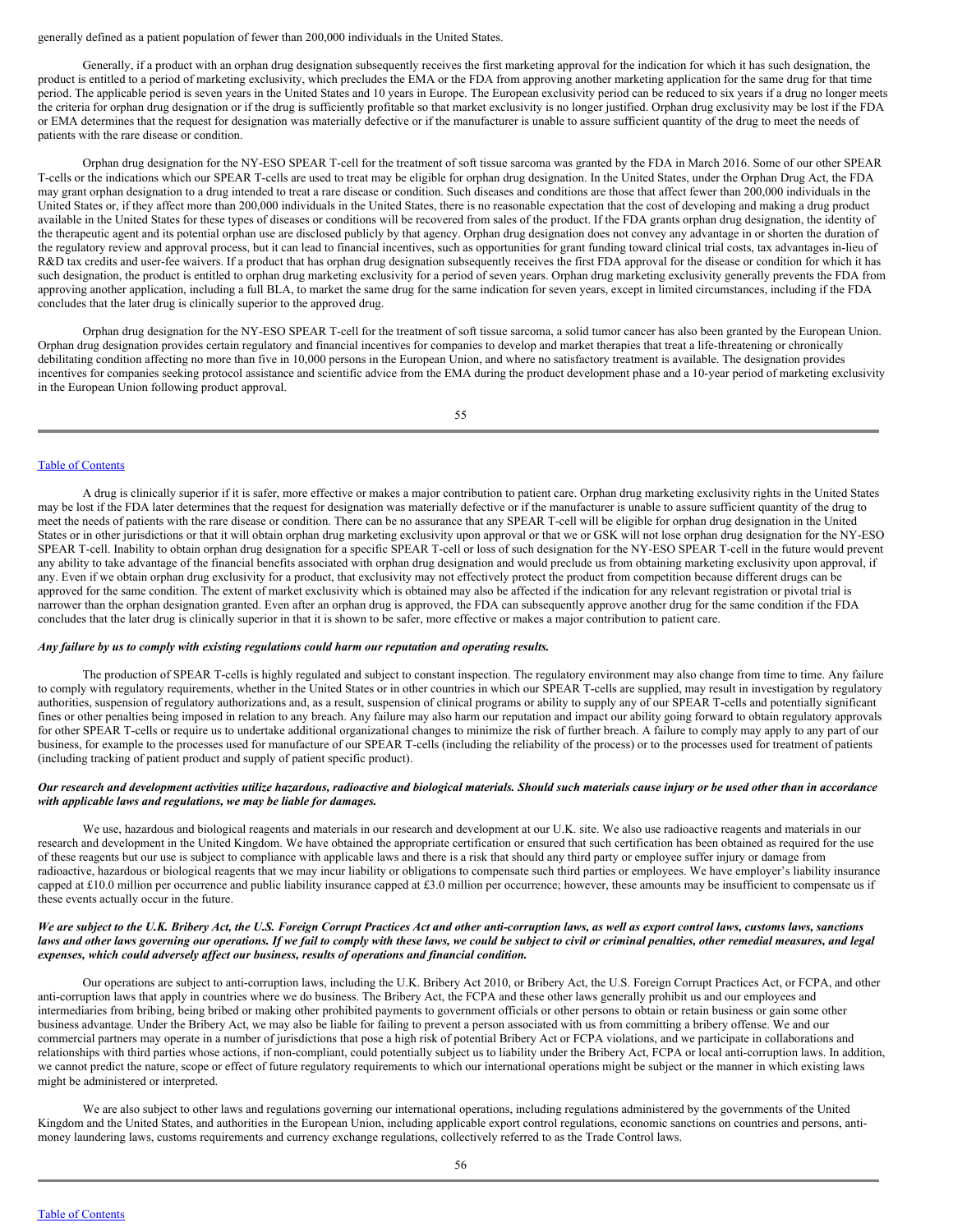generally defined as a patient population of fewer than 200,000 individuals in the United States.

Generally, if a product with an orphan drug designation subsequently receives the first marketing approval for the indication for which it has such designation, the product is entitled to a period of marketing exclusivity, which precludes the EMA or the FDA from approving another marketing application for the same drug for that time period. The applicable period is seven years in the United States and 10 years in Europe. The European exclusivity period can be reduced to six years if a drug no longer meets the criteria for orphan drug designation or if the drug is sufficiently profitable so that market exclusivity is no longer justified. Orphan drug exclusivity may be lost if the FDA or EMA determines that the request for designation was materially defective or if the manufacturer is unable to assure sufficient quantity of the drug to meet the needs of patients with the rare disease or condition.

Orphan drug designation for the NY-ESO SPEAR T-cell for the treatment of soft tissue sarcoma was granted by the FDA in March 2016. Some of our other SPEAR T-cells or the indications which our SPEAR T-cells are used to treat may be eligible for orphan drug designation. In the United States, under the Orphan Drug Act, the FDA may grant orphan designation to a drug intended to treat a rare disease or condition. Such diseases and conditions are those that affect fewer than 200,000 individuals in the United States or, if they affect more than 200,000 individuals in the United States, there is no reasonable expectation that the cost of developing and making a drug product available in the United States for these types of diseases or conditions will be recovered from sales of the product. If the FDA grants orphan drug designation, the identity of the therapeutic agent and its potential orphan use are disclosed publicly by that agency. Orphan drug designation does not convey any advantage in or shorten the duration of the regulatory review and approval process, but it can lead to financial incentives, such as opportunities for grant funding toward clinical trial costs, tax advantages in-lieu of R&D tax credits and user-fee waivers. If a product that has orphan drug designation subsequently receives the first FDA approval for the disease or condition for which it has such designation, the product is entitled to orphan drug marketing exclusivity for a period of seven years. Orphan drug marketing exclusivity generally prevents the FDA from approving another application, including a full BLA, to market the same drug for the same indication for seven years, except in limited circumstances, including if the FDA concludes that the later drug is clinically superior to the approved drug.

Orphan drug designation for the NY-ESO SPEAR T-cell for the treatment of soft tissue sarcoma, a solid tumor cancer has also been granted by the European Union. Orphan drug designation provides certain regulatory and financial incentives for companies to develop and market therapies that treat a life-threatening or chronically debilitating condition affecting no more than five in 10,000 persons in the European Union, and where no satisfactory treatment is available. The designation provides incentives for companies seeking protocol assistance and scientific advice from the EMA during the product development phase and a 10-year period of marketing exclusivity in the European Union following product approval.

A drug is clinically superior if it is safer, more effective or makes a major contribution to patient care. Orphan drug marketing exclusivity rights in the United States may be lost if the FDA later determines that the request for designation was materially defective or if the manufacturer is unable to assure sufficient quantity of the drug to meet the needs of patients with the rare disease or condition. There can be no assurance that any SPEAR T-cell will be eligible for orphan drug designation in the United States or in other jurisdictions or that it will obtain orphan drug marketing exclusivity upon approval or that we or GSK will not lose orphan drug designation for the NY-ESO SPEAR T-cell. Inability to obtain orphan drug designation for a specific SPEAR T-cell or loss of such designation for the NY-ESO SPEAR T-cell in the future would prevent any ability to take advantage of the financial benefits associated with orphan drug designation and would preclude us from obtaining marketing exclusivity upon approval, if any. Even if we obtain orphan drug exclusivity for a product, that exclusivity may not effectively protect the product from competition because different drugs can be approved for the same condition. The extent of market exclusivity which is obtained may also be affected if the indication for any relevant registration or pivotal trial is narrower than the orphan designation granted. Even after an orphan drug is approved, the FDA can subsequently approve another drug for the same condition if the FDA concludes that the later drug is clinically superior in that it is shown to be safer, more effective or makes a major contribution to patient care.

***Any failure by us to comply with existing regulations could harm our reputation and operating results.***

The production of SPEAR T-cells is highly regulated and subject to constant inspection. The regulatory environment may also change from time to time. Any failure to comply with regulatory requirements, whether in the United States or in other countries in which our SPEAR T-cells are supplied, may result in investigation by regulatory authorities, suspension of regulatory authorizations and, as a result, suspension of clinical programs or ability to supply any of our SPEAR T-cells and potentially significant fines or other penalties being imposed in relation to any breach. Any failure may also harm our reputation and impact our ability going forward to obtain regulatory approvals for other SPEAR T-cells or require us to undertake additional organizational changes to minimize the risk of further breach. A failure to comply may apply to any part of our business, for example to the processes used for manufacture of our SPEAR T-cells (including the reliability of the process) or to the processes used for treatment of patients (including tracking of patient product and supply of patient specific product).

***Our research and development activities utilize hazardous, radioactive and biological materials. Should such materials cause injury or be used other than in accordance with applicable laws and regulations, we may be liable for damages.***

We use, hazardous and biological reagents and materials in our research and development at our U.K. site. We also use radioactive reagents and materials in our research and development in the United Kingdom. We have obtained the appropriate certification or ensured that such certification has been obtained as required for the use of these reagents but our use is subject to compliance with applicable laws and there is a risk that should any third party or employee suffer injury or damage from radioactive, hazardous or biological reagents that we may incur liability or obligations to compensate such third parties or employees. We have employer's liability insurance capped at £10.0 million per occurrence and public liability insurance capped at £3.0 million per occurrence; however, these amounts may be insufficient to compensate us if these events actually occur in the future.

***We are subject to the U.K. Bribery Act, the U.S. Foreign Corrupt Practices Act and other anti-corruption laws, as well as export control laws, customs laws, sanctions laws and other laws governing our operations. If we fail to comply with these laws, we could be subject to civil or criminal penalties, other remedial measures, and legal expenses, which could adversely affect our business, results of operations and financial condition.***

Our operations are subject to anti-corruption laws, including the U.K. Bribery Act 2010, or Bribery Act, the U.S. Foreign Corrupt Practices Act, or FCPA, and other anti-corruption laws that apply in countries where we do business. The Bribery Act, the FCPA and these other laws generally prohibit us and our employees and intermediaries from bribing, being bribed or making other prohibited payments to government officials or other persons to obtain or retain business or gain some other business advantage. Under the Bribery Act, we may also be liable for failing to prevent a person associated with us from committing a bribery offense. We and our commercial partners may operate in a number of jurisdictions that pose a high risk of potential Bribery Act or FCPA violations, and we participate in collaborations and relationships with third parties whose actions, if non-compliant, could potentially subject us to liability under the Bribery Act, FCPA or local anti-corruption laws. In addition, we cannot predict the nature, scope or effect of future regulatory requirements to which our international operations might be subject or the manner in which existing laws might be administered or interpreted.

We are also subject to other laws and regulations governing our international operations, including regulations administered by the governments of the United Kingdom and the United States, and authorities in the European Union, including applicable export control regulations, economic sanctions on countries and persons, anti-money laundering laws, customs requirements and currency exchange regulations, collectively referred to as the Trade Control laws.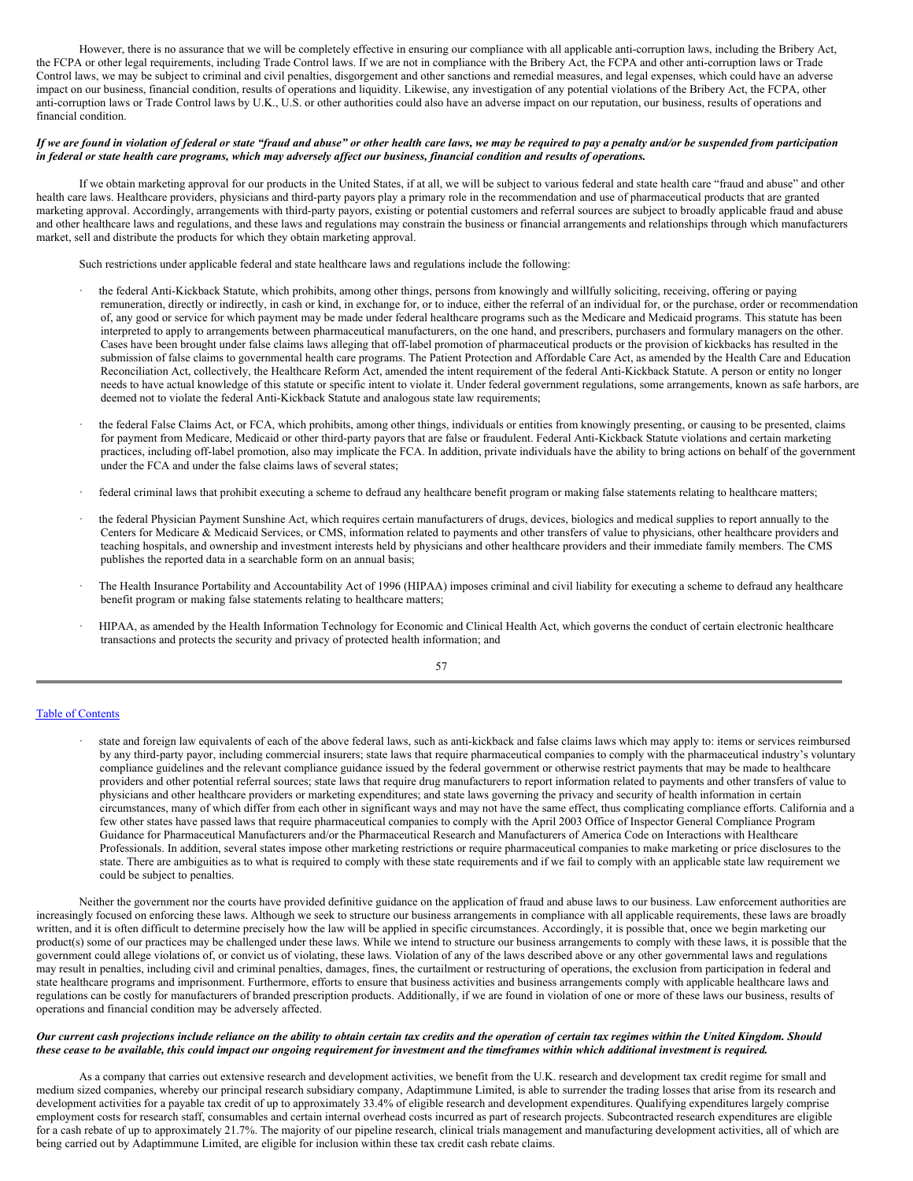However, there is no assurance that we will be completely effective in ensuring our compliance with all applicable anti-corruption laws, including the Bribery Act, the FCPA or other legal requirements, including Trade Control laws. If we are not in compliance with the Bribery Act, the FCPA and other anti-corruption laws or Trade Control laws, we may be subject to criminal and civil penalties, disgorgement and other sanctions and remedial measures, and legal expenses, which could have an adverse impact on our business, financial condition, results of operations and liquidity. Likewise, any investigation of any potential violations of the Bribery Act, the FCPA, other anti-corruption laws or Trade Control laws by U.K., U.S. or other authorities could also have an adverse impact on our reputation, our business, results of operations and financial condition.

***If we are found in violation of federal or state "fraud and abuse" or other health care laws, we may be required to pay a penalty and/or be suspended from participation in federal or state health care programs, which may adversely affect our business, financial condition and results of operations.***

If we obtain marketing approval for our products in the United States, if at all, we will be subject to various federal and state health care "fraud and abuse" and other health care laws. Healthcare providers, physicians and third-party payors play a primary role in the recommendation and use of pharmaceutical products that are granted marketing approval. Accordingly, arrangements with third-party payors, existing or potential customers and referral sources are subject to broadly applicable fraud and abuse and other healthcare laws and regulations, and these laws and regulations may constrain the business or financial arrangements and relationships through which manufacturers market, sell and distribute the products for which they obtain marketing approval.

Such restrictions under applicable federal and state healthcare laws and regulations include the following:

- the federal Anti-Kickback Statute, which prohibits, among other things, persons from knowingly and willfully soliciting, receiving, offering or paying remuneration, directly or indirectly, in cash or kind, in exchange for, or to induce, either the referral of an individual for, or the purchase, order or recommendation of, any good or service for which payment may be made under federal healthcare programs such as the Medicare and Medicaid programs. This statute has been interpreted to apply to arrangements between pharmaceutical manufacturers, on the one hand, and prescribers, purchasers and formulary managers on the other. Cases have been brought under false claims laws alleging that off-label promotion of pharmaceutical products or the provision of kickbacks has resulted in the submission of false claims to governmental health care programs. The Patient Protection and Affordable Care Act, as amended by the Health Care and Education Reconciliation Act, collectively, the Healthcare Reform Act, amended the intent requirement of the federal Anti-Kickback Statute. A person or entity no longer needs to have actual knowledge of this statute or specific intent to violate it. Under federal government regulations, some arrangements, known as safe harbors, are deemed not to violate the federal Anti-Kickback Statute and analogous state law requirements;

- the federal False Claims Act, or FCA, which prohibits, among other things, individuals or entities from knowingly presenting, or causing to be presented, claims for payment from Medicare, Medicaid or other third-party payors that are false or fraudulent. Federal Anti-Kickback Statute violations and certain marketing practices, including off-label promotion, also may implicate the FCA. In addition, private individuals have the ability to bring actions on behalf of the government under the FCA and under the false claims laws of several states;

- federal criminal laws that prohibit executing a scheme to defraud any healthcare benefit program or making false statements relating to healthcare matters;

- the federal Physician Payment Sunshine Act, which requires certain manufacturers of drugs, devices, biologics and medical supplies to report annually to the Centers for Medicare & Medicaid Services, or CMS, information related to payments and other transfers of value to physicians, other healthcare providers and teaching hospitals, and ownership and investment interests held by physicians and other healthcare providers and their immediate family members. The CMS publishes the reported data in a searchable form on an annual basis;

- The Health Insurance Portability and Accountability Act of 1996 (HIPAA) imposes criminal and civil liability for executing a scheme to defraud any healthcare benefit program or making false statements relating to healthcare matters;

- HIPAA, as amended by the Health Information Technology for Economic and Clinical Health Act, which governs the conduct of certain electronic healthcare transactions and protects the security and privacy of protected health information; and

- state and foreign law equivalents of each of the above federal laws, such as anti-kickback and false claims laws which may apply to: items or services reimbursed by any third-party payor, including commercial insurers; state laws that require pharmaceutical companies to comply with the pharmaceutical industry's voluntary compliance guidelines and the relevant compliance guidance issued by the federal government or otherwise restrict payments that may be made to healthcare providers and other potential referral sources; state laws that require drug manufacturers to report information related to payments and other transfers of value to physicians and other healthcare providers or marketing expenditures; and state laws governing the privacy and security of health information in certain circumstances, many of which differ from each other in significant ways and may not have the same effect, thus complicating compliance efforts. California and a few other states have passed laws that require pharmaceutical companies to comply with the April 2003 Office of Inspector General Compliance Program Guidance for Pharmaceutical Manufacturers and/or the Pharmaceutical Research and Manufacturers of America Code on Interactions with Healthcare Professionals. In addition, several states impose other marketing restrictions or require pharmaceutical companies to make marketing or price disclosures to the state. There are ambiguities as to what is required to comply with these state requirements and if we fail to comply with an applicable state law requirement we could be subject to penalties.

Neither the government nor the courts have provided definitive guidance on the application of fraud and abuse laws to our business. Law enforcement authorities are increasingly focused on enforcing these laws. Although we seek to structure our business arrangements in compliance with all applicable requirements, these laws are broadly written, and it is often difficult to determine precisely how the law will be applied in specific circumstances. Accordingly, it is possible that, once we begin marketing our product(s) some of our practices may be challenged under these laws. While we intend to structure our business arrangements to comply with these laws, it is possible that the government could allege violations of, or convict us of violating, these laws. Violation of any of the laws described above or any other governmental laws and regulations may result in penalties, including civil and criminal penalties, damages, fines, the curtailment or restructuring of operations, the exclusion from participation in federal and state healthcare programs and imprisonment. Furthermore, efforts to ensure that business activities and business arrangements comply with applicable healthcare laws and regulations can be costly for manufacturers of branded prescription products. Additionally, if we are found in violation of one or more of these laws our business, results of operations and financial condition may be adversely affected.

***Our current cash projections include reliance on the ability to obtain certain tax credits and the operation of certain tax regimes within the United Kingdom. Should these cease to be available, this could impact our ongoing requirement for investment and the timeframes within which additional investment is required.***

As a company that carries out extensive research and development activities, we benefit from the U.K. research and development tax credit regime for small and medium sized companies, whereby our principal research subsidiary company, Adaptimmune Limited, is able to surrender the trading losses that arise from its research and development activities for a payable tax credit of up to approximately 33.4% of eligible research and development expenditures. Qualifying expenditures largely comprise employment costs for research staff, consumables and certain internal overhead costs incurred as part of research projects. Subcontracted research expenditures are eligible for a cash rebate of up to approximately 21.7%. The majority of our pipeline research, clinical trials management and manufacturing development activities, all of which are being carried out by Adaptimmune Limited, are eligible for inclusion within these tax credit cash rebate claims.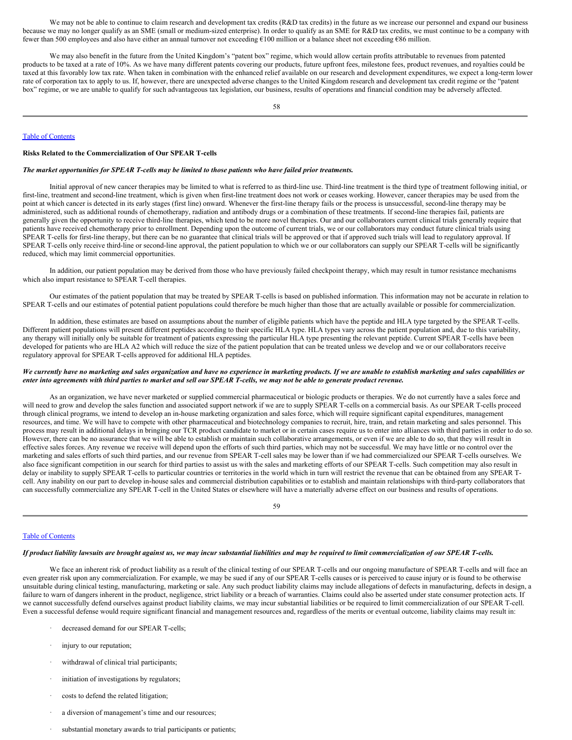We may not be able to continue to claim research and development tax credits (R&D tax credits) in the future as we increase our personnel and expand our business because we may no longer qualify as an SME (small or medium-sized enterprise). In order to qualify as an SME for R&D tax credits, we must continue to be a company with fewer than 500 employees and also have either an annual turnover not exceeding €100 million or a balance sheet not exceeding €86 million.

We may also benefit in the future from the United Kingdom's "patent box" regime, which would allow certain profits attributable to revenues from patented products to be taxed at a rate of 10%. As we have many different patents covering our products, future upfront fees, milestone fees, product revenues, and royalties could be taxed at this favorably low tax rate. When taken in combination with the enhanced relief available on our research and development expenditures, we expect a long-term lower rate of corporation tax to apply to us. If, however, there are unexpected adverse changes to the United Kingdom research and development tax credit regime or the "patent box" regime, or we are unable to qualify for such advantageous tax legislation, our business, results of operations and financial condition may be adversely affected.

Table of Contents

**Risks Related to the Commercialization of Our SPEAR T-cells**

***The market opportunities for SPEAR T-cells may be limited to those patients who have failed prior treatments.***

Initial approval of new cancer therapies may be limited to what is referred to as third-line use. Third-line treatment is the third type of treatment following initial, or first-line, treatment and second-line treatment, which is given when first-line treatment does not work or ceases working. However, cancer therapies may be used from the point at which cancer is detected in its early stages (first line) onward. Whenever the first-line therapy fails or the process is unsuccessful, second-line therapy may be administered, such as additional rounds of chemotherapy, radiation and antibody drugs or a combination of these treatments. If second-line therapies fail, patients are generally given the opportunity to receive third-line therapies, which tend to be more novel therapies. Our and our collaborators current clinical trials generally require that patients have received chemotherapy prior to enrollment. Depending upon the outcome of current trials, we or our collaborators may conduct future clinical trials using SPEAR T-cells for first-line therapy, but there can be no guarantee that clinical trials will be approved or that if approved such trials will lead to regulatory approval. If SPEAR T-cells only receive third-line or second-line approval, the patient population to which we or our collaborators can supply our SPEAR T-cells will be significantly reduced, which may limit commercial opportunities.

In addition, our patient population may be derived from those who have previously failed checkpoint therapy, which may result in tumor resistance mechanisms which also impart resistance to SPEAR T-cell therapies.

Our estimates of the patient population that may be treated by SPEAR T-cells is based on published information. This information may not be accurate in relation to SPEAR T-cells and our estimates of potential patient populations could therefore be much higher than those that are actually available or possible for commercialization.

In addition, these estimates are based on assumptions about the number of eligible patients which have the peptide and HLA type targeted by the SPEAR T-cells. Different patient populations will present different peptides according to their specific HLA type. HLA types vary across the patient population and, due to this variability, any therapy will initially only be suitable for treatment of patients expressing the particular HLA type presenting the relevant peptide. Current SPEAR T-cells have been developed for patients who are HLA A2 which will reduce the size of the patient population that can be treated unless we develop and we or our collaborators receive regulatory approval for SPEAR T-cells approved for additional HLA peptides.

***We currently have no marketing and sales organization and have no experience in marketing products. If we are unable to establish marketing and sales capabilities or enter into agreements with third parties to market and sell our SPEAR T-cells, we may not be able to generate product revenue.***

As an organization, we have never marketed or supplied commercial pharmaceutical or biologic products or therapies. We do not currently have a sales force and will need to grow and develop the sales function and associated support network if we are to supply SPEAR T-cells on a commercial basis. As our SPEAR T-cells proceed through clinical programs, we intend to develop an in-house marketing organization and sales force, which will require significant capital expenditures, management resources, and time. We will have to compete with other pharmaceutical and biotechnology companies to recruit, hire, train, and retain marketing and sales personnel. This process may result in additional delays in bringing our TCR product candidate to market or in certain cases require us to enter into alliances with third parties in order to do so. However, there can be no assurance that we will be able to establish or maintain such collaborative arrangements, or even if we are able to do so, that they will result in effective sales forces. Any revenue we receive will depend upon the efforts of such third parties, which may not be successful. We may have little or no control over the marketing and sales efforts of such third parties, and our revenue from SPEAR T-cell sales may be lower than if we had commercialized our SPEAR T-cells ourselves. We also face significant competition in our search for third parties to assist us with the sales and marketing efforts of our SPEAR T-cells. Such competition may also result in delay or inability to supply SPEAR T-cells to particular countries or territories in the world which in turn will restrict the revenue that can be obtained from any SPEAR T-cell. Any inability on our part to develop in-house sales and commercial distribution capabilities or to establish and maintain relationships with third-party collaborators that can successfully commercialize any SPEAR T-cell in the United States or elsewhere will have a materially adverse effect on our business and results of operations.

Table of Contents

***If product liability lawsuits are brought against us, we may incur substantial liabilities and may be required to limit commercialization of our SPEAR T-cells.***

We face an inherent risk of product liability as a result of the clinical testing of our SPEAR T-cells and our ongoing manufacture of SPEAR T-cells and will face an even greater risk upon any commercialization. For example, we may be sued if any of our SPEAR T-cells causes or is perceived to cause injury or is found to be otherwise unsuitable during clinical testing, manufacturing, marketing or sale. Any such product liability claims may include allegations of defects in manufacturing, defects in design, a failure to warn of dangers inherent in the product, negligence, strict liability or a breach of warranties. Claims could also be asserted under state consumer protection acts. If we cannot successfully defend ourselves against product liability claims, we may incur substantial liabilities or be required to limit commercialization of our SPEAR T-cell. Even a successful defense would require significant financial and management resources and, regardless of the merits or eventual outcome, liability claims may result in:

- decreased demand for our SPEAR T-cells;
- injury to our reputation;
- withdrawal of clinical trial participants;
- initiation of investigations by regulators;
- costs to defend the related litigation;
- a diversion of management's time and our resources;
- substantial monetary awards to trial participants or patients;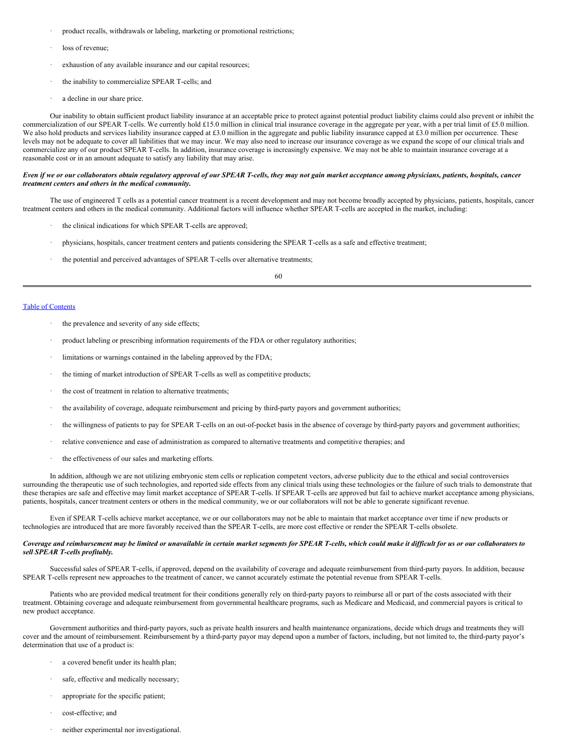- product recalls, withdrawals or labeling, marketing or promotional restrictions;
- loss of revenue;
- exhaustion of any available insurance and our capital resources;
- the inability to commercialize SPEAR T-cells; and
- a decline in our share price.

Our inability to obtain sufficient product liability insurance at an acceptable price to protect against potential product liability claims could also prevent or inhibit the commercialization of our SPEAR T-cells. We currently hold £15.0 million in clinical trial insurance coverage in the aggregate per year, with a per trial limit of £5.0 million. We also hold products and services liability insurance capped at £3.0 million in the aggregate and public liability insurance capped at £3.0 million per occurrence. These levels may not be adequate to cover all liabilities that we may incur. We may also need to increase our insurance coverage as we expand the scope of our clinical trials and commercialize any of our product SPEAR T-cells. In addition, insurance coverage is increasingly expensive. We may not be able to maintain insurance coverage at a reasonable cost or in an amount adequate to satisfy any liability that may arise.

***Even if we or our collaborators obtain regulatory approval of our SPEAR T-cells, they may not gain market acceptance among physicians, patients, hospitals, cancer treatment centers and others in the medical community.***

The use of engineered T cells as a potential cancer treatment is a recent development and may not become broadly accepted by physicians, patients, hospitals, cancer treatment centers and others in the medical community. Additional factors will influence whether SPEAR T-cells are accepted in the market, including:

- the clinical indications for which SPEAR T-cells are approved;
- physicians, hospitals, cancer treatment centers and patients considering the SPEAR T-cells as a safe and effective treatment;
- the potential and perceived advantages of SPEAR T-cells over alternative treatments;
- the prevalence and severity of any side effects;
- product labeling or prescribing information requirements of the FDA or other regulatory authorities;
- limitations or warnings contained in the labeling approved by the FDA;
- the timing of market introduction of SPEAR T-cells as well as competitive products;
- the cost of treatment in relation to alternative treatments;
- the availability of coverage, adequate reimbursement and pricing by third-party payors and government authorities;
- the willingness of patients to pay for SPEAR T-cells on an out-of-pocket basis in the absence of coverage by third-party payors and government authorities;
- relative convenience and ease of administration as compared to alternative treatments and competitive therapies; and
- the effectiveness of our sales and marketing efforts.

In addition, although we are not utilizing embryonic stem cells or replication competent vectors, adverse publicity due to the ethical and social controversies surrounding the therapeutic use of such technologies, and reported side effects from any clinical trials using these technologies or the failure of such trials to demonstrate that these therapies are safe and effective may limit market acceptance of SPEAR T-cells. If SPEAR T-cells are approved but fail to achieve market acceptance among physicians, patients, hospitals, cancer treatment centers or others in the medical community, we or our collaborators will not be able to generate significant revenue.

Even if SPEAR T-cells achieve market acceptance, we or our collaborators may not be able to maintain that market acceptance over time if new products or technologies are introduced that are more favorably received than the SPEAR T-cells, are more cost effective or render the SPEAR T-cells obsolete.

***Coverage and reimbursement may be limited or unavailable in certain market segments for SPEAR T-cells, which could make it difficult for us or our collaborators to sell SPEAR T-cells profitably.***

Successful sales of SPEAR T-cells, if approved, depend on the availability of coverage and adequate reimbursement from third-party payors. In addition, because SPEAR T-cells represent new approaches to the treatment of cancer, we cannot accurately estimate the potential revenue from SPEAR T-cells.

Patients who are provided medical treatment for their conditions generally rely on third-party payors to reimburse all or part of the costs associated with their treatment. Obtaining coverage and adequate reimbursement from governmental healthcare programs, such as Medicare and Medicaid, and commercial payors is critical to new product acceptance.

Government authorities and third-party payors, such as private health insurers and health maintenance organizations, decide which drugs and treatments they will cover and the amount of reimbursement. Reimbursement by a third-party payor may depend upon a number of factors, including, but not limited to, the third-party payor's determination that use of a product is:

- a covered benefit under its health plan;
- safe, effective and medically necessary;
- appropriate for the specific patient;
- cost-effective; and
- neither experimental nor investigational.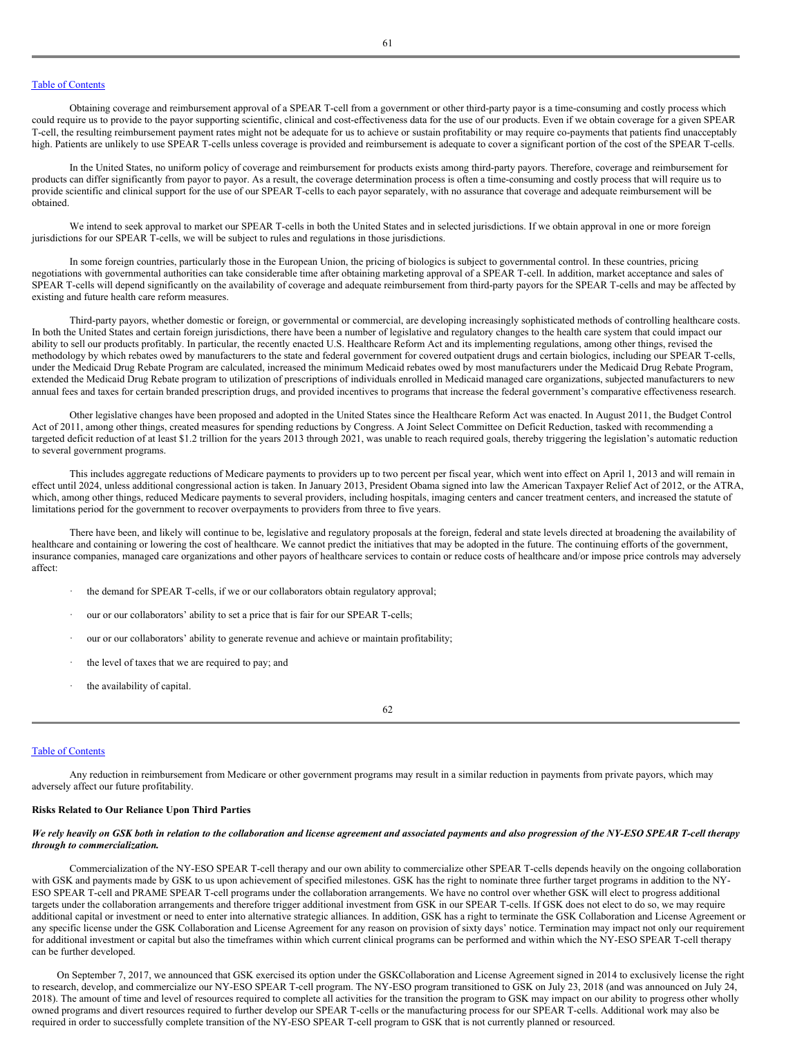Obtaining coverage and reimbursement approval of a SPEAR T-cell from a government or other third-party payor is a time-consuming and costly process which could require us to provide to the payor supporting scientific, clinical and cost-effectiveness data for the use of our products. Even if we obtain coverage for a given SPEAR T-cell, the resulting reimbursement payment rates might not be adequate for us to achieve or sustain profitability or may require co-payments that patients find unacceptably high. Patients are unlikely to use SPEAR T-cells unless coverage is provided and reimbursement is adequate to cover a significant portion of the cost of the SPEAR T-cells.

In the United States, no uniform policy of coverage and reimbursement for products exists among third-party payors. Therefore, coverage and reimbursement for products can differ significantly from payor to payor. As a result, the coverage determination process is often a time-consuming and costly process that will require us to provide scientific and clinical support for the use of our SPEAR T-cells to each payor separately, with no assurance that coverage and adequate reimbursement will be obtained.

We intend to seek approval to market our SPEAR T-cells in both the United States and in selected jurisdictions. If we obtain approval in one or more foreign jurisdictions for our SPEAR T-cells, we will be subject to rules and regulations in those jurisdictions.

In some foreign countries, particularly those in the European Union, the pricing of biologics is subject to governmental control. In these countries, pricing negotiations with governmental authorities can take considerable time after obtaining marketing approval of a SPEAR T-cell. In addition, market acceptance and sales of SPEAR T-cells will depend significantly on the availability of coverage and adequate reimbursement from third-party payors for the SPEAR T-cells and may be affected by existing and future health care reform measures.

Third-party payors, whether domestic or foreign, or governmental or commercial, are developing increasingly sophisticated methods of controlling healthcare costs. In both the United States and certain foreign jurisdictions, there have been a number of legislative and regulatory changes to the health care system that could impact our ability to sell our products profitably. In particular, the recently enacted U.S. Healthcare Reform Act and its implementing regulations, among other things, revised the methodology by which rebates owed by manufacturers to the state and federal government for covered outpatient drugs and certain biologics, including our SPEAR T-cells, under the Medicaid Drug Rebate Program are calculated, increased the minimum Medicaid rebates owed by most manufacturers under the Medicaid Drug Rebate Program, extended the Medicaid Drug Rebate program to utilization of prescriptions of individuals enrolled in Medicaid managed care organizations, subjected manufacturers to new annual fees and taxes for certain branded prescription drugs, and provided incentives to programs that increase the federal government's comparative effectiveness research.

Other legislative changes have been proposed and adopted in the United States since the Healthcare Reform Act was enacted. In August 2011, the Budget Control Act of 2011, among other things, created measures for spending reductions by Congress. A Joint Select Committee on Deficit Reduction, tasked with recommending a targeted deficit reduction of at least $1.2 trillion for the years 2013 through 2021, was unable to reach required goals, thereby triggering the legislation's automatic reduction to several government programs.

This includes aggregate reductions of Medicare payments to providers up to two percent per fiscal year, which went into effect on April 1, 2013 and will remain in effect until 2024, unless additional congressional action is taken. In January 2013, President Obama signed into law the American Taxpayer Relief Act of 2012, or the ATRA, which, among other things, reduced Medicare payments to several providers, including hospitals, imaging centers and cancer treatment centers, and increased the statute of limitations period for the government to recover overpayments to providers from three to five years.

There have been, and likely will continue to be, legislative and regulatory proposals at the foreign, federal and state levels directed at broadening the availability of healthcare and containing or lowering the cost of healthcare. We cannot predict the initiatives that may be adopted in the future. The continuing efforts of the government, insurance companies, managed care organizations and other payors of healthcare services to contain or reduce costs of healthcare and/or impose price controls may adversely affect:

- the demand for SPEAR T-cells, if we or our collaborators obtain regulatory approval;
- our or our collaborators' ability to set a price that is fair for our SPEAR T-cells;
- our or our collaborators' ability to generate revenue and achieve or maintain profitability;
- the level of taxes that we are required to pay; and
- the availability of capital.

Any reduction in reimbursement from Medicare or other government programs may result in a similar reduction in payments from private payors, which may adversely affect our future profitability.

**Risks Related to Our Reliance Upon Third Parties**

***We rely heavily on GSK both in relation to the collaboration and license agreement and associated payments and also progression of the NY-ESO SPEAR T-cell therapy through to commercialization.***

Commercialization of the NY-ESO SPEAR T-cell therapy and our own ability to commercialize other SPEAR T-cells depends heavily on the ongoing collaboration with GSK and payments made by GSK to us upon achievement of specified milestones. GSK has the right to nominate three further target programs in addition to the NY-ESO SPEAR T-cell and PRAME SPEAR T-cell programs under the collaboration arrangements. We have no control over whether GSK will elect to progress additional targets under the collaboration arrangements and therefore trigger additional investment from GSK in our SPEAR T-cells. If GSK does not elect to do so, we may require additional capital or investment or need to enter into alternative strategic alliances. In addition, GSK has a right to terminate the GSK Collaboration and License Agreement or any specific license under the GSK Collaboration and License Agreement for any reason on provision of sixty days' notice. Termination may impact not only our requirement for additional investment or capital but also the timeframes within which current clinical programs can be performed and within which the NY-ESO SPEAR T-cell therapy can be further developed.

On September 7, 2017, we announced that GSK exercised its option under the GSKCollaboration and License Agreement signed in 2014 to exclusively license the right to research, develop, and commercialize our NY-ESO SPEAR T-cell program. The NY-ESO program transitioned to GSK on July 23, 2018 (and was announced on July 24, 2018). The amount of time and level of resources required to complete all activities for the transition the program to GSK may impact on our ability to progress other wholly owned programs and divert resources required to further develop our SPEAR T-cells or the manufacturing process for our SPEAR T-cells. Additional work may also be required in order to successfully complete transition of the NY-ESO SPEAR T-cell program to GSK that is not currently planned or resourced.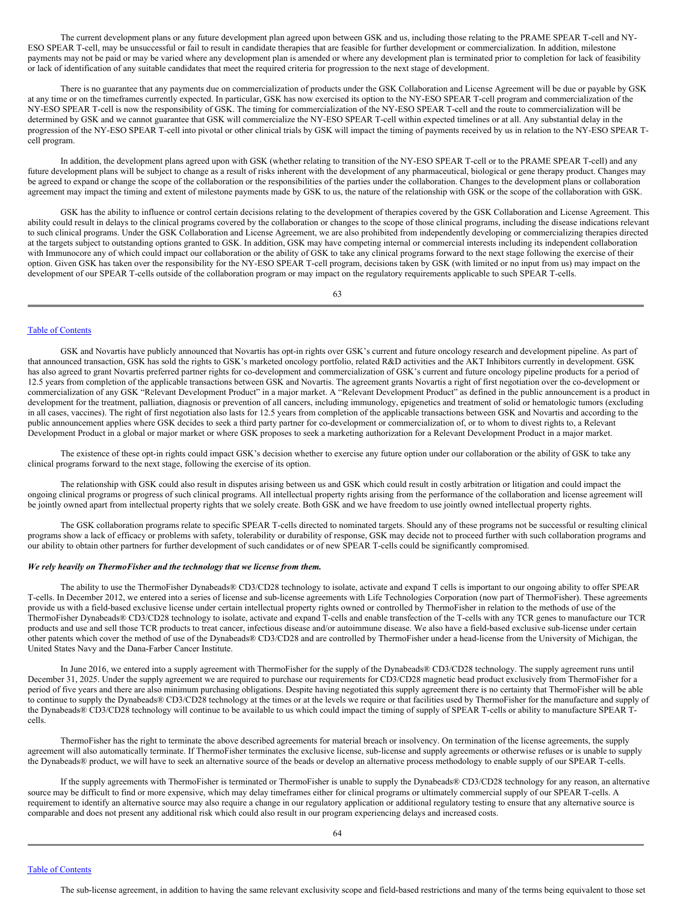The current development plans or any future development plan agreed upon between GSK and us, including those relating to the PRAME SPEAR T-cell and NY-ESO SPEAR T-cell, may be unsuccessful or fail to result in candidate therapies that are feasible for further development or commercialization. In addition, milestone payments may not be paid or may be varied where any development plan is amended or where any development plan is terminated prior to completion for lack of feasibility or lack of identification of any suitable candidates that meet the required criteria for progression to the next stage of development.

There is no guarantee that any payments due on commercialization of products under the GSK Collaboration and License Agreement will be due or payable by GSK at any time or on the timeframes currently expected. In particular, GSK has now exercised its option to the NY-ESO SPEAR T-cell program and commercialization of the NY-ESO SPEAR T-cell is now the responsibility of GSK. The timing for commercialization of the NY-ESO SPEAR T-cell and the route to commercialization will be determined by GSK and we cannot guarantee that GSK will commercialize the NY-ESO SPEAR T-cell within expected timelines or at all. Any substantial delay in the progression of the NY-ESO SPEAR T-cell into pivotal or other clinical trials by GSK will impact the timing of payments received by us in relation to the NY-ESO SPEAR T-cell program.

In addition, the development plans agreed upon with GSK (whether relating to transition of the NY-ESO SPEAR T-cell or to the PRAME SPEAR T-cell) and any future development plans will be subject to change as a result of risks inherent with the development of any pharmaceutical, biological or gene therapy product. Changes may be agreed to expand or change the scope of the collaboration or the responsibilities of the parties under the collaboration. Changes to the development plans or collaboration agreement may impact the timing and extent of milestone payments made by GSK to us, the nature of the relationship with GSK or the scope of the collaboration with GSK.

GSK has the ability to influence or control certain decisions relating to the development of therapies covered by the GSK Collaboration and License Agreement. This ability could result in delays to the clinical programs covered by the collaboration or changes to the scope of those clinical programs, including the disease indications relevant to such clinical programs. Under the GSK Collaboration and License Agreement, we are also prohibited from independently developing or commercializing therapies directed at the targets subject to outstanding options granted to GSK. In addition, GSK may have competing internal or commercial interests including its independent collaboration with Immunocore any of which could impact our collaboration or the ability of GSK to take any clinical programs forward to the next stage following the exercise of their option. Given GSK has taken over the responsibility for the NY-ESO SPEAR T-cell program, decisions taken by GSK (with limited or no input from us) may impact on the development of our SPEAR T-cells outside of the collaboration program or may impact on the regulatory requirements applicable to such SPEAR T-cells.

GSK and Novartis have publicly announced that Novartis has opt-in rights over GSK's current and future oncology research and development pipeline. As part of that announced transaction, GSK has sold the rights to GSK's marketed oncology portfolio, related R&D activities and the AKT Inhibitors currently in development. GSK has also agreed to grant Novartis preferred partner rights for co-development and commercialization of GSK's current and future oncology pipeline products for a period of 12.5 years from completion of the applicable transactions between GSK and Novartis. The agreement grants Novartis a right of first negotiation over the co-development or commercialization of any GSK "Relevant Development Product" in a major market. A "Relevant Development Product" as defined in the public announcement is a product in development for the treatment, palliation, diagnosis or prevention of all cancers, including immunology, epigenetics and treatment of solid or hematologic tumors (excluding in all cases, vaccines). The right of first negotiation also lasts for 12.5 years from completion of the applicable transactions between GSK and Novartis and according to the public announcement applies where GSK decides to seek a third party partner for co-development or commercialization of, or to whom to divest rights to, a Relevant Development Product in a global or major market or where GSK proposes to seek a marketing authorization for a Relevant Development Product in a major market.

The existence of these opt-in rights could impact GSK's decision whether to exercise any future option under our collaboration or the ability of GSK to take any clinical programs forward to the next stage, following the exercise of its option.

The relationship with GSK could also result in disputes arising between us and GSK which could result in costly arbitration or litigation and could impact the ongoing clinical programs or progress of such clinical programs. All intellectual property rights arising from the performance of the collaboration and license agreement will be jointly owned apart from intellectual property rights that we solely create. Both GSK and we have freedom to use jointly owned intellectual property rights.

The GSK collaboration programs relate to specific SPEAR T-cells directed to nominated targets. Should any of these programs not be successful or resulting clinical programs show a lack of efficacy or problems with safety, tolerability or durability of response, GSK may decide not to proceed further with such collaboration programs and our ability to obtain other partners for further development of such candidates or of new SPEAR T-cells could be significantly compromised.

***We rely heavily on ThermoFisher and the technology that we license from them.***

The ability to use the ThermoFisher Dynabeads® CD3/CD28 technology to isolate, activate and expand T cells is important to our ongoing ability to offer SPEAR T-cells. In December 2012, we entered into a series of license and sub-license agreements with Life Technologies Corporation (now part of ThermoFisher). These agreements provide us with a field-based exclusive license under certain intellectual property rights owned or controlled by ThermoFisher in relation to the methods of use of the ThermoFisher Dynabeads® CD3/CD28 technology to isolate, activate and expand T-cells and enable transfection of the T-cells with any TCR genes to manufacture our TCR products and use and sell those TCR products to treat cancer, infectious disease and/or autoimmune disease. We also have a field-based exclusive sub-license under certain other patents which cover the method of use of the Dynabeads® CD3/CD28 and are controlled by ThermoFisher under a head-license from the University of Michigan, the United States Navy and the Dana-Farber Cancer Institute.

In June 2016, we entered into a supply agreement with ThermoFisher for the supply of the Dynabeads® CD3/CD28 technology. The supply agreement runs until December 31, 2025. Under the supply agreement we are required to purchase our requirements for CD3/CD28 magnetic bead product exclusively from ThermoFisher for a period of five years and there are also minimum purchasing obligations. Despite having negotiated this supply agreement there is no certainty that ThermoFisher will be able to continue to supply the Dynabeads® CD3/CD28 technology at the times or at the levels we require or that facilities used by ThermoFisher for the manufacture and supply of the Dynabeads® CD3/CD28 technology will continue to be available to us which could impact the timing of supply of SPEAR T-cells or ability to manufacture SPEAR T-cells.

ThermoFisher has the right to terminate the above described agreements for material breach or insolvency. On termination of the license agreements, the supply agreement will also automatically terminate. If ThermoFisher terminates the exclusive license, sub-license and supply agreements or otherwise refuses or is unable to supply the Dynabeads® product, we will have to seek an alternative source of the beads or develop an alternative process methodology to enable supply of our SPEAR T-cells.

If the supply agreements with ThermoFisher is terminated or ThermoFisher is unable to supply the Dynabeads® CD3/CD28 technology for any reason, an alternative source may be difficult to find or more expensive, which may delay timeframes either for clinical programs or ultimately commercial supply of our SPEAR T-cells. A requirement to identify an alternative source may also require a change in our regulatory application or additional regulatory testing to ensure that any alternative source is comparable and does not present any additional risk which could also result in our program experiencing delays and increased costs.

The sub-license agreement, in addition to having the same relevant exclusivity scope and field-based restrictions and many of the terms being equivalent to those set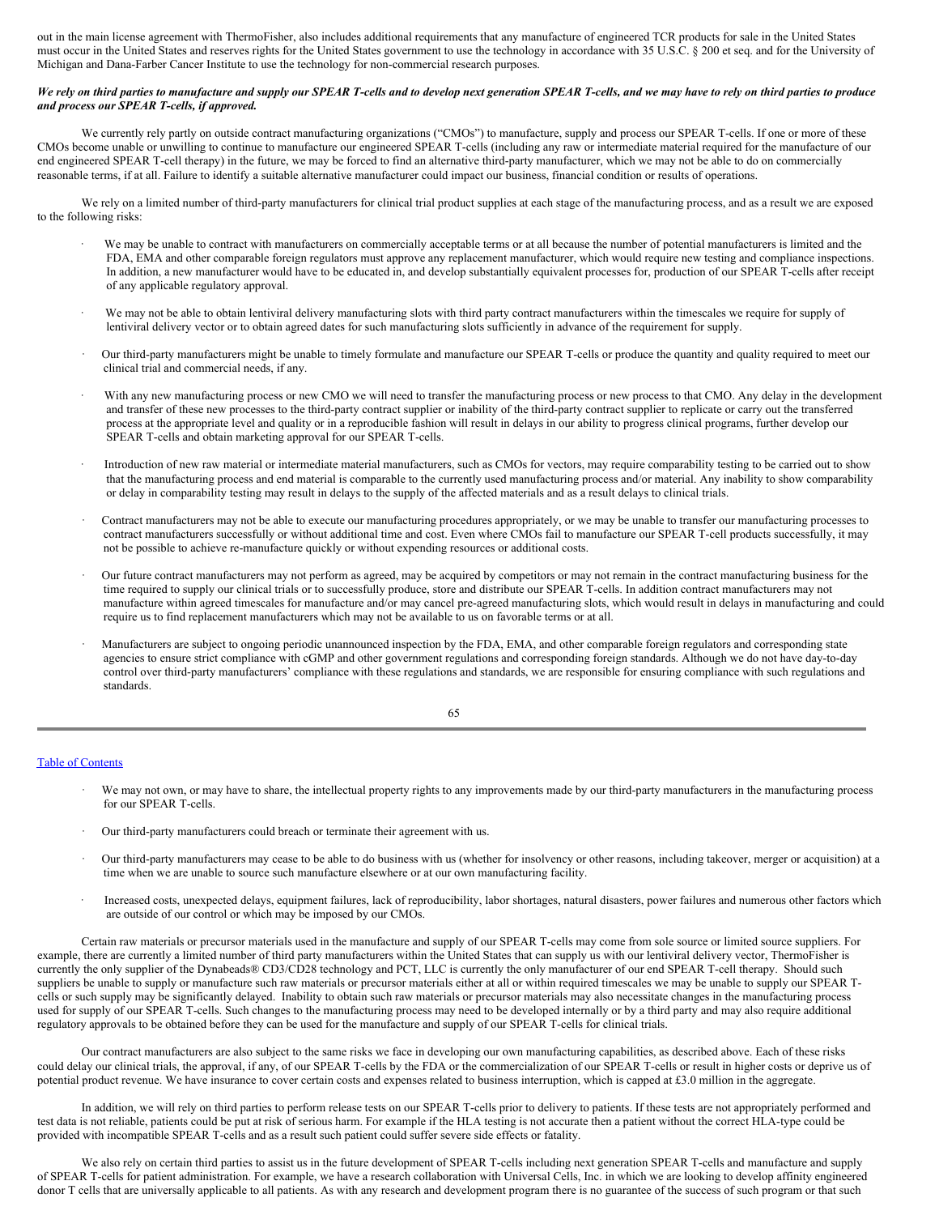out in the main license agreement with ThermoFisher, also includes additional requirements that any manufacture of engineered TCR products for sale in the United States must occur in the United States and reserves rights for the United States government to use the technology in accordance with 35 U.S.C. § 200 et seq. and for the University of Michigan and Dana-Farber Cancer Institute to use the technology for non-commercial research purposes.

***We rely on third parties to manufacture and supply our SPEAR T-cells and to develop next generation SPEAR T-cells, and we may have to rely on third parties to produce and process our SPEAR T-cells, if approved.***

We currently rely partly on outside contract manufacturing organizations ("CMOs") to manufacture, supply and process our SPEAR T-cells. If one or more of these CMOs become unable or unwilling to continue to manufacture our engineered SPEAR T-cells (including any raw or intermediate material required for the manufacture of our end engineered SPEAR T-cell therapy) in the future, we may be forced to find an alternative third-party manufacturer, which we may not be able to do on commercially reasonable terms, if at all. Failure to identify a suitable alternative manufacturer could impact our business, financial condition or results of operations.

We rely on a limited number of third-party manufacturers for clinical trial product supplies at each stage of the manufacturing process, and as a result we are exposed to the following risks:

- We may be unable to contract with manufacturers on commercially acceptable terms or at all because the number of potential manufacturers is limited and the FDA, EMA and other comparable foreign regulators must approve any replacement manufacturer, which would require new testing and compliance inspections. In addition, a new manufacturer would have to be educated in, and develop substantially equivalent processes for, production of our SPEAR T-cells after receipt of any applicable regulatory approval.

- We may not be able to obtain lentiviral delivery manufacturing slots with third party contract manufacturers within the timescales we require for supply of lentiviral delivery vector or to obtain agreed dates for such manufacturing slots sufficiently in advance of the requirement for supply.

- Our third-party manufacturers might be unable to timely formulate and manufacture our SPEAR T-cells or produce the quantity and quality required to meet our clinical trial and commercial needs, if any.

- With any new manufacturing process or new CMO we will need to transfer the manufacturing process or new process to that CMO. Any delay in the development and transfer of these new processes to the third-party contract supplier or inability of the third-party contract supplier to replicate or carry out the transferred process at the appropriate level and quality or in a reproducible fashion will result in delays in our ability to progress clinical programs, further develop our SPEAR T-cells and obtain marketing approval for our SPEAR T-cells.

- Introduction of new raw material or intermediate material manufacturers, such as CMOs for vectors, may require comparability testing to be carried out to show that the manufacturing process and end material is comparable to the currently used manufacturing process and/or material. Any inability to show comparability or delay in comparability testing may result in delays to the supply of the affected materials and as a result delays to clinical trials.

- Contract manufacturers may not be able to execute our manufacturing procedures appropriately, or we may be unable to transfer our manufacturing processes to contract manufacturers successfully or without additional time and cost. Even where CMOs fail to manufacture our SPEAR T-cell products successfully, it may not be possible to achieve re-manufacture quickly or without expending resources or additional costs.

- Our future contract manufacturers may not perform as agreed, may be acquired by competitors or may not remain in the contract manufacturing business for the time required to supply our clinical trials or to successfully produce, store and distribute our SPEAR T-cells. In addition contract manufacturers may not manufacture within agreed timescales for manufacture and/or may cancel pre-agreed manufacturing slots, which would result in delays in manufacturing and could require us to find replacement manufacturers which may not be available to us on favorable terms or at all.

- Manufacturers are subject to ongoing periodic unannounced inspection by the FDA, EMA, and other comparable foreign regulators and corresponding state agencies to ensure strict compliance with cGMP and other government regulations and corresponding foreign standards. Although we do not have day-to-day control over third-party manufacturers' compliance with these regulations and standards, we are responsible for ensuring compliance with such regulations and standards.

- We may not own, or may have to share, the intellectual property rights to any improvements made by our third-party manufacturers in the manufacturing process for our SPEAR T-cells.

- Our third-party manufacturers could breach or terminate their agreement with us.

- Our third-party manufacturers may cease to be able to do business with us (whether for insolvency or other reasons, including takeover, merger or acquisition) at a time when we are unable to source such manufacture elsewhere or at our own manufacturing facility.

- Increased costs, unexpected delays, equipment failures, lack of reproducibility, labor shortages, natural disasters, power failures and numerous other factors which are outside of our control or which may be imposed by our CMOs.

Certain raw materials or precursor materials used in the manufacture and supply of our SPEAR T-cells may come from sole source or limited source suppliers. For example, there are currently a limited number of third party manufacturers within the United States that can supply us with our lentiviral delivery vector, ThermoFisher is currently the only supplier of the Dynabeads® CD3/CD28 technology and PCT, LLC is currently the only manufacturer of our end SPEAR T-cell therapy. Should such suppliers be unable to supply or manufacture such raw materials or precursor materials either at all or within required timescales we may be unable to supply our SPEAR T-cells or such supply may be significantly delayed. Inability to obtain such raw materials or precursor materials may also necessitate changes in the manufacturing process used for supply of our SPEAR T-cells. Such changes to the manufacturing process may need to be developed internally or by a third party and may also require additional regulatory approvals to be obtained before they can be used for the manufacture and supply of our SPEAR T-cells for clinical trials.

Our contract manufacturers are also subject to the same risks we face in developing our own manufacturing capabilities, as described above. Each of these risks could delay our clinical trials, the approval, if any, of our SPEAR T-cells by the FDA or the commercialization of our SPEAR T-cells or result in higher costs or deprive us of potential product revenue. We have insurance to cover certain costs and expenses related to business interruption, which is capped at £3.0 million in the aggregate.

In addition, we will rely on third parties to perform release tests on our SPEAR T-cells prior to delivery to patients. If these tests are not appropriately performed and test data is not reliable, patients could be put at risk of serious harm. For example if the HLA testing is not accurate then a patient without the correct HLA-type could be provided with incompatible SPEAR T-cells and as a result such patient could suffer severe side effects or fatality.

We also rely on certain third parties to assist us in the future development of SPEAR T-cells including next generation SPEAR T-cells and manufacture and supply of SPEAR T-cells for patient administration. For example, we have a research collaboration with Universal Cells, Inc. in which we are looking to develop affinity engineered donor T cells that are universally applicable to all patients. As with any research and development program there is no guarantee of the success of such program or that such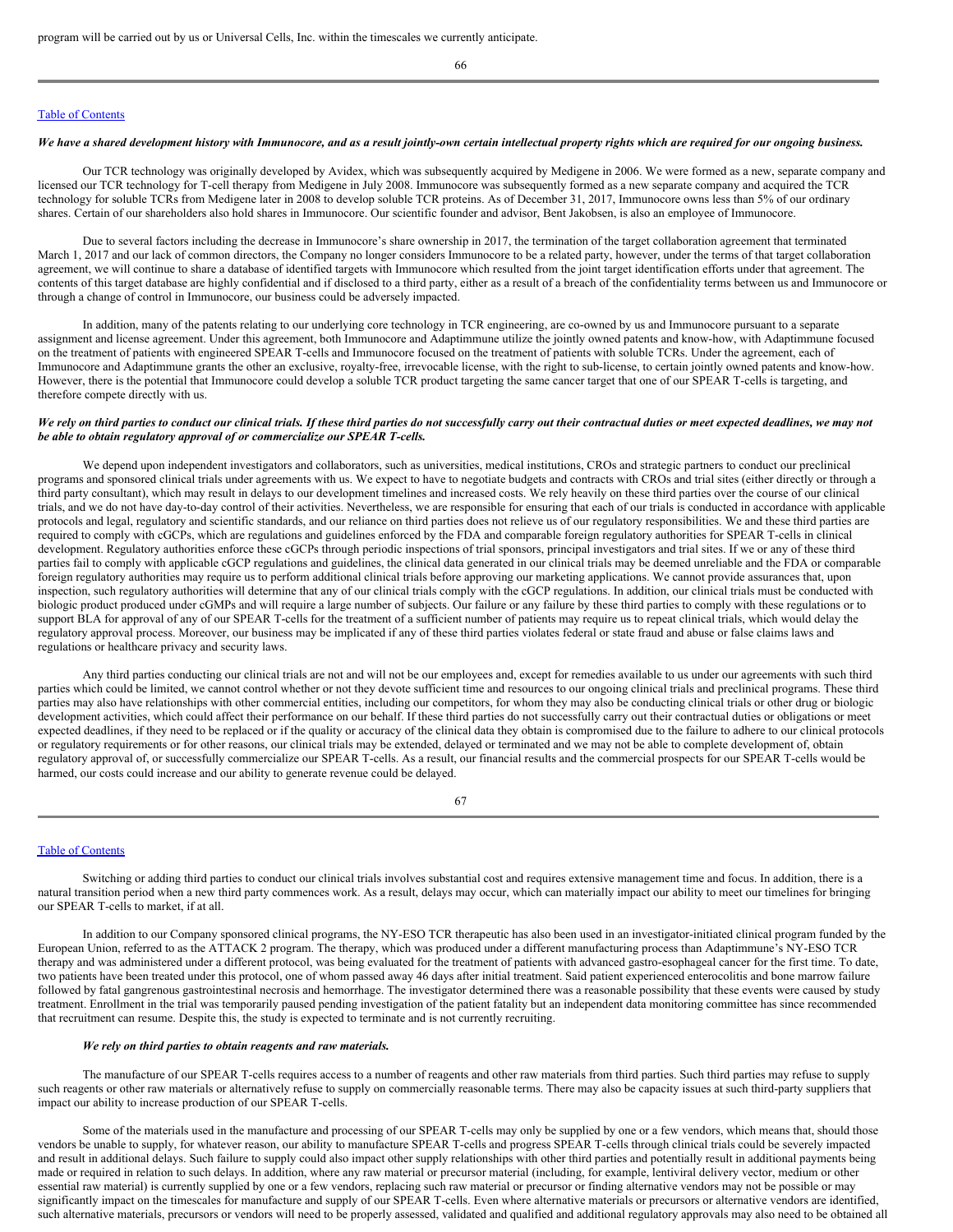program will be carried out by us or Universal Cells, Inc. within the timescales we currently anticipate.

***We have a shared development history with Immunocore, and as a result jointly-own certain intellectual property rights which are required for our ongoing business.***

Our TCR technology was originally developed by Avidex, which was subsequently acquired by Medigene in 2006. We were formed as a new, separate company and licensed our TCR technology for T-cell therapy from Medigene in July 2008. Immunocore was subsequently formed as a new separate company and acquired the TCR technology for soluble TCRs from Medigene later in 2008 to develop soluble TCR proteins. As of December 31, 2017, Immunocore owns less than 5% of our ordinary shares. Certain of our shareholders also hold shares in Immunocore. Our scientific founder and advisor, Bent Jakobsen, is also an employee of Immunocore.

Due to several factors including the decrease in Immunocore's share ownership in 2017, the termination of the target collaboration agreement that terminated March 1, 2017 and our lack of common directors, the Company no longer considers Immunocore to be a related party, however, under the terms of that target collaboration agreement, we will continue to share a database of identified targets with Immunocore which resulted from the joint target identification efforts under that agreement. The contents of this target database are highly confidential and if disclosed to a third party, either as a result of a breach of the confidentiality terms between us and Immunocore or through a change of control in Immunocore, our business could be adversely impacted.

In addition, many of the patents relating to our underlying core technology in TCR engineering, are co-owned by us and Immunocore pursuant to a separate assignment and license agreement. Under this agreement, both Immunocore and Adaptimmune utilize the jointly owned patents and know-how, with Adaptimmune focused on the treatment of patients with engineered SPEAR T-cells and Immunocore focused on the treatment of patients with soluble TCRs. Under the agreement, each of Immunocore and Adaptimmune grants the other an exclusive, royalty-free, irrevocable license, with the right to sub-license, to certain jointly owned patents and know-how. However, there is the potential that Immunocore could develop a soluble TCR product targeting the same cancer target that one of our SPEAR T-cells is targeting, and therefore compete directly with us.

***We rely on third parties to conduct our clinical trials. If these third parties do not successfully carry out their contractual duties or meet expected deadlines, we may not be able to obtain regulatory approval of or commercialize our SPEAR T-cells.***

We depend upon independent investigators and collaborators, such as universities, medical institutions, CROs and strategic partners to conduct our preclinical programs and sponsored clinical trials under agreements with us. We expect to have to negotiate budgets and contracts with CROs and trial sites (either directly or through a third party consultant), which may result in delays to our development timelines and increased costs. We rely heavily on these third parties over the course of our clinical trials, and we do not have day-to-day control of their activities. Nevertheless, we are responsible for ensuring that each of our trials is conducted in accordance with applicable protocols and legal, regulatory and scientific standards, and our reliance on third parties does not relieve us of our regulatory responsibilities. We and these third parties are required to comply with cGCPs, which are regulations and guidelines enforced by the FDA and comparable foreign regulatory authorities for SPEAR T-cells in clinical development. Regulatory authorities enforce these cGCPs through periodic inspections of trial sponsors, principal investigators and trial sites. If we or any of these third parties fail to comply with applicable cGCP regulations and guidelines, the clinical data generated in our clinical trials may be deemed unreliable and the FDA or comparable foreign regulatory authorities may require us to perform additional clinical trials before approving our marketing applications. We cannot provide assurances that, upon inspection, such regulatory authorities will determine that any of our clinical trials comply with the cGCP regulations. In addition, our clinical trials must be conducted with biologic product produced under cGMPs and will require a large number of subjects. Our failure or any failure by these third parties to comply with these regulations or to support BLA for approval of any of our SPEAR T-cells for the treatment of a sufficient number of patients may require us to repeat clinical trials, which would delay the regulatory approval process. Moreover, our business may be implicated if any of these third parties violates federal or state fraud and abuse or false claims laws and regulations or healthcare privacy and security laws.

Any third parties conducting our clinical trials are not and will not be our employees and, except for remedies available to us under our agreements with such third parties which could be limited, we cannot control whether or not they devote sufficient time and resources to our ongoing clinical trials and preclinical programs. These third parties may also have relationships with other commercial entities, including our competitors, for whom they may also be conducting clinical trials or other drug or biologic development activities, which could affect their performance on our behalf. If these third parties do not successfully carry out their contractual duties or obligations or meet expected deadlines, if they need to be replaced or if the quality or accuracy of the clinical data they obtain is compromised due to the failure to adhere to our clinical protocols or regulatory requirements or for other reasons, our clinical trials may be extended, delayed or terminated and we may not be able to complete development of, obtain regulatory approval of, or successfully commercialize our SPEAR T-cells. As a result, our financial results and the commercial prospects for our SPEAR T-cells would be harmed, our costs could increase and our ability to generate revenue could be delayed.

Switching or adding third parties to conduct our clinical trials involves substantial cost and requires extensive management time and focus. In addition, there is a natural transition period when a new third party commences work. As a result, delays may occur, which can materially impact our ability to meet our timelines for bringing our SPEAR T-cells to market, if at all.

In addition to our Company sponsored clinical programs, the NY-ESO TCR therapeutic has also been used in an investigator-initiated clinical program funded by the European Union, referred to as the ATTACK 2 program. The therapy, which was produced under a different manufacturing process than Adaptimmune's NY-ESO TCR therapy and was administered under a different protocol, was being evaluated for the treatment of patients with advanced gastro-esophageal cancer for the first time. To date, two patients have been treated under this protocol, one of whom passed away 46 days after initial treatment. Said patient experienced enterocolitis and bone marrow failure followed by fatal gangrenous gastrointestinal necrosis and hemorrhage. The investigator determined there was a reasonable possibility that these events were caused by study treatment. Enrollment in the trial was temporarily paused pending investigation of the patient fatality but an independent data monitoring committee has since recommended that recruitment can resume. Despite this, the study is expected to terminate and is not currently recruiting.

***We rely on third parties to obtain reagents and raw materials.***

The manufacture of our SPEAR T-cells requires access to a number of reagents and other raw materials from third parties. Such third parties may refuse to supply such reagents or other raw materials or alternatively refuse to supply on commercially reasonable terms. There may also be capacity issues at such third-party suppliers that impact our ability to increase production of our SPEAR T-cells.

Some of the materials used in the manufacture and processing of our SPEAR T-cells may only be supplied by one or a few vendors, which means that, should those vendors be unable to supply, for whatever reason, our ability to manufacture SPEAR T-cells and progress SPEAR T-cells through clinical trials could be severely impacted and result in additional delays. Such failure to supply could also impact other supply relationships with other third parties and potentially result in additional payments being made or required in relation to such delays. In addition, where any raw material or precursor material (including, for example, lentiviral delivery vector, medium or other essential raw material) is currently supplied by one or a few vendors, replacing such raw material or precursor or finding alternative vendors may not be possible or may significantly impact on the timescales for manufacture and supply of our SPEAR T-cells. Even where alternative materials or precursors or alternative vendors are identified, such alternative materials, precursors or vendors will need to be properly assessed, validated and qualified and additional regulatory approvals may also need to be obtained all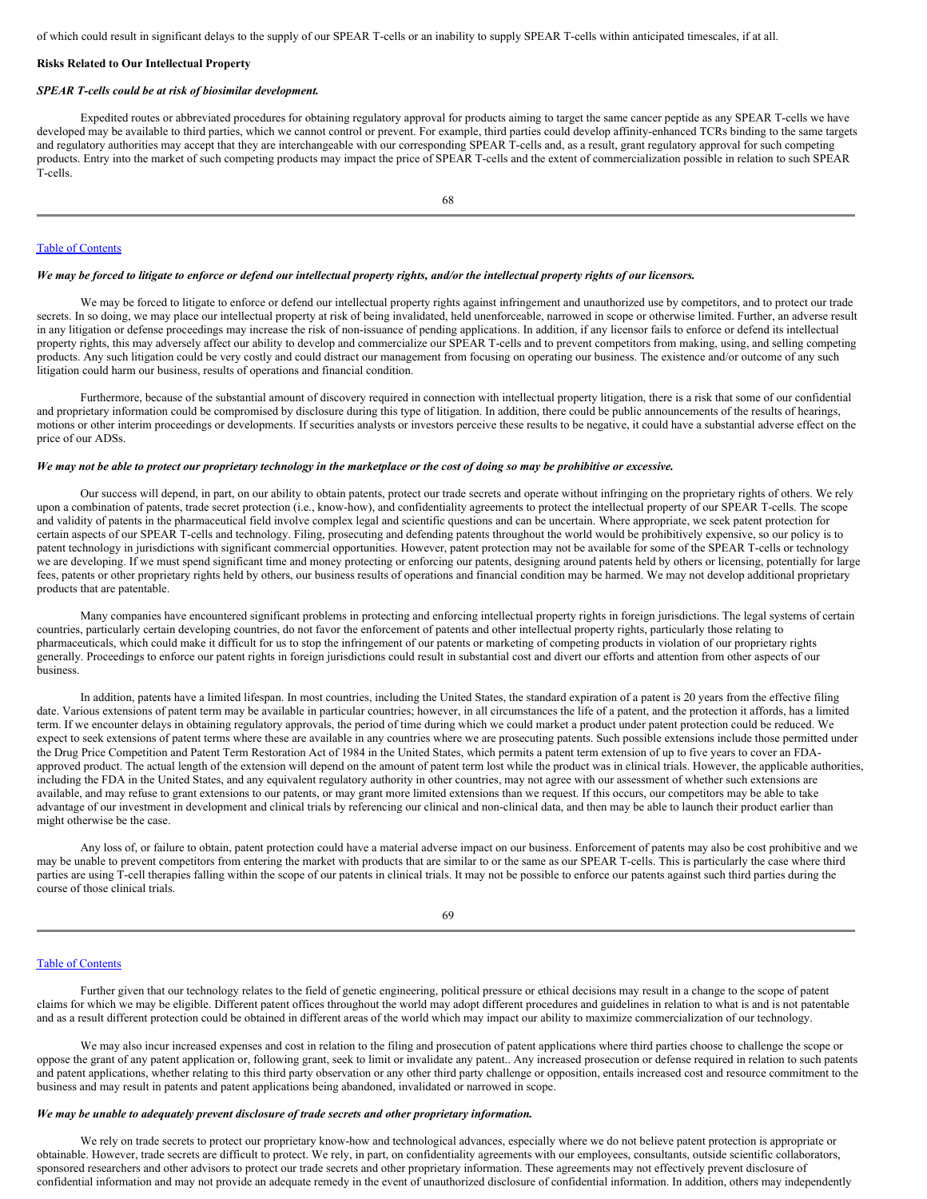of which could result in significant delays to the supply of our SPEAR T-cells or an inability to supply SPEAR T-cells within anticipated timescales, if at all.

**Risks Related to Our Intellectual Property**

***SPEAR T-cells could be at risk of biosimilar development.***

Expedited routes or abbreviated procedures for obtaining regulatory approval for products aiming to target the same cancer peptide as any SPEAR T-cells we have developed may be available to third parties, which we cannot control or prevent. For example, third parties could develop affinity-enhanced TCRs binding to the same targets and regulatory authorities may accept that they are interchangeable with our corresponding SPEAR T-cells and, as a result, grant regulatory approval for such competing products. Entry into the market of such competing products may impact the price of SPEAR T-cells and the extent of commercialization possible in relation to such SPEAR T-cells.

***We may be forced to litigate to enforce or defend our intellectual property rights, and/or the intellectual property rights of our licensors.***

We may be forced to litigate to enforce or defend our intellectual property rights against infringement and unauthorized use by competitors, and to protect our trade secrets. In so doing, we may place our intellectual property at risk of being invalidated, held unenforceable, narrowed in scope or otherwise limited. Further, an adverse result in any litigation or defense proceedings may increase the risk of non-issuance of pending applications. In addition, if any licensor fails to enforce or defend its intellectual property rights, this may adversely affect our ability to develop and commercialize our SPEAR T-cells and to prevent competitors from making, using, and selling competing products. Any such litigation could be very costly and could distract our management from focusing on operating our business. The existence and/or outcome of any such litigation could harm our business, results of operations and financial condition.

Furthermore, because of the substantial amount of discovery required in connection with intellectual property litigation, there is a risk that some of our confidential and proprietary information could be compromised by disclosure during this type of litigation. In addition, there could be public announcements of the results of hearings, motions or other interim proceedings or developments. If securities analysts or investors perceive these results to be negative, it could have a substantial adverse effect on the price of our ADSs.

***We may not be able to protect our proprietary technology in the marketplace or the cost of doing so may be prohibitive or excessive.***

Our success will depend, in part, on our ability to obtain patents, protect our trade secrets and operate without infringing on the proprietary rights of others. We rely upon a combination of patents, trade secret protection (i.e., know-how), and confidentiality agreements to protect the intellectual property of our SPEAR T-cells. The scope and validity of patents in the pharmaceutical field involve complex legal and scientific questions and can be uncertain. Where appropriate, we seek patent protection for certain aspects of our SPEAR T-cells and technology. Filing, prosecuting and defending patents throughout the world would be prohibitively expensive, so our policy is to patent technology in jurisdictions with significant commercial opportunities. However, patent protection may not be available for some of the SPEAR T-cells or technology we are developing. If we must spend significant time and money protecting or enforcing our patents, designing around patents held by others or licensing, potentially for large fees, patents or other proprietary rights held by others, our business results of operations and financial condition may be harmed. We may not develop additional proprietary products that are patentable.

Many companies have encountered significant problems in protecting and enforcing intellectual property rights in foreign jurisdictions. The legal systems of certain countries, particularly certain developing countries, do not favor the enforcement of patents and other intellectual property rights, particularly those relating to pharmaceuticals, which could make it difficult for us to stop the infringement of our patents or marketing of competing products in violation of our proprietary rights generally. Proceedings to enforce our patent rights in foreign jurisdictions could result in substantial cost and divert our efforts and attention from other aspects of our business.

In addition, patents have a limited lifespan. In most countries, including the United States, the standard expiration of a patent is 20 years from the effective filing date. Various extensions of patent term may be available in particular countries; however, in all circumstances the life of a patent, and the protection it affords, has a limited term. If we encounter delays in obtaining regulatory approvals, the period of time during which we could market a product under patent protection could be reduced. We expect to seek extensions of patent terms where these are available in any countries where we are prosecuting patents. Such possible extensions include those permitted under the Drug Price Competition and Patent Term Restoration Act of 1984 in the United States, which permits a patent term extension of up to five years to cover an FDA-approved product. The actual length of the extension will depend on the amount of patent term lost while the product was in clinical trials. However, the applicable authorities, including the FDA in the United States, and any equivalent regulatory authority in other countries, may not agree with our assessment of whether such extensions are available, and may refuse to grant extensions to our patents, or may grant more limited extensions than we request. If this occurs, our competitors may be able to take advantage of our investment in development and clinical trials by referencing our clinical and non-clinical data, and then may be able to launch their product earlier than might otherwise be the case.

Any loss of, or failure to obtain, patent protection could have a material adverse impact on our business. Enforcement of patents may also be cost prohibitive and we may be unable to prevent competitors from entering the market with products that are similar to or the same as our SPEAR T-cells. This is particularly the case where third parties are using T-cell therapies falling within the scope of our patents in clinical trials. It may not be possible to enforce our patents against such third parties during the course of those clinical trials.

Further given that our technology relates to the field of genetic engineering, political pressure or ethical decisions may result in a change to the scope of patent claims for which we may be eligible. Different patent offices throughout the world may adopt different procedures and guidelines in relation to what is and is not patentable and as a result different protection could be obtained in different areas of the world which may impact our ability to maximize commercialization of our technology.

We may also incur increased expenses and cost in relation to the filing and prosecution of patent applications where third parties choose to challenge the scope or oppose the grant of any patent application or, following grant, seek to limit or invalidate any patent.. Any increased prosecution or defense required in relation to such patents and patent applications, whether relating to this third party observation or any other third party challenge or opposition, entails increased cost and resource commitment to the business and may result in patents and patent applications being abandoned, invalidated or narrowed in scope.

***We may be unable to adequately prevent disclosure of trade secrets and other proprietary information.***

We rely on trade secrets to protect our proprietary know-how and technological advances, especially where we do not believe patent protection is appropriate or obtainable. However, trade secrets are difficult to protect. We rely, in part, on confidentiality agreements with our employees, consultants, outside scientific collaborators, sponsored researchers and other advisors to protect our trade secrets and other proprietary information. These agreements may not effectively prevent disclosure of confidential information and may not provide an adequate remedy in the event of unauthorized disclosure of confidential information. In addition, others may independently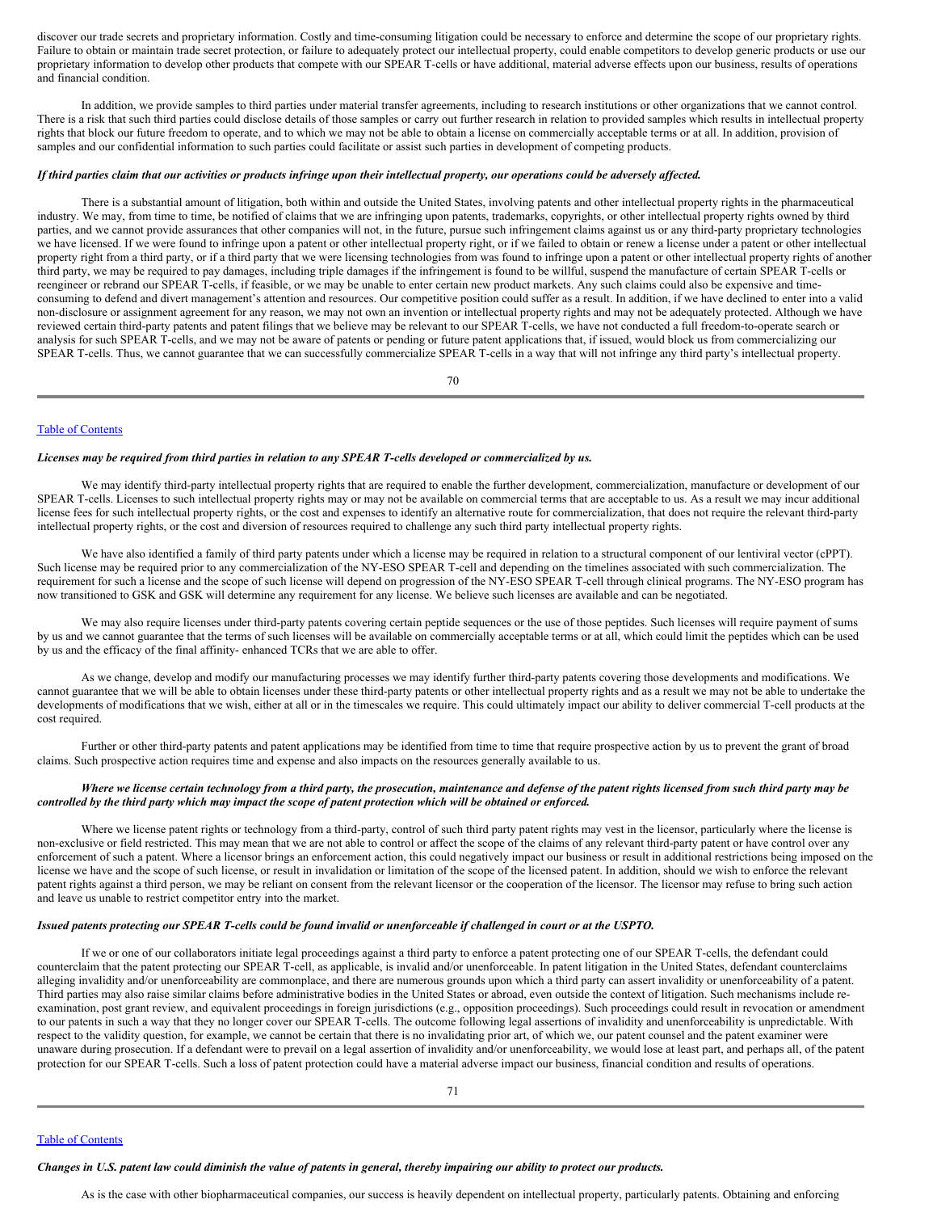discover our trade secrets and proprietary information. Costly and time-consuming litigation could be necessary to enforce and determine the scope of our proprietary rights. Failure to obtain or maintain trade secret protection, or failure to adequately protect our intellectual property, could enable competitors to develop generic products or use our proprietary information to develop other products that compete with our SPEAR T-cells or have additional, material adverse effects upon our business, results of operations and financial condition.

In addition, we provide samples to third parties under material transfer agreements, including to research institutions or other organizations that we cannot control. There is a risk that such third parties could disclose details of those samples or carry out further research in relation to provided samples which results in intellectual property rights that block our future freedom to operate, and to which we may not be able to obtain a license on commercially acceptable terms or at all. In addition, provision of samples and our confidential information to such parties could facilitate or assist such parties in development of competing products.

***If third parties claim that our activities or products infringe upon their intellectual property, our operations could be adversely affected.***

There is a substantial amount of litigation, both within and outside the United States, involving patents and other intellectual property rights in the pharmaceutical industry. We may, from time to time, be notified of claims that we are infringing upon patents, trademarks, copyrights, or other intellectual property rights owned by third parties, and we cannot provide assurances that other companies will not, in the future, pursue such infringement claims against us or any third-party proprietary technologies we have licensed. If we were found to infringe upon a patent or other intellectual property right, or if we failed to obtain or renew a license under a patent or other intellectual property right from a third party, or if a third party that we were licensing technologies from was found to infringe upon a patent or other intellectual property rights of another third party, we may be required to pay damages, including triple damages if the infringement is found to be willful, suspend the manufacture of certain SPEAR T-cells or reengineer or rebrand our SPEAR T-cells, if feasible, or we may be unable to enter certain new product markets. Any such claims could also be expensive and time-consuming to defend and divert management's attention and resources. Our competitive position could suffer as a result. In addition, if we have declined to enter into a valid non-disclosure or assignment agreement for any reason, we may not own an invention or intellectual property rights and may not be adequately protected. Although we have reviewed certain third-party patents and patent filings that we believe may be relevant to our SPEAR T-cells, we have not conducted a full freedom-to-operate search or analysis for such SPEAR T-cells, and we may not be aware of patents or pending or future patent applications that, if issued, would block us from commercializing our SPEAR T-cells. Thus, we cannot guarantee that we can successfully commercialize SPEAR T-cells in a way that will not infringe any third party's intellectual property.

***Licenses may be required from third parties in relation to any SPEAR T-cells developed or commercialized by us.***

We may identify third-party intellectual property rights that are required to enable the further development, commercialization, manufacture or development of our SPEAR T-cells. Licenses to such intellectual property rights may or may not be available on commercial terms that are acceptable to us. As a result we may incur additional license fees for such intellectual property rights, or the cost and expenses to identify an alternative route for commercialization, that does not require the relevant third-party intellectual property rights, or the cost and diversion of resources required to challenge any such third party intellectual property rights.

We have also identified a family of third party patents under which a license may be required in relation to a structural component of our lentiviral vector (cPPT). Such license may be required prior to any commercialization of the NY-ESO SPEAR T-cell and depending on the timelines associated with such commercialization. The requirement for such a license and the scope of such license will depend on progression of the NY-ESO SPEAR T-cell through clinical programs. The NY-ESO program has now transitioned to GSK and GSK will determine any requirement for any license. We believe such licenses are available and can be negotiated.

We may also require licenses under third-party patents covering certain peptide sequences or the use of those peptides. Such licenses will require payment of sums by us and we cannot guarantee that the terms of such licenses will be available on commercially acceptable terms or at all, which could limit the peptides which can be used by us and the efficacy of the final affinity- enhanced TCRs that we are able to offer.

As we change, develop and modify our manufacturing processes we may identify further third-party patents covering those developments and modifications. We cannot guarantee that we will be able to obtain licenses under these third-party patents or other intellectual property rights and as a result we may not be able to undertake the developments of modifications that we wish, either at all or in the timescales we require. This could ultimately impact our ability to deliver commercial T-cell products at the cost required.

Further or other third-party patents and patent applications may be identified from time to time that require prospective action by us to prevent the grant of broad claims. Such prospective action requires time and expense and also impacts on the resources generally available to us.

***Where we license certain technology from a third party, the prosecution, maintenance and defense of the patent rights licensed from such third party may be controlled by the third party which may impact the scope of patent protection which will be obtained or enforced.***

Where we license patent rights or technology from a third-party, control of such third party patent rights may vest in the licensor, particularly where the license is non-exclusive or field restricted. This may mean that we are not able to control or affect the scope of the claims of any relevant third-party patent or have control over any enforcement of such a patent. Where a licensor brings an enforcement action, this could negatively impact our business or result in additional restrictions being imposed on the license we have and the scope of such license, or result in invalidation or limitation of the scope of the licensed patent. In addition, should we wish to enforce the relevant patent rights against a third person, we may be reliant on consent from the relevant licensor or the cooperation of the licensor. The licensor may refuse to bring such action and leave us unable to restrict competitor entry into the market.

***Issued patents protecting our SPEAR T-cells could be found invalid or unenforceable if challenged in court or at the USPTO.***

If we or one of our collaborators initiate legal proceedings against a third party to enforce a patent protecting one of our SPEAR T-cells, the defendant could counterclaim that the patent protecting our SPEAR T-cell, as applicable, is invalid and/or unenforceable. In patent litigation in the United States, defendant counterclaims alleging invalidity and/or unenforceability are commonplace, and there are numerous grounds upon which a third party can assert invalidity or unenforceability of a patent. Third parties may also raise similar claims before administrative bodies in the United States or abroad, even outside the context of litigation. Such mechanisms include re-examination, post grant review, and equivalent proceedings in foreign jurisdictions (e.g., opposition proceedings). Such proceedings could result in revocation or amendment to our patents in such a way that they no longer cover our SPEAR T-cells. The outcome following legal assertions of invalidity and unenforceability is unpredictable. With respect to the validity question, for example, we cannot be certain that there is no invalidating prior art, of which we, our patent counsel and the patent examiner were unaware during prosecution. If a defendant were to prevail on a legal assertion of invalidity and/or unenforceability, we would lose at least part, and perhaps all, of the patent protection for our SPEAR T-cells. Such a loss of patent protection could have a material adverse impact our business, financial condition and results of operations.

***Changes in U.S. patent law could diminish the value of patents in general, thereby impairing our ability to protect our products.***

As is the case with other biopharmaceutical companies, our success is heavily dependent on intellectual property, particularly patents. Obtaining and enforcing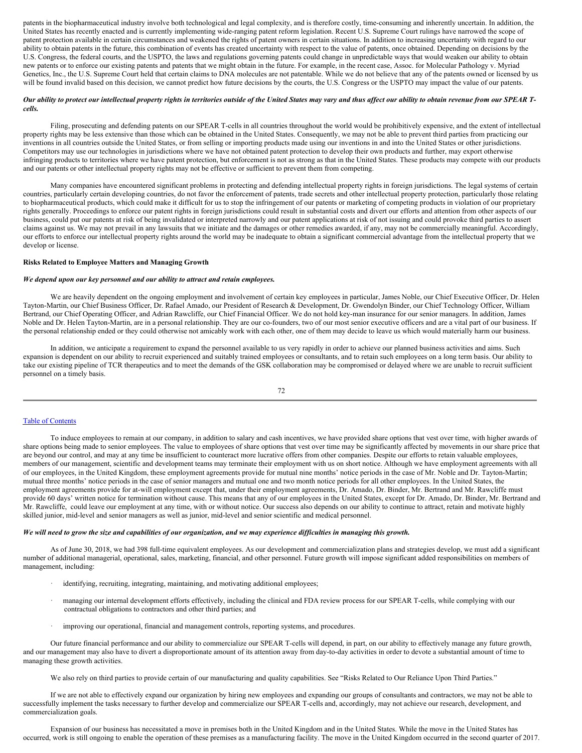patents in the biopharmaceutical industry involve both technological and legal complexity, and is therefore costly, time-consuming and inherently uncertain. In addition, the United States has recently enacted and is currently implementing wide-ranging patent reform legislation. Recent U.S. Supreme Court rulings have narrowed the scope of patent protection available in certain circumstances and weakened the rights of patent owners in certain situations. In addition to increasing uncertainty with regard to our ability to obtain patents in the future, this combination of events has created uncertainty with respect to the value of patents, once obtained. Depending on decisions by the U.S. Congress, the federal courts, and the USPTO, the laws and regulations governing patents could change in unpredictable ways that would weaken our ability to obtain new patents or to enforce our existing patents and patents that we might obtain in the future. For example, in the recent case, Assoc. for Molecular Pathology v. Myriad Genetics, Inc., the U.S. Supreme Court held that certain claims to DNA molecules are not patentable. While we do not believe that any of the patents owned or licensed by us will be found invalid based on this decision, we cannot predict how future decisions by the courts, the U.S. Congress or the USPTO may impact the value of our patents.

***Our ability to protect our intellectual property rights in territories outside of the United States may vary and thus affect our ability to obtain revenue from our SPEAR T-cells.***

Filing, prosecuting and defending patents on our SPEAR T-cells in all countries throughout the world would be prohibitively expensive, and the extent of intellectual property rights may be less extensive than those which can be obtained in the United States. Consequently, we may not be able to prevent third parties from practicing our inventions in all countries outside the United States, or from selling or importing products made using our inventions in and into the United States or other jurisdictions. Competitors may use our technologies in jurisdictions where we have not obtained patent protection to develop their own products and further, may export otherwise infringing products to territories where we have patent protection, but enforcement is not as strong as that in the United States. These products may compete with our products and our patents or other intellectual property rights may not be effective or sufficient to prevent them from competing.

Many companies have encountered significant problems in protecting and defending intellectual property rights in foreign jurisdictions. The legal systems of certain countries, particularly certain developing countries, do not favor the enforcement of patents, trade secrets and other intellectual property protection, particularly those relating to biopharmaceutical products, which could make it difficult for us to stop the infringement of our patents or marketing of competing products in violation of our proprietary rights generally. Proceedings to enforce our patent rights in foreign jurisdictions could result in substantial costs and divert our efforts and attention from other aspects of our business, could put our patents at risk of being invalidated or interpreted narrowly and our patent applications at risk of not issuing and could provoke third parties to assert claims against us. We may not prevail in any lawsuits that we initiate and the damages or other remedies awarded, if any, may not be commercially meaningful. Accordingly, our efforts to enforce our intellectual property rights around the world may be inadequate to obtain a significant commercial advantage from the intellectual property that we develop or license.

**Risks Related to Employee Matters and Managing Growth**

***We depend upon our key personnel and our ability to attract and retain employees.***

We are heavily dependent on the ongoing employment and involvement of certain key employees in particular, James Noble, our Chief Executive Officer, Dr. Helen Tayton-Martin, our Chief Business Officer, Dr. Rafael Amado, our President of Research & Development, Dr. Gwendolyn Binder, our Chief Technology Officer, William Bertrand, our Chief Operating Officer, and Adrian Rawcliffe, our Chief Financial Officer. We do not hold key-man insurance for our senior managers. In addition, James Noble and Dr. Helen Tayton-Martin, are in a personal relationship. They are our co-founders, two of our most senior executive officers and are a vital part of our business. If the personal relationship ended or they could otherwise not amicably work with each other, one of them may decide to leave us which would materially harm our business.

In addition, we anticipate a requirement to expand the personnel available to us very rapidly in order to achieve our planned business activities and aims. Such expansion is dependent on our ability to recruit experienced and suitably trained employees or consultants, and to retain such employees on a long term basis. Our ability to take our existing pipeline of TCR therapeutics and to meet the demands of the GSK collaboration may be compromised or delayed where we are unable to recruit sufficient personnel on a timely basis.

To induce employees to remain at our company, in addition to salary and cash incentives, we have provided share options that vest over time, with higher awards of share options being made to senior employees. The value to employees of share options that vest over time may be significantly affected by movements in our share price that are beyond our control, and may at any time be insufficient to counteract more lucrative offers from other companies. Despite our efforts to retain valuable employees, members of our management, scientific and development teams may terminate their employment with us on short notice. Although we have employment agreements with all of our employees, in the United Kingdom, these employment agreements provide for mutual nine months' notice periods in the case of Mr. Noble and Dr. Tayton-Martin; mutual three months' notice periods in the case of senior managers and mutual one and two month notice periods for all other employees. In the United States, the employment agreements provide for at-will employment except that, under their employment agreements, Dr. Amado, Dr. Binder, Mr. Bertrand and Mr. Rawcliffe must provide 60 days' written notice for termination without cause. This means that any of our employees in the United States, except for Dr. Amado, Dr. Binder, Mr. Bertrand and Mr. Rawcliffe, could leave our employment at any time, with or without notice. Our success also depends on our ability to continue to attract, retain and motivate highly skilled junior, mid-level and senior managers as well as junior, mid-level and senior scientific and medical personnel.

***We will need to grow the size and capabilities of our organization, and we may experience difficulties in managing this growth.***

As of June 30, 2018, we had 398 full-time equivalent employees. As our development and commercialization plans and strategies develop, we must add a significant number of additional managerial, operational, sales, marketing, financial, and other personnel. Future growth will impose significant added responsibilities on members of management, including:

- identifying, recruiting, integrating, maintaining, and motivating additional employees;
- managing our internal development efforts effectively, including the clinical and FDA review process for our SPEAR T-cells, while complying with our contractual obligations to contractors and other third parties; and
- improving our operational, financial and management controls, reporting systems, and procedures.

Our future financial performance and our ability to commercialize our SPEAR T-cells will depend, in part, on our ability to effectively manage any future growth, and our management may also have to divert a disproportionate amount of its attention away from day-to-day activities in order to devote a substantial amount of time to managing these growth activities.

We also rely on third parties to provide certain of our manufacturing and quality capabilities. See "Risks Related to Our Reliance Upon Third Parties."

If we are not able to effectively expand our organization by hiring new employees and expanding our groups of consultants and contractors, we may not be able to successfully implement the tasks necessary to further develop and commercialize our SPEAR T-cells and, accordingly, may not achieve our research, development, and commercialization goals.

Expansion of our business has necessitated a move in premises both in the United Kingdom and in the United States. While the move in the United States has occurred, work is still ongoing to enable the operation of these premises as a manufacturing facility. The move in the United Kingdom occurred in the second quarter of 2017.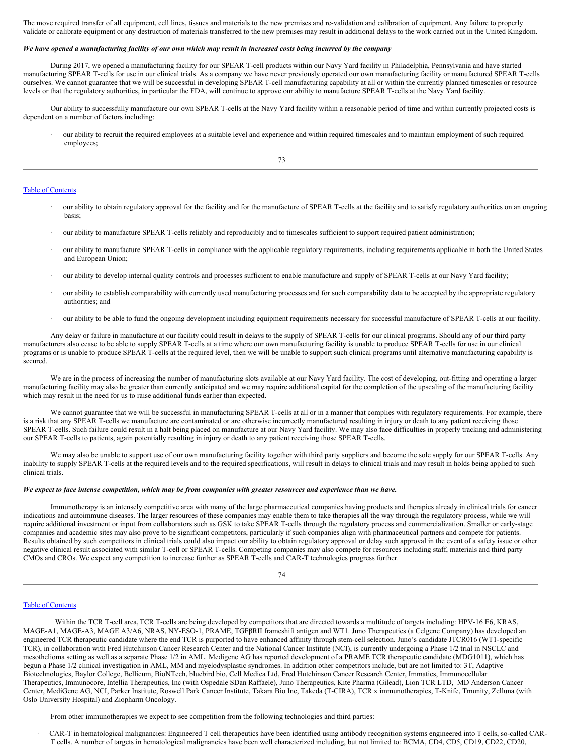The move required transfer of all equipment, cell lines, tissues and materials to the new premises and re-validation and calibration of equipment. Any failure to properly validate or calibrate equipment or any destruction of materials transferred to the new premises may result in additional delays to the work carried out in the United Kingdom.

***We have opened a manufacturing facility of our own which may result in increased costs being incurred by the company***

During 2017, we opened a manufacturing facility for our SPEAR T-cell products within our Navy Yard facility in Philadelphia, Pennsylvania and have started manufacturing SPEAR T-cells for use in our clinical trials. As a company we have never previously operated our own manufacturing facility or manufactured SPEAR T-cells ourselves. We cannot guarantee that we will be successful in developing SPEAR T-cell manufacturing capability at all or within the currently planned timescales or resource levels or that the regulatory authorities, in particular the FDA, will continue to approve our ability to manufacture SPEAR T-cells at the Navy Yard facility.

Our ability to successfully manufacture our own SPEAR T-cells at the Navy Yard facility within a reasonable period of time and within currently projected costs is dependent on a number of factors including:

- our ability to recruit the required employees at a suitable level and experience and within required timescales and to maintain employment of such required employees;
- our ability to obtain regulatory approval for the facility and for the manufacture of SPEAR T-cells at the facility and to satisfy regulatory authorities on an ongoing basis;
- our ability to manufacture SPEAR T-cells reliably and reproducibly and to timescales sufficient to support required patient administration;
- our ability to manufacture SPEAR T-cells in compliance with the applicable regulatory requirements, including requirements applicable in both the United States and European Union;
- our ability to develop internal quality controls and processes sufficient to enable manufacture and supply of SPEAR T-cells at our Navy Yard facility;
- our ability to establish comparability with currently used manufacturing processes and for such comparability data to be accepted by the appropriate regulatory authorities; and
- our ability to be able to fund the ongoing development including equipment requirements necessary for successful manufacture of SPEAR T-cells at our facility.

Any delay or failure in manufacture at our facility could result in delays to the supply of SPEAR T-cells for our clinical programs. Should any of our third party manufacturers also cease to be able to supply SPEAR T-cells at a time where our own manufacturing facility is unable to produce SPEAR T-cells for use in our clinical programs or is unable to produce SPEAR T-cells at the required level, then we will be unable to support such clinical programs until alternative manufacturing capability is secured.

We are in the process of increasing the number of manufacturing slots available at our Navy Yard facility. The cost of developing, out-fitting and operating a larger manufacturing facility may also be greater than currently anticipated and we may require additional capital for the completion of the upscaling of the manufacturing facility which may result in the need for us to raise additional funds earlier than expected.

We cannot guarantee that we will be successful in manufacturing SPEAR T-cells at all or in a manner that complies with regulatory requirements. For example, there is a risk that any SPEAR T-cells we manufacture are contaminated or are otherwise incorrectly manufactured resulting in injury or death to any patient receiving those SPEAR T-cells. Such failure could result in a halt being placed on manufacture at our Navy Yard facility. We may also face difficulties in properly tracking and administering our SPEAR T-cells to patients, again potentially resulting in injury or death to any patient receiving those SPEAR T-cells.

We may also be unable to support use of our own manufacturing facility together with third party suppliers and become the sole supply for our SPEAR T-cells. Any inability to supply SPEAR T-cells at the required levels and to the required specifications, will result in delays to clinical trials and may result in holds being applied to such clinical trials.

***We expect to face intense competition, which may be from companies with greater resources and experience than we have.***

Immunotherapy is an intensely competitive area with many of the large pharmaceutical companies having products and therapies already in clinical trials for cancer indications and autoimmune diseases. The larger resources of these companies may enable them to take therapies all the way through the regulatory process, while we will require additional investment or input from collaborators such as GSK to take SPEAR T-cells through the regulatory process and commercialization. Smaller or early-stage companies and academic sites may also prove to be significant competitors, particularly if such companies align with pharmaceutical partners and compete for patients. Results obtained by such competitors in clinical trials could also impact our ability to obtain regulatory approval or delay such approval in the event of a safety issue or other negative clinical result associated with similar T-cell or SPEAR T-cells. Competing companies may also compete for resources including staff, materials and third party CMOs and CROs. We expect any competition to increase further as SPEAR T-cells and CAR-T technologies progress further.

Within the TCR T-cell area, TCR T-cells are being developed by competitors that are directed towards a multitude of targets including: HPV-16 E6, KRAS, MAGE-A1, MAGE-A3, MAGE A3/A6, NRAS, NY-ESO-1, PRAME, TGFβRII frameshift antigen and WT1. Juno Therapeutics (a Celgene Company) has developed an engineered TCR therapeutic candidate where the end TCR is purported to have enhanced affinity through stem-cell selection. Juno's candidate JTCR016 (WT1-specific TCR), in collaboration with Fred Hutchinson Cancer Research Center and the National Cancer Institute (NCI), is currently undergoing a Phase 1/2 trial in NSCLC and mesothelioma setting as well as a separate Phase 1/2 in AML. Medigene AG has reported development of a PRAME TCR therapeutic candidate (MDG1011), which has begun a Phase 1/2 clinical investigation in AML, MM and myelodysplastic syndromes. In addition other competitors include, but are not limited to: 3T, Adaptive Biotechnologies, Baylor College, Bellicum, BioNTech, bluebird bio, Cell Medica Ltd, Fred Hutchinson Cancer Research Center, Immatics, Immunocellular Therapeutics, Immunocore, Intellia Therapeutics, Inc (with Ospedale SDan Raffaele), Juno Therapeutics, Kite Pharma (Gilead), Lion TCR LTD, MD Anderson Cancer Center, MediGene AG, NCI, Parker Institute, Roswell Park Cancer Institute, Takara Bio Inc, Takeda (T-CIRA), TCR x immunotherapies, T-Knife, Tmunity, Zelluna (with Oslo University Hospital) and Ziopharm Oncology.

From other immunotherapies we expect to see competition from the following technologies and third parties:

- CAR-T in hematological malignancies: Engineered T cell therapeutics have been identified using antibody recognition systems engineered into T cells, so-called CAR-T cells. A number of targets in hematological malignancies have been well characterized including, but not limited to: BCMA, CD4, CD5, CD19, CD22, CD20,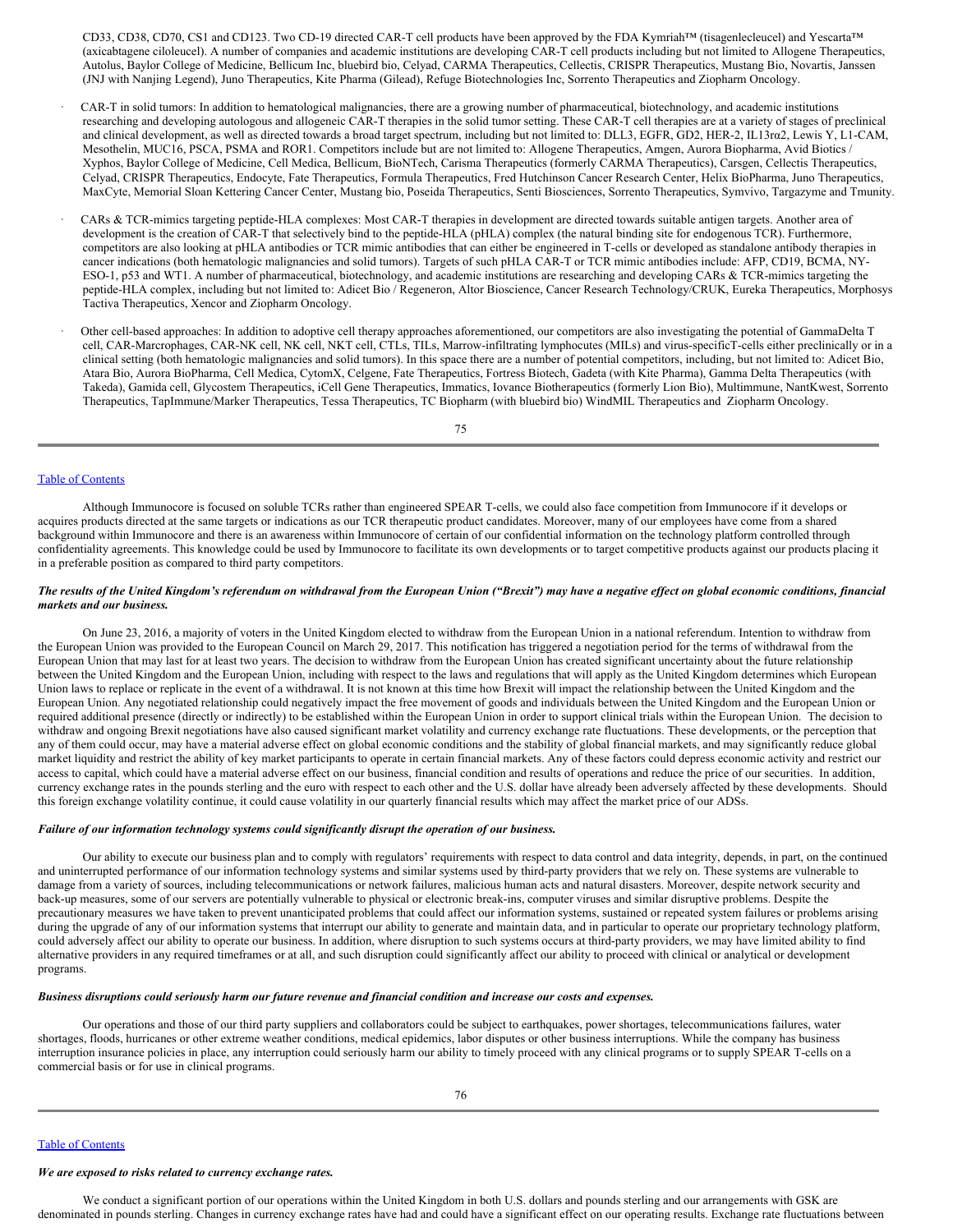CD33, CD38, CD70, CS1 and CD123. Two CD-19 directed CAR-T cell products have been approved by the FDA Kymriah™ (tisagenlecleucel) and Yescarta™ (axicabtagene ciloleucel). A number of companies and academic institutions are developing CAR-T cell products including but not limited to Allogene Therapeutics, Autolus, Baylor College of Medicine, Bellicum Inc, bluebird bio, Celyad, CARMA Therapeutics, Cellectis, CRISPR Therapeutics, Mustang Bio, Novartis, Janssen (JNJ with Nanjing Legend), Juno Therapeutics, Kite Pharma (Gilead), Refuge Biotechnologies Inc, Sorrento Therapeutics and Ziopharm Oncology.

- CAR-T in solid tumors: In addition to hematological malignancies, there are a growing number of pharmaceutical, biotechnology, and academic institutions researching and developing autologous and allogeneic CAR-T therapies in the solid tumor setting. These CAR-T cell therapies are at a variety of stages of preclinical and clinical development, as well as directed towards a broad target spectrum, including but not limited to: DLL3, EGFR, GD2, HER-2, IL13rα2, Lewis Y, L1-CAM, Mesothelin, MUC16, PSCA, PSMA and ROR1. Competitors include but are not limited to: Allogene Therapeutics, Amgen, Aurora Biopharma, Avid Biotics / Xyphos, Baylor College of Medicine, Cell Medica, Bellicum, BioNTech, Carisma Therapeutics (formerly CARMA Therapeutics), Carsgen, Cellectis Therapeutics, Celyad, CRISPR Therapeutics, Endocyte, Fate Therapeutics, Formula Therapeutics, Fred Hutchinson Cancer Research Center, Helix BioPharma, Juno Therapeutics, MaxCyte, Memorial Sloan Kettering Cancer Center, Mustang bio, Poseida Therapeutics, Senti Biosciences, Sorrento Therapeutics, Symvivo, Targazyme and Tmunity.

- CARs & TCR-mimics targeting peptide-HLA complexes: Most CAR-T therapies in development are directed towards suitable antigen targets. Another area of development is the creation of CAR-T that selectively bind to the peptide-HLA (pHLA) complex (the natural binding site for endogenous TCR). Furthermore, competitors are also looking at pHLA antibodies or TCR mimic antibodies that can either be engineered in T-cells or developed as standalone antibody therapies in cancer indications (both hematologic malignancies and solid tumors). Targets of such pHLA CAR-T or TCR mimic antibodies include: AFP, CD19, BCMA, NY-ESO-1, p53 and WT1. A number of pharmaceutical, biotechnology, and academic institutions are researching and developing CARs & TCR-mimics targeting the peptide-HLA complex, including but not limited to: Adicet Bio / Regeneron, Altor Bioscience, Cancer Research Technology/CRUK, Eureka Therapeutics, Morphosys Tactiva Therapeutics, Xencor and Ziopharm Oncology.

- Other cell-based approaches: In addition to adoptive cell therapy approaches aforementioned, our competitors are also investigating the potential of GammaDelta T cell, CAR-Marcrophages, CAR-NK cell, NK cell, NKT cell, CTLs, TILs, Marrow-infiltrating lymphocutes (MILs) and virus-specificT-cells either preclinically or in a clinical setting (both hematologic malignancies and solid tumors). In this space there are a number of potential competitors, including, but not limited to: Adicet Bio, Atara Bio, Aurora BioPharma, Cell Medica, CytomX, Celgene, Fate Therapeutics, Fortress Biotech, Gadeta (with Kite Pharma), Gamma Delta Therapeutics (with Takeda), Gamida cell, Glycostem Therapeutics, iCell Gene Therapeutics, Immatics, Iovance Biotherapeutics (formerly Lion Bio), Multimmune, NantKwest, Sorrento Therapeutics, TapImmune/Marker Therapeutics, Tessa Therapeutics, TC Biopharm (with bluebird bio) WindMIL Therapeutics and Ziopharm Oncology.

Although Immunocore is focused on soluble TCRs rather than engineered SPEAR T-cells, we could also face competition from Immunocore if it develops or acquires products directed at the same targets or indications as our TCR therapeutic product candidates. Moreover, many of our employees have come from a shared background within Immunocore and there is an awareness within Immunocore of certain of our confidential information on the technology platform controlled through confidentiality agreements. This knowledge could be used by Immunocore to facilitate its own developments or to target competitive products against our products placing it in a preferable position as compared to third party competitors.

***The results of the United Kingdom's referendum on withdrawal from the European Union ("Brexit") may have a negative effect on global economic conditions, financial markets and our business.***

On June 23, 2016, a majority of voters in the United Kingdom elected to withdraw from the European Union in a national referendum. Intention to withdraw from the European Union was provided to the European Council on March 29, 2017. This notification has triggered a negotiation period for the terms of withdrawal from the European Union that may last for at least two years. The decision to withdraw from the European Union has created significant uncertainty about the future relationship between the United Kingdom and the European Union, including with respect to the laws and regulations that will apply as the United Kingdom determines which European Union laws to replace or replicate in the event of a withdrawal. It is not known at this time how Brexit will impact the relationship between the United Kingdom and the European Union. Any negotiated relationship could negatively impact the free movement of goods and individuals between the United Kingdom and the European Union or required additional presence (directly or indirectly) to be established within the European Union in order to support clinical trials within the European Union. The decision to withdraw and ongoing Brexit negotiations have also caused significant market volatility and currency exchange rate fluctuations. These developments, or the perception that any of them could occur, may have a material adverse effect on global economic conditions and the stability of global financial markets, and may significantly reduce global market liquidity and restrict the ability of key market participants to operate in certain financial markets. Any of these factors could depress economic activity and restrict our access to capital, which could have a material adverse effect on our business, financial condition and results of operations and reduce the price of our securities. In addition, currency exchange rates in the pounds sterling and the euro with respect to each other and the U.S. dollar have already been adversely affected by these developments. Should this foreign exchange volatility continue, it could cause volatility in our quarterly financial results which may affect the market price of our ADSs.

***Failure of our information technology systems could significantly disrupt the operation of our business.***

Our ability to execute our business plan and to comply with regulators' requirements with respect to data control and data integrity, depends, in part, on the continued and uninterrupted performance of our information technology systems and similar systems used by third-party providers that we rely on. These systems are vulnerable to damage from a variety of sources, including telecommunications or network failures, malicious human acts and natural disasters. Moreover, despite network security and back-up measures, some of our servers are potentially vulnerable to physical or electronic break-ins, computer viruses and similar disruptive problems. Despite the precautionary measures we have taken to prevent unanticipated problems that could affect our information systems, sustained or repeated system failures or problems arising during the upgrade of any of our information systems that interrupt our ability to generate and maintain data, and in particular to operate our proprietary technology platform, could adversely affect our ability to operate our business. In addition, where disruption to such systems occurs at third-party providers, we may have limited ability to find alternative providers in any required timeframes or at all, and such disruption could significantly affect our ability to proceed with clinical or analytical or development programs.

***Business disruptions could seriously harm our future revenue and financial condition and increase our costs and expenses.***

Our operations and those of our third party suppliers and collaborators could be subject to earthquakes, power shortages, telecommunications failures, water shortages, floods, hurricanes or other extreme weather conditions, medical epidemics, labor disputes or other business interruptions. While the company has business interruption insurance policies in place, any interruption could seriously harm our ability to timely proceed with any clinical programs or to supply SPEAR T-cells on a commercial basis or for use in clinical programs.

***We are exposed to risks related to currency exchange rates.***

We conduct a significant portion of our operations within the United Kingdom in both U.S. dollars and pounds sterling and our arrangements with GSK are denominated in pounds sterling. Changes in currency exchange rates have had and could have a significant effect on our operating results. Exchange rate fluctuations between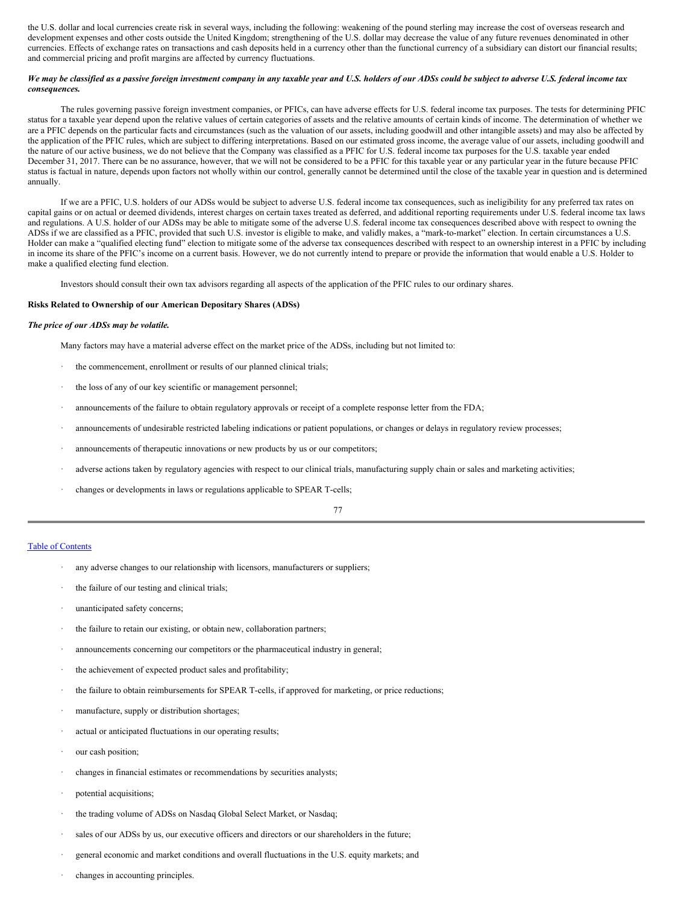the U.S. dollar and local currencies create risk in several ways, including the following: weakening of the pound sterling may increase the cost of overseas research and development expenses and other costs outside the United Kingdom; strengthening of the U.S. dollar may decrease the value of any future revenues denominated in other currencies. Effects of exchange rates on transactions and cash deposits held in a currency other than the functional currency of a subsidiary can distort our financial results; and commercial pricing and profit margins are affected by currency fluctuations.

***We may be classified as a passive foreign investment company in any taxable year and U.S. holders of our ADSs could be subject to adverse U.S. federal income tax consequences.***

The rules governing passive foreign investment companies, or PFICs, can have adverse effects for U.S. federal income tax purposes. The tests for determining PFIC status for a taxable year depend upon the relative values of certain categories of assets and the relative amounts of certain kinds of income. The determination of whether we are a PFIC depends on the particular facts and circumstances (such as the valuation of our assets, including goodwill and other intangible assets) and may also be affected by the application of the PFIC rules, which are subject to differing interpretations. Based on our estimated gross income, the average value of our assets, including goodwill and the nature of our active business, we do not believe that the Company was classified as a PFIC for U.S. federal income tax purposes for the U.S. taxable year ended December 31, 2017. There can be no assurance, however, that we will not be considered to be a PFIC for this taxable year or any particular year in the future because PFIC status is factual in nature, depends upon factors not wholly within our control, generally cannot be determined until the close of the taxable year in question and is determined annually.

If we are a PFIC, U.S. holders of our ADSs would be subject to adverse U.S. federal income tax consequences, such as ineligibility for any preferred tax rates on capital gains or on actual or deemed dividends, interest charges on certain taxes treated as deferred, and additional reporting requirements under U.S. federal income tax laws and regulations. A U.S. holder of our ADSs may be able to mitigate some of the adverse U.S. federal income tax consequences described above with respect to owning the ADSs if we are classified as a PFIC, provided that such U.S. investor is eligible to make, and validly makes, a "mark-to-market" election. In certain circumstances a U.S. Holder can make a "qualified electing fund" election to mitigate some of the adverse tax consequences described with respect to an ownership interest in a PFIC by including in income its share of the PFIC's income on a current basis. However, we do not currently intend to prepare or provide the information that would enable a U.S. Holder to make a qualified electing fund election.

Investors should consult their own tax advisors regarding all aspects of the application of the PFIC rules to our ordinary shares.

**Risks Related to Ownership of our American Depositary Shares (ADSs)**

***The price of our ADSs may be volatile.***

Many factors may have a material adverse effect on the market price of the ADSs, including but not limited to:

- the commencement, enrollment or results of our planned clinical trials;
- the loss of any of our key scientific or management personnel;
- announcements of the failure to obtain regulatory approvals or receipt of a complete response letter from the FDA;
- announcements of undesirable restricted labeling indications or patient populations, or changes or delays in regulatory review processes;
- announcements of therapeutic innovations or new products by us or our competitors;
- adverse actions taken by regulatory agencies with respect to our clinical trials, manufacturing supply chain or sales and marketing activities;
- changes or developments in laws or regulations applicable to SPEAR T-cells;
- any adverse changes to our relationship with licensors, manufacturers or suppliers;
- the failure of our testing and clinical trials;
- unanticipated safety concerns;
- the failure to retain our existing, or obtain new, collaboration partners;
- announcements concerning our competitors or the pharmaceutical industry in general;
- the achievement of expected product sales and profitability;
- the failure to obtain reimbursements for SPEAR T-cells, if approved for marketing, or price reductions;
- manufacture, supply or distribution shortages;
- actual or anticipated fluctuations in our operating results;
- our cash position;
- changes in financial estimates or recommendations by securities analysts;
- potential acquisitions;
- the trading volume of ADSs on Nasdaq Global Select Market, or Nasdaq;
- sales of our ADSs by us, our executive officers and directors or our shareholders in the future;
- general economic and market conditions and overall fluctuations in the U.S. equity markets; and
- changes in accounting principles.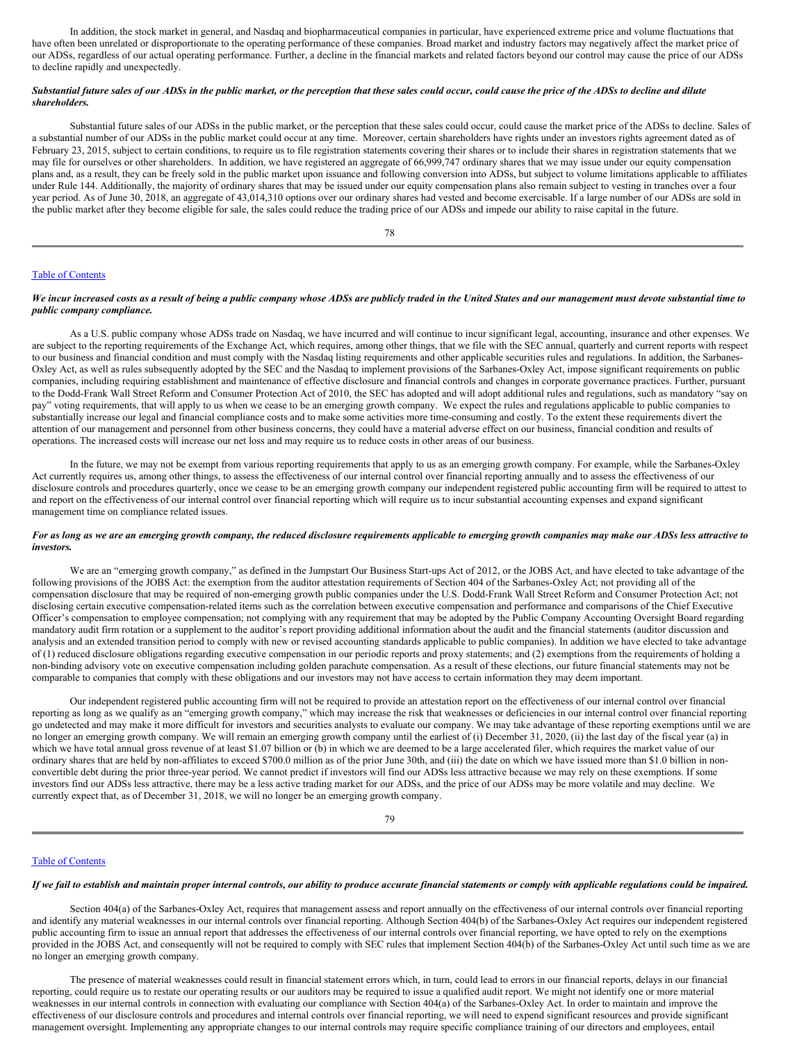In addition, the stock market in general, and Nasdaq and biopharmaceutical companies in particular, have experienced extreme price and volume fluctuations that have often been unrelated or disproportionate to the operating performance of these companies. Broad market and industry factors may negatively affect the market price of our ADSs, regardless of our actual operating performance. Further, a decline in the financial markets and related factors beyond our control may cause the price of our ADSs to decline rapidly and unexpectedly.

***Substantial future sales of our ADSs in the public market, or the perception that these sales could occur, could cause the price of the ADSs to decline and dilute shareholders.***

Substantial future sales of our ADSs in the public market, or the perception that these sales could occur, could cause the market price of the ADSs to decline. Sales of a substantial number of our ADSs in the public market could occur at any time. Moreover, certain shareholders have rights under an investors rights agreement dated as of February 23, 2015, subject to certain conditions, to require us to file registration statements covering their shares or to include their shares in registration statements that we may file for ourselves or other shareholders. In addition, we have registered an aggregate of 66,999,747 ordinary shares that we may issue under our equity compensation plans and, as a result, they can be freely sold in the public market upon issuance and following conversion into ADSs, but subject to volume limitations applicable to affiliates under Rule 144. Additionally, the majority of ordinary shares that may be issued under our equity compensation plans also remain subject to vesting in tranches over a four year period. As of June 30, 2018, an aggregate of 43,014,310 options over our ordinary shares had vested and become exercisable. If a large number of our ADSs are sold in the public market after they become eligible for sale, the sales could reduce the trading price of our ADSs and impede our ability to raise capital in the future.

***We incur increased costs as a result of being a public company whose ADSs are publicly traded in the United States and our management must devote substantial time to public company compliance.***

As a U.S. public company whose ADSs trade on Nasdaq, we have incurred and will continue to incur significant legal, accounting, insurance and other expenses. We are subject to the reporting requirements of the Exchange Act, which requires, among other things, that we file with the SEC annual, quarterly and current reports with respect to our business and financial condition and must comply with the Nasdaq listing requirements and other applicable securities rules and regulations. In addition, the Sarbanes-Oxley Act, as well as rules subsequently adopted by the SEC and the Nasdaq to implement provisions of the Sarbanes-Oxley Act, impose significant requirements on public companies, including requiring establishment and maintenance of effective disclosure and financial controls and changes in corporate governance practices. Further, pursuant to the Dodd-Frank Wall Street Reform and Consumer Protection Act of 2010, the SEC has adopted and will adopt additional rules and regulations, such as mandatory "say on pay" voting requirements, that will apply to us when we cease to be an emerging growth company. We expect the rules and regulations applicable to public companies to substantially increase our legal and financial compliance costs and to make some activities more time-consuming and costly. To the extent these requirements divert the attention of our management and personnel from other business concerns, they could have a material adverse effect on our business, financial condition and results of operations. The increased costs will increase our net loss and may require us to reduce costs in other areas of our business.

In the future, we may not be exempt from various reporting requirements that apply to us as an emerging growth company. For example, while the Sarbanes-Oxley Act currently requires us, among other things, to assess the effectiveness of our internal control over financial reporting annually and to assess the effectiveness of our disclosure controls and procedures quarterly, once we cease to be an emerging growth company our independent registered public accounting firm will be required to attest to and report on the effectiveness of our internal control over financial reporting which will require us to incur substantial accounting expenses and expand significant management time on compliance related issues.

***For as long as we are an emerging growth company, the reduced disclosure requirements applicable to emerging growth companies may make our ADSs less attractive to investors.***

We are an "emerging growth company," as defined in the Jumpstart Our Business Start-ups Act of 2012, or the JOBS Act, and have elected to take advantage of the following provisions of the JOBS Act: the exemption from the auditor attestation requirements of Section 404 of the Sarbanes-Oxley Act; not providing all of the compensation disclosure that may be required of non-emerging growth public companies under the U.S. Dodd-Frank Wall Street Reform and Consumer Protection Act; not disclosing certain executive compensation-related items such as the correlation between executive compensation and performance and comparisons of the Chief Executive Officer's compensation to employee compensation; not complying with any requirement that may be adopted by the Public Company Accounting Oversight Board regarding mandatory audit firm rotation or a supplement to the auditor's report providing additional information about the audit and the financial statements (auditor discussion and analysis and an extended transition period to comply with new or revised accounting standards applicable to public companies). In addition we have elected to take advantage of (1) reduced disclosure obligations regarding executive compensation in our periodic reports and proxy statements; and (2) exemptions from the requirements of holding a non-binding advisory vote on executive compensation including golden parachute compensation. As a result of these elections, our future financial statements may not be comparable to companies that comply with these obligations and our investors may not have access to certain information they may deem important.

Our independent registered public accounting firm will not be required to provide an attestation report on the effectiveness of our internal control over financial reporting as long as we qualify as an "emerging growth company," which may increase the risk that weaknesses or deficiencies in our internal control over financial reporting go undetected and may make it more difficult for investors and securities analysts to evaluate our company. We may take advantage of these reporting exemptions until we are no longer an emerging growth company. We will remain an emerging growth company until the earliest of (i) December 31, 2020, (ii) the last day of the fiscal year (a) in which we have total annual gross revenue of at least $1.07 billion or (b) in which we are deemed to be a large accelerated filer, which requires the market value of our ordinary shares that are held by non-affiliates to exceed $700.0 million as of the prior June 30th, and (iii) the date on which we have issued more than $1.0 billion in non-convertible debt during the prior three-year period. We cannot predict if investors will find our ADSs less attractive because we may rely on these exemptions. If some investors find our ADSs less attractive, there may be a less active trading market for our ADSs, and the price of our ADSs may be more volatile and may decline. We currently expect that, as of December 31, 2018, we will no longer be an emerging growth company.

***If we fail to establish and maintain proper internal controls, our ability to produce accurate financial statements or comply with applicable regulations could be impaired.***

Section 404(a) of the Sarbanes-Oxley Act, requires that management assess and report annually on the effectiveness of our internal controls over financial reporting and identify any material weaknesses in our internal controls over financial reporting. Although Section 404(b) of the Sarbanes-Oxley Act requires our independent registered public accounting firm to issue an annual report that addresses the effectiveness of our internal controls over financial reporting, we have opted to rely on the exemptions provided in the JOBS Act, and consequently will not be required to comply with SEC rules that implement Section 404(b) of the Sarbanes-Oxley Act until such time as we are no longer an emerging growth company.

The presence of material weaknesses could result in financial statement errors which, in turn, could lead to errors in our financial reports, delays in our financial reporting, could require us to restate our operating results or our auditors may be required to issue a qualified audit report. We might not identify one or more material weaknesses in our internal controls in connection with evaluating our compliance with Section 404(a) of the Sarbanes-Oxley Act. In order to maintain and improve the effectiveness of our disclosure controls and procedures and internal controls over financial reporting, we will need to expend significant resources and provide significant management oversight. Implementing any appropriate changes to our internal controls may require specific compliance training of our directors and employees, entail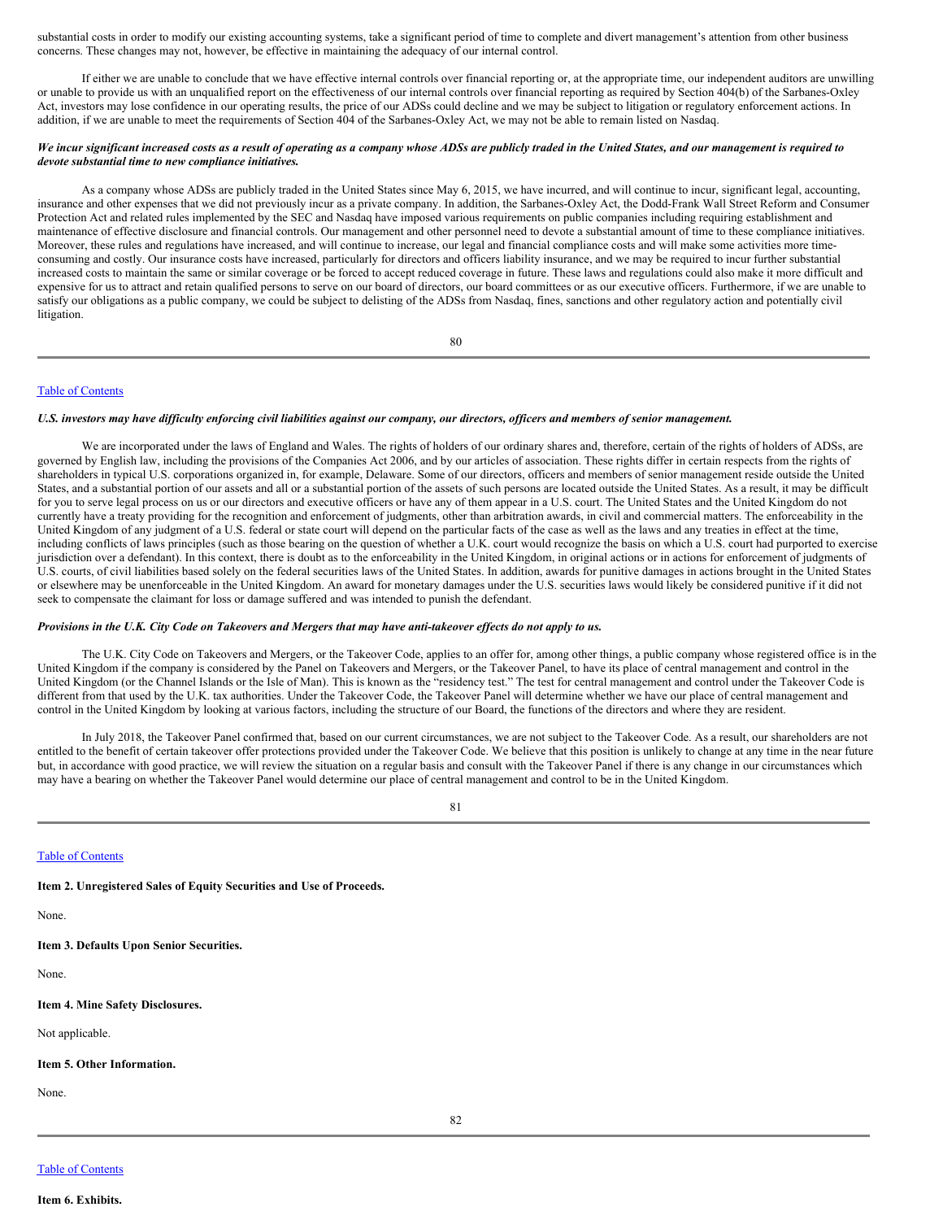substantial costs in order to modify our existing accounting systems, take a significant period of time to complete and divert management's attention from other business concerns. These changes may not, however, be effective in maintaining the adequacy of our internal control.

If either we are unable to conclude that we have effective internal controls over financial reporting or, at the appropriate time, our independent auditors are unwilling or unable to provide us with an unqualified report on the effectiveness of our internal controls over financial reporting as required by Section 404(b) of the Sarbanes-Oxley Act, investors may lose confidence in our operating results, the price of our ADSs could decline and we may be subject to litigation or regulatory enforcement actions. In addition, if we are unable to meet the requirements of Section 404 of the Sarbanes-Oxley Act, we may not be able to remain listed on Nasdaq.

***We incur significant increased costs as a result of operating as a company whose ADSs are publicly traded in the United States, and our management is required to devote substantial time to new compliance initiatives.***

As a company whose ADSs are publicly traded in the United States since May 6, 2015, we have incurred, and will continue to incur, significant legal, accounting, insurance and other expenses that we did not previously incur as a private company. In addition, the Sarbanes-Oxley Act, the Dodd-Frank Wall Street Reform and Consumer Protection Act and related rules implemented by the SEC and Nasdaq have imposed various requirements on public companies including requiring establishment and maintenance of effective disclosure and financial controls. Our management and other personnel need to devote a substantial amount of time to these compliance initiatives. Moreover, these rules and regulations have increased, and will continue to increase, our legal and financial compliance costs and will make some activities more time-consuming and costly. Our insurance costs have increased, particularly for directors and officers liability insurance, and we may be required to incur further substantial increased costs to maintain the same or similar coverage or be forced to accept reduced coverage in future. These laws and regulations could also make it more difficult and expensive for us to attract and retain qualified persons to serve on our board of directors, our board committees or as our executive officers. Furthermore, if we are unable to satisfy our obligations as a public company, we could be subject to delisting of the ADSs from Nasdaq, fines, sanctions and other regulatory action and potentially civil litigation.

***U.S. investors may have difficulty enforcing civil liabilities against our company, our directors, officers and members of senior management.***

We are incorporated under the laws of England and Wales. The rights of holders of our ordinary shares and, therefore, certain of the rights of holders of ADSs, are governed by English law, including the provisions of the Companies Act 2006, and by our articles of association. These rights differ in certain respects from the rights of shareholders in typical U.S. corporations organized in, for example, Delaware. Some of our directors, officers and members of senior management reside outside the United States, and a substantial portion of our assets and all or a substantial portion of the assets of such persons are located outside the United States. As a result, it may be difficult for you to serve legal process on us or our directors and executive officers or have any of them appear in a U.S. court. The United States and the United Kingdom do not currently have a treaty providing for the recognition and enforcement of judgments, other than arbitration awards, in civil and commercial matters. The enforceability in the United Kingdom of any judgment of a U.S. federal or state court will depend on the particular facts of the case as well as the laws and any treaties in effect at the time, including conflicts of laws principles (such as those bearing on the question of whether a U.K. court would recognize the basis on which a U.S. court had purported to exercise jurisdiction over a defendant). In this context, there is doubt as to the enforceability in the United Kingdom, in original actions or in actions for enforcement of judgments of U.S. courts, of civil liabilities based solely on the federal securities laws of the United States. In addition, awards for punitive damages in actions brought in the United States or elsewhere may be unenforceable in the United Kingdom. An award for monetary damages under the U.S. securities laws would likely be considered punitive if it did not seek to compensate the claimant for loss or damage suffered and was intended to punish the defendant.

***Provisions in the U.K. City Code on Takeovers and Mergers that may have anti-takeover effects do not apply to us.***

The U.K. City Code on Takeovers and Mergers, or the Takeover Code, applies to an offer for, among other things, a public company whose registered office is in the United Kingdom if the company is considered by the Panel on Takeovers and Mergers, or the Takeover Panel, to have its place of central management and control in the United Kingdom (or the Channel Islands or the Isle of Man). This is known as the "residency test." The test for central management and control under the Takeover Code is different from that used by the U.K. tax authorities. Under the Takeover Code, the Takeover Panel will determine whether we have our place of central management and control in the United Kingdom by looking at various factors, including the structure of our Board, the functions of the directors and where they are resident.

In July 2018, the Takeover Panel confirmed that, based on our current circumstances, we are not subject to the Takeover Code. As a result, our shareholders are not entitled to the benefit of certain takeover offer protections provided under the Takeover Code. We believe that this position is unlikely to change at any time in the near future but, in accordance with good practice, we will review the situation on a regular basis and consult with the Takeover Panel if there is any change in our circumstances which may have a bearing on whether the Takeover Panel would determine our place of central management and control to be in the United Kingdom.

**Item 2. Unregistered Sales of Equity Securities and Use of Proceeds.**

None.

**Item 3. Defaults Upon Senior Securities.**

None.

**Item 4. Mine Safety Disclosures.**

Not applicable.

**Item 5. Other Information.**

None.

**Item 6. Exhibits.**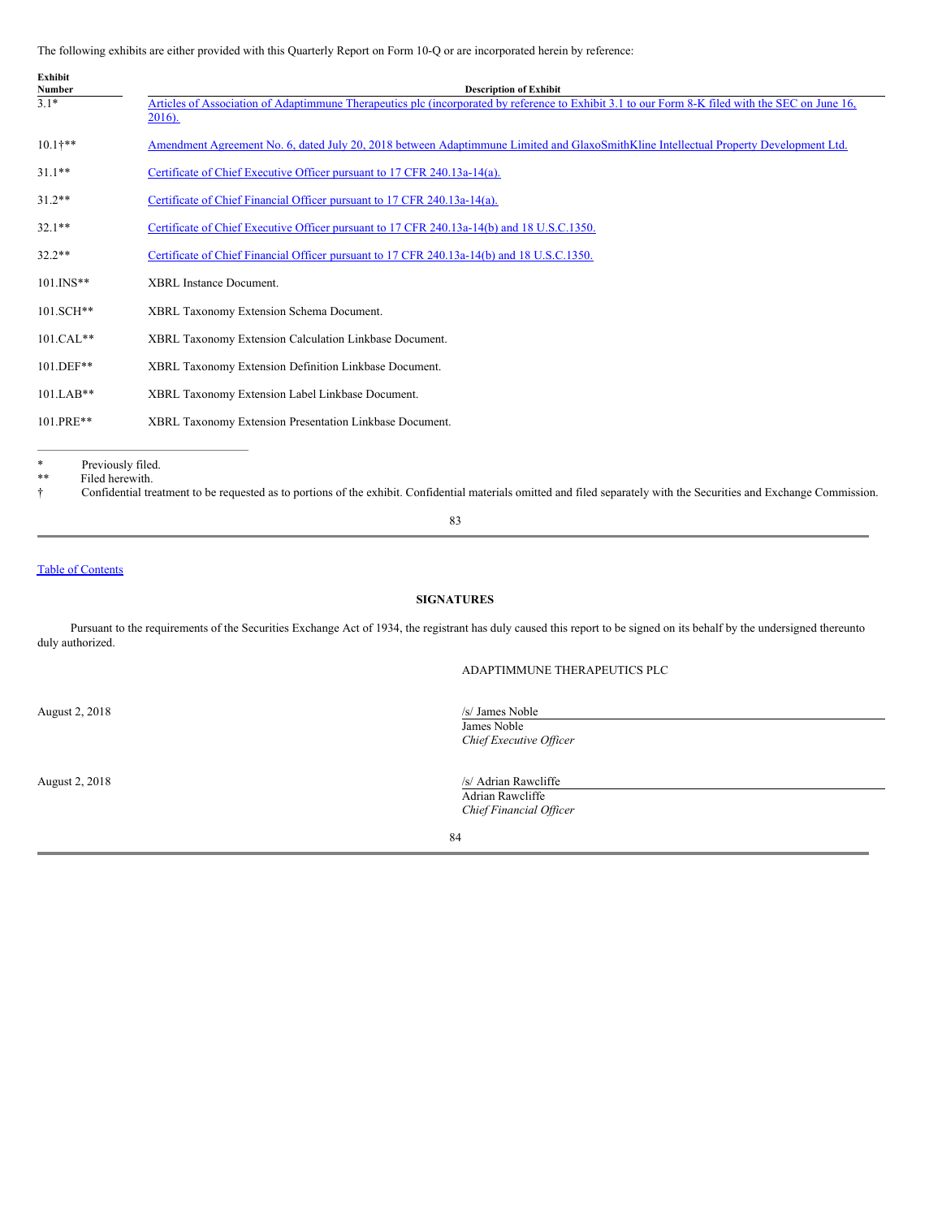The following exhibits are either provided with this Quarterly Report on Form 10-Q or are incorporated herein by reference:

| Exhibit Number | Description of Exhibit |
|---|---|
| 3.1* | Articles of Association of Adaptimmune Therapeutics plc (incorporated by reference to Exhibit 3.1 to our Form 8-K filed with the SEC on June 16, 2016). |
| 10.1†** | Amendment Agreement No. 6, dated July 20, 2018 between Adaptimmune Limited and GlaxoSmithKline Intellectual Property Development Ltd. |
| 31.1** | Certificate of Chief Executive Officer pursuant to 17 CFR 240.13a-14(a). |
| 31.2** | Certificate of Chief Financial Officer pursuant to 17 CFR 240.13a-14(a). |
| 32.1** | Certificate of Chief Executive Officer pursuant to 17 CFR 240.13a-14(b) and 18 U.S.C.1350. |
| 32.2** | Certificate of Chief Financial Officer pursuant to 17 CFR 240.13a-14(b) and 18 U.S.C.1350. |
| 101.INS** | XBRL Instance Document. |
| 101.SCH** | XBRL Taxonomy Extension Schema Document. |
| 101.CAL** | XBRL Taxonomy Extension Calculation Linkbase Document. |
| 101.DEF** | XBRL Taxonomy Extension Definition Linkbase Document. |
| 101.LAB** | XBRL Taxonomy Extension Label Linkbase Document. |
| 101.PRE** | XBRL Taxonomy Extension Presentation Linkbase Document. |

\* Previously filed.

\** Filed herewith.

† Confidential treatment to be requested as to portions of the exhibit. Confidential materials omitted and filed separately with the Securities and Exchange Commission.

Table of Contents

**SIGNATURES**

Pursuant to the requirements of the Securities Exchange Act of 1934, the registrant has duly caused this report to be signed on its behalf by the undersigned thereunto duly authorized.

ADAPTIMMUNE THERAPEUTICS PLC

August 2, 2018

/s/ James Noble
James Noble
*Chief Executive Officer*

August 2, 2018

/s/ Adrian Rawcliffe
Adrian Rawcliffe
*Chief Financial Officer*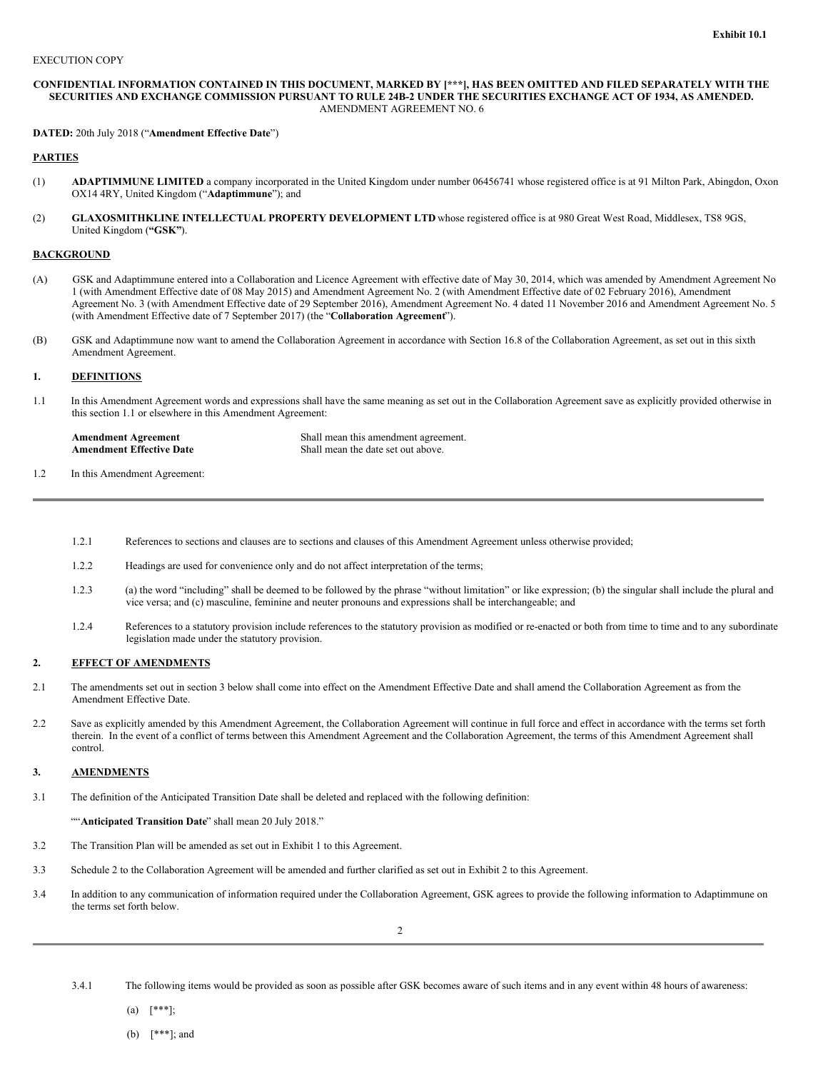**Exhibit 10.1**

EXECUTION COPY

**CONFIDENTIAL INFORMATION CONTAINED IN THIS DOCUMENT, MARKED BY [***], HAS BEEN OMITTED AND FILED SEPARATELY WITH THE SECURITIES AND EXCHANGE COMMISSION PURSUANT TO RULE 24B-2 UNDER THE SECURITIES EXCHANGE ACT OF 1934, AS AMENDED.**

AMENDMENT AGREEMENT NO. 6

**DATED:** 20th July 2018 ("**Amendment Effective Date**")

**PARTIES**

(1) **ADAPTIMMUNE LIMITED** a company incorporated in the United Kingdom under number 06456741 whose registered office is at 91 Milton Park, Abingdon, Oxon OX14 4RY, United Kingdom ("**Adaptimmune**"); and

(2) **GLAXOSMITHKLINE INTELLECTUAL PROPERTY DEVELOPMENT LTD** whose registered office is at 980 Great West Road, Middlesex, TS8 9GS, United Kingdom (**"GSK"**).

**BACKGROUND**

(A) GSK and Adaptimmune entered into a Collaboration and Licence Agreement with effective date of May 30, 2014, which was amended by Amendment Agreement No 1 (with Amendment Effective date of 08 May 2015) and Amendment Agreement No. 2 (with Amendment Effective date of 02 February 2016), Amendment Agreement No. 3 (with Amendment Effective date of 29 September 2016), Amendment Agreement No. 4 dated 11 November 2016 and Amendment Agreement No. 5 (with Amendment Effective date of 7 September 2017) (the "**Collaboration Agreement**").

(B) GSK and Adaptimmune now want to amend the Collaboration Agreement in accordance with Section 16.8 of the Collaboration Agreement, as set out in this sixth Amendment Agreement.

**1. DEFINITIONS**

1.1 In this Amendment Agreement words and expressions shall have the same meaning as set out in the Collaboration Agreement save as explicitly provided otherwise in this section 1.1 or elsewhere in this Amendment Agreement:

| | |
|---|---|
| **Amendment Agreement** | Shall mean this amendment agreement. |
| **Amendment Effective Date** | Shall mean the date set out above. |

1.2 In this Amendment Agreement:

1.2.1 References to sections and clauses are to sections and clauses of this Amendment Agreement unless otherwise provided;

1.2.2 Headings are used for convenience only and do not affect interpretation of the terms;

1.2.3 (a) the word "including" shall be deemed to be followed by the phrase "without limitation" or like expression; (b) the singular shall include the plural and vice versa; and (c) masculine, feminine and neuter pronouns and expressions shall be interchangeable; and

1.2.4 References to a statutory provision include references to the statutory provision as modified or re-enacted or both from time to time and to any subordinate legislation made under the statutory provision.

**2. EFFECT OF AMENDMENTS**

2.1 The amendments set out in section 3 below shall come into effect on the Amendment Effective Date and shall amend the Collaboration Agreement as from the Amendment Effective Date.

2.2 Save as explicitly amended by this Amendment Agreement, the Collaboration Agreement will continue in full force and effect in accordance with the terms set forth therein. In the event of a conflict of terms between this Amendment Agreement and the Collaboration Agreement, the terms of this Amendment Agreement shall control.

**3. AMENDMENTS**

3.1 The definition of the Anticipated Transition Date shall be deleted and replaced with the following definition:

""**Anticipated Transition Date**" shall mean 20 July 2018."

3.2 The Transition Plan will be amended as set out in Exhibit 1 to this Agreement.

3.3 Schedule 2 to the Collaboration Agreement will be amended and further clarified as set out in Exhibit 2 to this Agreement.

3.4 In addition to any communication of information required under the Collaboration Agreement, GSK agrees to provide the following information to Adaptimmune on the terms set forth below.

3.4.1 The following items would be provided as soon as possible after GSK becomes aware of such items and in any event within 48 hours of awareness:

(a) [***];

(b) [***]; and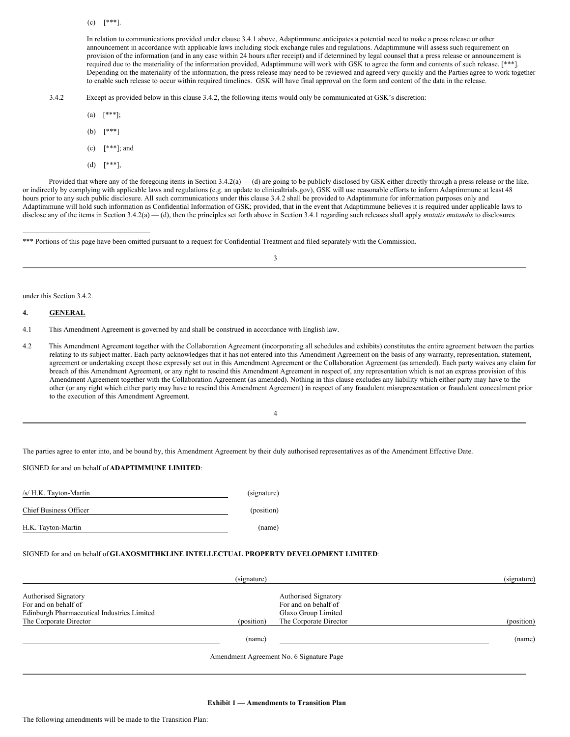(c) [***].

In relation to communications provided under clause 3.4.1 above, Adaptimmune anticipates a potential need to make a press release or other announcement in accordance with applicable laws including stock exchange rules and regulations. Adaptimmune will assess such requirement on provision of the information (and in any case within 24 hours after receipt) and if determined by legal counsel that a press release or announcement is required due to the materiality of the information provided, Adaptimmune will work with GSK to agree the form and contents of such release. [***]. Depending on the materiality of the information, the press release may need to be reviewed and agreed very quickly and the Parties agree to work together to enable such release to occur within required timelines. GSK will have final approval on the form and content of the data in the release.

3.4.2 Except as provided below in this clause 3.4.2, the following items would only be communicated at GSK's discretion:

(a) [***];

(b) [***]

(c) [***]; and

(d) [***],

Provided that where any of the foregoing items in Section 3.4.2(a) — (d) are going to be publicly disclosed by GSK either directly through a press release or the like, or indirectly by complying with applicable laws and regulations (e.g. an update to clinicaltrials.gov), GSK will use reasonable efforts to inform Adaptimmune at least 48 hours prior to any such public disclosure. All such communications under this clause 3.4.2 shall be provided to Adaptimmune for information purposes only and Adaptimmune will hold such information as Confidential Information of GSK; provided, that in the event that Adaptimmune believes it is required under applicable laws to disclose any of the items in Section 3.4.2(a) — (d), then the principles set forth above in Section 3.4.1 regarding such releases shall apply *mutatis mutandis* to disclosures under this Section 3.4.2.

*** Portions of this page have been omitted pursuant to a request for Confidential Treatment and filed separately with the Commission.

## 4. GENERAL

4.1 This Amendment Agreement is governed by and shall be construed in accordance with English law.

4.2 This Amendment Agreement together with the Collaboration Agreement (incorporating all schedules and exhibits) constitutes the entire agreement between the parties relating to its subject matter. Each party acknowledges that it has not entered into this Amendment Agreement on the basis of any warranty, representation, statement, agreement or undertaking except those expressly set out in this Amendment Agreement or the Collaboration Agreement (as amended). Each party waives any claim for breach of this Amendment Agreement, or any right to rescind this Amendment Agreement in respect of, any representation which is not an express provision of this Amendment Agreement together with the Collaboration Agreement (as amended). Nothing in this clause excludes any liability which either party may have to the other (or any right which either party may have to rescind this Amendment Agreement) in respect of any fraudulent misrepresentation or fraudulent concealment prior to the execution of this Amendment Agreement.

The parties agree to enter into, and be bound by, this Amendment Agreement by their duly authorised representatives as of the Amendment Effective Date.

SIGNED for and on behalf of **ADAPTIMMUNE LIMITED**:

| | |
|---|---|
| /s/ H.K. Tayton-Martin | (signature) |
| Chief Business Officer | (position) |
| H.K. Tayton-Martin | (name) |

SIGNED for and on behalf of **GLAXOSMITHKLINE INTELLECTUAL PROPERTY DEVELOPMENT LIMITED**:

| | | | |
|---|---|---|---|
| | (signature) | | (signature) |
| Authorised Signatory<br>For and on behalf of<br>Edinburgh Pharmaceutical Industries Limited<br>The Corporate Director | (position) | Authorised Signatory<br>For and on behalf of<br>Glaxo Group Limited<br>The Corporate Director | (position) |
| | (name) | | (name) |

Amendment Agreement No. 6 Signature Page

**Exhibit 1 — Amendments to Transition Plan**

The following amendments will be made to the Transition Plan: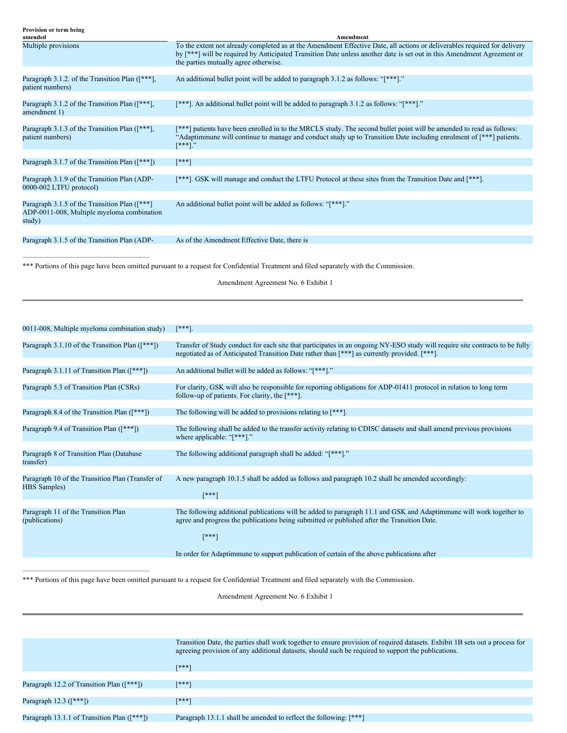| Provision or term being amended | Amendment |
|---|---|
| Multiple provisions | To the extent not already completed as at the Amendment Effective Date, all actions or deliverables required for delivery by [***] will be required by Anticipated Transition Date unless another date is set out in this Amendment Agreement or the parties mutually agree otherwise. |
| Paragraph 3.1.2. of the Transition Plan ([***], patient numbers) | An additional bullet point will be added to paragraph 3.1.2 as follows: "[***]." |
| Paragraph 3.1.2 of the Transition Plan ([***], amendment 1) | [***]. An additional bullet point will be added to paragraph 3.1.2 as follows: "[***]." |
| Paragraph 3.1.3 of the Transition Plan ([***], patient numbers) | [***] patients have been enrolled in to the MRCLS study. The second bullet point will be amended to read as follows: "Adaptimmune will continue to manage and conduct study up to Transition Date including enrolment of [***] patients. [***]." |
| Paragraph 3.1.7 of the Transition Plan ([***]) | [***] |
| Paragraph 3.1.9 of the Transition Plan (ADP-0000-002 LTFU protocol) | [***]. GSK will manage and conduct the LTFU Protocol at these sites from the Transition Date and [***]. |
| Paragraph 3.1.5 of the Transition Plan ([***] ADP-0011-008, Multiple myeloma combination study) | An additional bullet point will be added as follows: "[***]." |
| Paragraph 3.1.5 of the Transition Plan (ADP-0011-008, Multiple myeloma combination study) | As of the Amendment Effective Date, there is [***]. |
| Paragraph 3.1.10 of the Transition Plan ([***]) | Transfer of Study conduct for each site that participates in an ongoing NY-ESO study will require site contracts to be fully negotiated as of Anticipated Transition Date rather than [***] as currently provided. [***]. |
| Paragraph 3.1.11 of Transition Plan ([***]) | An additional bullet will be added as follows: "[***]." |
| Paragraph 5.3 of Transition Plan (CSRs) | For clarity, GSK will also be responsible for reporting obligations for ADP-01411 protocol in relation to long term follow-up of patients. For clarity, the [***]. |
| Paragraph 8.4 of the Transition Plan ([***]) | The following will be added to provisions relating to [***]. |
| Paragraph 9.4 of Transition Plan ([***]) | The following shall be added to the transfer activity relating to CDISC datasets and shall amend previous provisions where applicable: "[***]." |
| Paragraph 8 of Transition Plan (Database transfer) | The following additional paragraph shall be added: "[***]." |
| Paragraph 10 of the Transition Plan (Transfer of HBS Samples) | A new paragraph 10.1.5 shall be added as follows and paragraph 10.2 shall be amended accordingly:<br><br>[***] |
| Paragraph 11 of the Transition Plan (publications) | The following additional publications will be added to paragraph 11.1 and GSK and Adaptimmune will work together to agree and progress the publications being submitted or published after the Transition Date.<br><br>[***]<br><br>In order for Adaptimmune to support publication of certain of the above publications after Transition Date, the parties shall work together to ensure provision of required datasets. Exhibit 1B sets out a process for agreeing provision of any additional datasets, should such be required to support the publications.<br><br>[***] |
| Paragraph 12.2 of Transition Plan ([***]) | [***] |
| Paragraph 12.3 ([***]) | [***] |
| Paragraph 13.1.1 of Transition Plan ([***]) | Paragraph 13.1.1 shall be amended to reflect the following: [***] |

*** Portions of this page have been omitted pursuant to a request for Confidential Treatment and filed separately with the Commission.

Amendment Agreement No. 6 Exhibit 1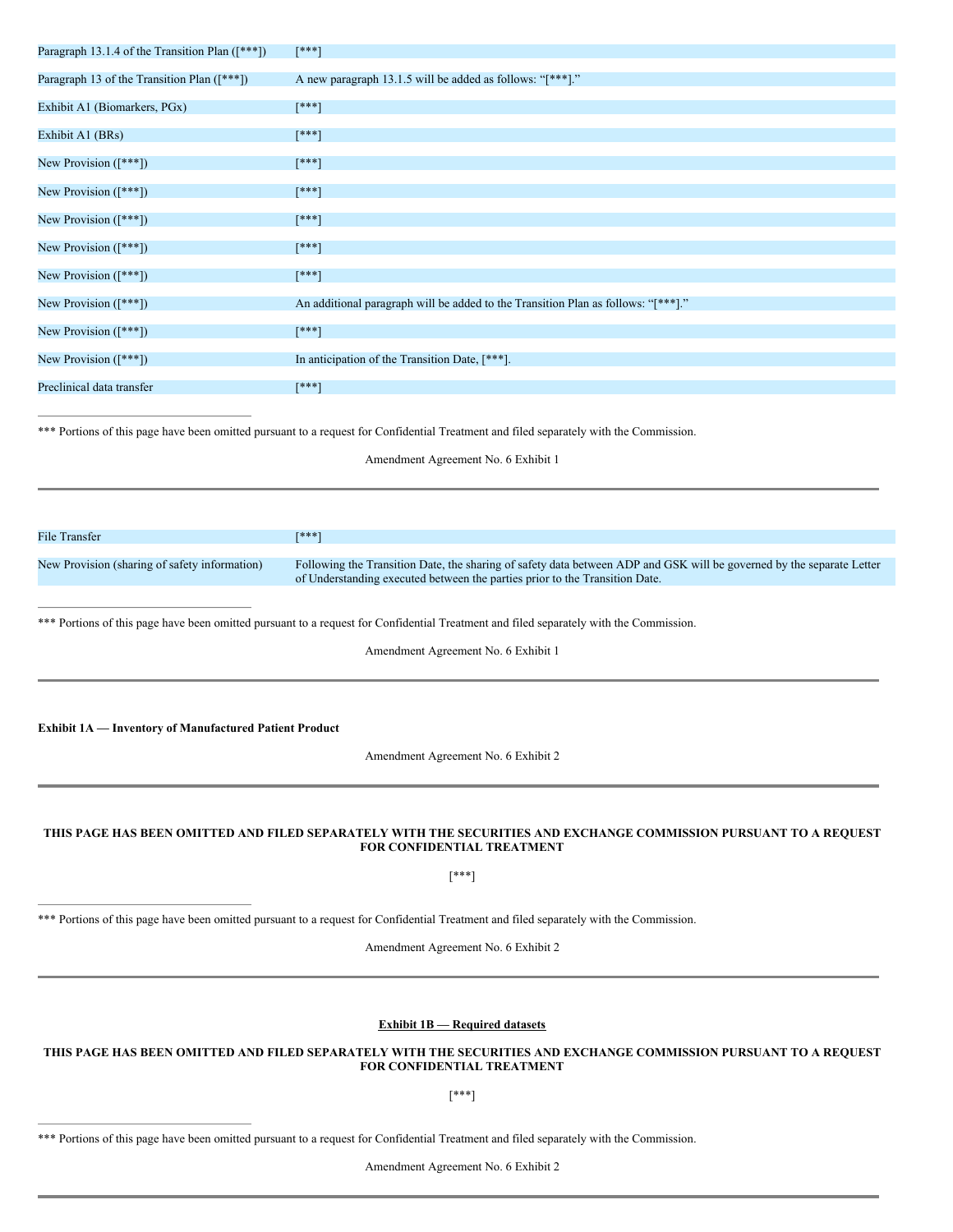| | |
|---|---|
| Paragraph 13.1.4 of the Transition Plan ([***]) | [***] |
| Paragraph 13 of the Transition Plan ([***]) | A new paragraph 13.1.5 will be added as follows: "[***]." |
| Exhibit A1 (Biomarkers, PGx) | [***] |
| Exhibit A1 (BRs) | [***] |
| New Provision ([***]) | [***] |
| New Provision ([***]) | [***] |
| New Provision ([***]) | [***] |
| New Provision ([***]) | [***] |
| New Provision ([***]) | [***] |
| New Provision ([***]) | An additional paragraph will be added to the Transition Plan as follows: "[***]." |
| New Provision ([***]) | [***] |
| New Provision ([***]) | In anticipation of the Transition Date, [***]. |
| Preclinical data transfer | [***] |

*** Portions of this page have been omitted pursuant to a request for Confidential Treatment and filed separately with the Commission.

Amendment Agreement No. 6 Exhibit 1

---

| | |
|---|---|
| File Transfer | [***] |
| New Provision (sharing of safety information) | Following the Transition Date, the sharing of safety data between ADP and GSK will be governed by the separate Letter of Understanding executed between the parties prior to the Transition Date. |

*** Portions of this page have been omitted pursuant to a request for Confidential Treatment and filed separately with the Commission.

Amendment Agreement No. 6 Exhibit 1

---

**Exhibit 1A — Inventory of Manufactured Patient Product**

Amendment Agreement No. 6 Exhibit 2

---

**THIS PAGE HAS BEEN OMITTED AND FILED SEPARATELY WITH THE SECURITIES AND EXCHANGE COMMISSION PURSUANT TO A REQUEST FOR CONFIDENTIAL TREATMENT**

[***]

*** Portions of this page have been omitted pursuant to a request for Confidential Treatment and filed separately with the Commission.

Amendment Agreement No. 6 Exhibit 2

---

**Exhibit 1B — Required datasets**

**THIS PAGE HAS BEEN OMITTED AND FILED SEPARATELY WITH THE SECURITIES AND EXCHANGE COMMISSION PURSUANT TO A REQUEST FOR CONFIDENTIAL TREATMENT**

[***]

*** Portions of this page have been omitted pursuant to a request for Confidential Treatment and filed separately with the Commission.

Amendment Agreement No. 6 Exhibit 2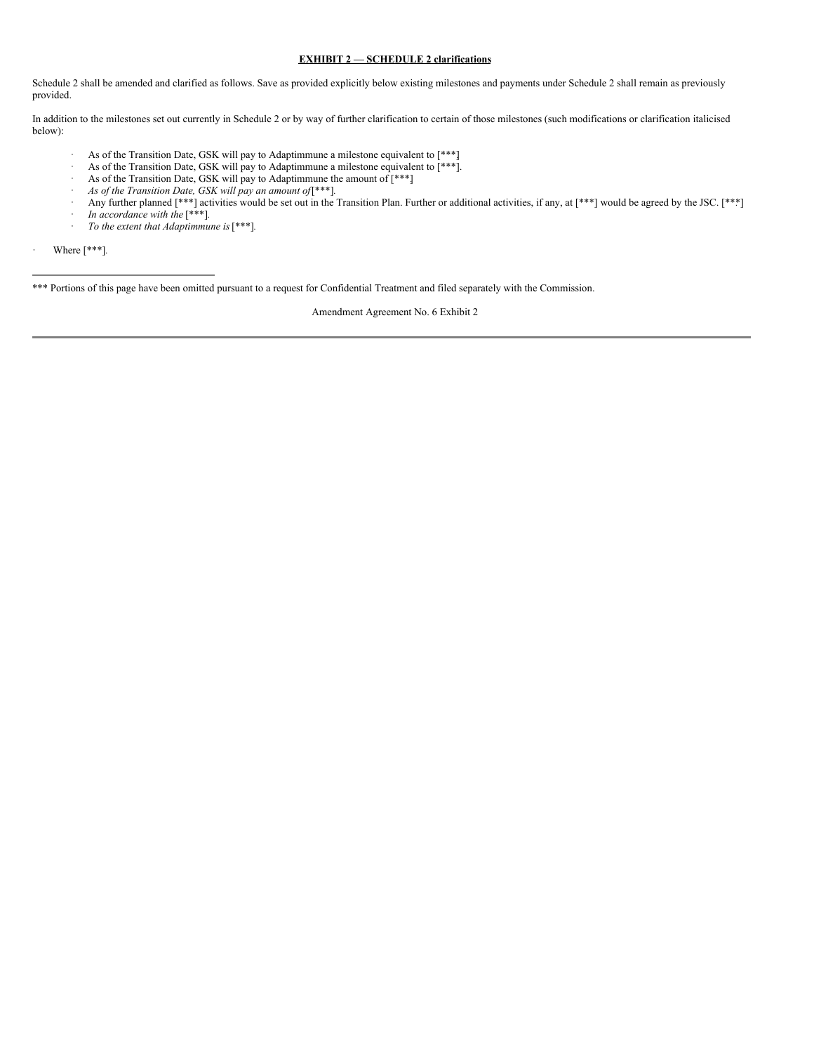**EXHIBIT 2 — SCHEDULE 2 clarifications**

Schedule 2 shall be amended and clarified as follows. Save as provided explicitly below existing milestones and payments under Schedule 2 shall remain as previously provided.

In addition to the milestones set out currently in Schedule 2 or by way of further clarification to certain of those milestones (such modifications or clarification italicised below):

- As of the Transition Date, GSK will pay to Adaptimmune a milestone equivalent to [***]
- As of the Transition Date, GSK will pay to Adaptimmune a milestone equivalent to [***].
- As of the Transition Date, GSK will pay to Adaptimmune the amount of [***]
- *As of the Transition Date, GSK will pay an amount of* [***].
- Any further planned [***] activities would be set out in the Transition Plan. Further or additional activities, if any, at [***] would be agreed by the JSC. [***]
- *In accordance with the* [***].
- *To the extent that Adaptimmune is* [***].

- Where [***].

---

*** Portions of this page have been omitted pursuant to a request for Confidential Treatment and filed separately with the Commission.

Amendment Agreement No. 6 Exhibit 2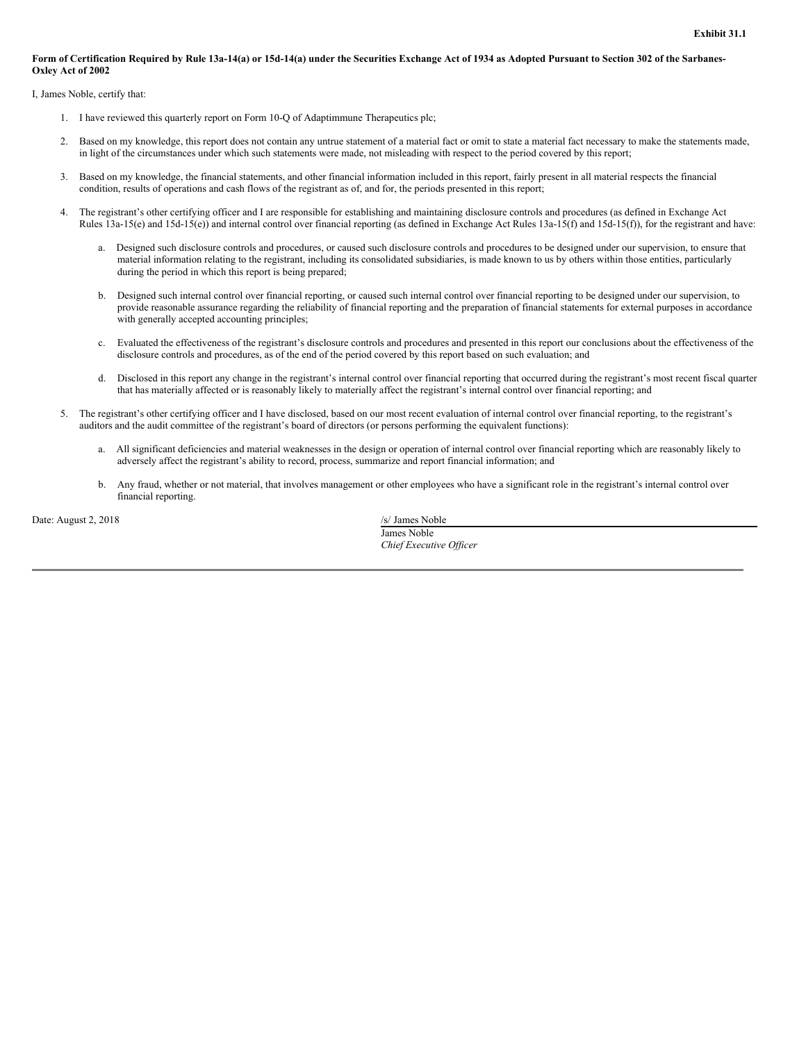**Exhibit 31.1**

**Form of Certification Required by Rule 13a-14(a) or 15d-14(a) under the Securities Exchange Act of 1934 as Adopted Pursuant to Section 302 of the Sarbanes-Oxley Act of 2002**

I, James Noble, certify that:

1. I have reviewed this quarterly report on Form 10-Q of Adaptimmune Therapeutics plc;

2. Based on my knowledge, this report does not contain any untrue statement of a material fact or omit to state a material fact necessary to make the statements made, in light of the circumstances under which such statements were made, not misleading with respect to the period covered by this report;

3. Based on my knowledge, the financial statements, and other financial information included in this report, fairly present in all material respects the financial condition, results of operations and cash flows of the registrant as of, and for, the periods presented in this report;

4. The registrant's other certifying officer and I are responsible for establishing and maintaining disclosure controls and procedures (as defined in Exchange Act Rules 13a-15(e) and 15d-15(e)) and internal control over financial reporting (as defined in Exchange Act Rules 13a-15(f) and 15d-15(f)), for the registrant and have:

   a. Designed such disclosure controls and procedures, or caused such disclosure controls and procedures to be designed under our supervision, to ensure that material information relating to the registrant, including its consolidated subsidiaries, is made known to us by others within those entities, particularly during the period in which this report is being prepared;

   b. Designed such internal control over financial reporting, or caused such internal control over financial reporting to be designed under our supervision, to provide reasonable assurance regarding the reliability of financial reporting and the preparation of financial statements for external purposes in accordance with generally accepted accounting principles;

   c. Evaluated the effectiveness of the registrant's disclosure controls and procedures and presented in this report our conclusions about the effectiveness of the disclosure controls and procedures, as of the end of the period covered by this report based on such evaluation; and

   d. Disclosed in this report any change in the registrant's internal control over financial reporting that occurred during the registrant's most recent fiscal quarter that has materially affected or is reasonably likely to materially affect the registrant's internal control over financial reporting; and

5. The registrant's other certifying officer and I have disclosed, based on our most recent evaluation of internal control over financial reporting, to the registrant's auditors and the audit committee of the registrant's board of directors (or persons performing the equivalent functions):

   a. All significant deficiencies and material weaknesses in the design or operation of internal control over financial reporting which are reasonably likely to adversely affect the registrant's ability to record, process, summarize and report financial information; and

   b. Any fraud, whether or not material, that involves management or other employees who have a significant role in the registrant's internal control over financial reporting.

Date: August 2, 2018

/s/ James Noble
James Noble
*Chief Executive Officer*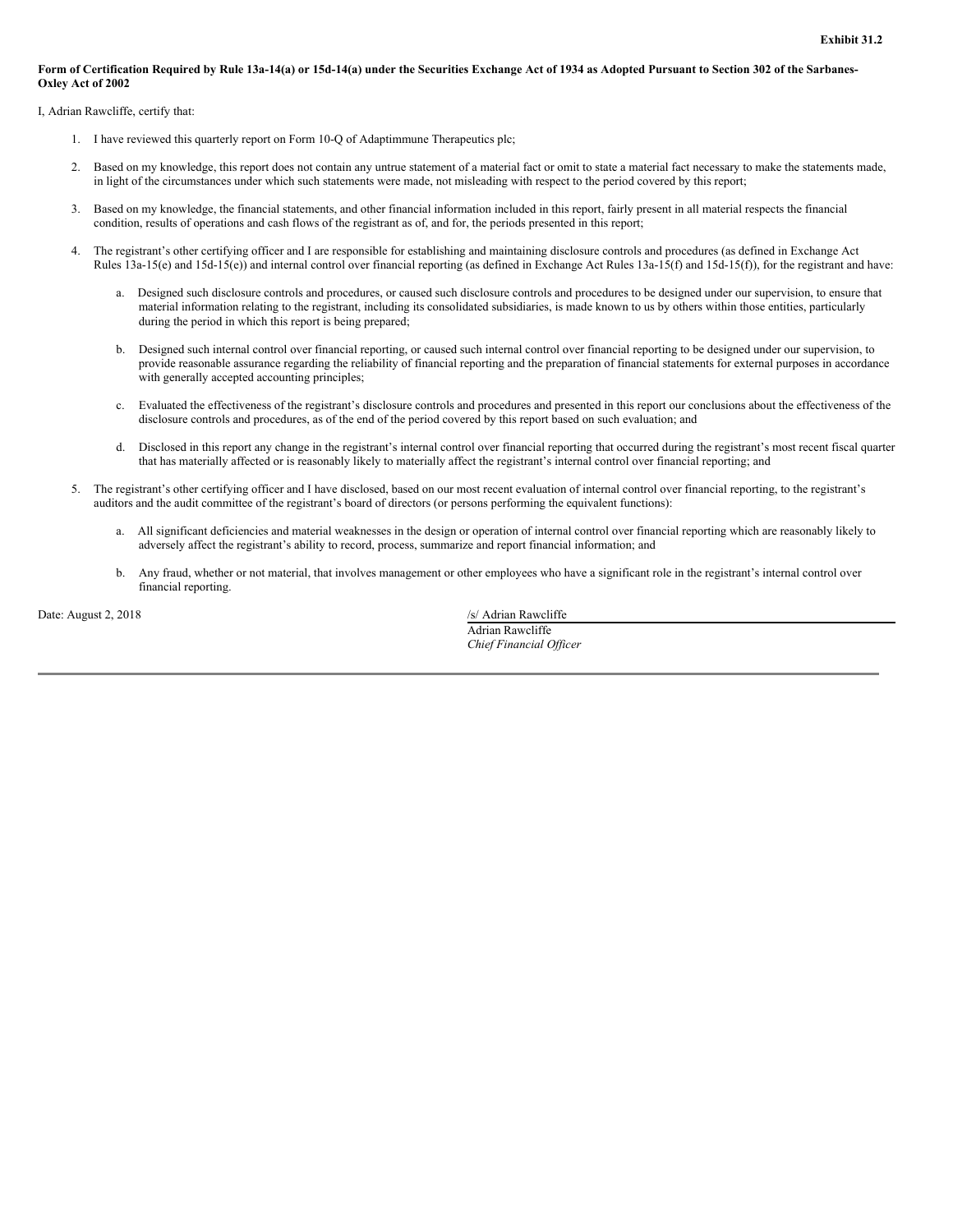**Exhibit 31.2**

**Form of Certification Required by Rule 13a-14(a) or 15d-14(a) under the Securities Exchange Act of 1934 as Adopted Pursuant to Section 302 of the Sarbanes-Oxley Act of 2002**

I, Adrian Rawcliffe, certify that:

1. I have reviewed this quarterly report on Form 10-Q of Adaptimmune Therapeutics plc;

2. Based on my knowledge, this report does not contain any untrue statement of a material fact or omit to state a material fact necessary to make the statements made, in light of the circumstances under which such statements were made, not misleading with respect to the period covered by this report;

3. Based on my knowledge, the financial statements, and other financial information included in this report, fairly present in all material respects the financial condition, results of operations and cash flows of the registrant as of, and for, the periods presented in this report;

4. The registrant's other certifying officer and I are responsible for establishing and maintaining disclosure controls and procedures (as defined in Exchange Act Rules 13a-15(e) and 15d-15(e)) and internal control over financial reporting (as defined in Exchange Act Rules 13a-15(f) and 15d-15(f)), for the registrant and have:

   a. Designed such disclosure controls and procedures, or caused such disclosure controls and procedures to be designed under our supervision, to ensure that material information relating to the registrant, including its consolidated subsidiaries, is made known to us by others within those entities, particularly during the period in which this report is being prepared;

   b. Designed such internal control over financial reporting, or caused such internal control over financial reporting to be designed under our supervision, to provide reasonable assurance regarding the reliability of financial reporting and the preparation of financial statements for external purposes in accordance with generally accepted accounting principles;

   c. Evaluated the effectiveness of the registrant's disclosure controls and procedures and presented in this report our conclusions about the effectiveness of the disclosure controls and procedures, as of the end of the period covered by this report based on such evaluation; and

   d. Disclosed in this report any change in the registrant's internal control over financial reporting that occurred during the registrant's most recent fiscal quarter that has materially affected or is reasonably likely to materially affect the registrant's internal control over financial reporting; and

5. The registrant's other certifying officer and I have disclosed, based on our most recent evaluation of internal control over financial reporting, to the registrant's auditors and the audit committee of the registrant's board of directors (or persons performing the equivalent functions):

   a. All significant deficiencies and material weaknesses in the design or operation of internal control over financial reporting which are reasonably likely to adversely affect the registrant's ability to record, process, summarize and report financial information; and

   b. Any fraud, whether or not material, that involves management or other employees who have a significant role in the registrant's internal control over financial reporting.

Date: August 2, 2018

/s/ Adrian Rawcliffe
Adrian Rawcliffe
*Chief Financial Officer*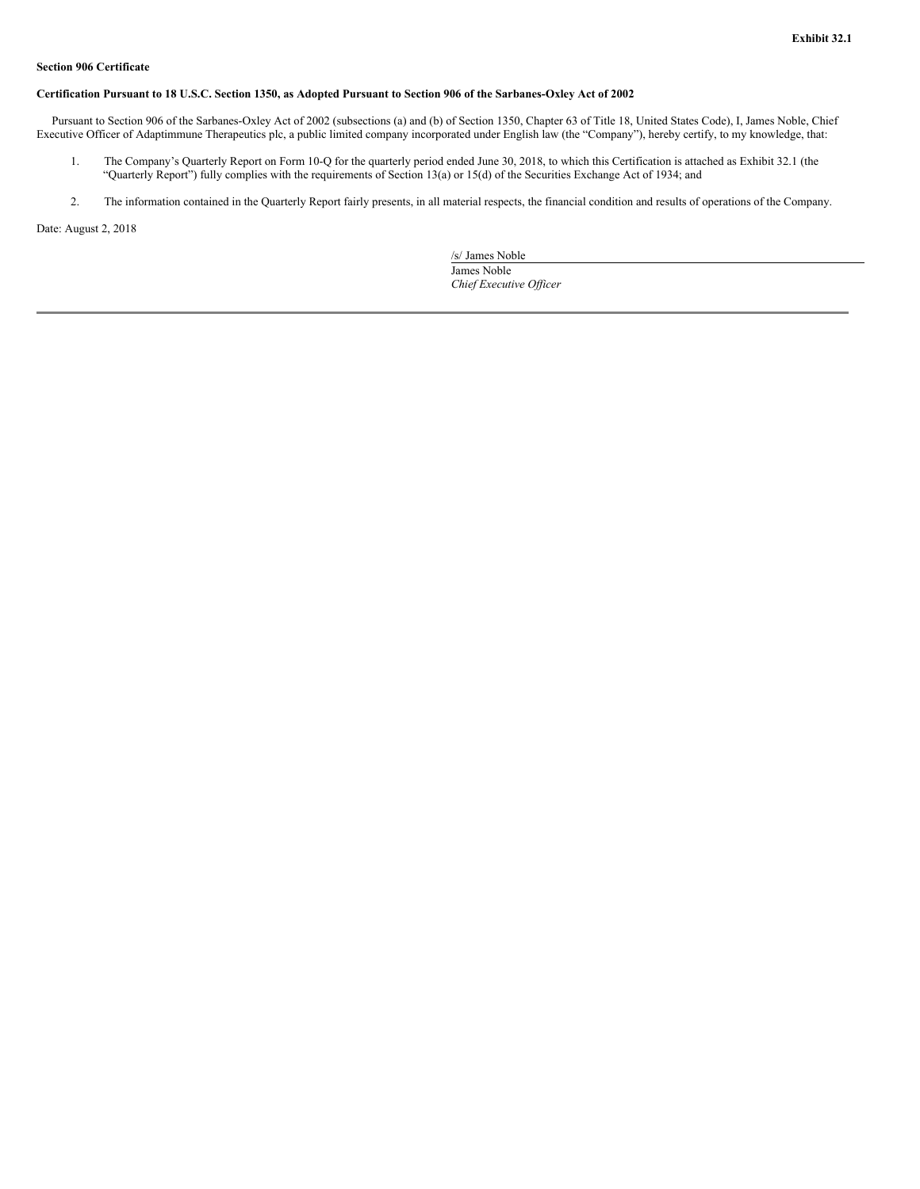**Exhibit 32.1**

**Section 906 Certificate**

**Certification Pursuant to 18 U.S.C. Section 1350, as Adopted Pursuant to Section 906 of the Sarbanes-Oxley Act of 2002**

Pursuant to Section 906 of the Sarbanes-Oxley Act of 2002 (subsections (a) and (b) of Section 1350, Chapter 63 of Title 18, United States Code), I, James Noble, Chief Executive Officer of Adaptimmune Therapeutics plc, a public limited company incorporated under English law (the "Company"), hereby certify, to my knowledge, that:

1. The Company's Quarterly Report on Form 10-Q for the quarterly period ended June 30, 2018, to which this Certification is attached as Exhibit 32.1 (the "Quarterly Report") fully complies with the requirements of Section 13(a) or 15(d) of the Securities Exchange Act of 1934; and

2. The information contained in the Quarterly Report fairly presents, in all material respects, the financial condition and results of operations of the Company.

Date: August 2, 2018

/s/ James Noble

James Noble

*Chief Executive Officer*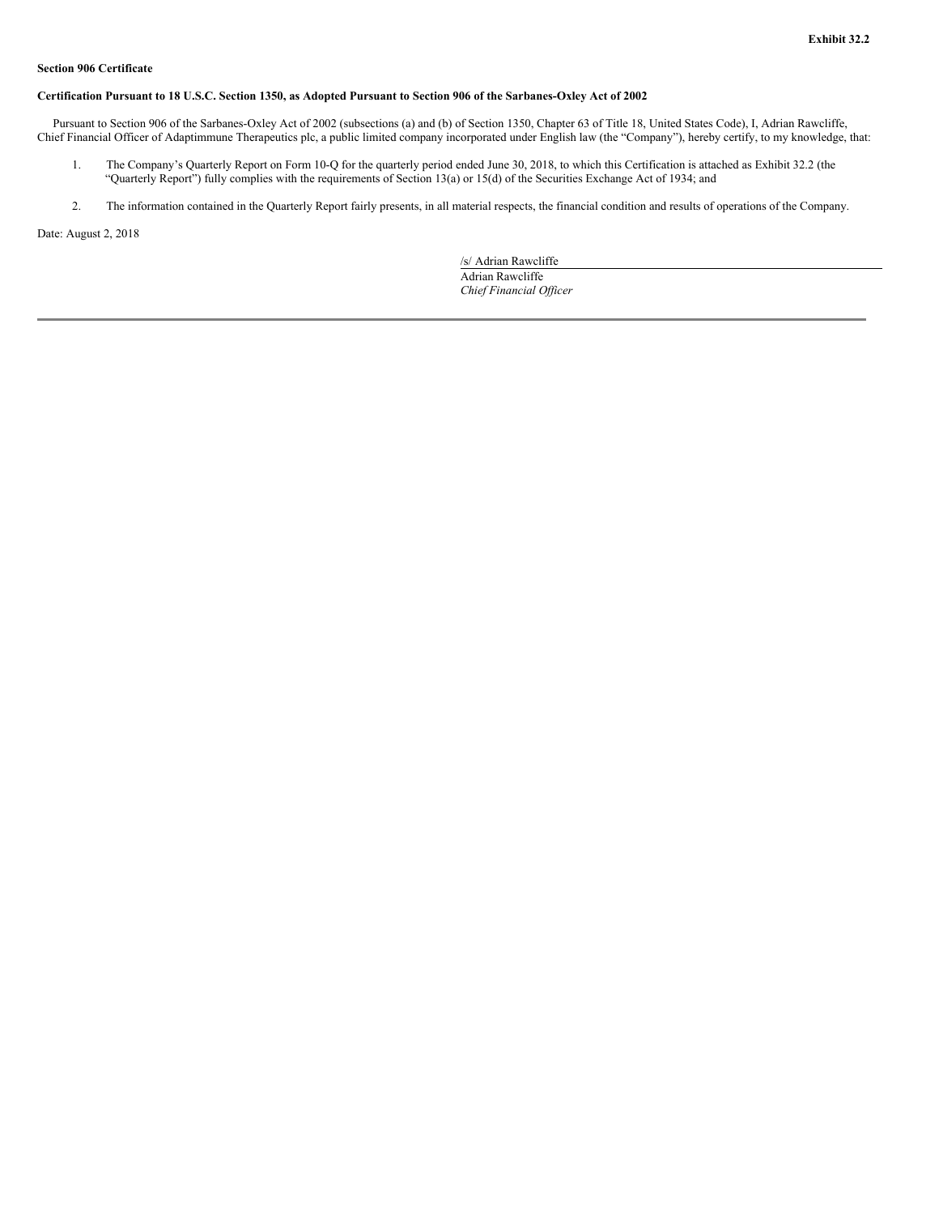Exhibit 32.2

**Section 906 Certificate**

**Certification Pursuant to 18 U.S.C. Section 1350, as Adopted Pursuant to Section 906 of the Sarbanes-Oxley Act of 2002**

Pursuant to Section 906 of the Sarbanes-Oxley Act of 2002 (subsections (a) and (b) of Section 1350, Chapter 63 of Title 18, United States Code), I, Adrian Rawcliffe, Chief Financial Officer of Adaptimmune Therapeutics plc, a public limited company incorporated under English law (the "Company"), hereby certify, to my knowledge, that:

1. The Company's Quarterly Report on Form 10-Q for the quarterly period ended June 30, 2018, to which this Certification is attached as Exhibit 32.2 (the "Quarterly Report") fully complies with the requirements of Section 13(a) or 15(d) of the Securities Exchange Act of 1934; and

2. The information contained in the Quarterly Report fairly presents, in all material respects, the financial condition and results of operations of the Company.

Date: August 2, 2018

/s/ Adrian Rawcliffe

Adrian Rawcliffe

*Chief Financial Officer*